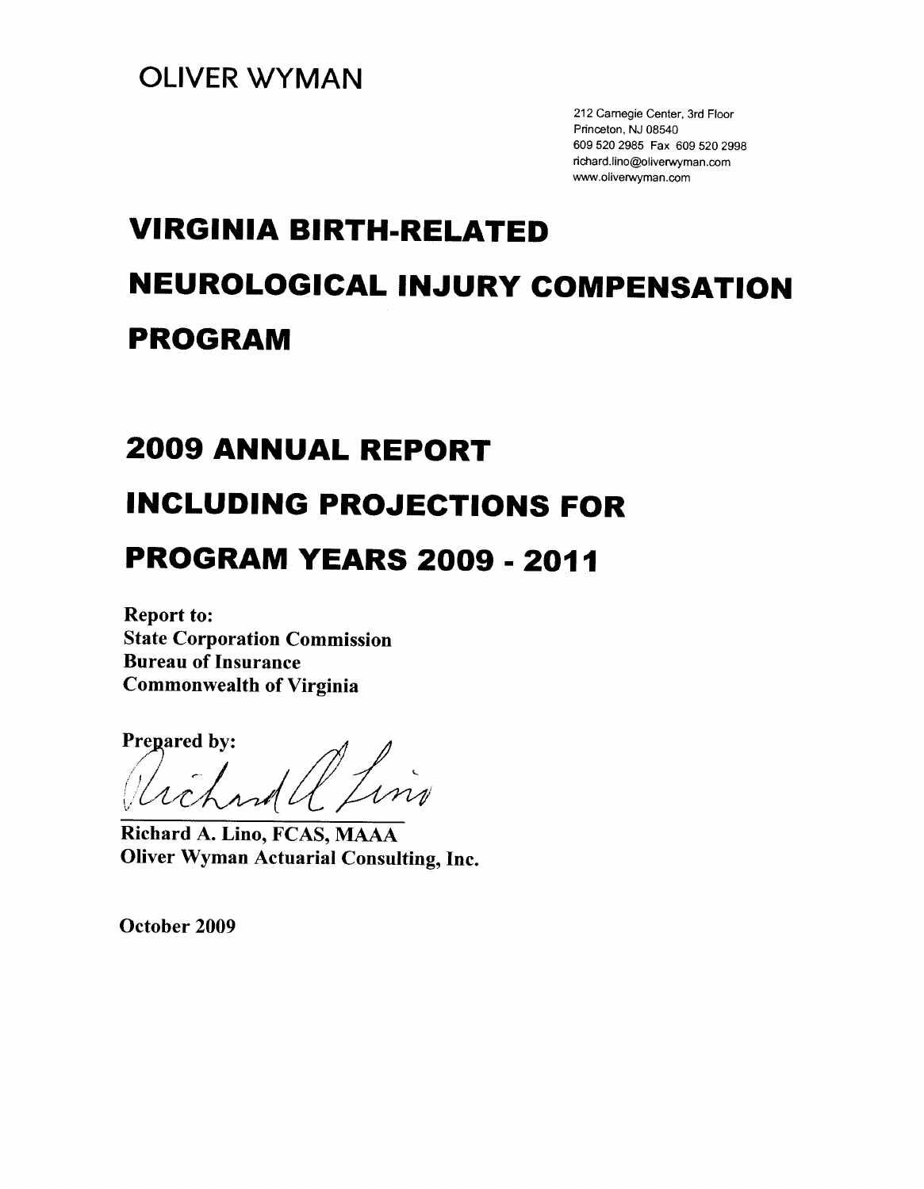OLIVER WYMAN

212 Carnegie Center, 3rd Floor
Princeton, NJ 08540
609 520 2985 Fax 609 520 2998
richard.lino@oliverwyman.com
www.oliverwyman.com

# VIRGINIA BIRTH-RELATED NEUROLOGICAL INJURY COMPENSATION PROGRAM

# 2009 ANNUAL REPORT INCLUDING PROJECTIONS FOR PROGRAM YEARS 2009 - 2011

**Report to:**
**State Corporation Commission**
**Bureau of Insurance**
**Commonwealth of Virginia**

**Prepared by:**

**Richard A. Lino, FCAS, MAAA**
**Oliver Wyman Actuarial Consulting, Inc.**

**October 2009**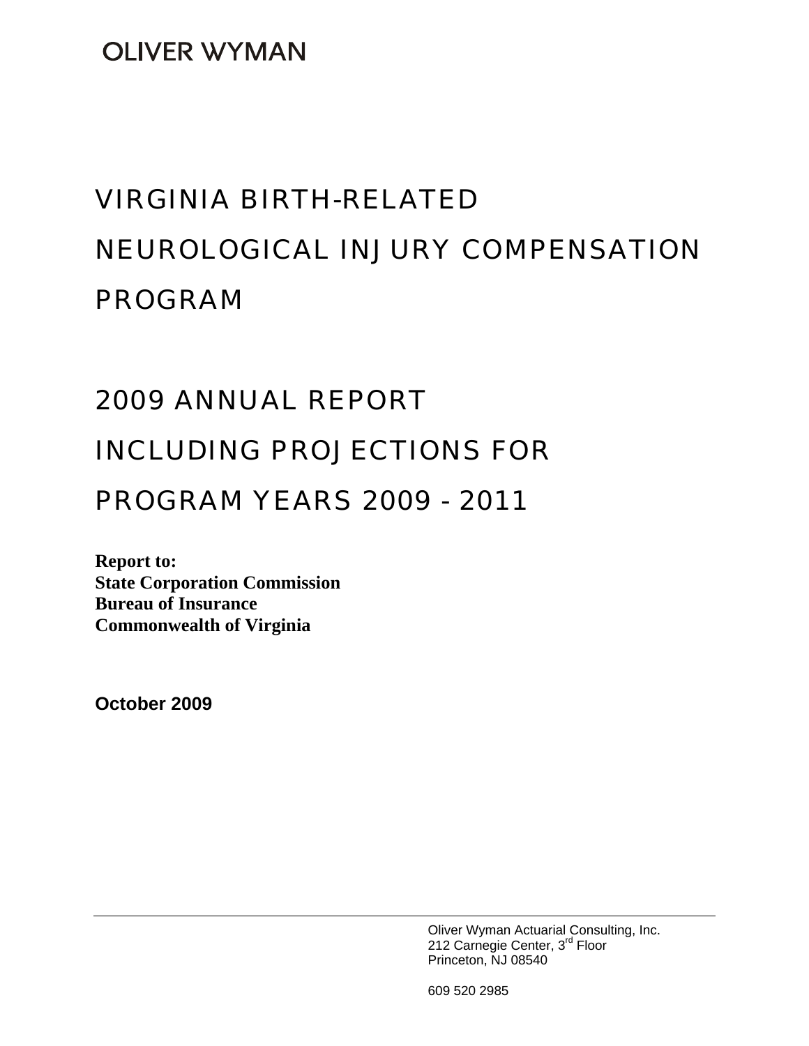OLIVER WYMAN

# VIRGINIA BIRTH-RELATED NEUROLOGICAL INJURY COMPENSATION PROGRAM

# 2009 ANNUAL REPORT INCLUDING PROJECTIONS FOR PROGRAM YEARS 2009 - 2011

**Report to:**
**State Corporation Commission**
**Bureau of Insurance**
**Commonwealth of Virginia**

**October 2009**

Oliver Wyman Actuarial Consulting, Inc.
212 Carnegie Center, 3rd Floor
Princeton, NJ 08540

609 520 2985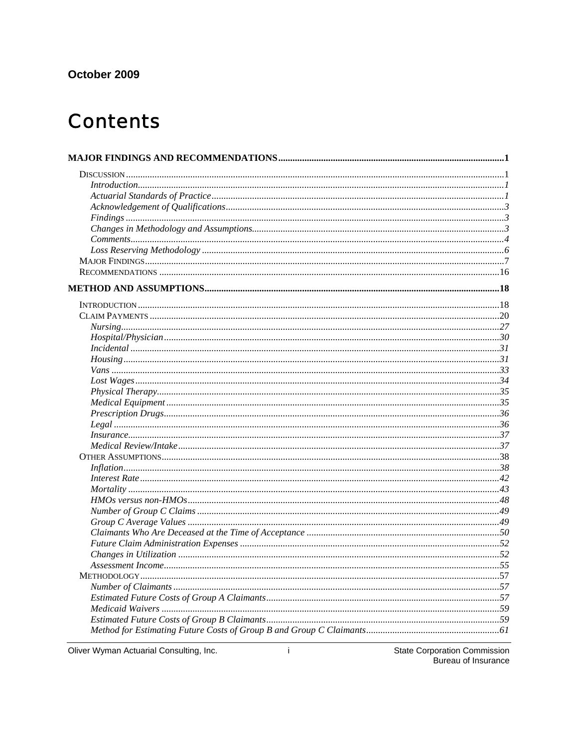**October 2009**

# Contents

**MAJOR FINDINGS AND RECOMMENDATIONS** .......... 1

- DISCUSSION .......... 1
  - *Introduction* .......... 1
  - *Actuarial Standards of Practice* .......... 1
  - *Acknowledgement of Qualifications* .......... 3
  - *Findings* .......... 3
  - *Changes in Methodology and Assumptions* .......... 3
  - *Comments* .......... 4
  - *Loss Reserving Methodology* .......... 6
- MAJOR FINDINGS .......... 7
- RECOMMENDATIONS .......... 16

**METHOD AND ASSUMPTIONS** .......... 18

- INTRODUCTION .......... 18
- CLAIM PAYMENTS .......... 20
  - *Nursing* .......... 27
  - *Hospital/Physician* .......... 30
  - *Incidental* .......... 31
  - *Housing* .......... 31
  - *Vans* .......... 33
  - *Lost Wages* .......... 34
  - *Physical Therapy* .......... 35
  - *Medical Equipment* .......... 35
  - *Prescription Drugs* .......... 36
  - *Legal* .......... 36
  - *Insurance* .......... 37
  - *Medical Review/Intake* .......... 37
- OTHER ASSUMPTIONS .......... 38
  - *Inflation* .......... 38
  - *Interest Rate* .......... 42
  - *Mortality* .......... 43
  - *HMOs versus non-HMOs* .......... 48
  - *Number of Group C Claims* .......... 49
  - *Group C Average Values* .......... 49
  - *Claimants Who Are Deceased at the Time of Acceptance* .......... 50
  - *Future Claim Administration Expenses* .......... 52
  - *Changes in Utilization* .......... 52
  - *Assessment Income* .......... 55
- METHODOLOGY .......... 57
  - *Number of Claimants* .......... 57
  - *Estimated Future Costs of Group A Claimants* .......... 57
  - *Medicaid Waivers* .......... 59
  - *Estimated Future Costs of Group B Claimants* .......... 59
  - *Method for Estimating Future Costs of Group B and Group C Claimants* .......... 61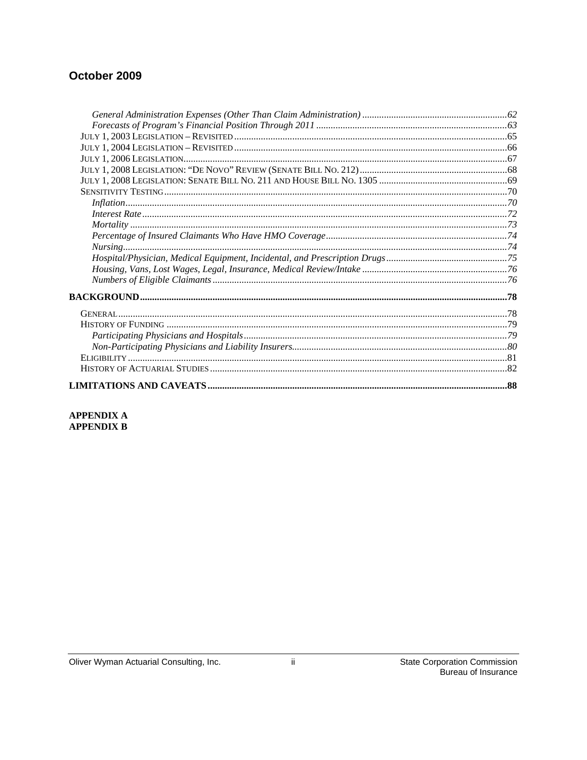## October 2009

*General Administration Expenses (Other Than Claim Administration)* ...62
*Forecasts of Program's Financial Position Through 2011* ...63
July 1, 2003 Legislation – Revisited ...65
July 1, 2004 Legislation – Revisited ...66
July 1, 2006 Legislation ...67
July 1, 2008 Legislation: "De Novo" Review (Senate Bill No. 212) ...68
July 1, 2008 Legislation: Senate Bill No. 211 and House Bill No. 1305 ...69
Sensitivity Testing ...70
*Inflation* ...70
*Interest Rate* ...72
*Mortality* ...73
*Percentage of Insured Claimants Who Have HMO Coverage* ...74
*Nursing* ...74
*Hospital/Physician, Medical Equipment, Incidental, and Prescription Drugs* ...75
*Housing, Vans, Lost Wages, Legal, Insurance, Medical Review/Intake* ...76
*Numbers of Eligible Claimants* ...76

**BACKGROUND** ...78

General ...78
History of Funding ...79
*Participating Physicians and Hospitals* ...79
*Non-Participating Physicians and Liability Insurers* ...80
Eligibility ...81
History of Actuarial Studies ...82

**LIMITATIONS AND CAVEATS** ...88

**APPENDIX A**
**APPENDIX B**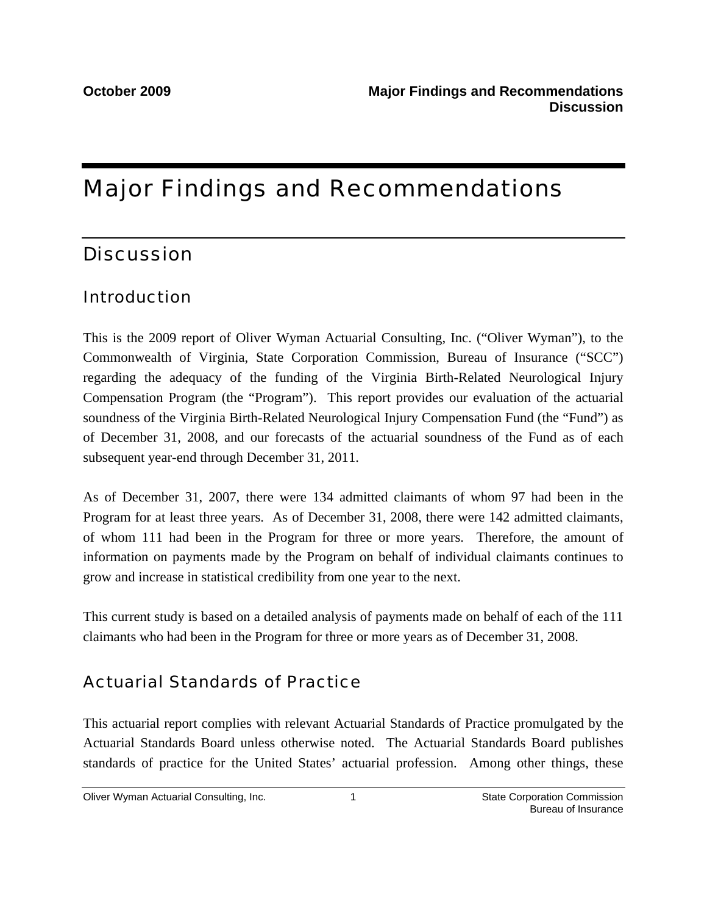# Major Findings and Recommendations

## Discussion

### Introduction

This is the 2009 report of Oliver Wyman Actuarial Consulting, Inc. ("Oliver Wyman"), to the Commonwealth of Virginia, State Corporation Commission, Bureau of Insurance ("SCC") regarding the adequacy of the funding of the Virginia Birth-Related Neurological Injury Compensation Program (the "Program"). This report provides our evaluation of the actuarial soundness of the Virginia Birth-Related Neurological Injury Compensation Fund (the "Fund") as of December 31, 2008, and our forecasts of the actuarial soundness of the Fund as of each subsequent year-end through December 31, 2011.

As of December 31, 2007, there were 134 admitted claimants of whom 97 had been in the Program for at least three years. As of December 31, 2008, there were 142 admitted claimants, of whom 111 had been in the Program for three or more years. Therefore, the amount of information on payments made by the Program on behalf of individual claimants continues to grow and increase in statistical credibility from one year to the next.

This current study is based on a detailed analysis of payments made on behalf of each of the 111 claimants who had been in the Program for three or more years as of December 31, 2008.

### Actuarial Standards of Practice

This actuarial report complies with relevant Actuarial Standards of Practice promulgated by the Actuarial Standards Board unless otherwise noted. The Actuarial Standards Board publishes standards of practice for the United States' actuarial profession. Among other things, these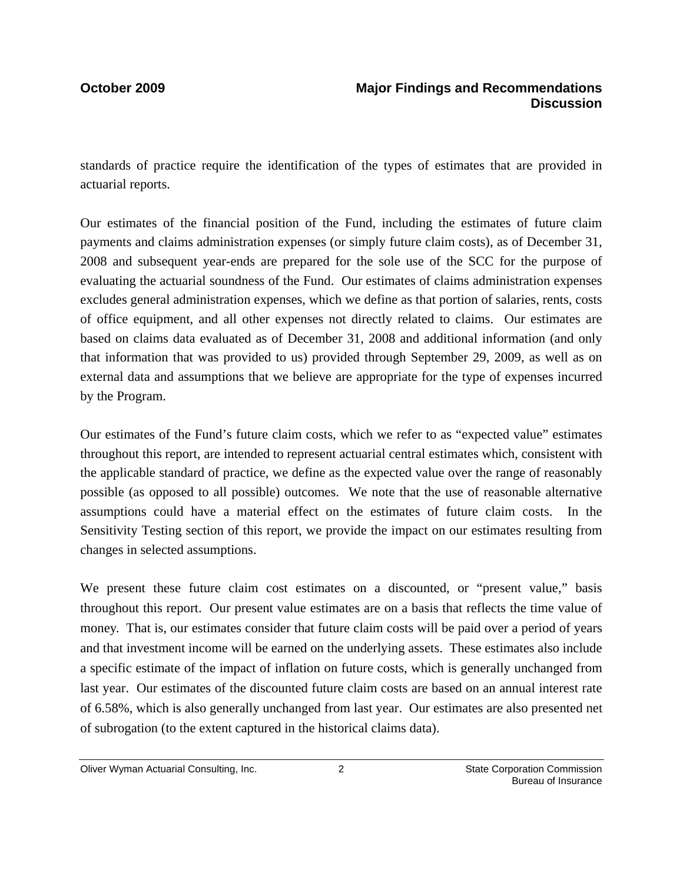standards of practice require the identification of the types of estimates that are provided in actuarial reports.

Our estimates of the financial position of the Fund, including the estimates of future claim payments and claims administration expenses (or simply future claim costs), as of December 31, 2008 and subsequent year-ends are prepared for the sole use of the SCC for the purpose of evaluating the actuarial soundness of the Fund. Our estimates of claims administration expenses excludes general administration expenses, which we define as that portion of salaries, rents, costs of office equipment, and all other expenses not directly related to claims. Our estimates are based on claims data evaluated as of December 31, 2008 and additional information (and only that information that was provided to us) provided through September 29, 2009, as well as on external data and assumptions that we believe are appropriate for the type of expenses incurred by the Program.

Our estimates of the Fund's future claim costs, which we refer to as "expected value" estimates throughout this report, are intended to represent actuarial central estimates which, consistent with the applicable standard of practice, we define as the expected value over the range of reasonably possible (as opposed to all possible) outcomes. We note that the use of reasonable alternative assumptions could have a material effect on the estimates of future claim costs. In the Sensitivity Testing section of this report, we provide the impact on our estimates resulting from changes in selected assumptions.

We present these future claim cost estimates on a discounted, or "present value," basis throughout this report. Our present value estimates are on a basis that reflects the time value of money. That is, our estimates consider that future claim costs will be paid over a period of years and that investment income will be earned on the underlying assets. These estimates also include a specific estimate of the impact of inflation on future costs, which is generally unchanged from last year. Our estimates of the discounted future claim costs are based on an annual interest rate of 6.58%, which is also generally unchanged from last year. Our estimates are also presented net of subrogation (to the extent captured in the historical claims data).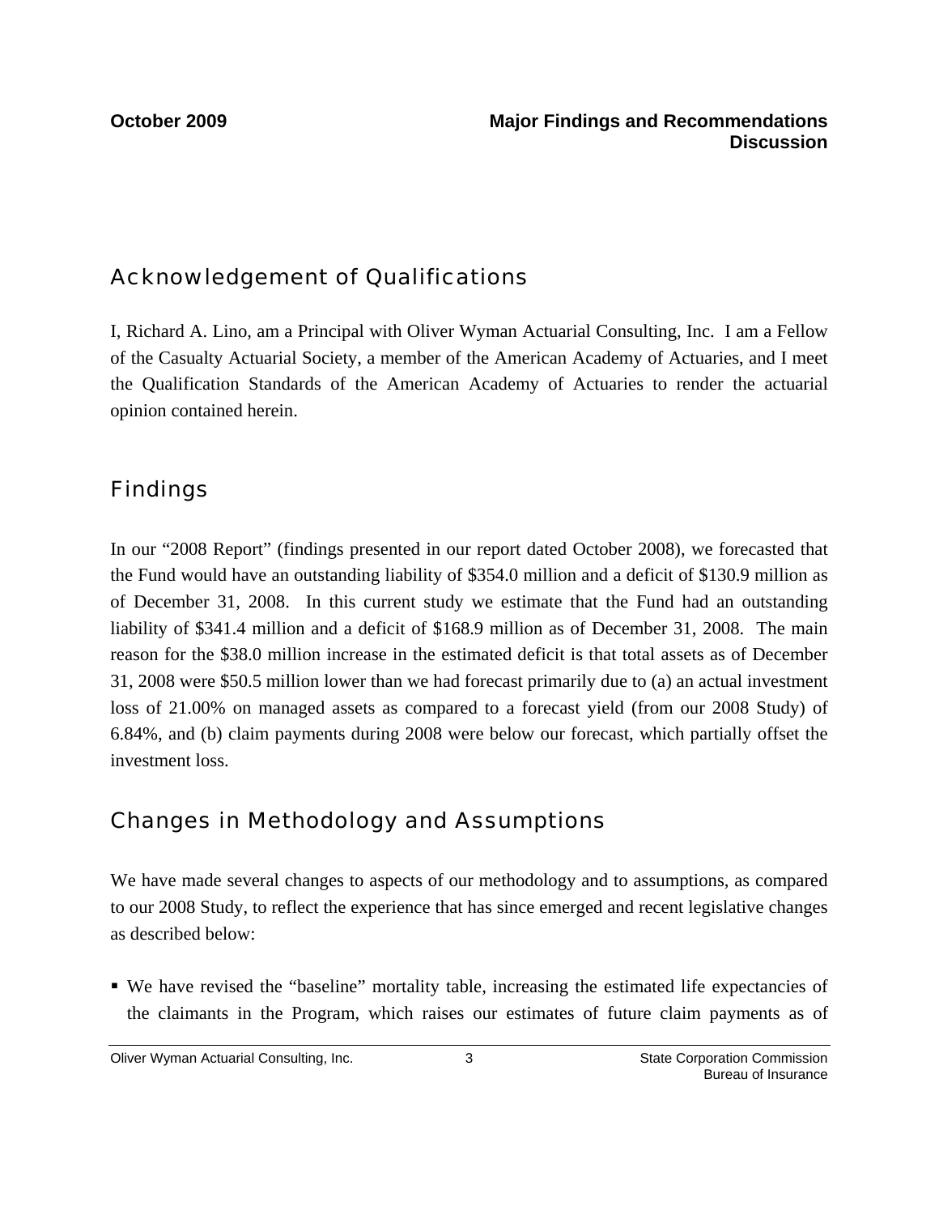## Acknowledgement of Qualifications

I, Richard A. Lino, am a Principal with Oliver Wyman Actuarial Consulting, Inc. I am a Fellow of the Casualty Actuarial Society, a member of the American Academy of Actuaries, and I meet the Qualification Standards of the American Academy of Actuaries to render the actuarial opinion contained herein.

## Findings

In our "2008 Report" (findings presented in our report dated October 2008), we forecasted that the Fund would have an outstanding liability of $354.0 million and a deficit of $130.9 million as of December 31, 2008. In this current study we estimate that the Fund had an outstanding liability of $341.4 million and a deficit of $168.9 million as of December 31, 2008. The main reason for the $38.0 million increase in the estimated deficit is that total assets as of December 31, 2008 were $50.5 million lower than we had forecast primarily due to (a) an actual investment loss of 21.00% on managed assets as compared to a forecast yield (from our 2008 Study) of 6.84%, and (b) claim payments during 2008 were below our forecast, which partially offset the investment loss.

## Changes in Methodology and Assumptions

We have made several changes to aspects of our methodology and to assumptions, as compared to our 2008 Study, to reflect the experience that has since emerged and recent legislative changes as described below:

- We have revised the "baseline" mortality table, increasing the estimated life expectancies of the claimants in the Program, which raises our estimates of future claim payments as of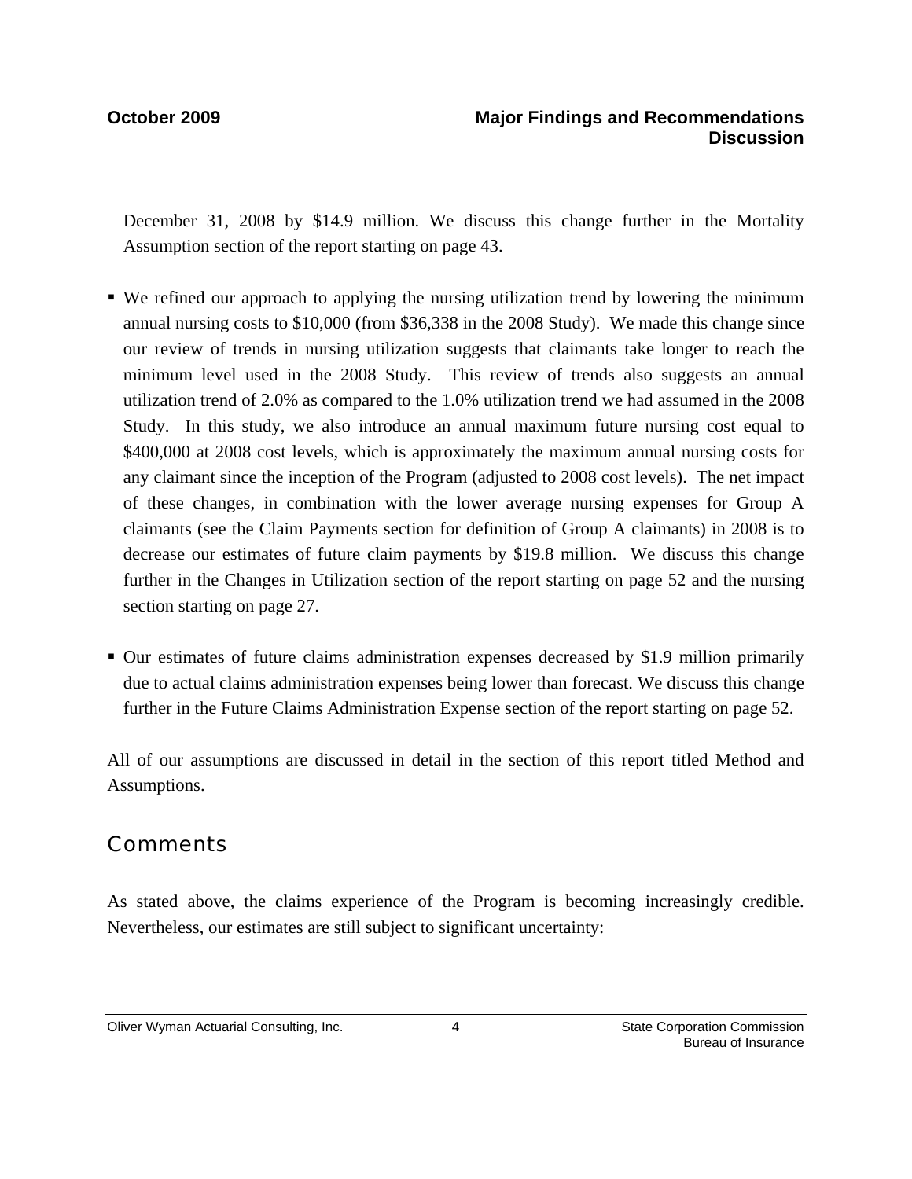December 31, 2008 by $14.9 million. We discuss this change further in the Mortality Assumption section of the report starting on page 43.

- We refined our approach to applying the nursing utilization trend by lowering the minimum annual nursing costs to $10,000 (from $36,338 in the 2008 Study). We made this change since our review of trends in nursing utilization suggests that claimants take longer to reach the minimum level used in the 2008 Study. This review of trends also suggests an annual utilization trend of 2.0% as compared to the 1.0% utilization trend we had assumed in the 2008 Study. In this study, we also introduce an annual maximum future nursing cost equal to $400,000 at 2008 cost levels, which is approximately the maximum annual nursing costs for any claimant since the inception of the Program (adjusted to 2008 cost levels). The net impact of these changes, in combination with the lower average nursing expenses for Group A claimants (see the Claim Payments section for definition of Group A claimants) in 2008 is to decrease our estimates of future claim payments by $19.8 million. We discuss this change further in the Changes in Utilization section of the report starting on page 52 and the nursing section starting on page 27.

- Our estimates of future claims administration expenses decreased by $1.9 million primarily due to actual claims administration expenses being lower than forecast. We discuss this change further in the Future Claims Administration Expense section of the report starting on page 52.

All of our assumptions are discussed in detail in the section of this report titled Method and Assumptions.

## Comments

As stated above, the claims experience of the Program is becoming increasingly credible. Nevertheless, our estimates are still subject to significant uncertainty: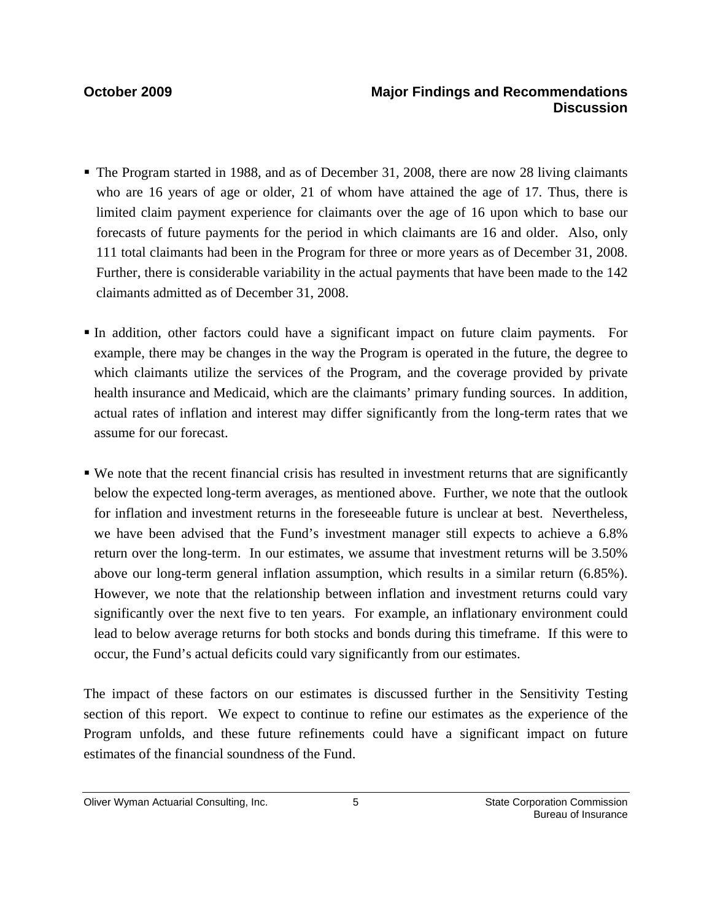- The Program started in 1988, and as of December 31, 2008, there are now 28 living claimants who are 16 years of age or older, 21 of whom have attained the age of 17. Thus, there is limited claim payment experience for claimants over the age of 16 upon which to base our forecasts of future payments for the period in which claimants are 16 and older. Also, only 111 total claimants had been in the Program for three or more years as of December 31, 2008. Further, there is considerable variability in the actual payments that have been made to the 142 claimants admitted as of December 31, 2008.

- In addition, other factors could have a significant impact on future claim payments. For example, there may be changes in the way the Program is operated in the future, the degree to which claimants utilize the services of the Program, and the coverage provided by private health insurance and Medicaid, which are the claimants' primary funding sources. In addition, actual rates of inflation and interest may differ significantly from the long-term rates that we assume for our forecast.

- We note that the recent financial crisis has resulted in investment returns that are significantly below the expected long-term averages, as mentioned above. Further, we note that the outlook for inflation and investment returns in the foreseeable future is unclear at best. Nevertheless, we have been advised that the Fund's investment manager still expects to achieve a 6.8% return over the long-term. In our estimates, we assume that investment returns will be 3.50% above our long-term general inflation assumption, which results in a similar return (6.85%). However, we note that the relationship between inflation and investment returns could vary significantly over the next five to ten years. For example, an inflationary environment could lead to below average returns for both stocks and bonds during this timeframe. If this were to occur, the Fund's actual deficits could vary significantly from our estimates.

The impact of these factors on our estimates is discussed further in the Sensitivity Testing section of this report. We expect to continue to refine our estimates as the experience of the Program unfolds, and these future refinements could have a significant impact on future estimates of the financial soundness of the Fund.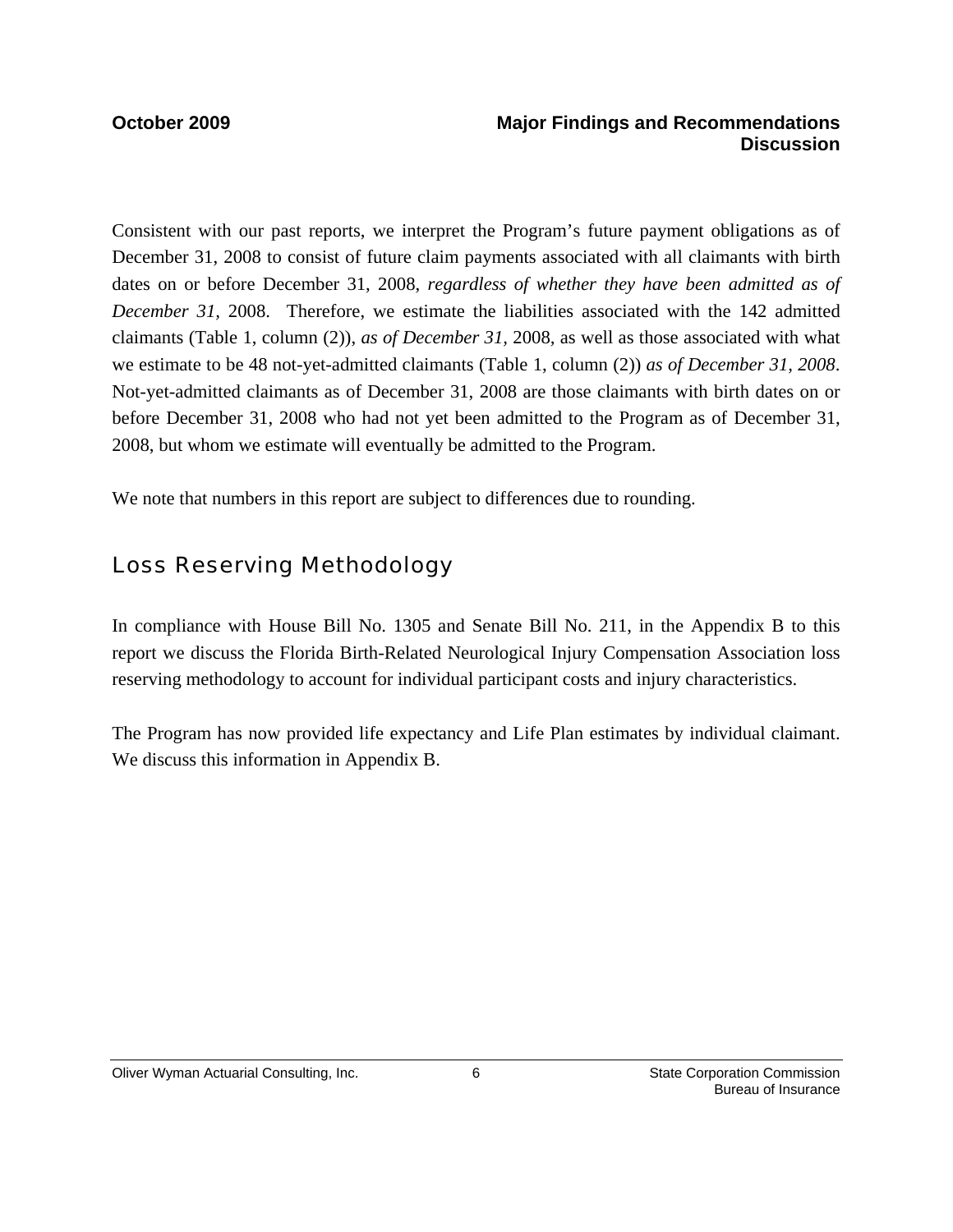Consistent with our past reports, we interpret the Program's future payment obligations as of December 31, 2008 to consist of future claim payments associated with all claimants with birth dates on or before December 31, 2008, *regardless of whether they have been admitted as of December 31*, 2008. Therefore, we estimate the liabilities associated with the 142 admitted claimants (Table 1, column (2)), *as of December 31*, 2008, as well as those associated with what we estimate to be 48 not-yet-admitted claimants (Table 1, column (2)) *as of December 31, 2008*. Not-yet-admitted claimants as of December 31, 2008 are those claimants with birth dates on or before December 31, 2008 who had not yet been admitted to the Program as of December 31, 2008, but whom we estimate will eventually be admitted to the Program.

We note that numbers in this report are subject to differences due to rounding.

## Loss Reserving Methodology

In compliance with House Bill No. 1305 and Senate Bill No. 211, in the Appendix B to this report we discuss the Florida Birth-Related Neurological Injury Compensation Association loss reserving methodology to account for individual participant costs and injury characteristics.

The Program has now provided life expectancy and Life Plan estimates by individual claimant. We discuss this information in Appendix B.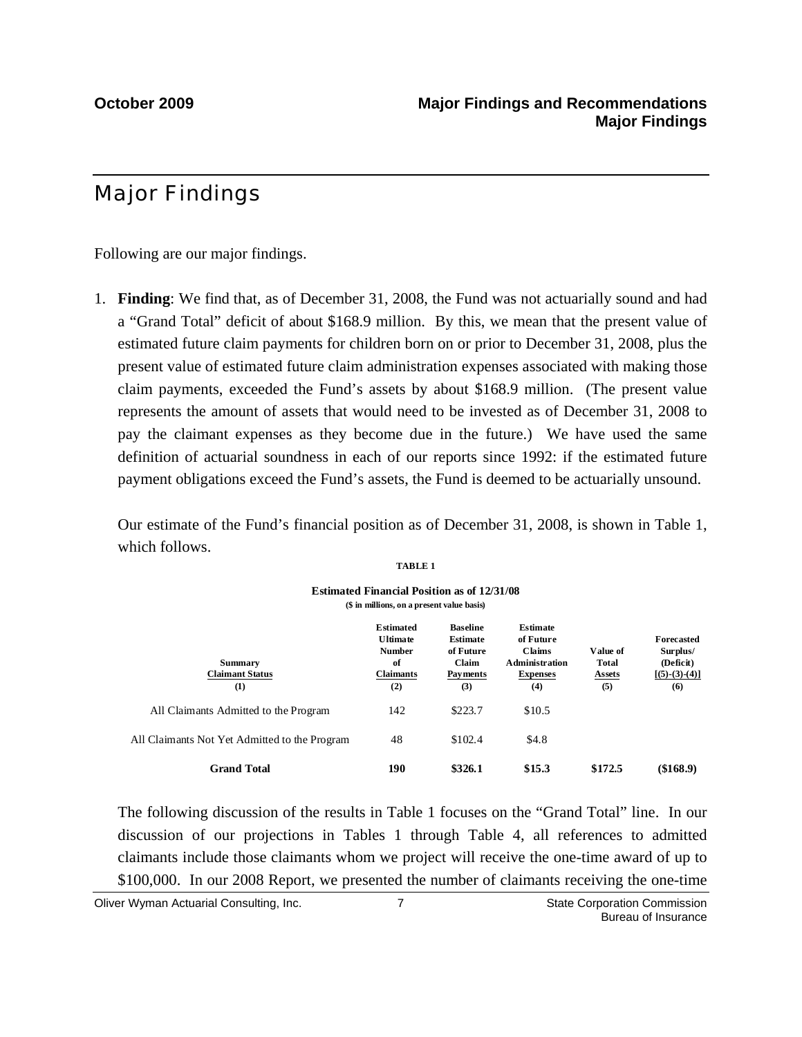# Major Findings

Following are our major findings.

1. **Finding**: We find that, as of December 31, 2008, the Fund was not actuarially sound and had a "Grand Total" deficit of about $168.9 million. By this, we mean that the present value of estimated future claim payments for children born on or prior to December 31, 2008, plus the present value of estimated future claim administration expenses associated with making those claim payments, exceeded the Fund's assets by about $168.9 million. (The present value represents the amount of assets that would need to be invested as of December 31, 2008 to pay the claimant expenses as they become due in the future.) We have used the same definition of actuarial soundness in each of our reports since 1992: if the estimated future payment obligations exceed the Fund's assets, the Fund is deemed to be actuarially unsound.

   Our estimate of the Fund's financial position as of December 31, 2008, is shown in Table 1, which follows.

**TABLE 1**

**Estimated Financial Position as of 12/31/08**
**($ in millions, on a present value basis)**

| Summary Claimant Status (1) | Estimated Ultimate Number of Claimants (2) | Baseline Estimate of Future Claim Payments (3) | Estimate of Future Claims Administration Expenses (4) | Value of Total Assets (5) | Forecasted Surplus/ (Deficit) [(5)-(3)-(4)] (6) |
|---|---|---|---|---|---|
| All Claimants Admitted to the Program | 142 | $223.7 | $10.5 | | |
| All Claimants Not Yet Admitted to the Program | 48 | $102.4 | $4.8 | | |
| **Grand Total** | **190** | **$326.1** | **$15.3** | **$172.5** | **($168.9)** |

The following discussion of the results in Table 1 focuses on the "Grand Total" line. In our discussion of our projections in Tables 1 through Table 4, all references to admitted claimants include those claimants whom we project will receive the one-time award of up to $100,000. In our 2008 Report, we presented the number of claimants receiving the one-time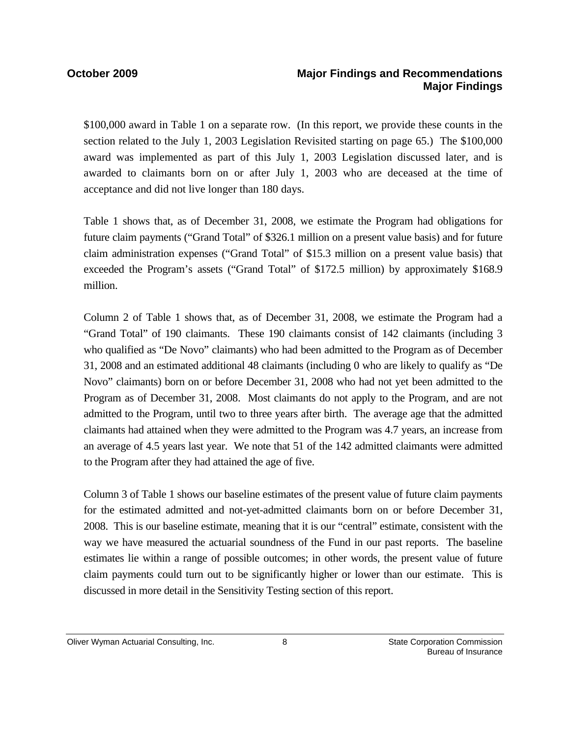$100,000 award in Table 1 on a separate row. (In this report, we provide these counts in the section related to the July 1, 2003 Legislation Revisited starting on page 65.) The $100,000 award was implemented as part of this July 1, 2003 Legislation discussed later, and is awarded to claimants born on or after July 1, 2003 who are deceased at the time of acceptance and did not live longer than 180 days.

Table 1 shows that, as of December 31, 2008, we estimate the Program had obligations for future claim payments ("Grand Total" of $326.1 million on a present value basis) and for future claim administration expenses ("Grand Total" of $15.3 million on a present value basis) that exceeded the Program's assets ("Grand Total" of $172.5 million) by approximately $168.9 million.

Column 2 of Table 1 shows that, as of December 31, 2008, we estimate the Program had a "Grand Total" of 190 claimants. These 190 claimants consist of 142 claimants (including 3 who qualified as "De Novo" claimants) who had been admitted to the Program as of December 31, 2008 and an estimated additional 48 claimants (including 0 who are likely to qualify as "De Novo" claimants) born on or before December 31, 2008 who had not yet been admitted to the Program as of December 31, 2008. Most claimants do not apply to the Program, and are not admitted to the Program, until two to three years after birth. The average age that the admitted claimants had attained when they were admitted to the Program was 4.7 years, an increase from an average of 4.5 years last year. We note that 51 of the 142 admitted claimants were admitted to the Program after they had attained the age of five.

Column 3 of Table 1 shows our baseline estimates of the present value of future claim payments for the estimated admitted and not-yet-admitted claimants born on or before December 31, 2008. This is our baseline estimate, meaning that it is our "central" estimate, consistent with the way we have measured the actuarial soundness of the Fund in our past reports. The baseline estimates lie within a range of possible outcomes; in other words, the present value of future claim payments could turn out to be significantly higher or lower than our estimate. This is discussed in more detail in the Sensitivity Testing section of this report.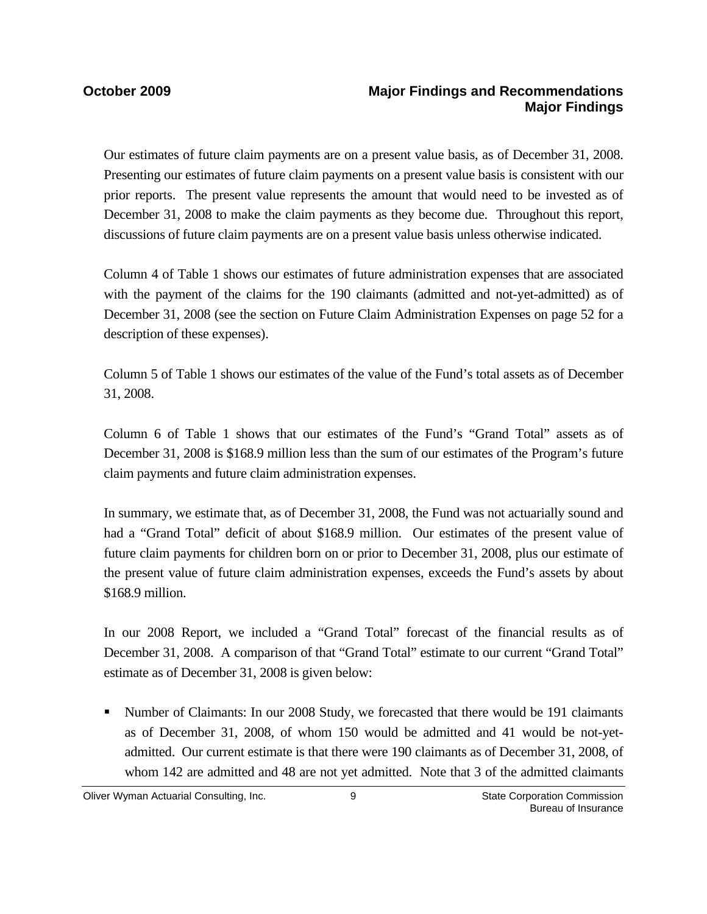Our estimates of future claim payments are on a present value basis, as of December 31, 2008. Presenting our estimates of future claim payments on a present value basis is consistent with our prior reports. The present value represents the amount that would need to be invested as of December 31, 2008 to make the claim payments as they become due. Throughout this report, discussions of future claim payments are on a present value basis unless otherwise indicated.

Column 4 of Table 1 shows our estimates of future administration expenses that are associated with the payment of the claims for the 190 claimants (admitted and not-yet-admitted) as of December 31, 2008 (see the section on Future Claim Administration Expenses on page 52 for a description of these expenses).

Column 5 of Table 1 shows our estimates of the value of the Fund's total assets as of December 31, 2008.

Column 6 of Table 1 shows that our estimates of the Fund's "Grand Total" assets as of December 31, 2008 is $168.9 million less than the sum of our estimates of the Program's future claim payments and future claim administration expenses.

In summary, we estimate that, as of December 31, 2008, the Fund was not actuarially sound and had a "Grand Total" deficit of about $168.9 million. Our estimates of the present value of future claim payments for children born on or prior to December 31, 2008, plus our estimate of the present value of future claim administration expenses, exceeds the Fund's assets by about $168.9 million.

In our 2008 Report, we included a "Grand Total" forecast of the financial results as of December 31, 2008. A comparison of that "Grand Total" estimate to our current "Grand Total" estimate as of December 31, 2008 is given below:

- Number of Claimants: In our 2008 Study, we forecasted that there would be 191 claimants as of December 31, 2008, of whom 150 would be admitted and 41 would be not-yet-admitted. Our current estimate is that there were 190 claimants as of December 31, 2008, of whom 142 are admitted and 48 are not yet admitted. Note that 3 of the admitted claimants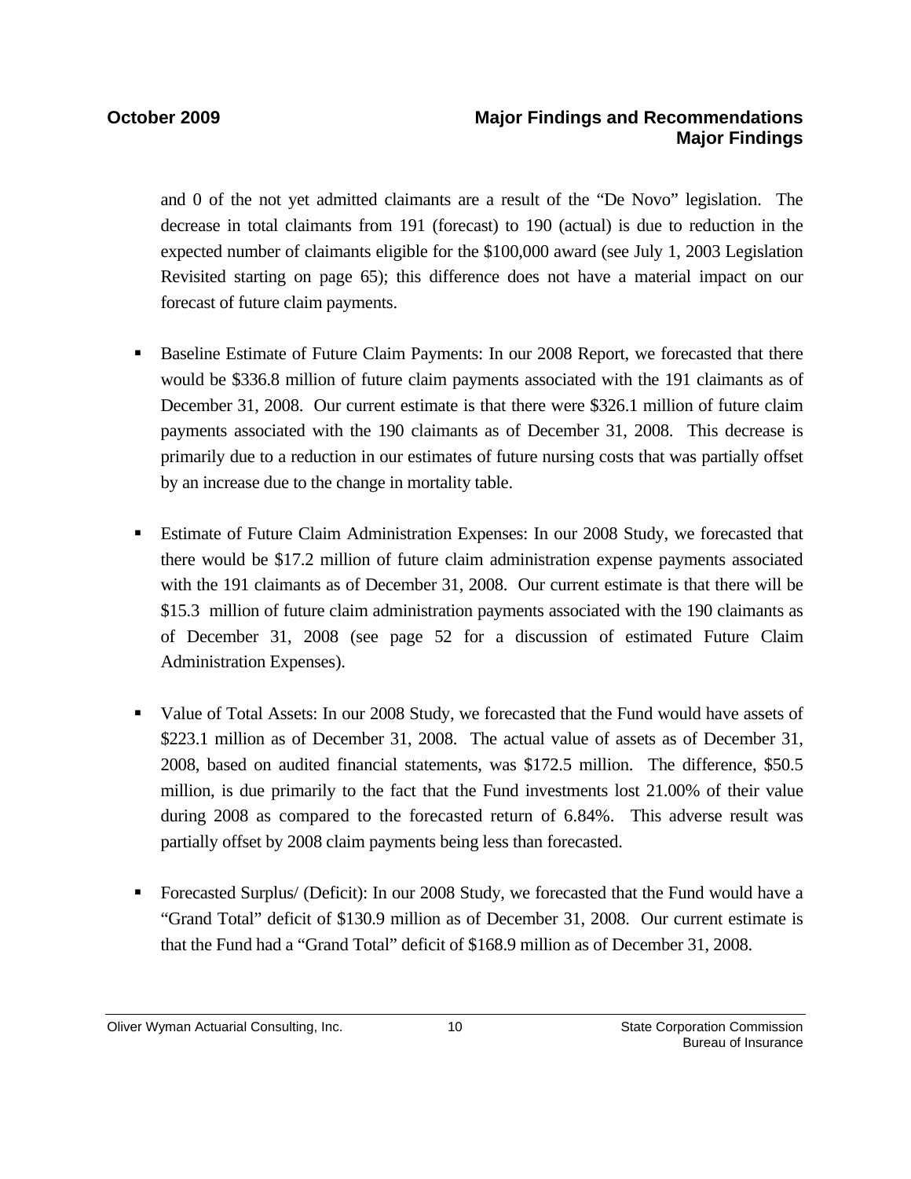and 0 of the not yet admitted claimants are a result of the “De Novo” legislation. The decrease in total claimants from 191 (forecast) to 190 (actual) is due to reduction in the expected number of claimants eligible for the $100,000 award (see July 1, 2003 Legislation Revisited starting on page 65); this difference does not have a material impact on our forecast of future claim payments.

- Baseline Estimate of Future Claim Payments: In our 2008 Report, we forecasted that there would be $336.8 million of future claim payments associated with the 191 claimants as of December 31, 2008. Our current estimate is that there were $326.1 million of future claim payments associated with the 190 claimants as of December 31, 2008. This decrease is primarily due to a reduction in our estimates of future nursing costs that was partially offset by an increase due to the change in mortality table.

- Estimate of Future Claim Administration Expenses: In our 2008 Study, we forecasted that there would be $17.2 million of future claim administration expense payments associated with the 191 claimants as of December 31, 2008. Our current estimate is that there will be $15.3 million of future claim administration payments associated with the 190 claimants as of December 31, 2008 (see page 52 for a discussion of estimated Future Claim Administration Expenses).

- Value of Total Assets: In our 2008 Study, we forecasted that the Fund would have assets of $223.1 million as of December 31, 2008. The actual value of assets as of December 31, 2008, based on audited financial statements, was $172.5 million. The difference, $50.5 million, is due primarily to the fact that the Fund investments lost 21.00% of their value during 2008 as compared to the forecasted return of 6.84%. This adverse result was partially offset by 2008 claim payments being less than forecasted.

- Forecasted Surplus/ (Deficit): In our 2008 Study, we forecasted that the Fund would have a “Grand Total” deficit of $130.9 million as of December 31, 2008. Our current estimate is that the Fund had a “Grand Total” deficit of $168.9 million as of December 31, 2008.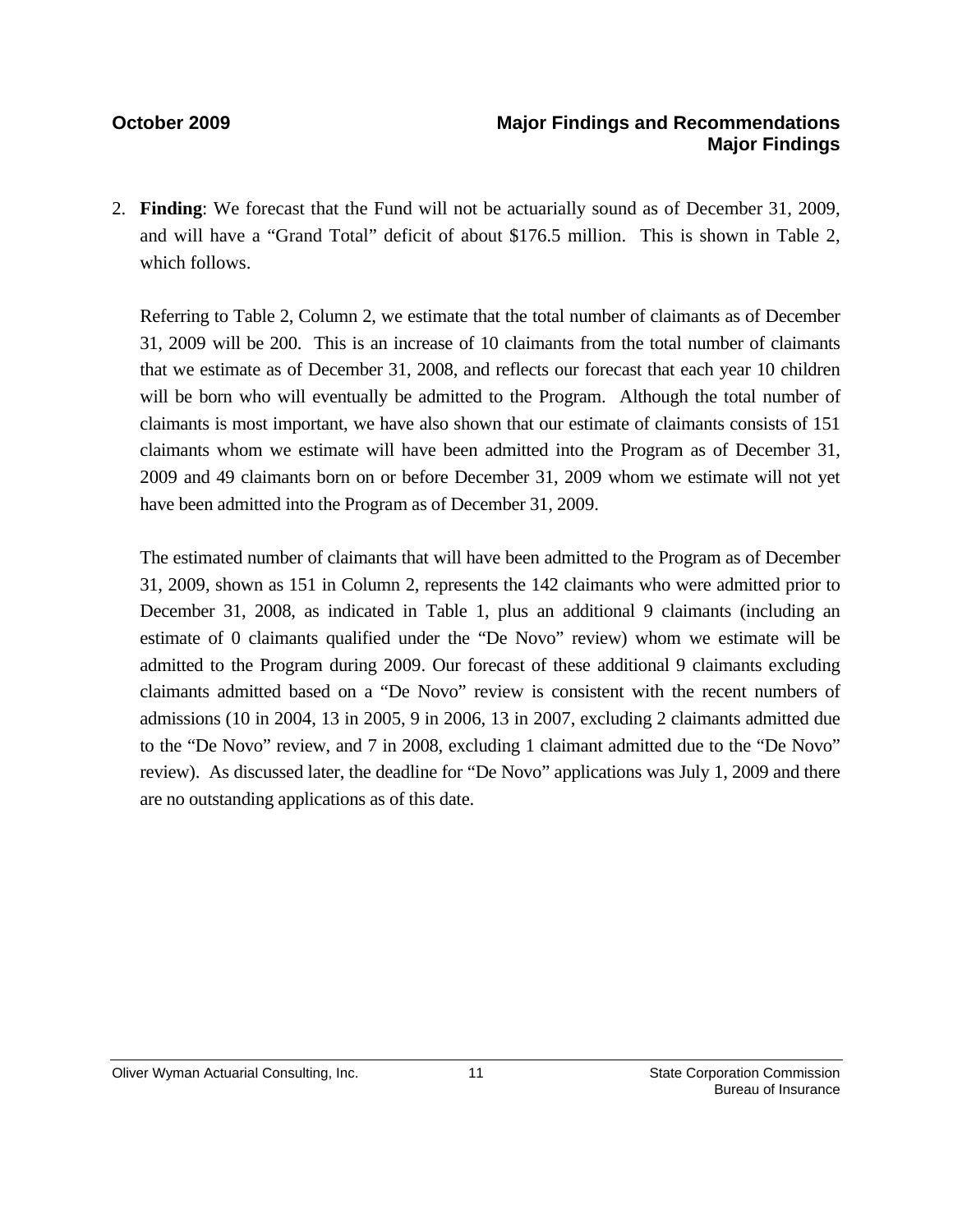2. **Finding**: We forecast that the Fund will not be actuarially sound as of December 31, 2009, and will have a "Grand Total" deficit of about $176.5 million. This is shown in Table 2, which follows.

   Referring to Table 2, Column 2, we estimate that the total number of claimants as of December 31, 2009 will be 200. This is an increase of 10 claimants from the total number of claimants that we estimate as of December 31, 2008, and reflects our forecast that each year 10 children will be born who will eventually be admitted to the Program. Although the total number of claimants is most important, we have also shown that our estimate of claimants consists of 151 claimants whom we estimate will have been admitted into the Program as of December 31, 2009 and 49 claimants born on or before December 31, 2009 whom we estimate will not yet have been admitted into the Program as of December 31, 2009.

   The estimated number of claimants that will have been admitted to the Program as of December 31, 2009, shown as 151 in Column 2, represents the 142 claimants who were admitted prior to December 31, 2008, as indicated in Table 1, plus an additional 9 claimants (including an estimate of 0 claimants qualified under the "De Novo" review) whom we estimate will be admitted to the Program during 2009. Our forecast of these additional 9 claimants excluding claimants admitted based on a "De Novo" review is consistent with the recent numbers of admissions (10 in 2004, 13 in 2005, 9 in 2006, 13 in 2007, excluding 2 claimants admitted due to the "De Novo" review, and 7 in 2008, excluding 1 claimant admitted due to the "De Novo" review). As discussed later, the deadline for "De Novo" applications was July 1, 2009 and there are no outstanding applications as of this date.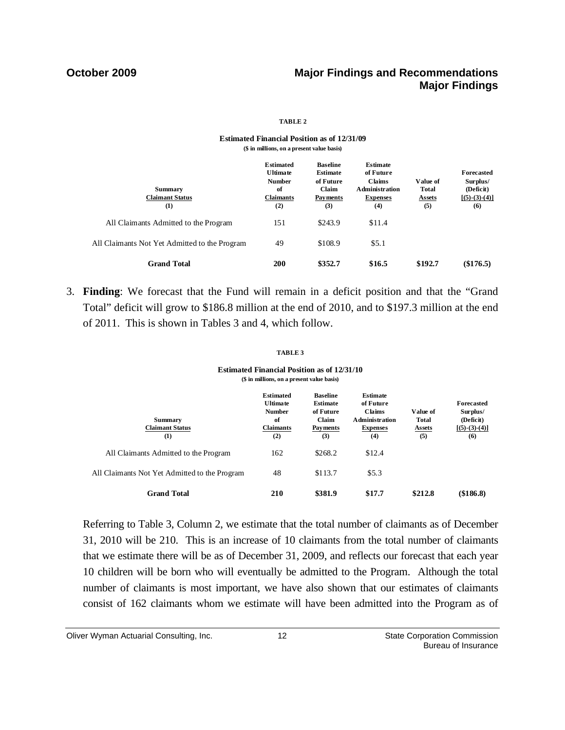**TABLE 2**

**Estimated Financial Position as of 12/31/09**
**($ in millions, on a present value basis)**

| Summary Claimant Status (1) | Estimated Ultimate Number of Claimants (2) | Baseline Estimate of Future Claim Payments (3) | Estimate of Future Claims Administration Expenses (4) | Value of Total Assets (5) | Forecasted Surplus/ (Deficit) [(5)-(3)-(4)] (6) |
|---|---|---|---|---|---|
| All Claimants Admitted to the Program | 151 | $243.9 | $11.4 | | |
| All Claimants Not Yet Admitted to the Program | 49 | $108.9 | $5.1 | | |
| **Grand Total** | **200** | **$352.7** | **$16.5** | **$192.7** | **($176.5)** |

3. **Finding**: We forecast that the Fund will remain in a deficit position and that the "Grand Total" deficit will grow to $186.8 million at the end of 2010, and to $197.3 million at the end of 2011. This is shown in Tables 3 and 4, which follow.

**TABLE 3**

**Estimated Financial Position as of 12/31/10**
**($ in millions, on a present value basis)**

| Summary Claimant Status (1) | Estimated Ultimate Number of Claimants (2) | Baseline Estimate of Future Claim Payments (3) | Estimate of Future Claims Administration Expenses (4) | Value of Total Assets (5) | Forecasted Surplus/ (Deficit) [(5)-(3)-(4)] (6) |
|---|---|---|---|---|---|
| All Claimants Admitted to the Program | 162 | $268.2 | $12.4 | | |
| All Claimants Not Yet Admitted to the Program | 48 | $113.7 | $5.3 | | |
| **Grand Total** | **210** | **$381.9** | **$17.7** | **$212.8** | **($186.8)** |

Referring to Table 3, Column 2, we estimate that the total number of claimants as of December 31, 2010 will be 210. This is an increase of 10 claimants from the total number of claimants that we estimate there will be as of December 31, 2009, and reflects our forecast that each year 10 children will be born who will eventually be admitted to the Program. Although the total number of claimants is most important, we have also shown that our estimates of claimants consist of 162 claimants whom we estimate will have been admitted into the Program as of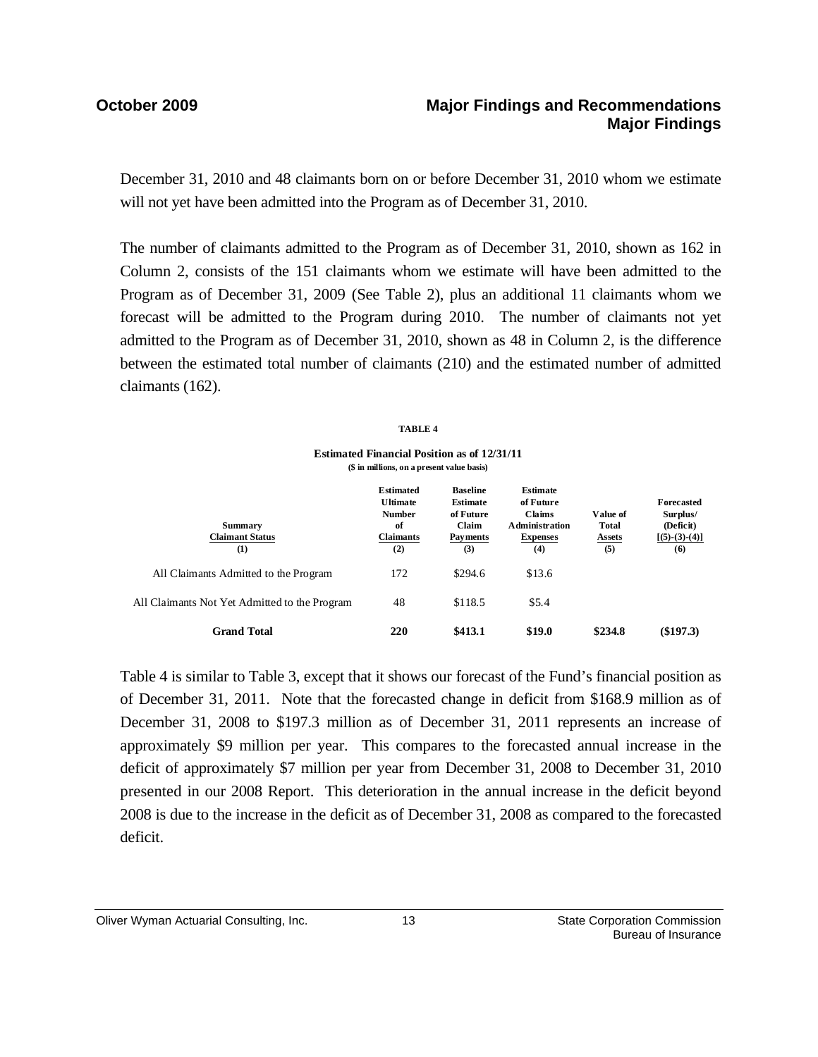December 31, 2010 and 48 claimants born on or before December 31, 2010 whom we estimate will not yet have been admitted into the Program as of December 31, 2010.

The number of claimants admitted to the Program as of December 31, 2010, shown as 162 in Column 2, consists of the 151 claimants whom we estimate will have been admitted to the Program as of December 31, 2009 (See Table 2), plus an additional 11 claimants whom we forecast will be admitted to the Program during 2010. The number of claimants not yet admitted to the Program as of December 31, 2010, shown as 48 in Column 2, is the difference between the estimated total number of claimants (210) and the estimated number of admitted claimants (162).

**TABLE 4**

**Estimated Financial Position as of 12/31/11**
**($ in millions, on a present value basis)**

| Summary Claimant Status (1) | Estimated Ultimate Number of Claimants (2) | Baseline Estimate of Future Claim Payments (3) | Estimate of Future Claims Administration Expenses (4) | Value of Total Assets (5) | Forecasted Surplus/ (Deficit) [(5)-(3)-(4)] (6) |
|---|---|---|---|---|---|
| All Claimants Admitted to the Program | 172 | $294.6 | $13.6 | | |
| All Claimants Not Yet Admitted to the Program | 48 | $118.5 | $5.4 | | |
| **Grand Total** | **220** | **$413.1** | **$19.0** | **$234.8** | **($197.3)** |

Table 4 is similar to Table 3, except that it shows our forecast of the Fund's financial position as of December 31, 2011. Note that the forecasted change in deficit from $168.9 million as of December 31, 2008 to $197.3 million as of December 31, 2011 represents an increase of approximately $9 million per year. This compares to the forecasted annual increase in the deficit of approximately $7 million per year from December 31, 2008 to December 31, 2010 presented in our 2008 Report. This deterioration in the annual increase in the deficit beyond 2008 is due to the increase in the deficit as of December 31, 2008 as compared to the forecasted deficit.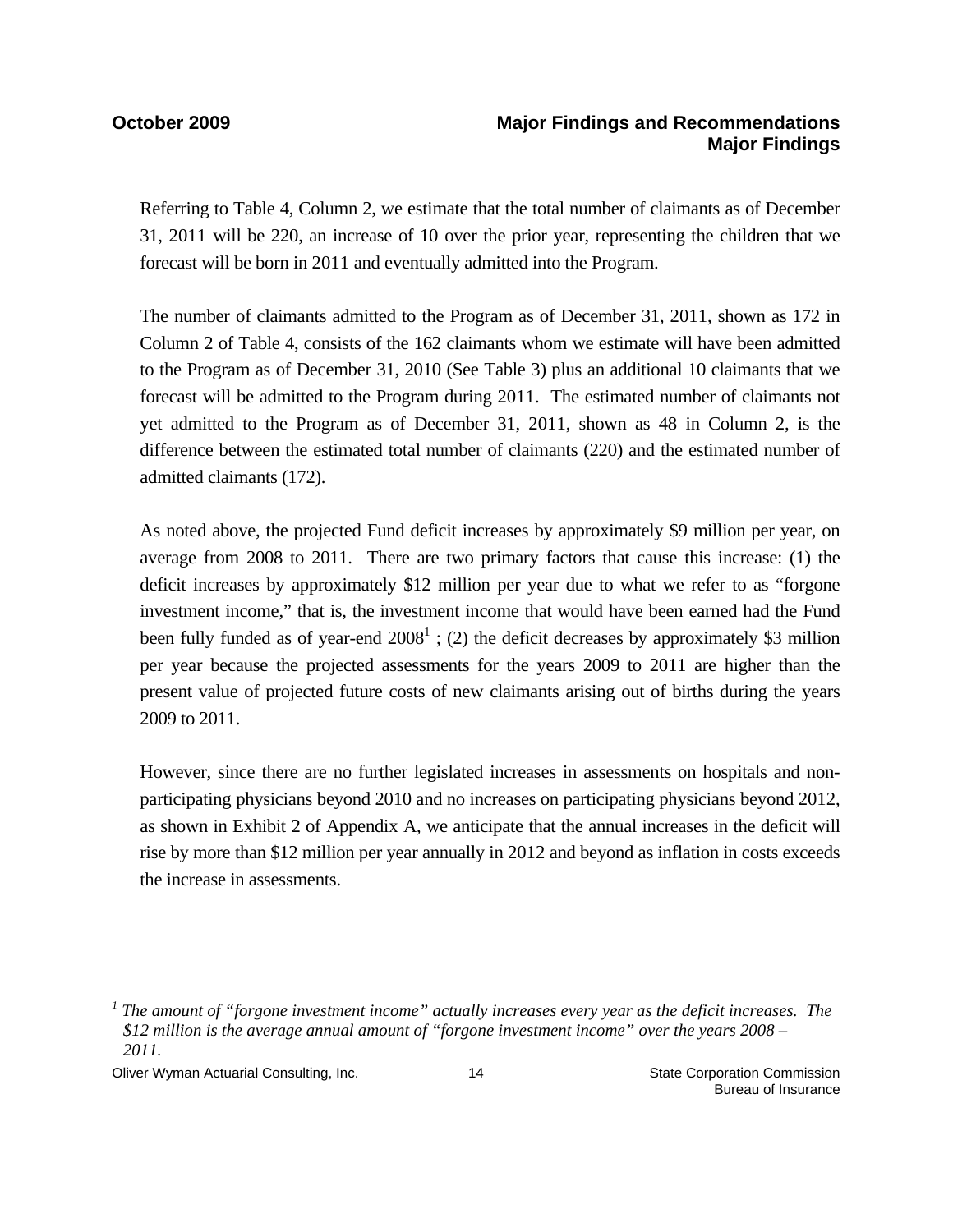Referring to Table 4, Column 2, we estimate that the total number of claimants as of December 31, 2011 will be 220, an increase of 10 over the prior year, representing the children that we forecast will be born in 2011 and eventually admitted into the Program.

The number of claimants admitted to the Program as of December 31, 2011, shown as 172 in Column 2 of Table 4, consists of the 162 claimants whom we estimate will have been admitted to the Program as of December 31, 2010 (See Table 3) plus an additional 10 claimants that we forecast will be admitted to the Program during 2011. The estimated number of claimants not yet admitted to the Program as of December 31, 2011, shown as 48 in Column 2, is the difference between the estimated total number of claimants (220) and the estimated number of admitted claimants (172).

As noted above, the projected Fund deficit increases by approximately $9 million per year, on average from 2008 to 2011. There are two primary factors that cause this increase: (1) the deficit increases by approximately $12 million per year due to what we refer to as "forgone investment income," that is, the investment income that would have been earned had the Fund been fully funded as of year-end 2008[1] ; (2) the deficit decreases by approximately $3 million per year because the projected assessments for the years 2009 to 2011 are higher than the present value of projected future costs of new claimants arising out of births during the years 2009 to 2011.

However, since there are no further legislated increases in assessments on hospitals and non-participating physicians beyond 2010 and no increases on participating physicians beyond 2012, as shown in Exhibit 2 of Appendix A, we anticipate that the annual increases in the deficit will rise by more than $12 million per year annually in 2012 and beyond as inflation in costs exceeds the increase in assessments.

[1] *The amount of "forgone investment income" actually increases every year as the deficit increases. The $12 million is the average annual amount of "forgone investment income" over the years 2008 – 2011.*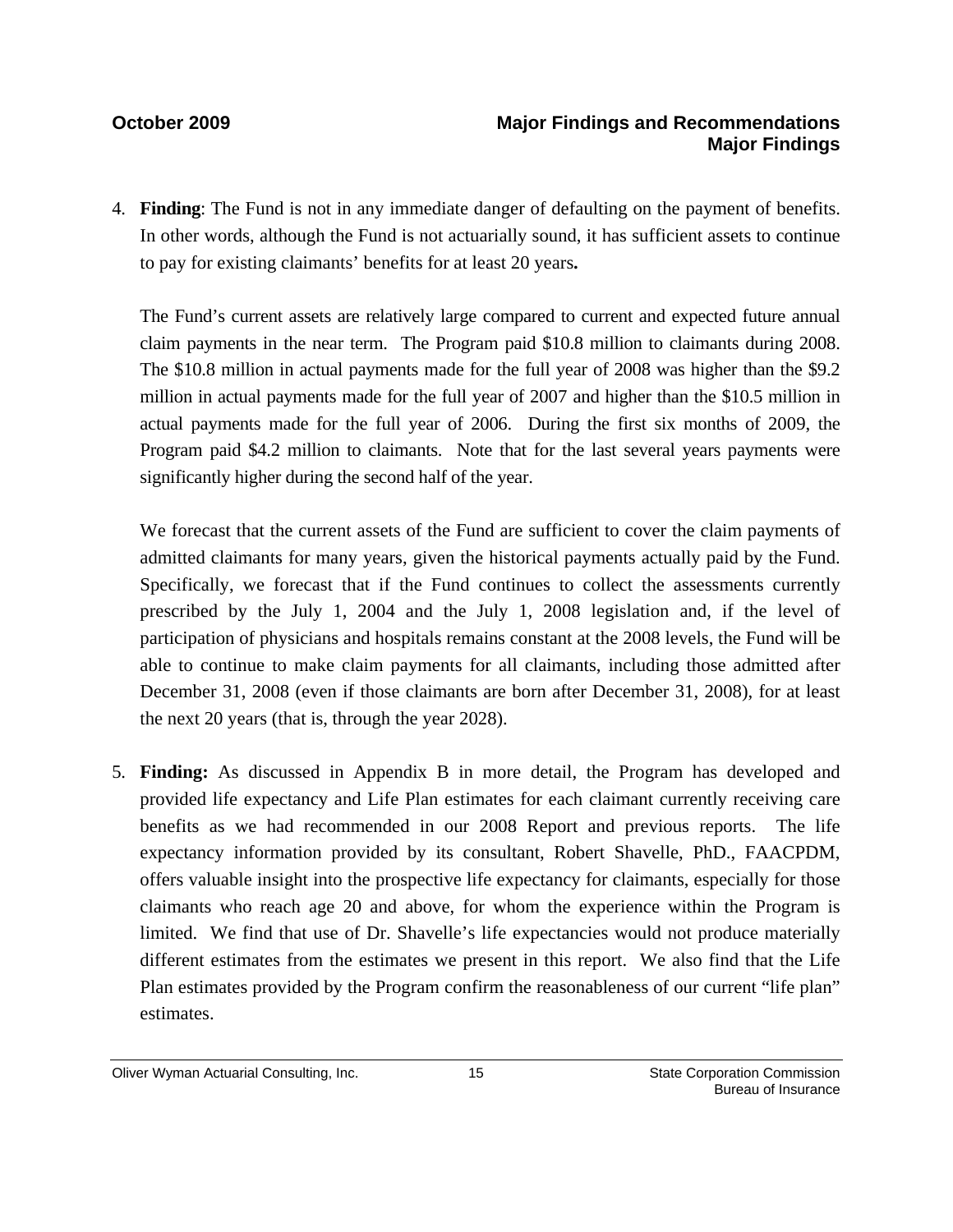4. **Finding**: The Fund is not in any immediate danger of defaulting on the payment of benefits. In other words, although the Fund is not actuarially sound, it has sufficient assets to continue to pay for existing claimants' benefits for at least 20 years**.**

   The Fund's current assets are relatively large compared to current and expected future annual claim payments in the near term. The Program paid $10.8 million to claimants during 2008. The $10.8 million in actual payments made for the full year of 2008 was higher than the $9.2 million in actual payments made for the full year of 2007 and higher than the $10.5 million in actual payments made for the full year of 2006. During the first six months of 2009, the Program paid $4.2 million to claimants. Note that for the last several years payments were significantly higher during the second half of the year.

   We forecast that the current assets of the Fund are sufficient to cover the claim payments of admitted claimants for many years, given the historical payments actually paid by the Fund. Specifically, we forecast that if the Fund continues to collect the assessments currently prescribed by the July 1, 2004 and the July 1, 2008 legislation and, if the level of participation of physicians and hospitals remains constant at the 2008 levels, the Fund will be able to continue to make claim payments for all claimants, including those admitted after December 31, 2008 (even if those claimants are born after December 31, 2008), for at least the next 20 years (that is, through the year 2028).

5. **Finding:** As discussed in Appendix B in more detail, the Program has developed and provided life expectancy and Life Plan estimates for each claimant currently receiving care benefits as we had recommended in our 2008 Report and previous reports. The life expectancy information provided by its consultant, Robert Shavelle, PhD., FAACPDM, offers valuable insight into the prospective life expectancy for claimants, especially for those claimants who reach age 20 and above, for whom the experience within the Program is limited. We find that use of Dr. Shavelle's life expectancies would not produce materially different estimates from the estimates we present in this report. We also find that the Life Plan estimates provided by the Program confirm the reasonableness of our current "life plan" estimates.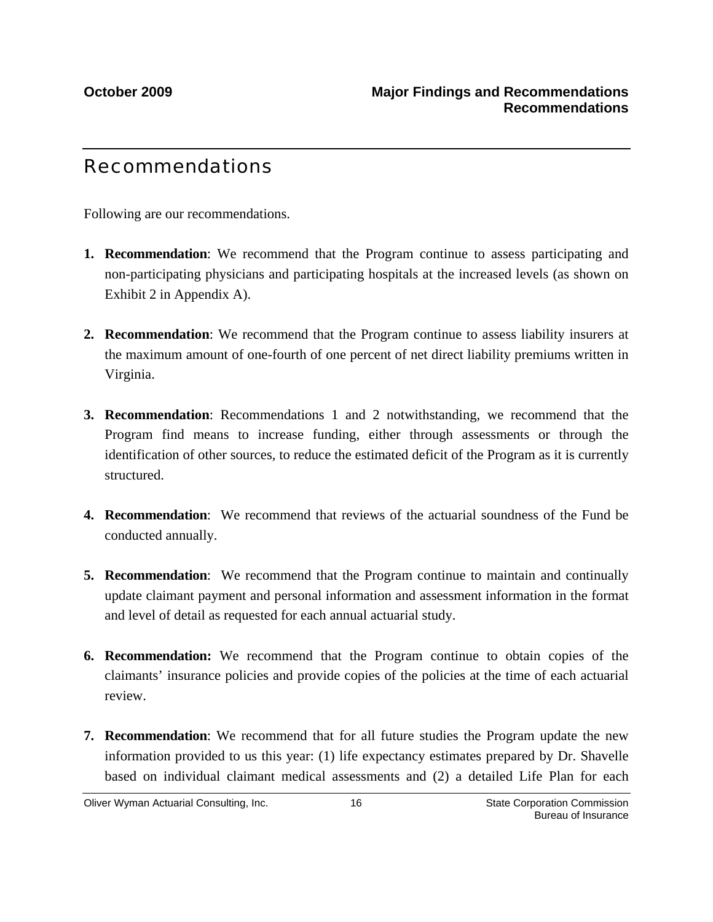# Recommendations

Following are our recommendations.

1. **Recommendation**: We recommend that the Program continue to assess participating and non-participating physicians and participating hospitals at the increased levels (as shown on Exhibit 2 in Appendix A).

2. **Recommendation**: We recommend that the Program continue to assess liability insurers at the maximum amount of one-fourth of one percent of net direct liability premiums written in Virginia.

3. **Recommendation**: Recommendations 1 and 2 notwithstanding, we recommend that the Program find means to increase funding, either through assessments or through the identification of other sources, to reduce the estimated deficit of the Program as it is currently structured.

4. **Recommendation**: We recommend that reviews of the actuarial soundness of the Fund be conducted annually.

5. **Recommendation**: We recommend that the Program continue to maintain and continually update claimant payment and personal information and assessment information in the format and level of detail as requested for each annual actuarial study.

6. **Recommendation:** We recommend that the Program continue to obtain copies of the claimants' insurance policies and provide copies of the policies at the time of each actuarial review.

7. **Recommendation**: We recommend that for all future studies the Program update the new information provided to us this year: (1) life expectancy estimates prepared by Dr. Shavelle based on individual claimant medical assessments and (2) a detailed Life Plan for each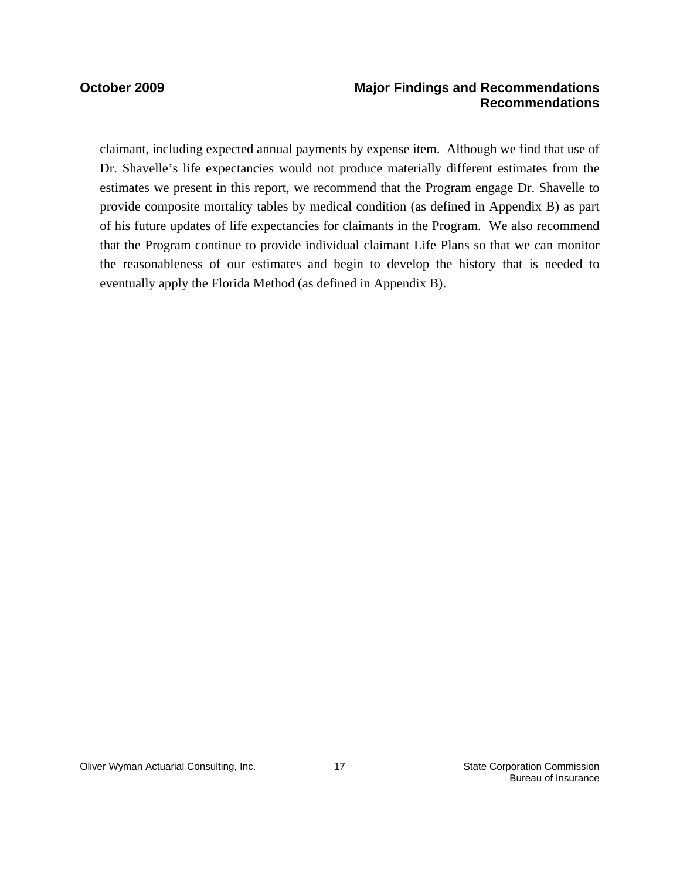claimant, including expected annual payments by expense item. Although we find that use of Dr. Shavelle's life expectancies would not produce materially different estimates from the estimates we present in this report, we recommend that the Program engage Dr. Shavelle to provide composite mortality tables by medical condition (as defined in Appendix B) as part of his future updates of life expectancies for claimants in the Program. We also recommend that the Program continue to provide individual claimant Life Plans so that we can monitor the reasonableness of our estimates and begin to develop the history that is needed to eventually apply the Florida Method (as defined in Appendix B).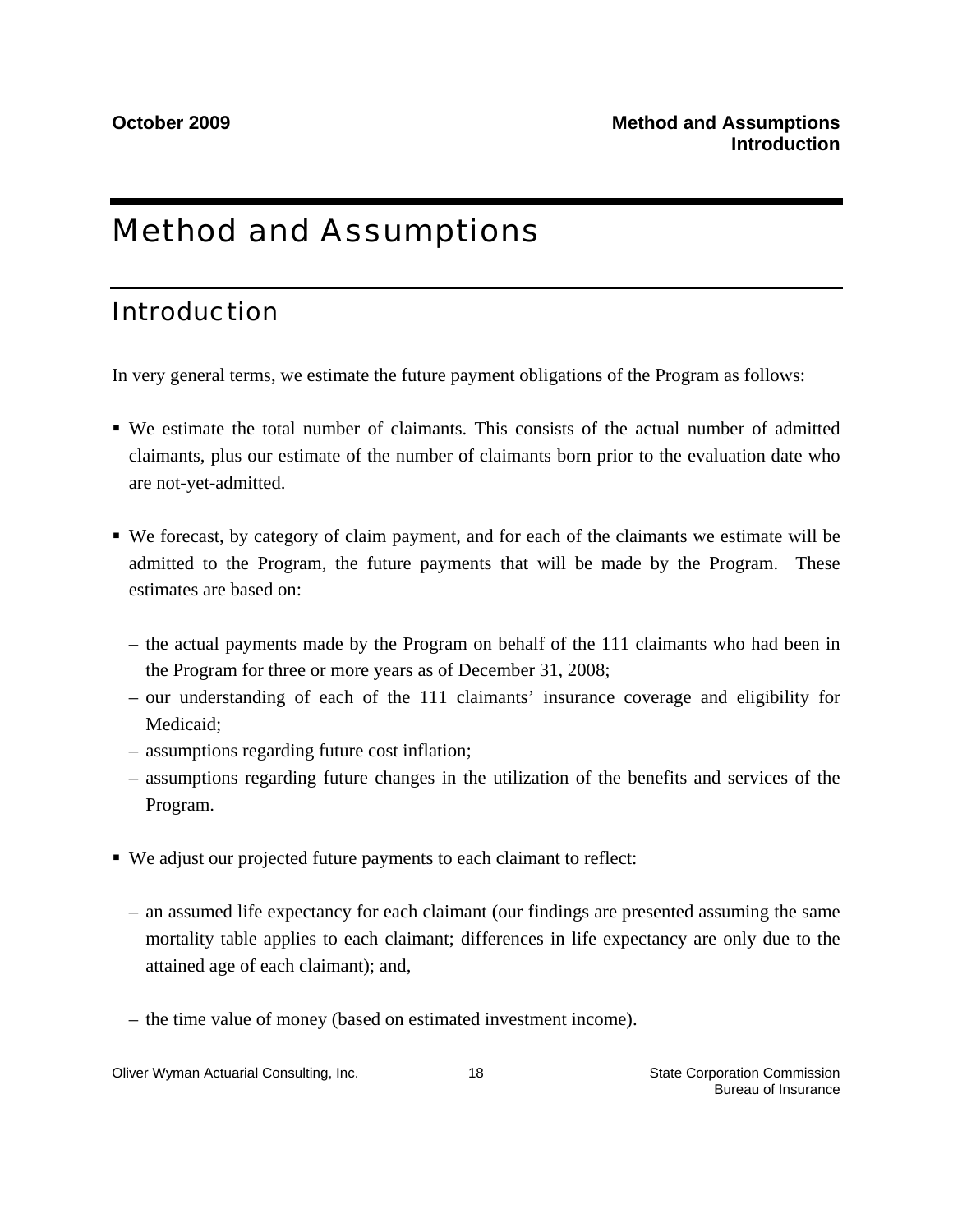# Method and Assumptions

## Introduction

In very general terms, we estimate the future payment obligations of the Program as follows:

- We estimate the total number of claimants. This consists of the actual number of admitted claimants, plus our estimate of the number of claimants born prior to the evaluation date who are not-yet-admitted.

- We forecast, by category of claim payment, and for each of the claimants we estimate will be admitted to the Program, the future payments that will be made by the Program. These estimates are based on:

  – the actual payments made by the Program on behalf of the 111 claimants who had been in the Program for three or more years as of December 31, 2008;
  – our understanding of each of the 111 claimants' insurance coverage and eligibility for Medicaid;
  – assumptions regarding future cost inflation;
  – assumptions regarding future changes in the utilization of the benefits and services of the Program.

- We adjust our projected future payments to each claimant to reflect:

  – an assumed life expectancy for each claimant (our findings are presented assuming the same mortality table applies to each claimant; differences in life expectancy are only due to the attained age of each claimant); and,

  – the time value of money (based on estimated investment income).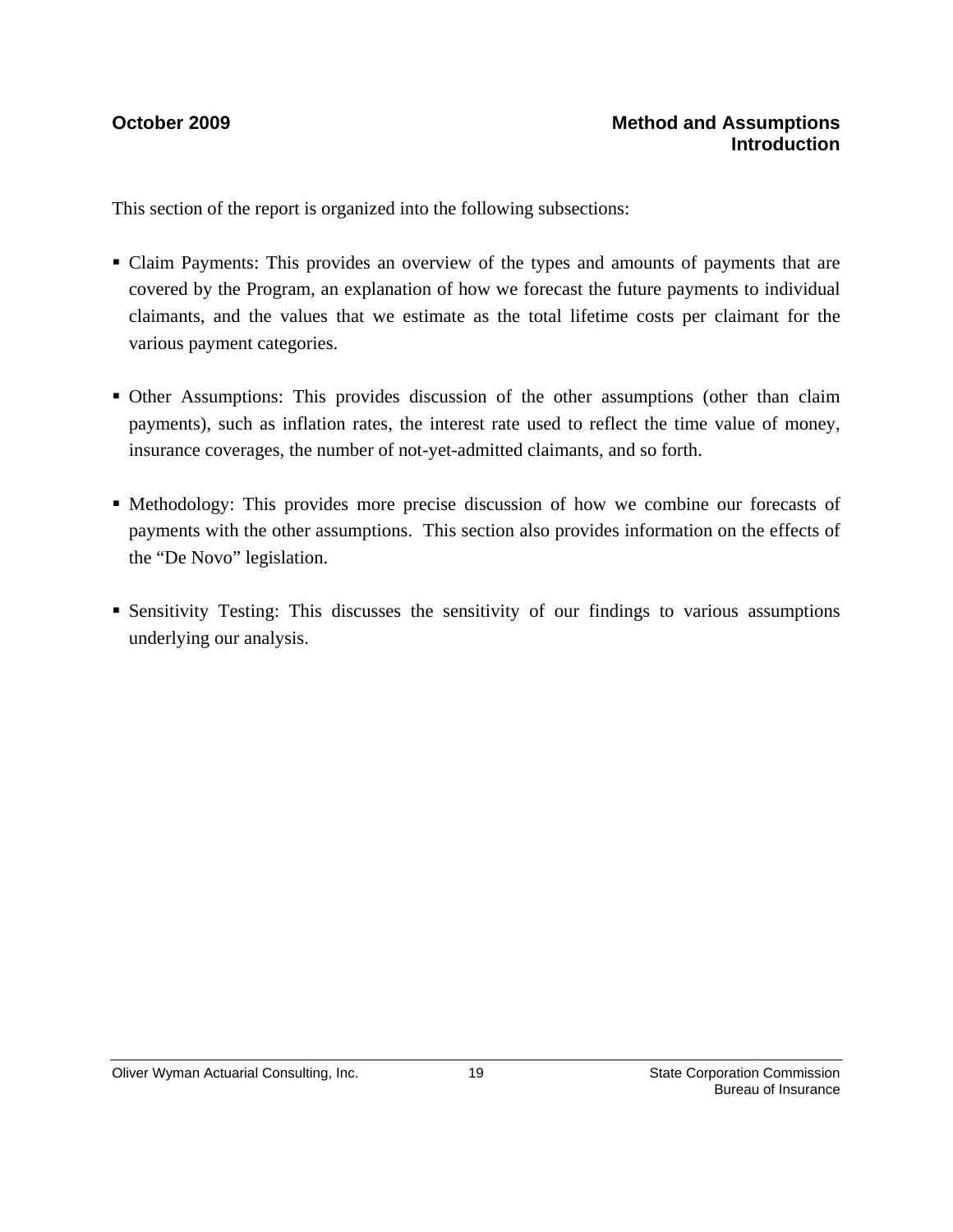## Method and Assumptions
### Introduction

This section of the report is organized into the following subsections:

- Claim Payments: This provides an overview of the types and amounts of payments that are covered by the Program, an explanation of how we forecast the future payments to individual claimants, and the values that we estimate as the total lifetime costs per claimant for the various payment categories.

- Other Assumptions: This provides discussion of the other assumptions (other than claim payments), such as inflation rates, the interest rate used to reflect the time value of money, insurance coverages, the number of not-yet-admitted claimants, and so forth.

- Methodology: This provides more precise discussion of how we combine our forecasts of payments with the other assumptions. This section also provides information on the effects of the "De Novo" legislation.

- Sensitivity Testing: This discusses the sensitivity of our findings to various assumptions underlying our analysis.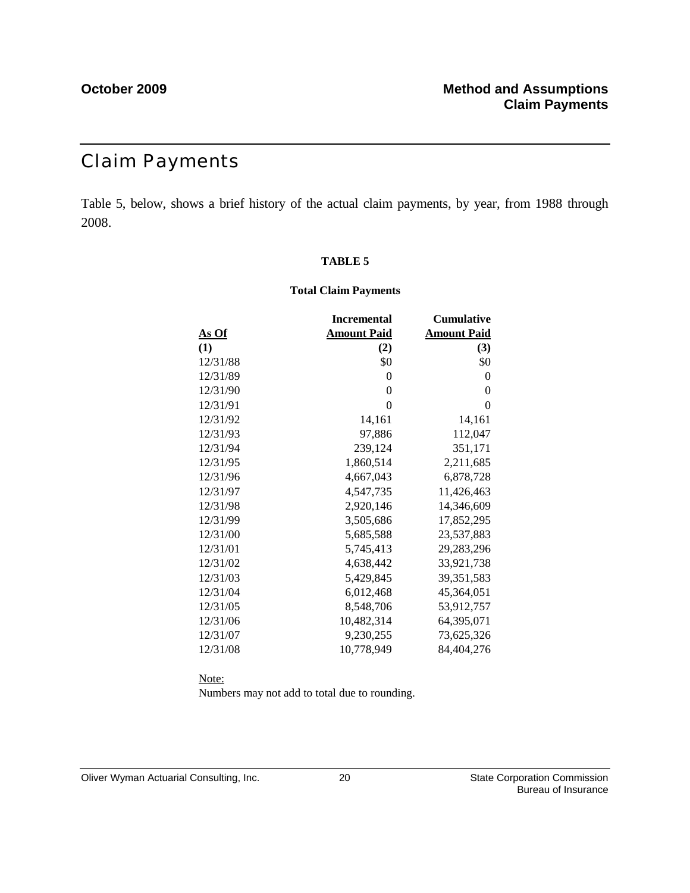# Claim Payments

Table 5, below, shows a brief history of the actual claim payments, by year, from 1988 through 2008.

**TABLE 5**

**Total Claim Payments**

| As Of | Incremental Amount Paid | Cumulative Amount Paid |
|---|---:|---:|
| **(1)** | **(2)** | **(3)** |
| 12/31/88 | $0 | $0 |
| 12/31/89 | 0 | 0 |
| 12/31/90 | 0 | 0 |
| 12/31/91 | 0 | 0 |
| 12/31/92 | 14,161 | 14,161 |
| 12/31/93 | 97,886 | 112,047 |
| 12/31/94 | 239,124 | 351,171 |
| 12/31/95 | 1,860,514 | 2,211,685 |
| 12/31/96 | 4,667,043 | 6,878,728 |
| 12/31/97 | 4,547,735 | 11,426,463 |
| 12/31/98 | 2,920,146 | 14,346,609 |
| 12/31/99 | 3,505,686 | 17,852,295 |
| 12/31/00 | 5,685,588 | 23,537,883 |
| 12/31/01 | 5,745,413 | 29,283,296 |
| 12/31/02 | 4,638,442 | 33,921,738 |
| 12/31/03 | 5,429,845 | 39,351,583 |
| 12/31/04 | 6,012,468 | 45,364,051 |
| 12/31/05 | 8,548,706 | 53,912,757 |
| 12/31/06 | 10,482,314 | 64,395,071 |
| 12/31/07 | 9,230,255 | 73,625,326 |
| 12/31/08 | 10,778,949 | 84,404,276 |

Note:
Numbers may not add to total due to rounding.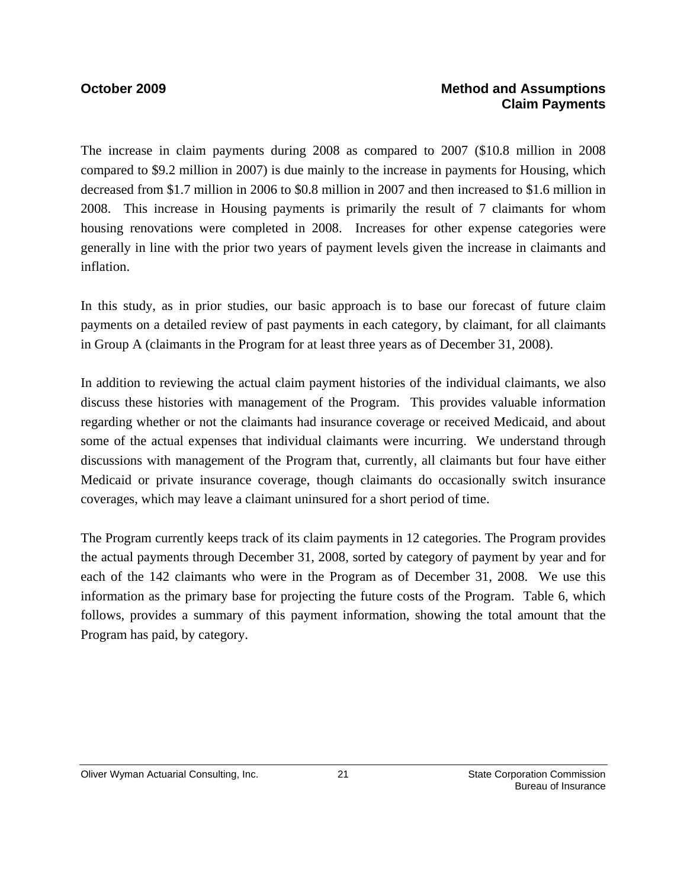The increase in claim payments during 2008 as compared to 2007 ($10.8 million in 2008 compared to $9.2 million in 2007) is due mainly to the increase in payments for Housing, which decreased from $1.7 million in 2006 to $0.8 million in 2007 and then increased to $1.6 million in 2008. This increase in Housing payments is primarily the result of 7 claimants for whom housing renovations were completed in 2008. Increases for other expense categories were generally in line with the prior two years of payment levels given the increase in claimants and inflation.

In this study, as in prior studies, our basic approach is to base our forecast of future claim payments on a detailed review of past payments in each category, by claimant, for all claimants in Group A (claimants in the Program for at least three years as of December 31, 2008).

In addition to reviewing the actual claim payment histories of the individual claimants, we also discuss these histories with management of the Program. This provides valuable information regarding whether or not the claimants had insurance coverage or received Medicaid, and about some of the actual expenses that individual claimants were incurring. We understand through discussions with management of the Program that, currently, all claimants but four have either Medicaid or private insurance coverage, though claimants do occasionally switch insurance coverages, which may leave a claimant uninsured for a short period of time.

The Program currently keeps track of its claim payments in 12 categories. The Program provides the actual payments through December 31, 2008, sorted by category of payment by year and for each of the 142 claimants who were in the Program as of December 31, 2008. We use this information as the primary base for projecting the future costs of the Program. Table 6, which follows, provides a summary of this payment information, showing the total amount that the Program has paid, by category.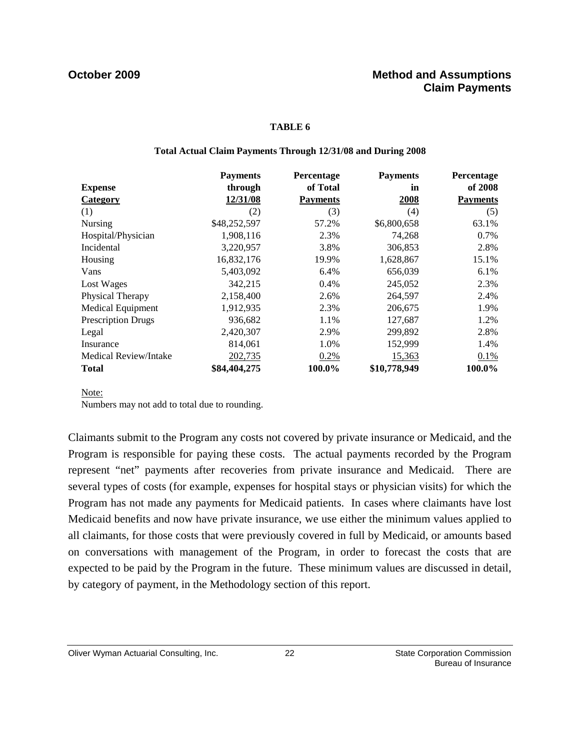**TABLE 6**

**Total Actual Claim Payments Through 12/31/08 and During 2008**

| Expense Category | Payments through 12/31/08 | Percentage of Total Payments | Payments in 2008 | Percentage of 2008 Payments |
|---|---|---|---|---|
| (1) | (2) | (3) | (4) | (5) |
| Nursing | $48,252,597 | 57.2% | $6,800,658 | 63.1% |
| Hospital/Physician | 1,908,116 | 2.3% | 74,268 | 0.7% |
| Incidental | 3,220,957 | 3.8% | 306,853 | 2.8% |
| Housing | 16,832,176 | 19.9% | 1,628,867 | 15.1% |
| Vans | 5,403,092 | 6.4% | 656,039 | 6.1% |
| Lost Wages | 342,215 | 0.4% | 245,052 | 2.3% |
| Physical Therapy | 2,158,400 | 2.6% | 264,597 | 2.4% |
| Medical Equipment | 1,912,935 | 2.3% | 206,675 | 1.9% |
| Prescription Drugs | 936,682 | 1.1% | 127,687 | 1.2% |
| Legal | 2,420,307 | 2.9% | 299,892 | 2.8% |
| Insurance | 814,061 | 1.0% | 152,999 | 1.4% |
| Medical Review/Intake | 202,735 | 0.2% | 15,363 | 0.1% |
| **Total** | **$84,404,275** | **100.0%** | **$10,778,949** | **100.0%** |

Note:
Numbers may not add to total due to rounding.

Claimants submit to the Program any costs not covered by private insurance or Medicaid, and the Program is responsible for paying these costs. The actual payments recorded by the Program represent "net" payments after recoveries from private insurance and Medicaid. There are several types of costs (for example, expenses for hospital stays or physician visits) for which the Program has not made any payments for Medicaid patients. In cases where claimants have lost Medicaid benefits and now have private insurance, we use either the minimum values applied to all claimants, for those costs that were previously covered in full by Medicaid, or amounts based on conversations with management of the Program, in order to forecast the costs that are expected to be paid by the Program in the future. These minimum values are discussed in detail, by category of payment, in the Methodology section of this report.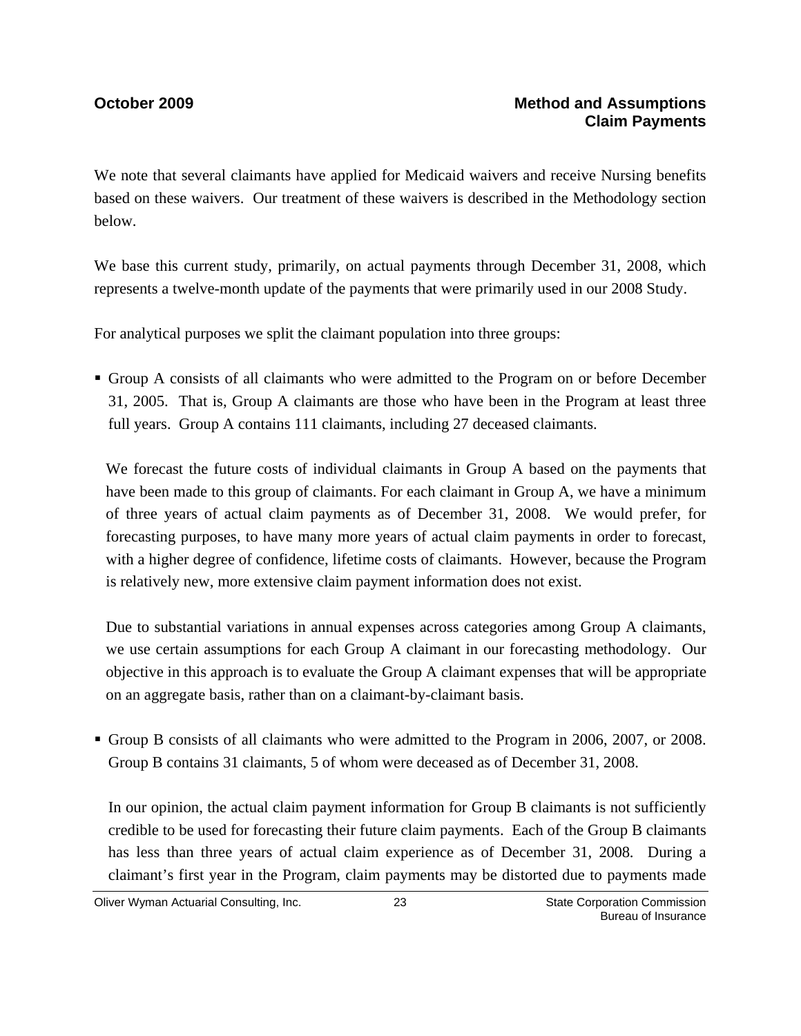We note that several claimants have applied for Medicaid waivers and receive Nursing benefits based on these waivers. Our treatment of these waivers is described in the Methodology section below.

We base this current study, primarily, on actual payments through December 31, 2008, which represents a twelve-month update of the payments that were primarily used in our 2008 Study.

For analytical purposes we split the claimant population into three groups:

- Group A consists of all claimants who were admitted to the Program on or before December 31, 2005. That is, Group A claimants are those who have been in the Program at least three full years. Group A contains 111 claimants, including 27 deceased claimants.

  We forecast the future costs of individual claimants in Group A based on the payments that have been made to this group of claimants. For each claimant in Group A, we have a minimum of three years of actual claim payments as of December 31, 2008. We would prefer, for forecasting purposes, to have many more years of actual claim payments in order to forecast, with a higher degree of confidence, lifetime costs of claimants. However, because the Program is relatively new, more extensive claim payment information does not exist.

  Due to substantial variations in annual expenses across categories among Group A claimants, we use certain assumptions for each Group A claimant in our forecasting methodology. Our objective in this approach is to evaluate the Group A claimant expenses that will be appropriate on an aggregate basis, rather than on a claimant-by-claimant basis.

- Group B consists of all claimants who were admitted to the Program in 2006, 2007, or 2008. Group B contains 31 claimants, 5 of whom were deceased as of December 31, 2008.

  In our opinion, the actual claim payment information for Group B claimants is not sufficiently credible to be used for forecasting their future claim payments. Each of the Group B claimants has less than three years of actual claim experience as of December 31, 2008. During a claimant's first year in the Program, claim payments may be distorted due to payments made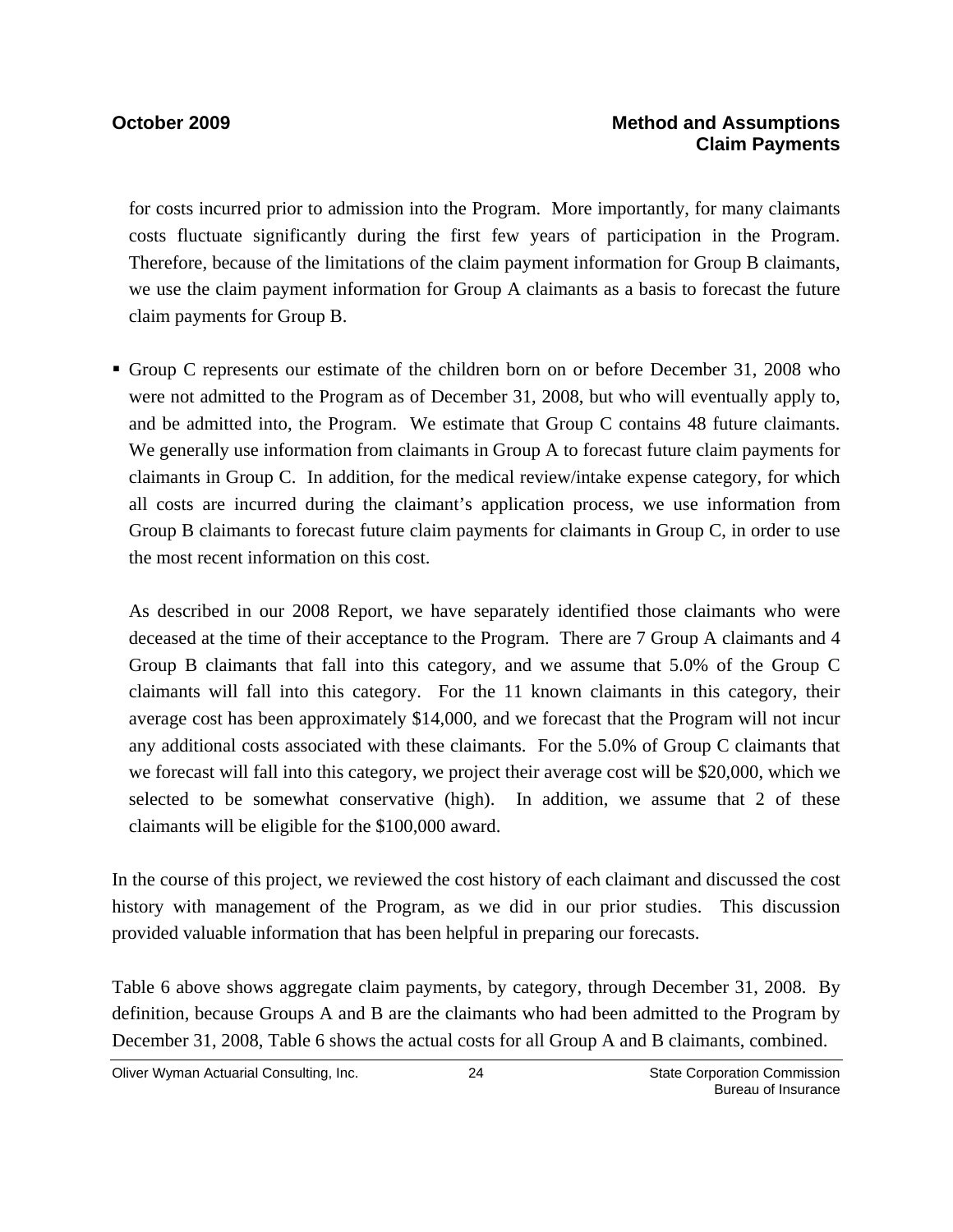for costs incurred prior to admission into the Program. More importantly, for many claimants costs fluctuate significantly during the first few years of participation in the Program. Therefore, because of the limitations of the claim payment information for Group B claimants, we use the claim payment information for Group A claimants as a basis to forecast the future claim payments for Group B.

- Group C represents our estimate of the children born on or before December 31, 2008 who were not admitted to the Program as of December 31, 2008, but who will eventually apply to, and be admitted into, the Program. We estimate that Group C contains 48 future claimants. We generally use information from claimants in Group A to forecast future claim payments for claimants in Group C. In addition, for the medical review/intake expense category, for which all costs are incurred during the claimant's application process, we use information from Group B claimants to forecast future claim payments for claimants in Group C, in order to use the most recent information on this cost.

  As described in our 2008 Report, we have separately identified those claimants who were deceased at the time of their acceptance to the Program. There are 7 Group A claimants and 4 Group B claimants that fall into this category, and we assume that 5.0% of the Group C claimants will fall into this category. For the 11 known claimants in this category, their average cost has been approximately $14,000, and we forecast that the Program will not incur any additional costs associated with these claimants. For the 5.0% of Group C claimants that we forecast will fall into this category, we project their average cost will be $20,000, which we selected to be somewhat conservative (high). In addition, we assume that 2 of these claimants will be eligible for the $100,000 award.

In the course of this project, we reviewed the cost history of each claimant and discussed the cost history with management of the Program, as we did in our prior studies. This discussion provided valuable information that has been helpful in preparing our forecasts.

Table 6 above shows aggregate claim payments, by category, through December 31, 2008. By definition, because Groups A and B are the claimants who had been admitted to the Program by December 31, 2008, Table 6 shows the actual costs for all Group A and B claimants, combined.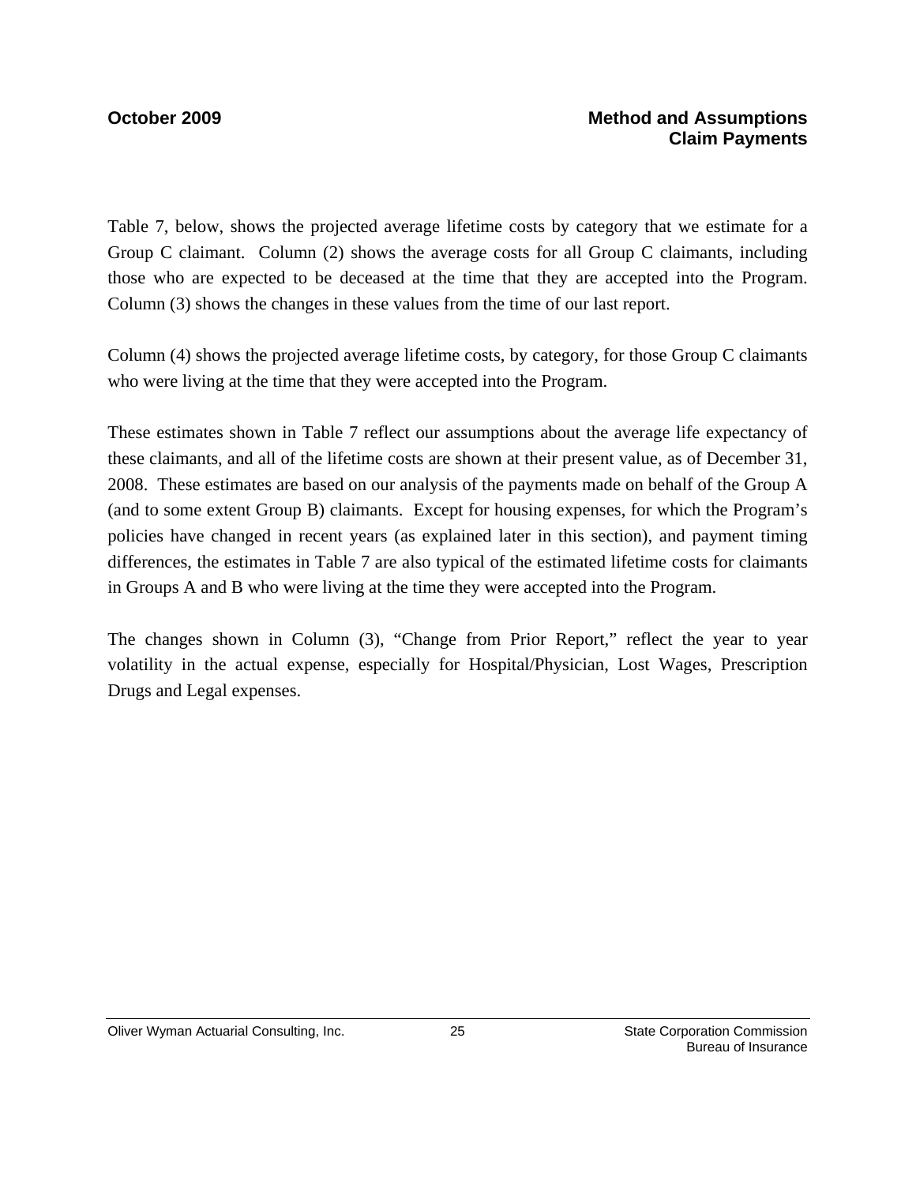Table 7, below, shows the projected average lifetime costs by category that we estimate for a Group C claimant. Column (2) shows the average costs for all Group C claimants, including those who are expected to be deceased at the time that they are accepted into the Program. Column (3) shows the changes in these values from the time of our last report.

Column (4) shows the projected average lifetime costs, by category, for those Group C claimants who were living at the time that they were accepted into the Program.

These estimates shown in Table 7 reflect our assumptions about the average life expectancy of these claimants, and all of the lifetime costs are shown at their present value, as of December 31, 2008. These estimates are based on our analysis of the payments made on behalf of the Group A (and to some extent Group B) claimants. Except for housing expenses, for which the Program's policies have changed in recent years (as explained later in this section), and payment timing differences, the estimates in Table 7 are also typical of the estimated lifetime costs for claimants in Groups A and B who were living at the time they were accepted into the Program.

The changes shown in Column (3), "Change from Prior Report," reflect the year to year volatility in the actual expense, especially for Hospital/Physician, Lost Wages, Prescription Drugs and Legal expenses.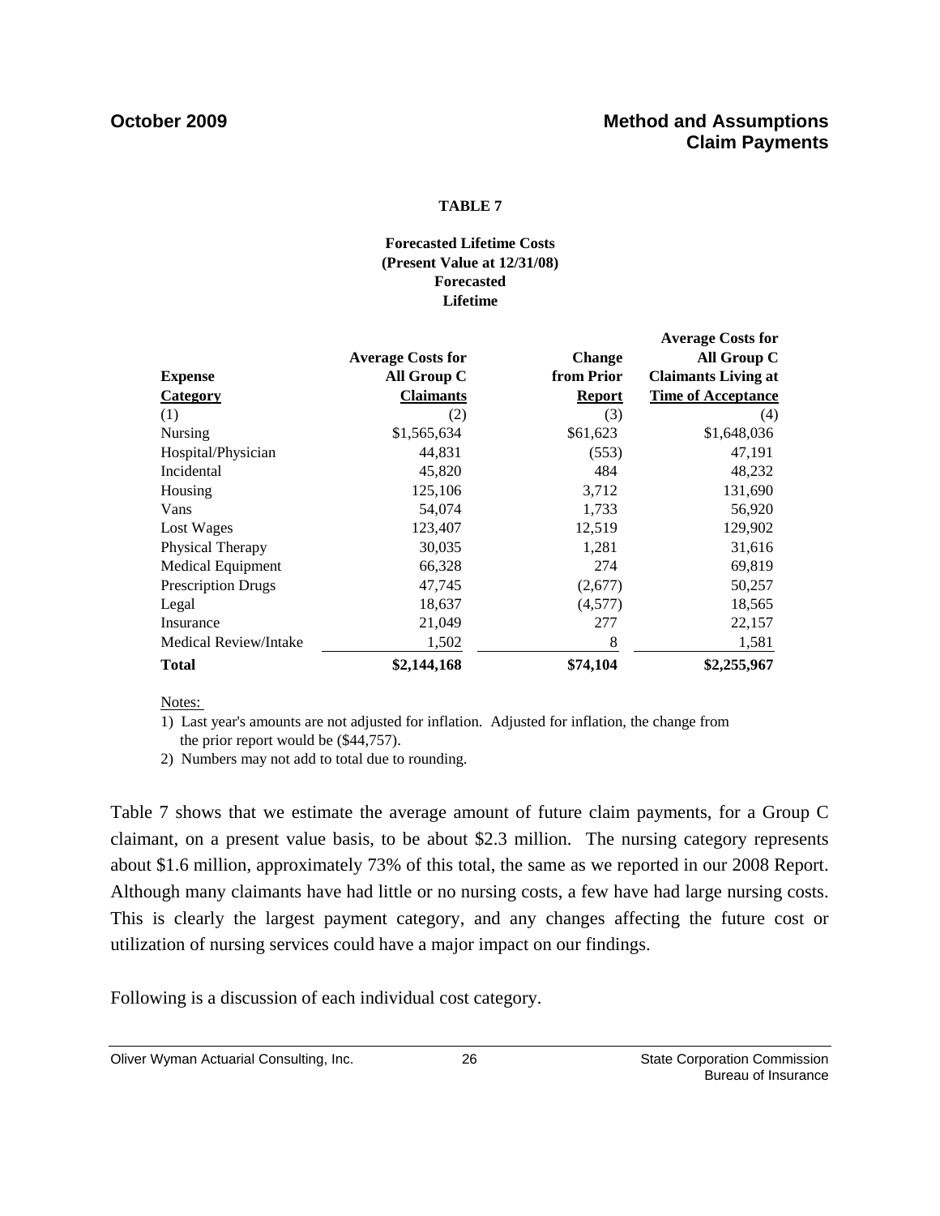**TABLE 7**

**Forecasted Lifetime Costs**
**(Present Value at 12/31/08)**
**Forecasted**
**Lifetime**

| Expense Category | Average Costs for All Group C Claimants | Change from Prior Report | Average Costs for All Group C Claimants Living at Time of Acceptance |
|---|---|---|---|
| (1) | (2) | (3) | (4) |
| Nursing | $1,565,634 | $61,623 | $1,648,036 |
| Hospital/Physician | 44,831 | (553) | 47,191 |
| Incidental | 45,820 | 484 | 48,232 |
| Housing | 125,106 | 3,712 | 131,690 |
| Vans | 54,074 | 1,733 | 56,920 |
| Lost Wages | 123,407 | 12,519 | 129,902 |
| Physical Therapy | 30,035 | 1,281 | 31,616 |
| Medical Equipment | 66,328 | 274 | 69,819 |
| Prescription Drugs | 47,745 | (2,677) | 50,257 |
| Legal | 18,637 | (4,577) | 18,565 |
| Insurance | 21,049 | 277 | 22,157 |
| Medical Review/Intake | 1,502 | 8 | 1,581 |
| **Total** | **$2,144,168** | **$74,104** | **$2,255,967** |

Notes:

1) Last year's amounts are not adjusted for inflation. Adjusted for inflation, the change from the prior report would be ($44,757).
2) Numbers may not add to total due to rounding.

Table 7 shows that we estimate the average amount of future claim payments, for a Group C claimant, on a present value basis, to be about $2.3 million. The nursing category represents about $1.6 million, approximately 73% of this total, the same as we reported in our 2008 Report. Although many claimants have had little or no nursing costs, a few have had large nursing costs. This is clearly the largest payment category, and any changes affecting the future cost or utilization of nursing services could have a major impact on our findings.

Following is a discussion of each individual cost category.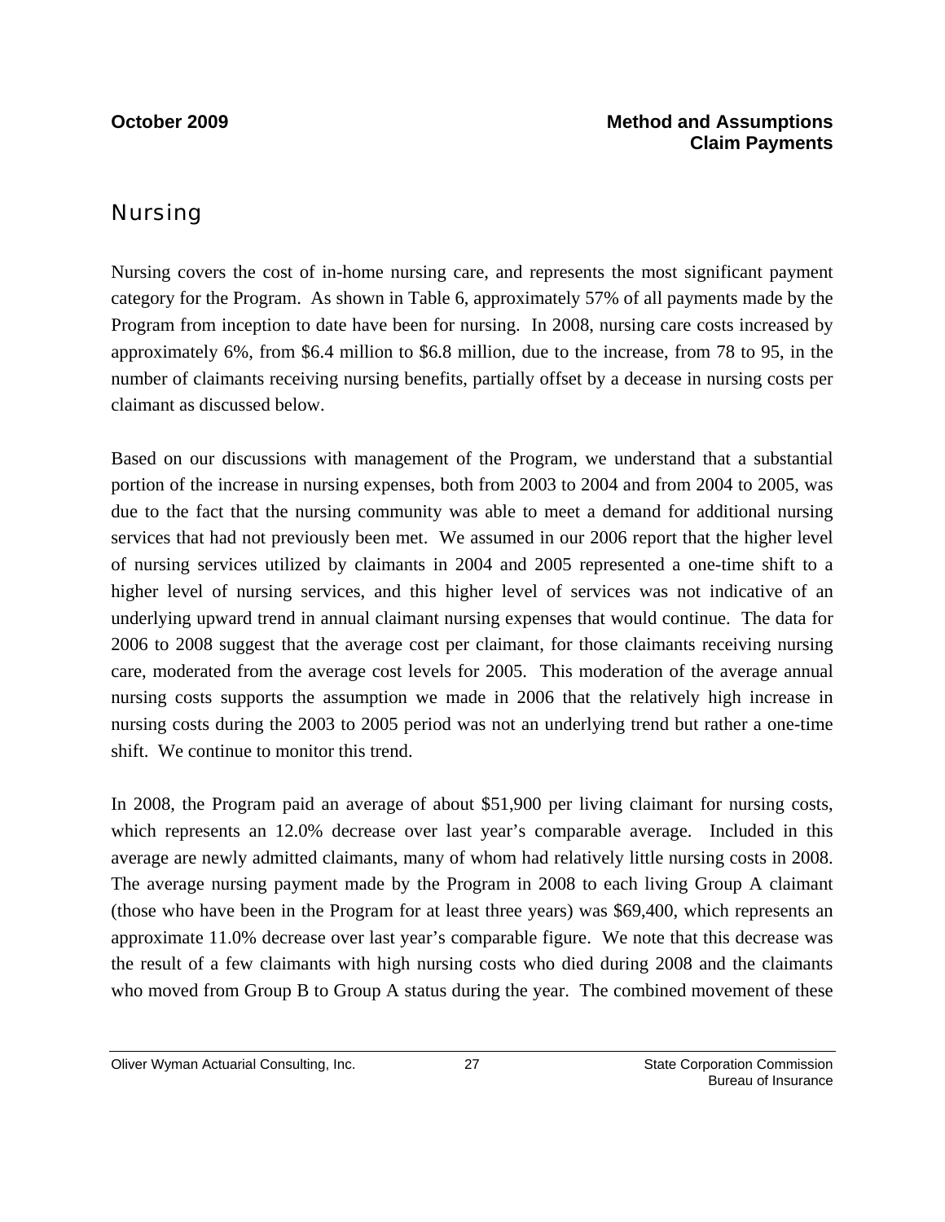## Nursing

Nursing covers the cost of in-home nursing care, and represents the most significant payment category for the Program. As shown in Table 6, approximately 57% of all payments made by the Program from inception to date have been for nursing. In 2008, nursing care costs increased by approximately 6%, from $6.4 million to $6.8 million, due to the increase, from 78 to 95, in the number of claimants receiving nursing benefits, partially offset by a decease in nursing costs per claimant as discussed below.

Based on our discussions with management of the Program, we understand that a substantial portion of the increase in nursing expenses, both from 2003 to 2004 and from 2004 to 2005, was due to the fact that the nursing community was able to meet a demand for additional nursing services that had not previously been met. We assumed in our 2006 report that the higher level of nursing services utilized by claimants in 2004 and 2005 represented a one-time shift to a higher level of nursing services, and this higher level of services was not indicative of an underlying upward trend in annual claimant nursing expenses that would continue. The data for 2006 to 2008 suggest that the average cost per claimant, for those claimants receiving nursing care, moderated from the average cost levels for 2005. This moderation of the average annual nursing costs supports the assumption we made in 2006 that the relatively high increase in nursing costs during the 2003 to 2005 period was not an underlying trend but rather a one-time shift. We continue to monitor this trend.

In 2008, the Program paid an average of about $51,900 per living claimant for nursing costs, which represents an 12.0% decrease over last year's comparable average. Included in this average are newly admitted claimants, many of whom had relatively little nursing costs in 2008. The average nursing payment made by the Program in 2008 to each living Group A claimant (those who have been in the Program for at least three years) was $69,400, which represents an approximate 11.0% decrease over last year's comparable figure. We note that this decrease was the result of a few claimants with high nursing costs who died during 2008 and the claimants who moved from Group B to Group A status during the year. The combined movement of these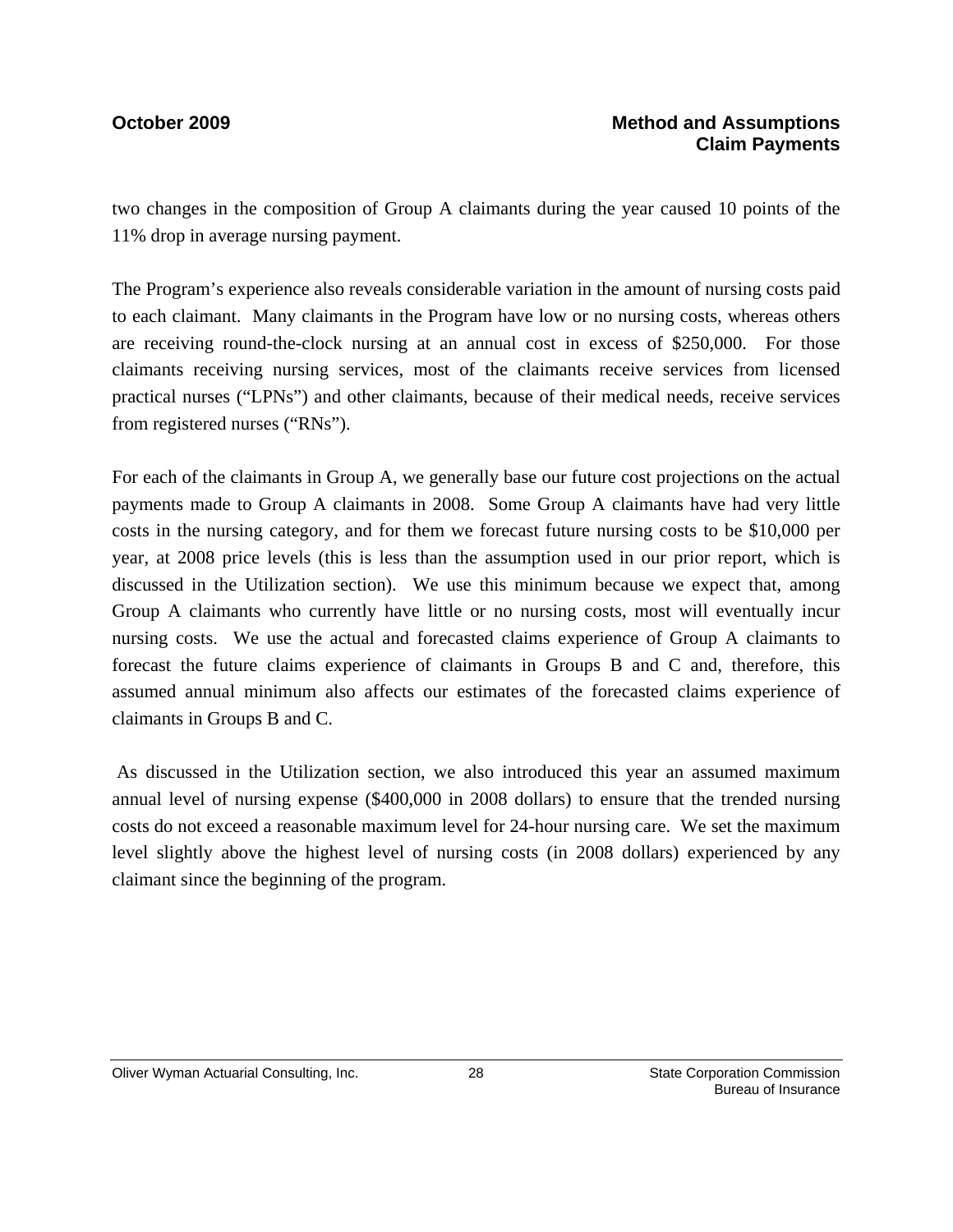two changes in the composition of Group A claimants during the year caused 10 points of the 11% drop in average nursing payment.

The Program's experience also reveals considerable variation in the amount of nursing costs paid to each claimant. Many claimants in the Program have low or no nursing costs, whereas others are receiving round-the-clock nursing at an annual cost in excess of $250,000. For those claimants receiving nursing services, most of the claimants receive services from licensed practical nurses ("LPNs") and other claimants, because of their medical needs, receive services from registered nurses ("RNs").

For each of the claimants in Group A, we generally base our future cost projections on the actual payments made to Group A claimants in 2008. Some Group A claimants have had very little costs in the nursing category, and for them we forecast future nursing costs to be $10,000 per year, at 2008 price levels (this is less than the assumption used in our prior report, which is discussed in the Utilization section). We use this minimum because we expect that, among Group A claimants who currently have little or no nursing costs, most will eventually incur nursing costs. We use the actual and forecasted claims experience of Group A claimants to forecast the future claims experience of claimants in Groups B and C and, therefore, this assumed annual minimum also affects our estimates of the forecasted claims experience of claimants in Groups B and C.

As discussed in the Utilization section, we also introduced this year an assumed maximum annual level of nursing expense ($400,000 in 2008 dollars) to ensure that the trended nursing costs do not exceed a reasonable maximum level for 24-hour nursing care. We set the maximum level slightly above the highest level of nursing costs (in 2008 dollars) experienced by any claimant since the beginning of the program.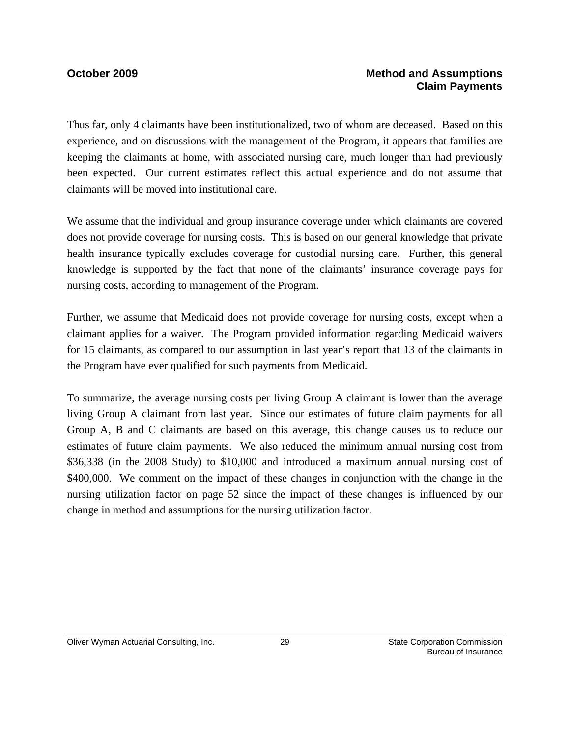Thus far, only 4 claimants have been institutionalized, two of whom are deceased. Based on this experience, and on discussions with the management of the Program, it appears that families are keeping the claimants at home, with associated nursing care, much longer than had previously been expected. Our current estimates reflect this actual experience and do not assume that claimants will be moved into institutional care.

We assume that the individual and group insurance coverage under which claimants are covered does not provide coverage for nursing costs. This is based on our general knowledge that private health insurance typically excludes coverage for custodial nursing care. Further, this general knowledge is supported by the fact that none of the claimants' insurance coverage pays for nursing costs, according to management of the Program.

Further, we assume that Medicaid does not provide coverage for nursing costs, except when a claimant applies for a waiver. The Program provided information regarding Medicaid waivers for 15 claimants, as compared to our assumption in last year's report that 13 of the claimants in the Program have ever qualified for such payments from Medicaid.

To summarize, the average nursing costs per living Group A claimant is lower than the average living Group A claimant from last year. Since our estimates of future claim payments for all Group A, B and C claimants are based on this average, this change causes us to reduce our estimates of future claim payments. We also reduced the minimum annual nursing cost from $36,338 (in the 2008 Study) to $10,000 and introduced a maximum annual nursing cost of $400,000. We comment on the impact of these changes in conjunction with the change in the nursing utilization factor on page 52 since the impact of these changes is influenced by our change in method and assumptions for the nursing utilization factor.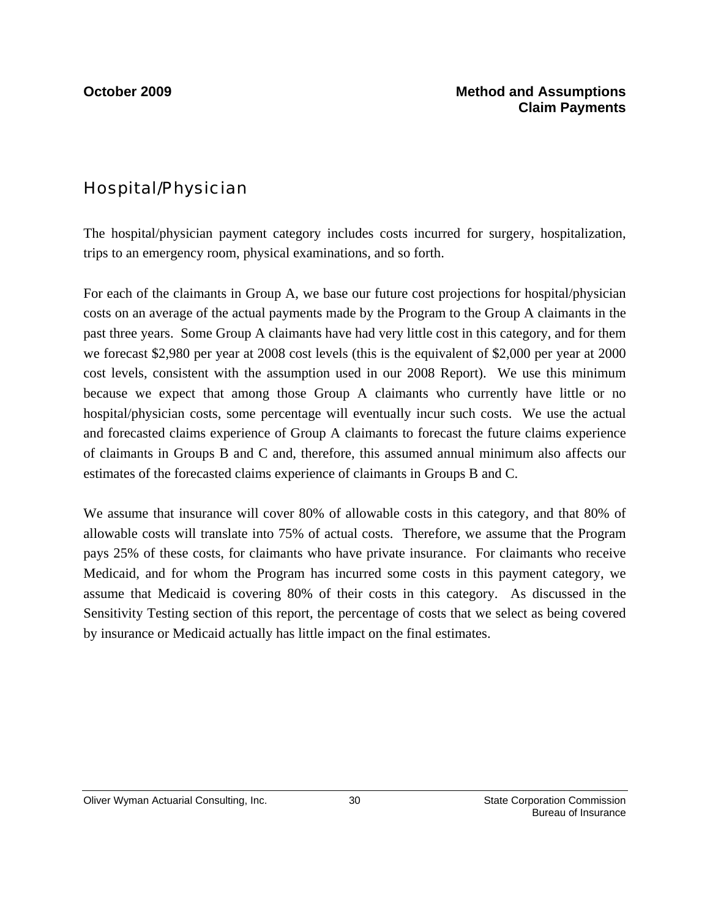## Hospital/Physician

The hospital/physician payment category includes costs incurred for surgery, hospitalization, trips to an emergency room, physical examinations, and so forth.

For each of the claimants in Group A, we base our future cost projections for hospital/physician costs on an average of the actual payments made by the Program to the Group A claimants in the past three years. Some Group A claimants have had very little cost in this category, and for them we forecast $2,980 per year at 2008 cost levels (this is the equivalent of $2,000 per year at 2000 cost levels, consistent with the assumption used in our 2008 Report). We use this minimum because we expect that among those Group A claimants who currently have little or no hospital/physician costs, some percentage will eventually incur such costs. We use the actual and forecasted claims experience of Group A claimants to forecast the future claims experience of claimants in Groups B and C and, therefore, this assumed annual minimum also affects our estimates of the forecasted claims experience of claimants in Groups B and C.

We assume that insurance will cover 80% of allowable costs in this category, and that 80% of allowable costs will translate into 75% of actual costs. Therefore, we assume that the Program pays 25% of these costs, for claimants who have private insurance. For claimants who receive Medicaid, and for whom the Program has incurred some costs in this payment category, we assume that Medicaid is covering 80% of their costs in this category. As discussed in the Sensitivity Testing section of this report, the percentage of costs that we select as being covered by insurance or Medicaid actually has little impact on the final estimates.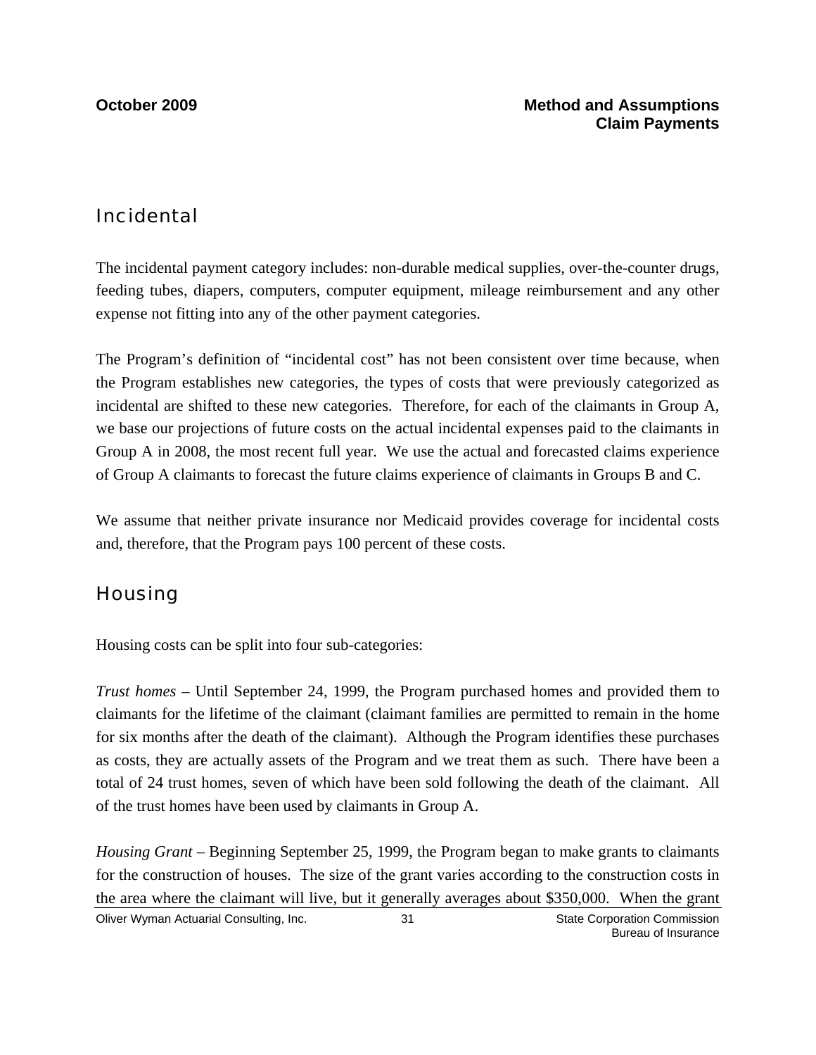## Incidental

The incidental payment category includes: non-durable medical supplies, over-the-counter drugs, feeding tubes, diapers, computers, computer equipment, mileage reimbursement and any other expense not fitting into any of the other payment categories.

The Program's definition of "incidental cost" has not been consistent over time because, when the Program establishes new categories, the types of costs that were previously categorized as incidental are shifted to these new categories. Therefore, for each of the claimants in Group A, we base our projections of future costs on the actual incidental expenses paid to the claimants in Group A in 2008, the most recent full year. We use the actual and forecasted claims experience of Group A claimants to forecast the future claims experience of claimants in Groups B and C.

We assume that neither private insurance nor Medicaid provides coverage for incidental costs and, therefore, that the Program pays 100 percent of these costs.

## Housing

Housing costs can be split into four sub-categories:

*Trust homes* – Until September 24, 1999, the Program purchased homes and provided them to claimants for the lifetime of the claimant (claimant families are permitted to remain in the home for six months after the death of the claimant). Although the Program identifies these purchases as costs, they are actually assets of the Program and we treat them as such. There have been a total of 24 trust homes, seven of which have been sold following the death of the claimant. All of the trust homes have been used by claimants in Group A.

*Housing Grant* – Beginning September 25, 1999, the Program began to make grants to claimants for the construction of houses. The size of the grant varies according to the construction costs in the area where the claimant will live, but it generally averages about $350,000. When the grant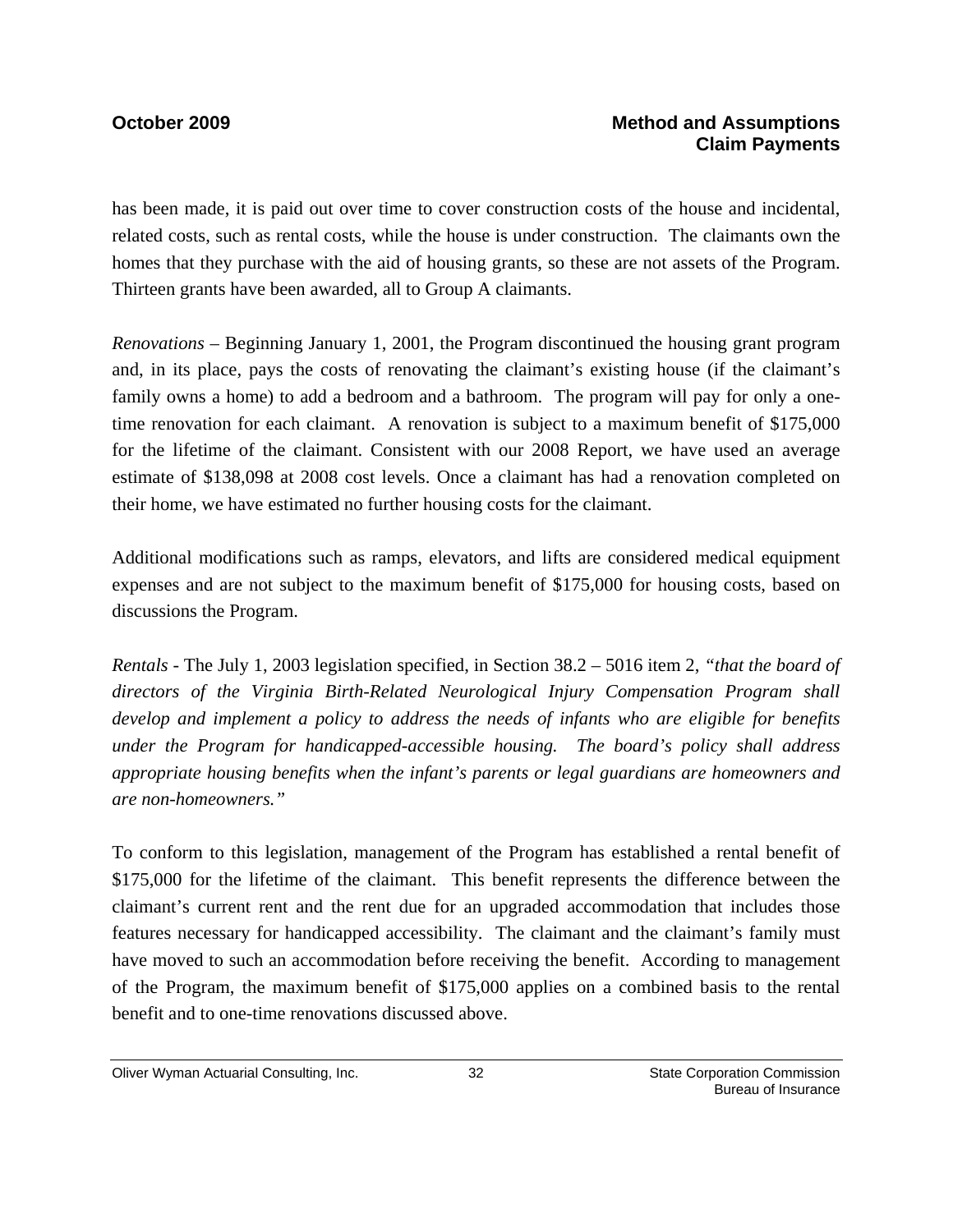has been made, it is paid out over time to cover construction costs of the house and incidental, related costs, such as rental costs, while the house is under construction. The claimants own the homes that they purchase with the aid of housing grants, so these are not assets of the Program. Thirteen grants have been awarded, all to Group A claimants.

*Renovations* – Beginning January 1, 2001, the Program discontinued the housing grant program and, in its place, pays the costs of renovating the claimant's existing house (if the claimant's family owns a home) to add a bedroom and a bathroom. The program will pay for only a one-time renovation for each claimant. A renovation is subject to a maximum benefit of $175,000 for the lifetime of the claimant. Consistent with our 2008 Report, we have used an average estimate of $138,098 at 2008 cost levels. Once a claimant has had a renovation completed on their home, we have estimated no further housing costs for the claimant.

Additional modifications such as ramps, elevators, and lifts are considered medical equipment expenses and are not subject to the maximum benefit of $175,000 for housing costs, based on discussions the Program.

*Rentals* - The July 1, 2003 legislation specified, in Section 38.2 – 5016 item 2, *"that the board of directors of the Virginia Birth-Related Neurological Injury Compensation Program shall develop and implement a policy to address the needs of infants who are eligible for benefits under the Program for handicapped-accessible housing. The board's policy shall address appropriate housing benefits when the infant's parents or legal guardians are homeowners and are non-homeowners."*

To conform to this legislation, management of the Program has established a rental benefit of $175,000 for the lifetime of the claimant. This benefit represents the difference between the claimant's current rent and the rent due for an upgraded accommodation that includes those features necessary for handicapped accessibility. The claimant and the claimant's family must have moved to such an accommodation before receiving the benefit. According to management of the Program, the maximum benefit of $175,000 applies on a combined basis to the rental benefit and to one-time renovations discussed above.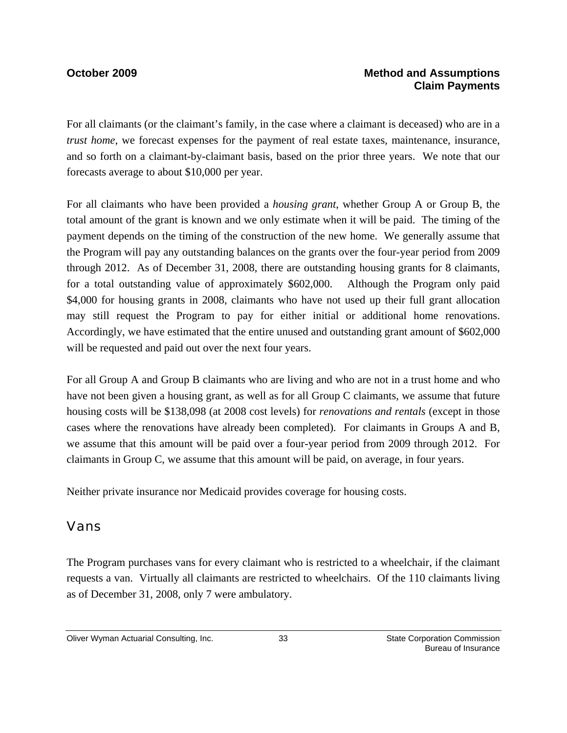For all claimants (or the claimant's family, in the case where a claimant is deceased) who are in a *trust home*, we forecast expenses for the payment of real estate taxes, maintenance, insurance, and so forth on a claimant-by-claimant basis, based on the prior three years. We note that our forecasts average to about $10,000 per year.

For all claimants who have been provided a *housing grant*, whether Group A or Group B, the total amount of the grant is known and we only estimate when it will be paid. The timing of the payment depends on the timing of the construction of the new home. We generally assume that the Program will pay any outstanding balances on the grants over the four-year period from 2009 through 2012. As of December 31, 2008, there are outstanding housing grants for 8 claimants, for a total outstanding value of approximately $602,000. Although the Program only paid $4,000 for housing grants in 2008, claimants who have not used up their full grant allocation may still request the Program to pay for either initial or additional home renovations. Accordingly, we have estimated that the entire unused and outstanding grant amount of $602,000 will be requested and paid out over the next four years.

For all Group A and Group B claimants who are living and who are not in a trust home and who have not been given a housing grant, as well as for all Group C claimants, we assume that future housing costs will be $138,098 (at 2008 cost levels) for *renovations and rentals* (except in those cases where the renovations have already been completed). For claimants in Groups A and B, we assume that this amount will be paid over a four-year period from 2009 through 2012. For claimants in Group C, we assume that this amount will be paid, on average, in four years.

Neither private insurance nor Medicaid provides coverage for housing costs.

## Vans

The Program purchases vans for every claimant who is restricted to a wheelchair, if the claimant requests a van. Virtually all claimants are restricted to wheelchairs. Of the 110 claimants living as of December 31, 2008, only 7 were ambulatory.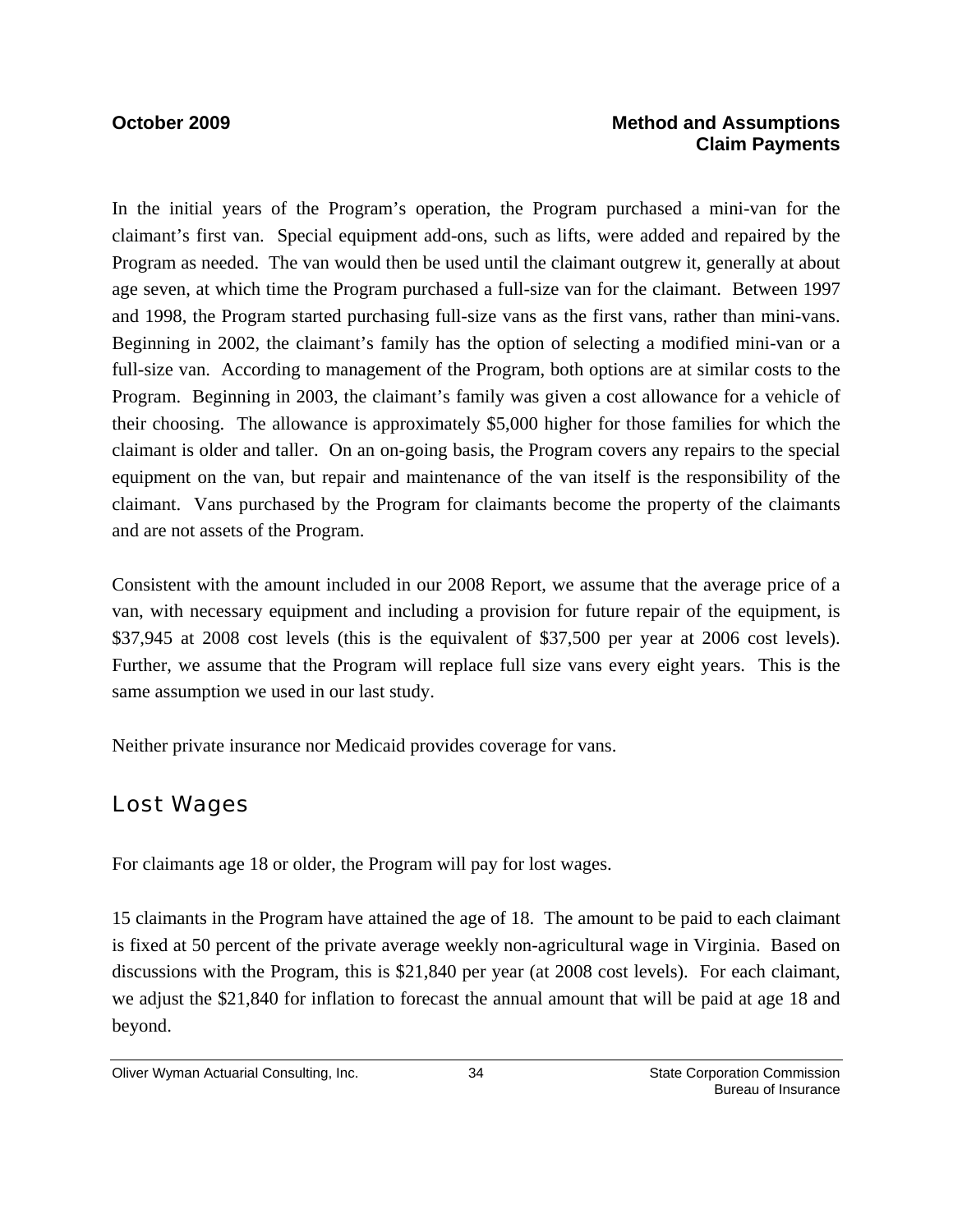In the initial years of the Program's operation, the Program purchased a mini-van for the claimant's first van. Special equipment add-ons, such as lifts, were added and repaired by the Program as needed. The van would then be used until the claimant outgrew it, generally at about age seven, at which time the Program purchased a full-size van for the claimant. Between 1997 and 1998, the Program started purchasing full-size vans as the first vans, rather than mini-vans. Beginning in 2002, the claimant's family has the option of selecting a modified mini-van or a full-size van. According to management of the Program, both options are at similar costs to the Program. Beginning in 2003, the claimant's family was given a cost allowance for a vehicle of their choosing. The allowance is approximately $5,000 higher for those families for which the claimant is older and taller. On an on-going basis, the Program covers any repairs to the special equipment on the van, but repair and maintenance of the van itself is the responsibility of the claimant. Vans purchased by the Program for claimants become the property of the claimants and are not assets of the Program.

Consistent with the amount included in our 2008 Report, we assume that the average price of a van, with necessary equipment and including a provision for future repair of the equipment, is $37,945 at 2008 cost levels (this is the equivalent of $37,500 per year at 2006 cost levels). Further, we assume that the Program will replace full size vans every eight years. This is the same assumption we used in our last study.

Neither private insurance nor Medicaid provides coverage for vans.

## Lost Wages

For claimants age 18 or older, the Program will pay for lost wages.

15 claimants in the Program have attained the age of 18. The amount to be paid to each claimant is fixed at 50 percent of the private average weekly non-agricultural wage in Virginia. Based on discussions with the Program, this is $21,840 per year (at 2008 cost levels). For each claimant, we adjust the $21,840 for inflation to forecast the annual amount that will be paid at age 18 and beyond.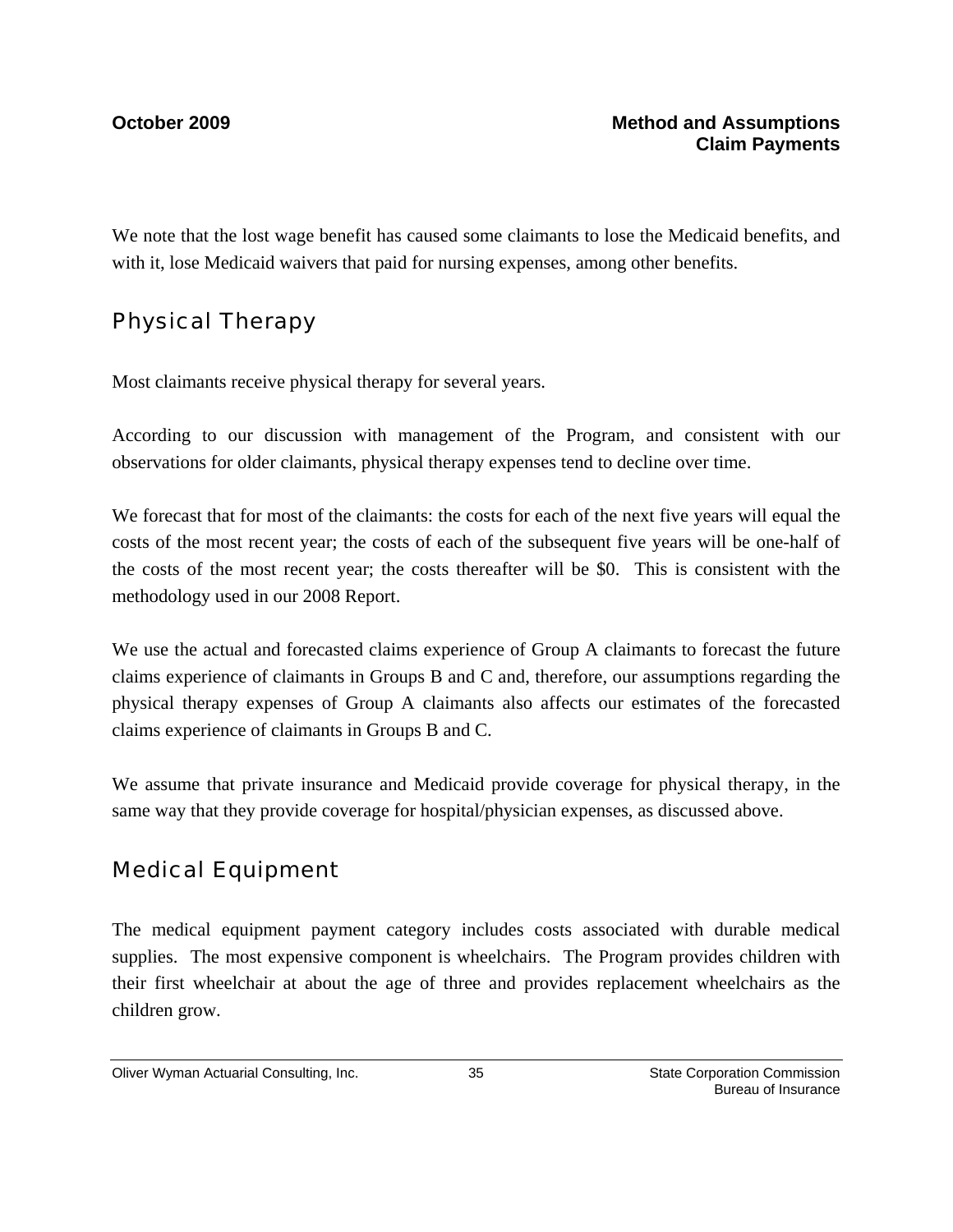We note that the lost wage benefit has caused some claimants to lose the Medicaid benefits, and with it, lose Medicaid waivers that paid for nursing expenses, among other benefits.

## Physical Therapy

Most claimants receive physical therapy for several years.

According to our discussion with management of the Program, and consistent with our observations for older claimants, physical therapy expenses tend to decline over time.

We forecast that for most of the claimants: the costs for each of the next five years will equal the costs of the most recent year; the costs of each of the subsequent five years will be one-half of the costs of the most recent year; the costs thereafter will be $0. This is consistent with the methodology used in our 2008 Report.

We use the actual and forecasted claims experience of Group A claimants to forecast the future claims experience of claimants in Groups B and C and, therefore, our assumptions regarding the physical therapy expenses of Group A claimants also affects our estimates of the forecasted claims experience of claimants in Groups B and C.

We assume that private insurance and Medicaid provide coverage for physical therapy, in the same way that they provide coverage for hospital/physician expenses, as discussed above.

## Medical Equipment

The medical equipment payment category includes costs associated with durable medical supplies. The most expensive component is wheelchairs. The Program provides children with their first wheelchair at about the age of three and provides replacement wheelchairs as the children grow.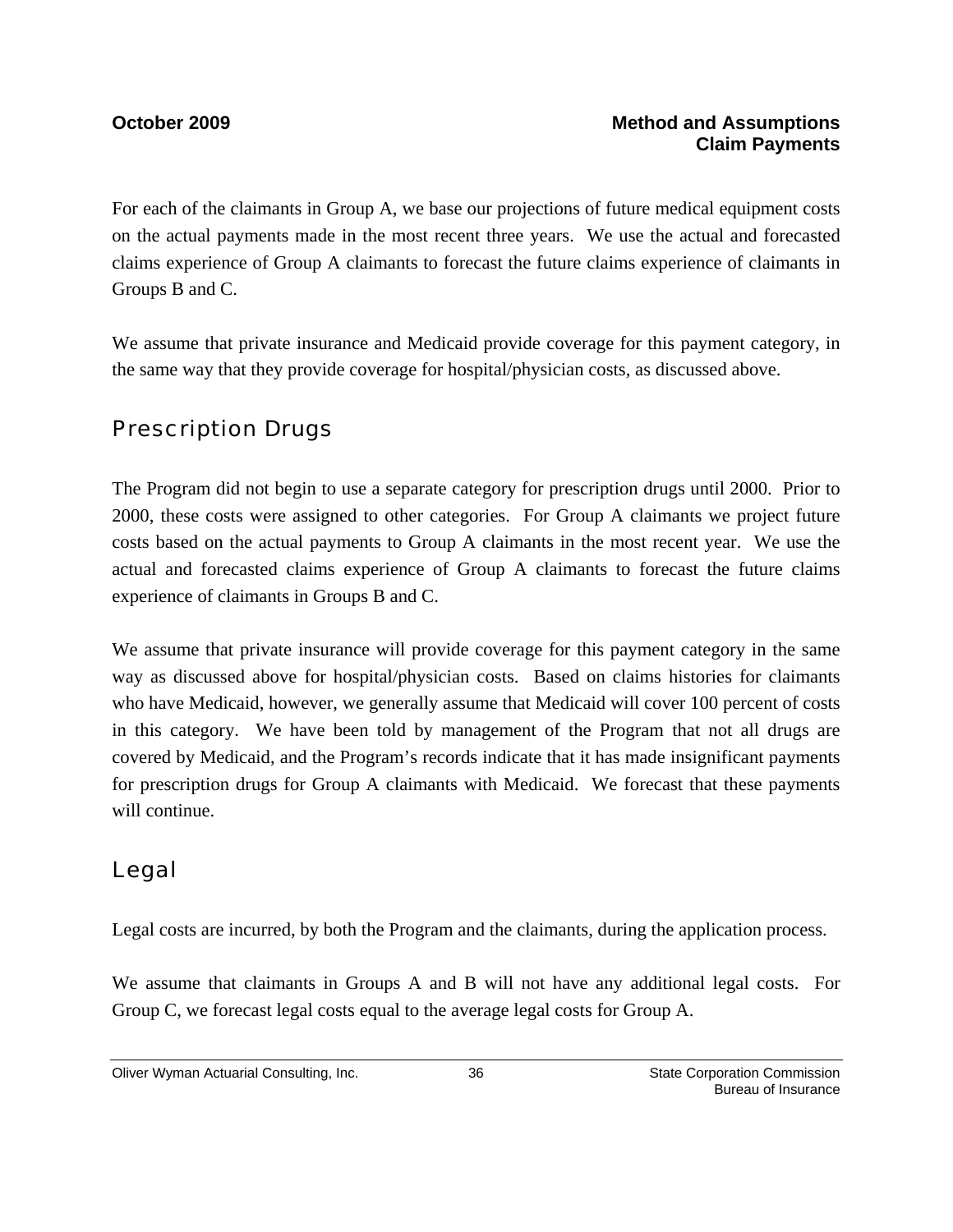For each of the claimants in Group A, we base our projections of future medical equipment costs on the actual payments made in the most recent three years. We use the actual and forecasted claims experience of Group A claimants to forecast the future claims experience of claimants in Groups B and C.

We assume that private insurance and Medicaid provide coverage for this payment category, in the same way that they provide coverage for hospital/physician costs, as discussed above.

## Prescription Drugs

The Program did not begin to use a separate category for prescription drugs until 2000. Prior to 2000, these costs were assigned to other categories. For Group A claimants we project future costs based on the actual payments to Group A claimants in the most recent year. We use the actual and forecasted claims experience of Group A claimants to forecast the future claims experience of claimants in Groups B and C.

We assume that private insurance will provide coverage for this payment category in the same way as discussed above for hospital/physician costs. Based on claims histories for claimants who have Medicaid, however, we generally assume that Medicaid will cover 100 percent of costs in this category. We have been told by management of the Program that not all drugs are covered by Medicaid, and the Program's records indicate that it has made insignificant payments for prescription drugs for Group A claimants with Medicaid. We forecast that these payments will continue.

## Legal

Legal costs are incurred, by both the Program and the claimants, during the application process.

We assume that claimants in Groups A and B will not have any additional legal costs. For Group C, we forecast legal costs equal to the average legal costs for Group A.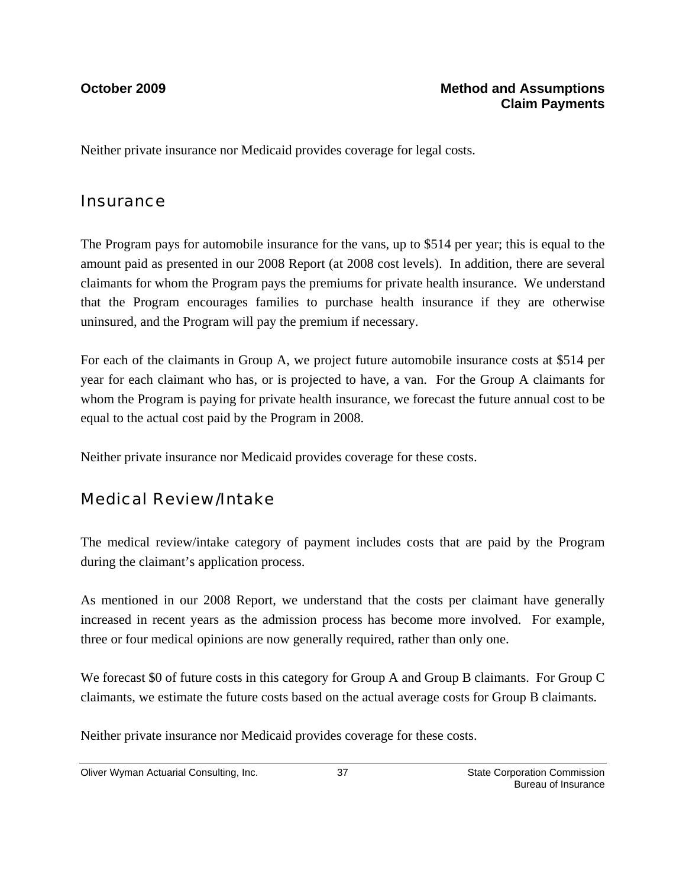Neither private insurance nor Medicaid provides coverage for legal costs.

## Insurance

The Program pays for automobile insurance for the vans, up to $514 per year; this is equal to the amount paid as presented in our 2008 Report (at 2008 cost levels). In addition, there are several claimants for whom the Program pays the premiums for private health insurance. We understand that the Program encourages families to purchase health insurance if they are otherwise uninsured, and the Program will pay the premium if necessary.

For each of the claimants in Group A, we project future automobile insurance costs at $514 per year for each claimant who has, or is projected to have, a van. For the Group A claimants for whom the Program is paying for private health insurance, we forecast the future annual cost to be equal to the actual cost paid by the Program in 2008.

Neither private insurance nor Medicaid provides coverage for these costs.

## Medical Review/Intake

The medical review/intake category of payment includes costs that are paid by the Program during the claimant's application process.

As mentioned in our 2008 Report, we understand that the costs per claimant have generally increased in recent years as the admission process has become more involved. For example, three or four medical opinions are now generally required, rather than only one.

We forecast $0 of future costs in this category for Group A and Group B claimants. For Group C claimants, we estimate the future costs based on the actual average costs for Group B claimants.

Neither private insurance nor Medicaid provides coverage for these costs.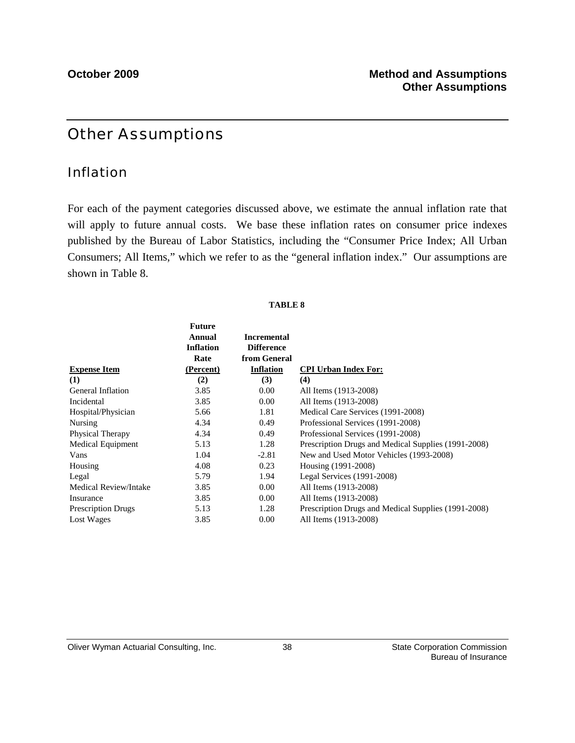# Other Assumptions

## Inflation

For each of the payment categories discussed above, we estimate the annual inflation rate that will apply to future annual costs. We base these inflation rates on consumer price indexes published by the Bureau of Labor Statistics, including the "Consumer Price Index; All Urban Consumers; All Items," which we refer to as the "general inflation index." Our assumptions are shown in Table 8.

**TABLE 8**

| Expense Item | Future Annual Inflation Rate (Percent) | Incremental Difference from General Inflation | CPI Urban Index For: |
|---|---|---|---|
| (1) | (2) | (3) | (4) |
| General Inflation | 3.85 | 0.00 | All Items (1913-2008) |
| Incidental | 3.85 | 0.00 | All Items (1913-2008) |
| Hospital/Physician | 5.66 | 1.81 | Medical Care Services (1991-2008) |
| Nursing | 4.34 | 0.49 | Professional Services (1991-2008) |
| Physical Therapy | 4.34 | 0.49 | Professional Services (1991-2008) |
| Medical Equipment | 5.13 | 1.28 | Prescription Drugs and Medical Supplies (1991-2008) |
| Vans | 1.04 | -2.81 | New and Used Motor Vehicles (1993-2008) |
| Housing | 4.08 | 0.23 | Housing (1991-2008) |
| Legal | 5.79 | 1.94 | Legal Services (1991-2008) |
| Medical Review/Intake | 3.85 | 0.00 | All Items (1913-2008) |
| Insurance | 3.85 | 0.00 | All Items (1913-2008) |
| Prescription Drugs | 5.13 | 1.28 | Prescription Drugs and Medical Supplies (1991-2008) |
| Lost Wages | 3.85 | 0.00 | All Items (1913-2008) |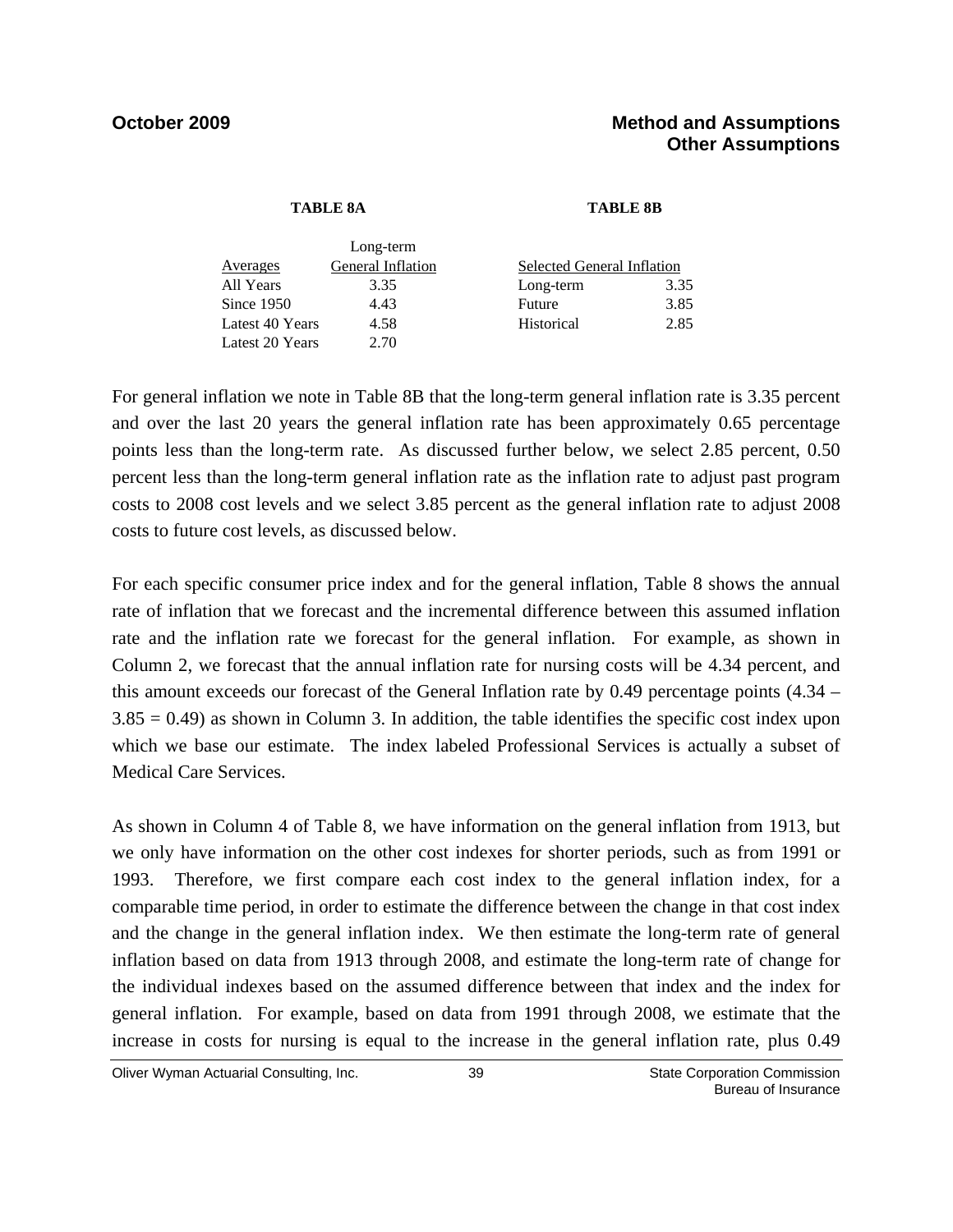**TABLE 8A**

| Averages | Long-term General Inflation |
|---|---|
| All Years | 3.35 |
| Since 1950 | 4.43 |
| Latest 40 Years | 4.58 |
| Latest 20 Years | 2.70 |

**TABLE 8B**

| Selected General Inflation | |
|---|---|
| Long-term | 3.35 |
| Future | 3.85 |
| Historical | 2.85 |

For general inflation we note in Table 8B that the long-term general inflation rate is 3.35 percent and over the last 20 years the general inflation rate has been approximately 0.65 percentage points less than the long-term rate. As discussed further below, we select 2.85 percent, 0.50 percent less than the long-term general inflation rate as the inflation rate to adjust past program costs to 2008 cost levels and we select 3.85 percent as the general inflation rate to adjust 2008 costs to future cost levels, as discussed below.

For each specific consumer price index and for the general inflation, Table 8 shows the annual rate of inflation that we forecast and the incremental difference between this assumed inflation rate and the inflation rate we forecast for the general inflation. For example, as shown in Column 2, we forecast that the annual inflation rate for nursing costs will be 4.34 percent, and this amount exceeds our forecast of the General Inflation rate by 0.49 percentage points (4.34 – 3.85 = 0.49) as shown in Column 3. In addition, the table identifies the specific cost index upon which we base our estimate. The index labeled Professional Services is actually a subset of Medical Care Services.

As shown in Column 4 of Table 8, we have information on the general inflation from 1913, but we only have information on the other cost indexes for shorter periods, such as from 1991 or 1993. Therefore, we first compare each cost index to the general inflation index, for a comparable time period, in order to estimate the difference between the change in that cost index and the change in the general inflation index. We then estimate the long-term rate of general inflation based on data from 1913 through 2008, and estimate the long-term rate of change for the individual indexes based on the assumed difference between that index and the index for general inflation. For example, based on data from 1991 through 2008, we estimate that the increase in costs for nursing is equal to the increase in the general inflation rate, plus 0.49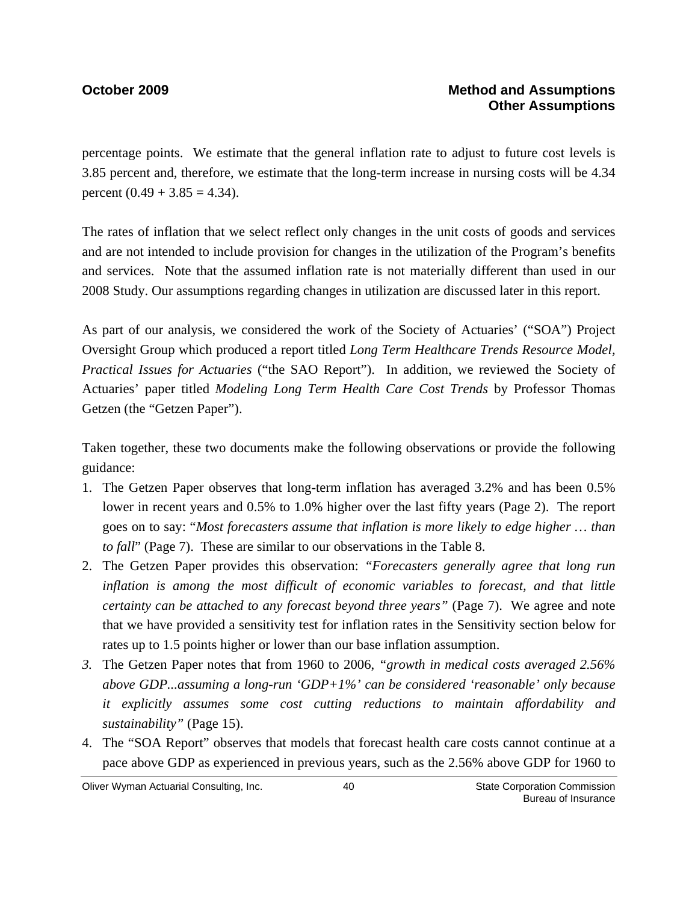percentage points. We estimate that the general inflation rate to adjust to future cost levels is 3.85 percent and, therefore, we estimate that the long-term increase in nursing costs will be 4.34 percent (0.49 + 3.85 = 4.34).

The rates of inflation that we select reflect only changes in the unit costs of goods and services and are not intended to include provision for changes in the utilization of the Program's benefits and services. Note that the assumed inflation rate is not materially different than used in our 2008 Study. Our assumptions regarding changes in utilization are discussed later in this report.

As part of our analysis, we considered the work of the Society of Actuaries' ("SOA") Project Oversight Group which produced a report titled *Long Term Healthcare Trends Resource Model, Practical Issues for Actuaries* ("the SAO Report"). In addition, we reviewed the Society of Actuaries' paper titled *Modeling Long Term Health Care Cost Trends* by Professor Thomas Getzen (the "Getzen Paper").

Taken together, these two documents make the following observations or provide the following guidance:

1. The Getzen Paper observes that long-term inflation has averaged 3.2% and has been 0.5% lower in recent years and 0.5% to 1.0% higher over the last fifty years (Page 2). The report goes on to say: "*Most forecasters assume that inflation is more likely to edge higher … than to fall*" (Page 7). These are similar to our observations in the Table 8.
2. The Getzen Paper provides this observation: *"Forecasters generally agree that long run inflation is among the most difficult of economic variables to forecast, and that little certainty can be attached to any forecast beyond three years"* (Page 7). We agree and note that we have provided a sensitivity test for inflation rates in the Sensitivity section below for rates up to 1.5 points higher or lower than our base inflation assumption.
3. The Getzen Paper notes that from 1960 to 2006, *"growth in medical costs averaged 2.56% above GDP...assuming a long-run 'GDP+1%' can be considered 'reasonable' only because it explicitly assumes some cost cutting reductions to maintain affordability and sustainability"* (Page 15).
4. The "SOA Report" observes that models that forecast health care costs cannot continue at a pace above GDP as experienced in previous years, such as the 2.56% above GDP for 1960 to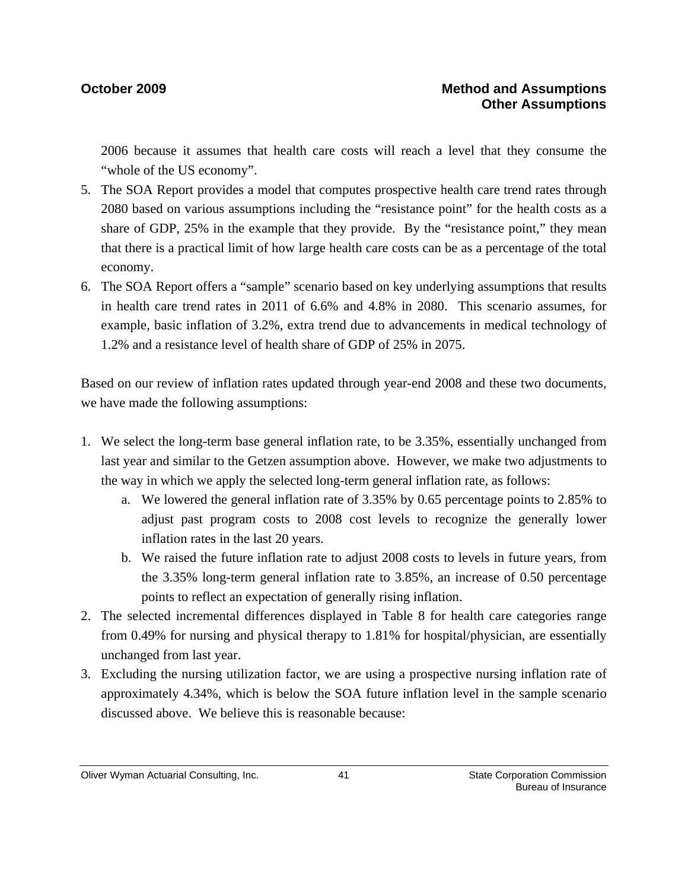2006 because it assumes that health care costs will reach a level that they consume the "whole of the US economy".

5. The SOA Report provides a model that computes prospective health care trend rates through 2080 based on various assumptions including the "resistance point" for the health costs as a share of GDP, 25% in the example that they provide. By the "resistance point," they mean that there is a practical limit of how large health care costs can be as a percentage of the total economy.
6. The SOA Report offers a "sample" scenario based on key underlying assumptions that results in health care trend rates in 2011 of 6.6% and 4.8% in 2080. This scenario assumes, for example, basic inflation of 3.2%, extra trend due to advancements in medical technology of 1.2% and a resistance level of health share of GDP of 25% in 2075.

Based on our review of inflation rates updated through year-end 2008 and these two documents, we have made the following assumptions:

1. We select the long-term base general inflation rate, to be 3.35%, essentially unchanged from last year and similar to the Getzen assumption above. However, we make two adjustments to the way in which we apply the selected long-term general inflation rate, as follows:
   a. We lowered the general inflation rate of 3.35% by 0.65 percentage points to 2.85% to adjust past program costs to 2008 cost levels to recognize the generally lower inflation rates in the last 20 years.
   b. We raised the future inflation rate to adjust 2008 costs to levels in future years, from the 3.35% long-term general inflation rate to 3.85%, an increase of 0.50 percentage points to reflect an expectation of generally rising inflation.
2. The selected incremental differences displayed in Table 8 for health care categories range from 0.49% for nursing and physical therapy to 1.81% for hospital/physician, are essentially unchanged from last year.
3. Excluding the nursing utilization factor, we are using a prospective nursing inflation rate of approximately 4.34%, which is below the SOA future inflation level in the sample scenario discussed above. We believe this is reasonable because: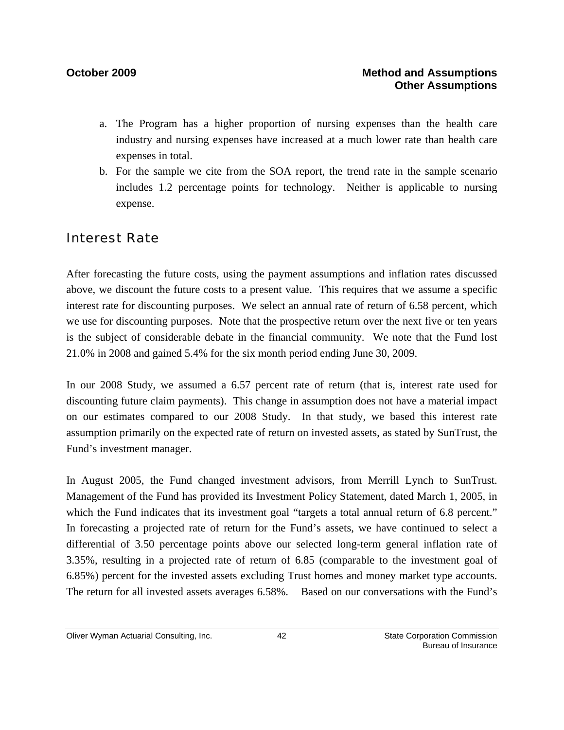a. The Program has a higher proportion of nursing expenses than the health care industry and nursing expenses have increased at a much lower rate than health care expenses in total.
b. For the sample we cite from the SOA report, the trend rate in the sample scenario includes 1.2 percentage points for technology. Neither is applicable to nursing expense.

## Interest Rate

After forecasting the future costs, using the payment assumptions and inflation rates discussed above, we discount the future costs to a present value. This requires that we assume a specific interest rate for discounting purposes. We select an annual rate of return of 6.58 percent, which we use for discounting purposes. Note that the prospective return over the next five or ten years is the subject of considerable debate in the financial community. We note that the Fund lost 21.0% in 2008 and gained 5.4% for the six month period ending June 30, 2009.

In our 2008 Study, we assumed a 6.57 percent rate of return (that is, interest rate used for discounting future claim payments). This change in assumption does not have a material impact on our estimates compared to our 2008 Study. In that study, we based this interest rate assumption primarily on the expected rate of return on invested assets, as stated by SunTrust, the Fund's investment manager.

In August 2005, the Fund changed investment advisors, from Merrill Lynch to SunTrust. Management of the Fund has provided its Investment Policy Statement, dated March 1, 2005, in which the Fund indicates that its investment goal "targets a total annual return of 6.8 percent." In forecasting a projected rate of return for the Fund's assets, we have continued to select a differential of 3.50 percentage points above our selected long-term general inflation rate of 3.35%, resulting in a projected rate of return of 6.85 (comparable to the investment goal of 6.85%) percent for the invested assets excluding Trust homes and money market type accounts. The return for all invested assets averages 6.58%. Based on our conversations with the Fund's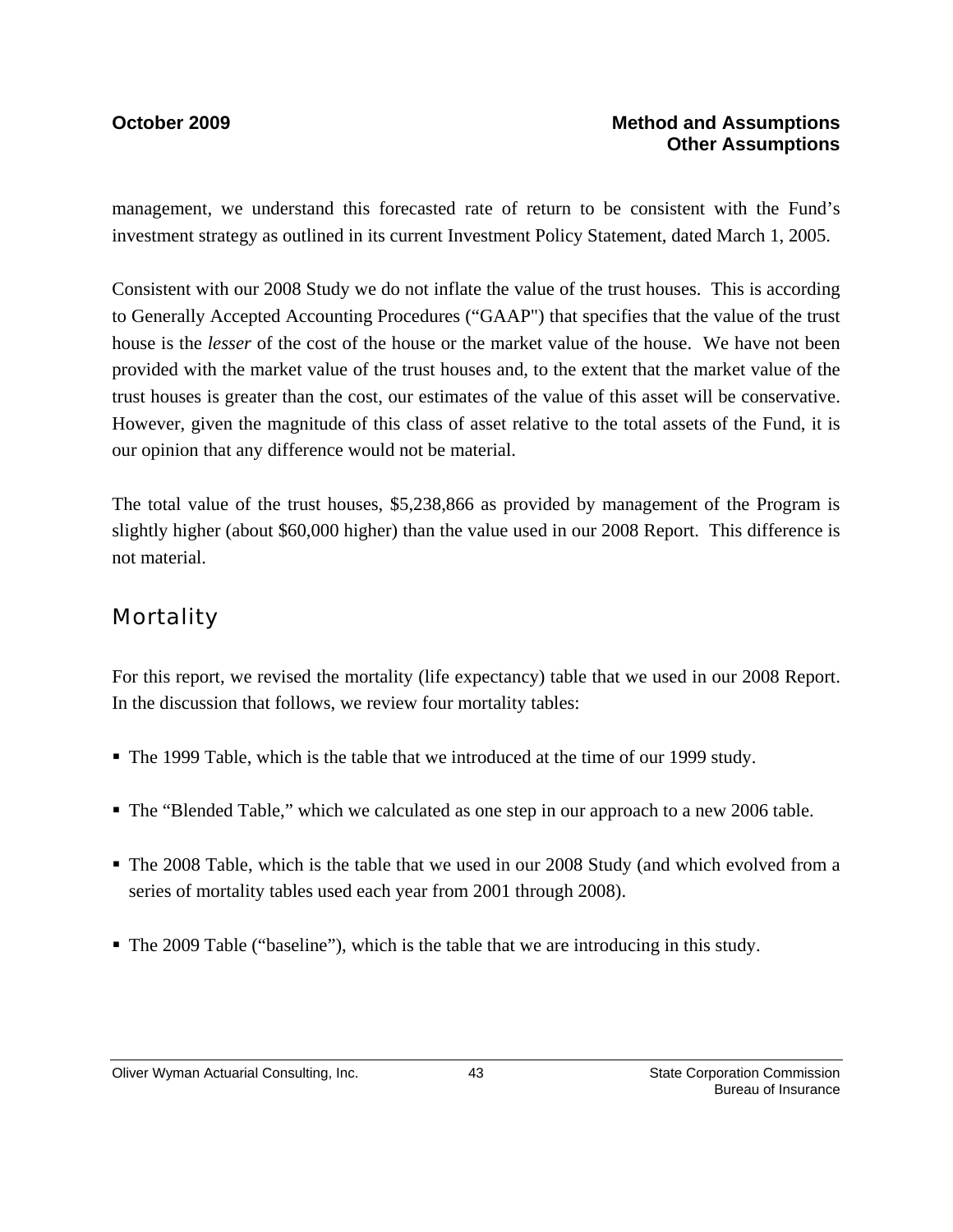management, we understand this forecasted rate of return to be consistent with the Fund's investment strategy as outlined in its current Investment Policy Statement, dated March 1, 2005.

Consistent with our 2008 Study we do not inflate the value of the trust houses. This is according to Generally Accepted Accounting Procedures ("GAAP") that specifies that the value of the trust house is the *lesser* of the cost of the house or the market value of the house. We have not been provided with the market value of the trust houses and, to the extent that the market value of the trust houses is greater than the cost, our estimates of the value of this asset will be conservative. However, given the magnitude of this class of asset relative to the total assets of the Fund, it is our opinion that any difference would not be material.

The total value of the trust houses, $5,238,866 as provided by management of the Program is slightly higher (about $60,000 higher) than the value used in our 2008 Report. This difference is not material.

## Mortality

For this report, we revised the mortality (life expectancy) table that we used in our 2008 Report. In the discussion that follows, we review four mortality tables:

- The 1999 Table, which is the table that we introduced at the time of our 1999 study.
- The "Blended Table," which we calculated as one step in our approach to a new 2006 table.
- The 2008 Table, which is the table that we used in our 2008 Study (and which evolved from a series of mortality tables used each year from 2001 through 2008).
- The 2009 Table ("baseline"), which is the table that we are introducing in this study.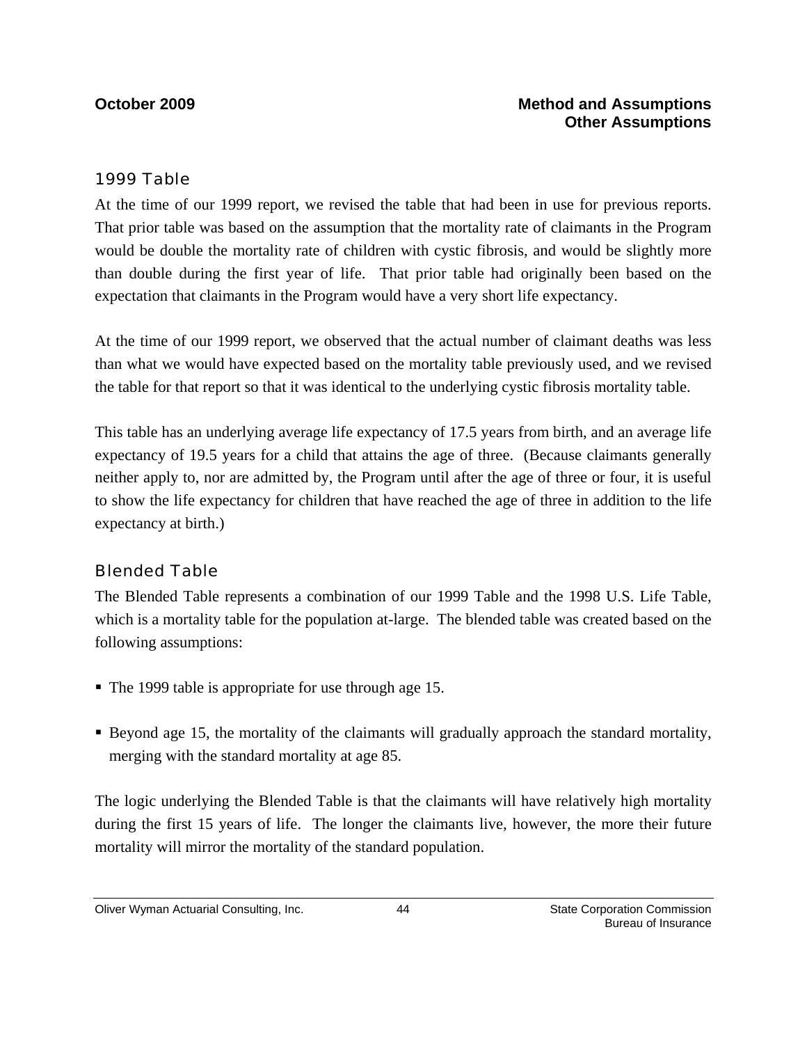## 1999 Table

At the time of our 1999 report, we revised the table that had been in use for previous reports. That prior table was based on the assumption that the mortality rate of claimants in the Program would be double the mortality rate of children with cystic fibrosis, and would be slightly more than double during the first year of life. That prior table had originally been based on the expectation that claimants in the Program would have a very short life expectancy.

At the time of our 1999 report, we observed that the actual number of claimant deaths was less than what we would have expected based on the mortality table previously used, and we revised the table for that report so that it was identical to the underlying cystic fibrosis mortality table.

This table has an underlying average life expectancy of 17.5 years from birth, and an average life expectancy of 19.5 years for a child that attains the age of three. (Because claimants generally neither apply to, nor are admitted by, the Program until after the age of three or four, it is useful to show the life expectancy for children that have reached the age of three in addition to the life expectancy at birth.)

## Blended Table

The Blended Table represents a combination of our 1999 Table and the 1998 U.S. Life Table, which is a mortality table for the population at-large. The blended table was created based on the following assumptions:

- The 1999 table is appropriate for use through age 15.
- Beyond age 15, the mortality of the claimants will gradually approach the standard mortality, merging with the standard mortality at age 85.

The logic underlying the Blended Table is that the claimants will have relatively high mortality during the first 15 years of life. The longer the claimants live, however, the more their future mortality will mirror the mortality of the standard population.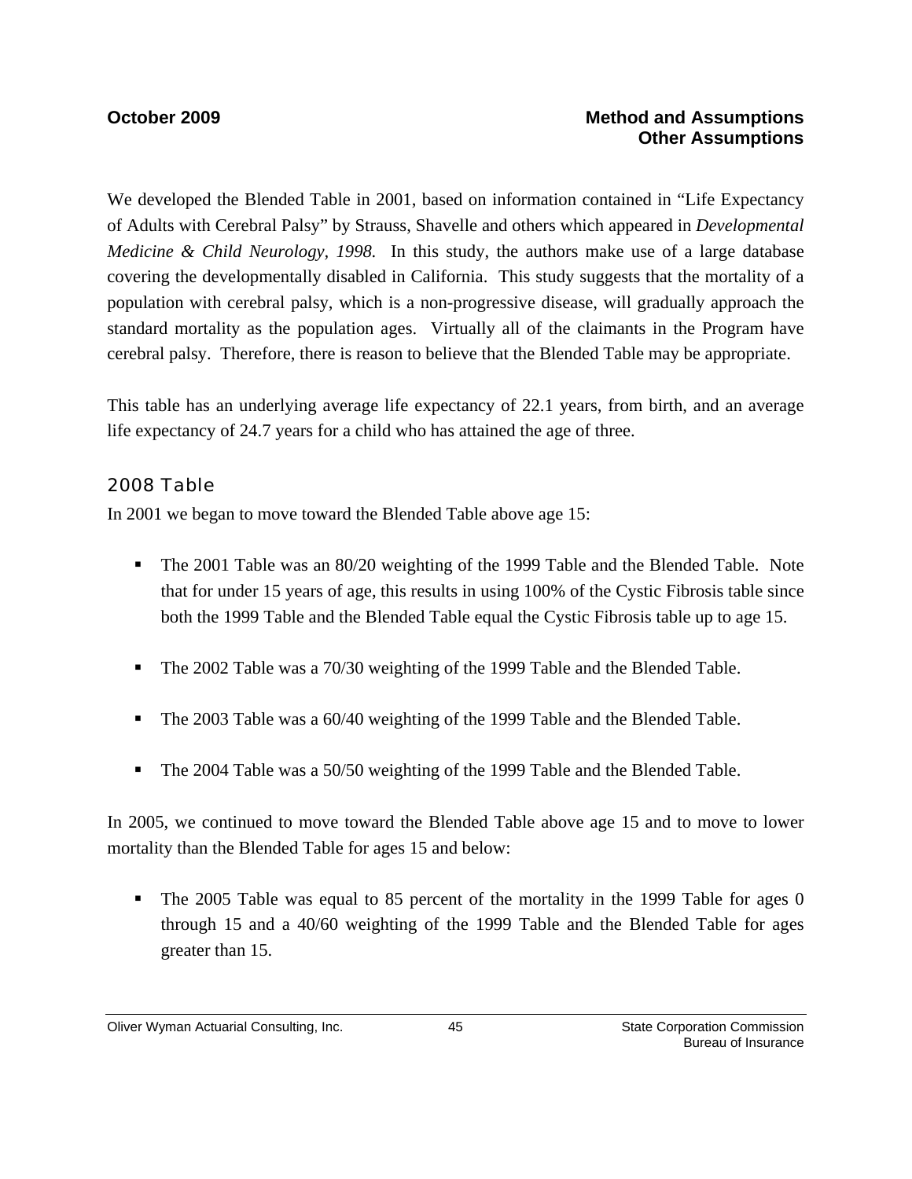We developed the Blended Table in 2001, based on information contained in "Life Expectancy of Adults with Cerebral Palsy" by Strauss, Shavelle and others which appeared in *Developmental Medicine & Child Neurology, 1998.* In this study, the authors make use of a large database covering the developmentally disabled in California. This study suggests that the mortality of a population with cerebral palsy, which is a non-progressive disease, will gradually approach the standard mortality as the population ages. Virtually all of the claimants in the Program have cerebral palsy. Therefore, there is reason to believe that the Blended Table may be appropriate.

This table has an underlying average life expectancy of 22.1 years, from birth, and an average life expectancy of 24.7 years for a child who has attained the age of three.

### 2008 Table

In 2001 we began to move toward the Blended Table above age 15:

- The 2001 Table was an 80/20 weighting of the 1999 Table and the Blended Table. Note that for under 15 years of age, this results in using 100% of the Cystic Fibrosis table since both the 1999 Table and the Blended Table equal the Cystic Fibrosis table up to age 15.

- The 2002 Table was a 70/30 weighting of the 1999 Table and the Blended Table.

- The 2003 Table was a 60/40 weighting of the 1999 Table and the Blended Table.

- The 2004 Table was a 50/50 weighting of the 1999 Table and the Blended Table.

In 2005, we continued to move toward the Blended Table above age 15 and to move to lower mortality than the Blended Table for ages 15 and below:

- The 2005 Table was equal to 85 percent of the mortality in the 1999 Table for ages 0 through 15 and a 40/60 weighting of the 1999 Table and the Blended Table for ages greater than 15.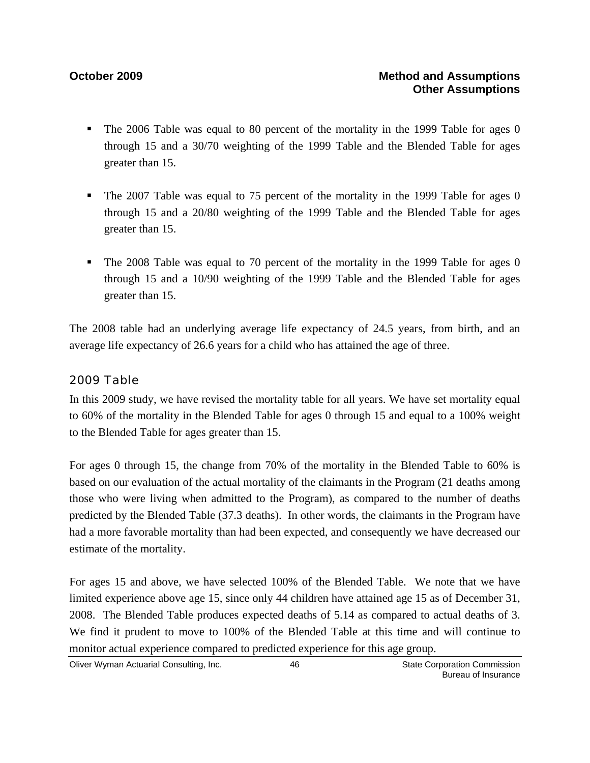- The 2006 Table was equal to 80 percent of the mortality in the 1999 Table for ages 0 through 15 and a 30/70 weighting of the 1999 Table and the Blended Table for ages greater than 15.

- The 2007 Table was equal to 75 percent of the mortality in the 1999 Table for ages 0 through 15 and a 20/80 weighting of the 1999 Table and the Blended Table for ages greater than 15.

- The 2008 Table was equal to 70 percent of the mortality in the 1999 Table for ages 0 through 15 and a 10/90 weighting of the 1999 Table and the Blended Table for ages greater than 15.

The 2008 table had an underlying average life expectancy of 24.5 years, from birth, and an average life expectancy of 26.6 years for a child who has attained the age of three.

### 2009 Table

In this 2009 study, we have revised the mortality table for all years. We have set mortality equal to 60% of the mortality in the Blended Table for ages 0 through 15 and equal to a 100% weight to the Blended Table for ages greater than 15.

For ages 0 through 15, the change from 70% of the mortality in the Blended Table to 60% is based on our evaluation of the actual mortality of the claimants in the Program (21 deaths among those who were living when admitted to the Program), as compared to the number of deaths predicted by the Blended Table (37.3 deaths). In other words, the claimants in the Program have had a more favorable mortality than had been expected, and consequently we have decreased our estimate of the mortality.

For ages 15 and above, we have selected 100% of the Blended Table. We note that we have limited experience above age 15, since only 44 children have attained age 15 as of December 31, 2008. The Blended Table produces expected deaths of 5.14 as compared to actual deaths of 3. We find it prudent to move to 100% of the Blended Table at this time and will continue to monitor actual experience compared to predicted experience for this age group.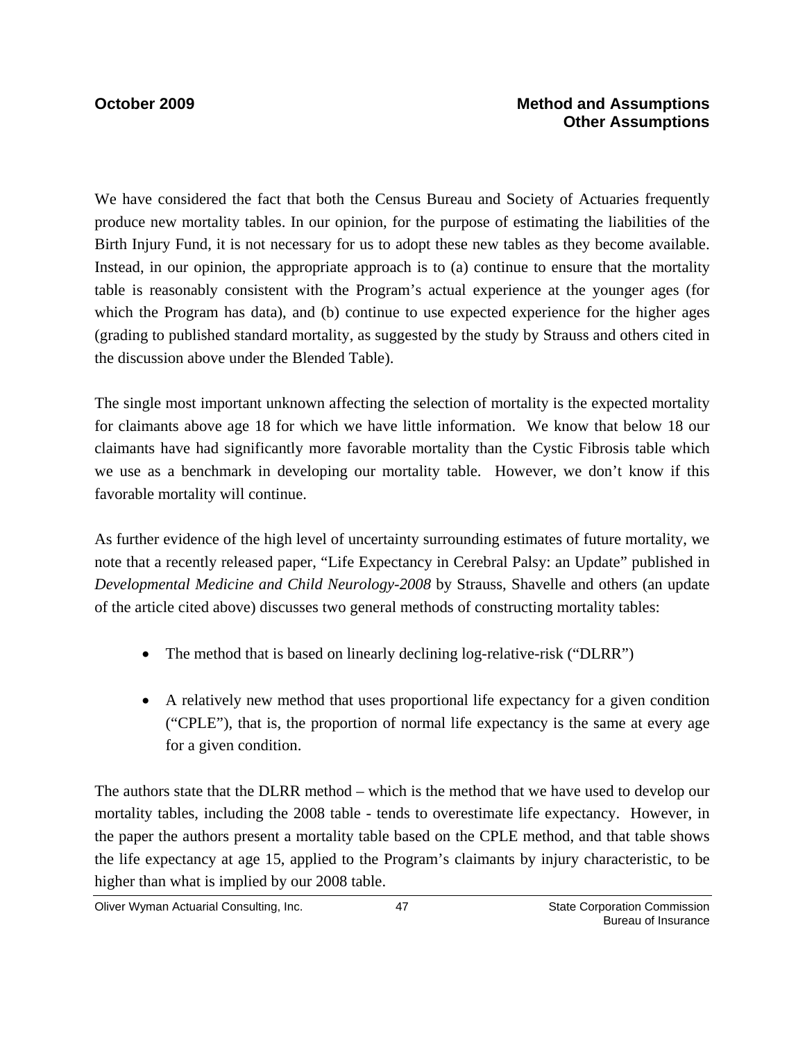We have considered the fact that both the Census Bureau and Society of Actuaries frequently produce new mortality tables. In our opinion, for the purpose of estimating the liabilities of the Birth Injury Fund, it is not necessary for us to adopt these new tables as they become available. Instead, in our opinion, the appropriate approach is to (a) continue to ensure that the mortality table is reasonably consistent with the Program's actual experience at the younger ages (for which the Program has data), and (b) continue to use expected experience for the higher ages (grading to published standard mortality, as suggested by the study by Strauss and others cited in the discussion above under the Blended Table).

The single most important unknown affecting the selection of mortality is the expected mortality for claimants above age 18 for which we have little information. We know that below 18 our claimants have had significantly more favorable mortality than the Cystic Fibrosis table which we use as a benchmark in developing our mortality table. However, we don't know if this favorable mortality will continue.

As further evidence of the high level of uncertainty surrounding estimates of future mortality, we note that a recently released paper, "Life Expectancy in Cerebral Palsy: an Update" published in *Developmental Medicine and Child Neurology-2008* by Strauss, Shavelle and others (an update of the article cited above) discusses two general methods of constructing mortality tables:

- The method that is based on linearly declining log-relative-risk ("DLRR")
- A relatively new method that uses proportional life expectancy for a given condition ("CPLE"), that is, the proportion of normal life expectancy is the same at every age for a given condition.

The authors state that the DLRR method – which is the method that we have used to develop our mortality tables, including the 2008 table - tends to overestimate life expectancy. However, in the paper the authors present a mortality table based on the CPLE method, and that table shows the life expectancy at age 15, applied to the Program's claimants by injury characteristic, to be higher than what is implied by our 2008 table.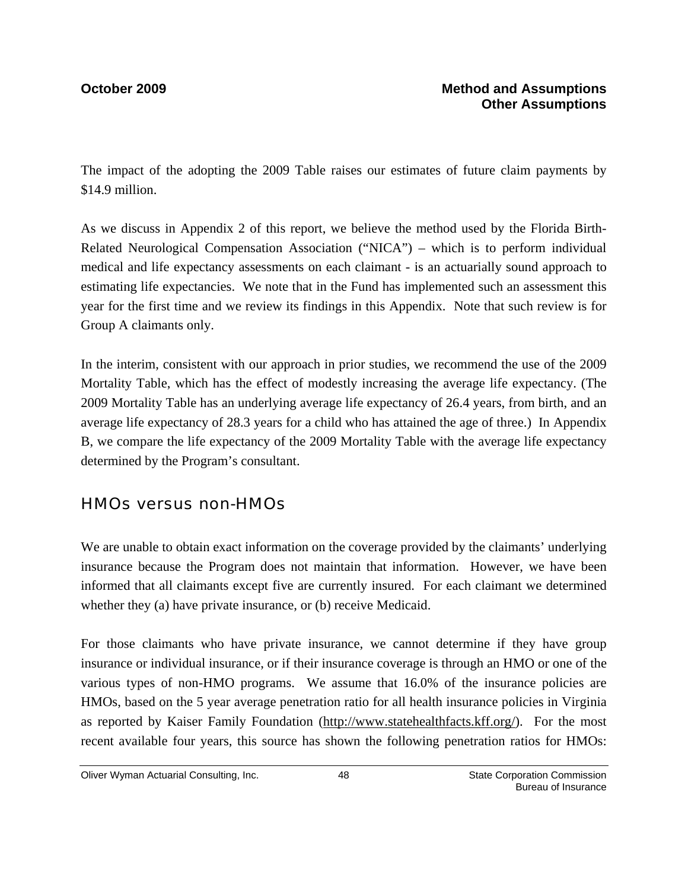The impact of the adopting the 2009 Table raises our estimates of future claim payments by $14.9 million.

As we discuss in Appendix 2 of this report, we believe the method used by the Florida Birth-Related Neurological Compensation Association ("NICA") – which is to perform individual medical and life expectancy assessments on each claimant - is an actuarially sound approach to estimating life expectancies. We note that in the Fund has implemented such an assessment this year for the first time and we review its findings in this Appendix. Note that such review is for Group A claimants only.

In the interim, consistent with our approach in prior studies, we recommend the use of the 2009 Mortality Table, which has the effect of modestly increasing the average life expectancy. (The 2009 Mortality Table has an underlying average life expectancy of 26.4 years, from birth, and an average life expectancy of 28.3 years for a child who has attained the age of three.) In Appendix B, we compare the life expectancy of the 2009 Mortality Table with the average life expectancy determined by the Program's consultant.

## HMOs versus non-HMOs

We are unable to obtain exact information on the coverage provided by the claimants' underlying insurance because the Program does not maintain that information. However, we have been informed that all claimants except five are currently insured. For each claimant we determined whether they (a) have private insurance, or (b) receive Medicaid.

For those claimants who have private insurance, we cannot determine if they have group insurance or individual insurance, or if their insurance coverage is through an HMO or one of the various types of non-HMO programs. We assume that 16.0% of the insurance policies are HMOs, based on the 5 year average penetration ratio for all health insurance policies in Virginia as reported by Kaiser Family Foundation (http://www.statehealthfacts.kff.org/). For the most recent available four years, this source has shown the following penetration ratios for HMOs: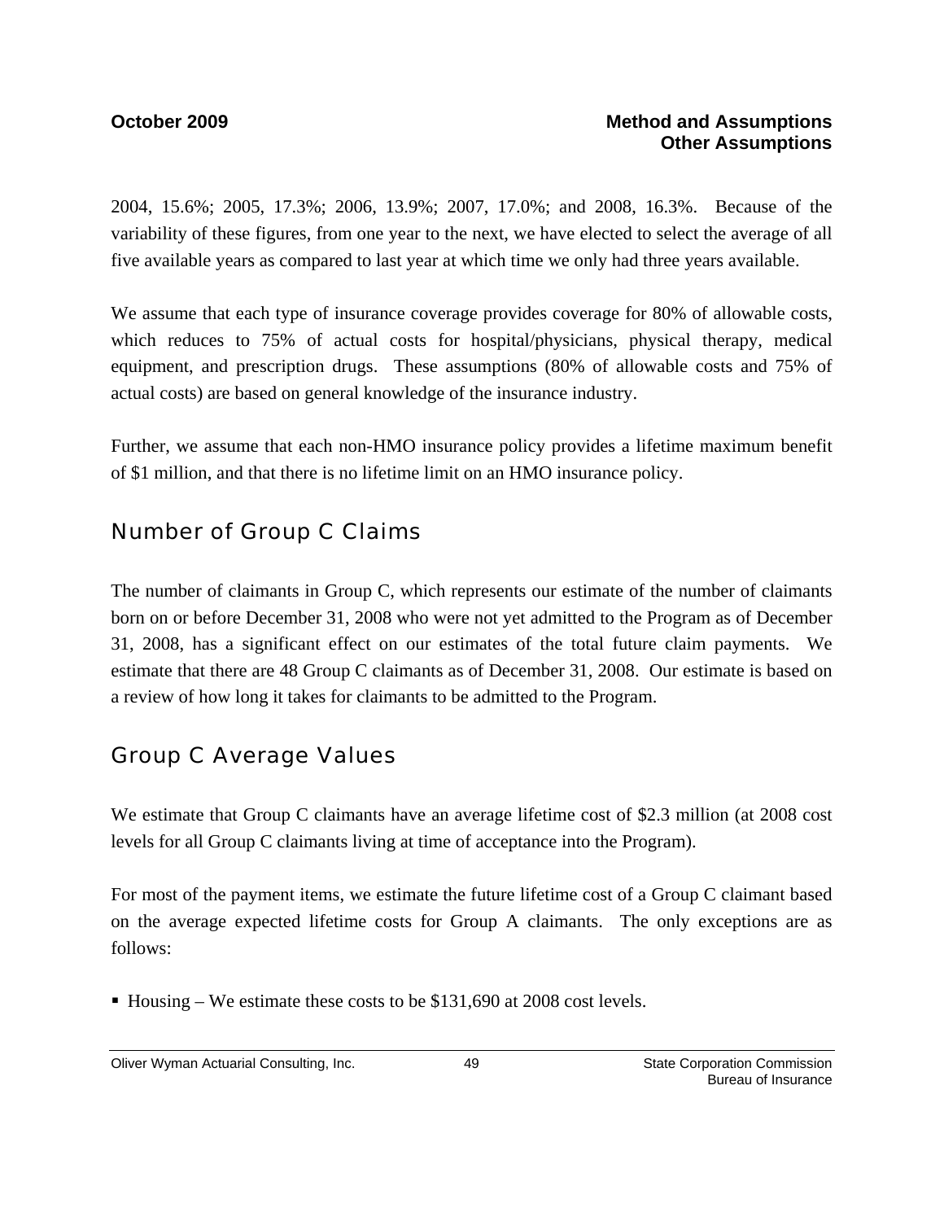2004, 15.6%; 2005, 17.3%; 2006, 13.9%; 2007, 17.0%; and 2008, 16.3%. Because of the variability of these figures, from one year to the next, we have elected to select the average of all five available years as compared to last year at which time we only had three years available.

We assume that each type of insurance coverage provides coverage for 80% of allowable costs, which reduces to 75% of actual costs for hospital/physicians, physical therapy, medical equipment, and prescription drugs. These assumptions (80% of allowable costs and 75% of actual costs) are based on general knowledge of the insurance industry.

Further, we assume that each non-HMO insurance policy provides a lifetime maximum benefit of $1 million, and that there is no lifetime limit on an HMO insurance policy.

## Number of Group C Claims

The number of claimants in Group C, which represents our estimate of the number of claimants born on or before December 31, 2008 who were not yet admitted to the Program as of December 31, 2008, has a significant effect on our estimates of the total future claim payments. We estimate that there are 48 Group C claimants as of December 31, 2008. Our estimate is based on a review of how long it takes for claimants to be admitted to the Program.

## Group C Average Values

We estimate that Group C claimants have an average lifetime cost of $2.3 million (at 2008 cost levels for all Group C claimants living at time of acceptance into the Program).

For most of the payment items, we estimate the future lifetime cost of a Group C claimant based on the average expected lifetime costs for Group A claimants. The only exceptions are as follows:

- Housing – We estimate these costs to be $131,690 at 2008 cost levels.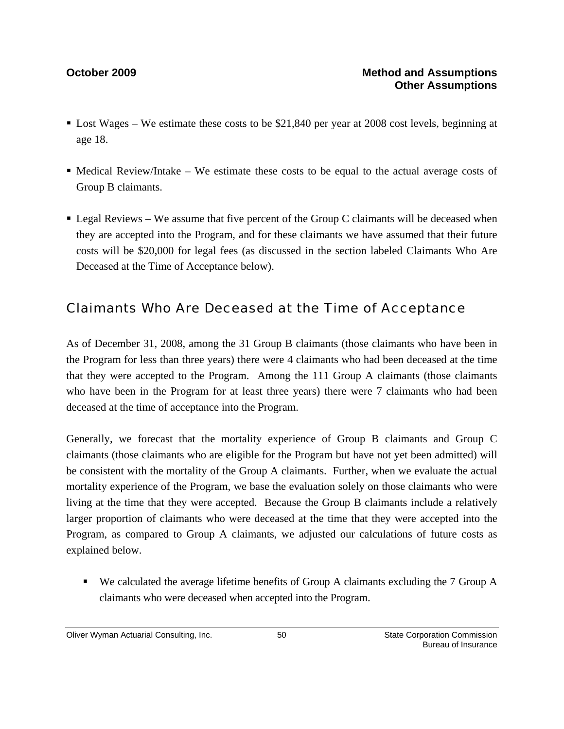- Lost Wages – We estimate these costs to be $21,840 per year at 2008 cost levels, beginning at age 18.

- Medical Review/Intake – We estimate these costs to be equal to the actual average costs of Group B claimants.

- Legal Reviews – We assume that five percent of the Group C claimants will be deceased when they are accepted into the Program, and for these claimants we have assumed that their future costs will be $20,000 for legal fees (as discussed in the section labeled Claimants Who Are Deceased at the Time of Acceptance below).

## Claimants Who Are Deceased at the Time of Acceptance

As of December 31, 2008, among the 31 Group B claimants (those claimants who have been in the Program for less than three years) there were 4 claimants who had been deceased at the time that they were accepted to the Program. Among the 111 Group A claimants (those claimants who have been in the Program for at least three years) there were 7 claimants who had been deceased at the time of acceptance into the Program.

Generally, we forecast that the mortality experience of Group B claimants and Group C claimants (those claimants who are eligible for the Program but have not yet been admitted) will be consistent with the mortality of the Group A claimants. Further, when we evaluate the actual mortality experience of the Program, we base the evaluation solely on those claimants who were living at the time that they were accepted. Because the Group B claimants include a relatively larger proportion of claimants who were deceased at the time that they were accepted into the Program, as compared to Group A claimants, we adjusted our calculations of future costs as explained below.

- We calculated the average lifetime benefits of Group A claimants excluding the 7 Group A claimants who were deceased when accepted into the Program.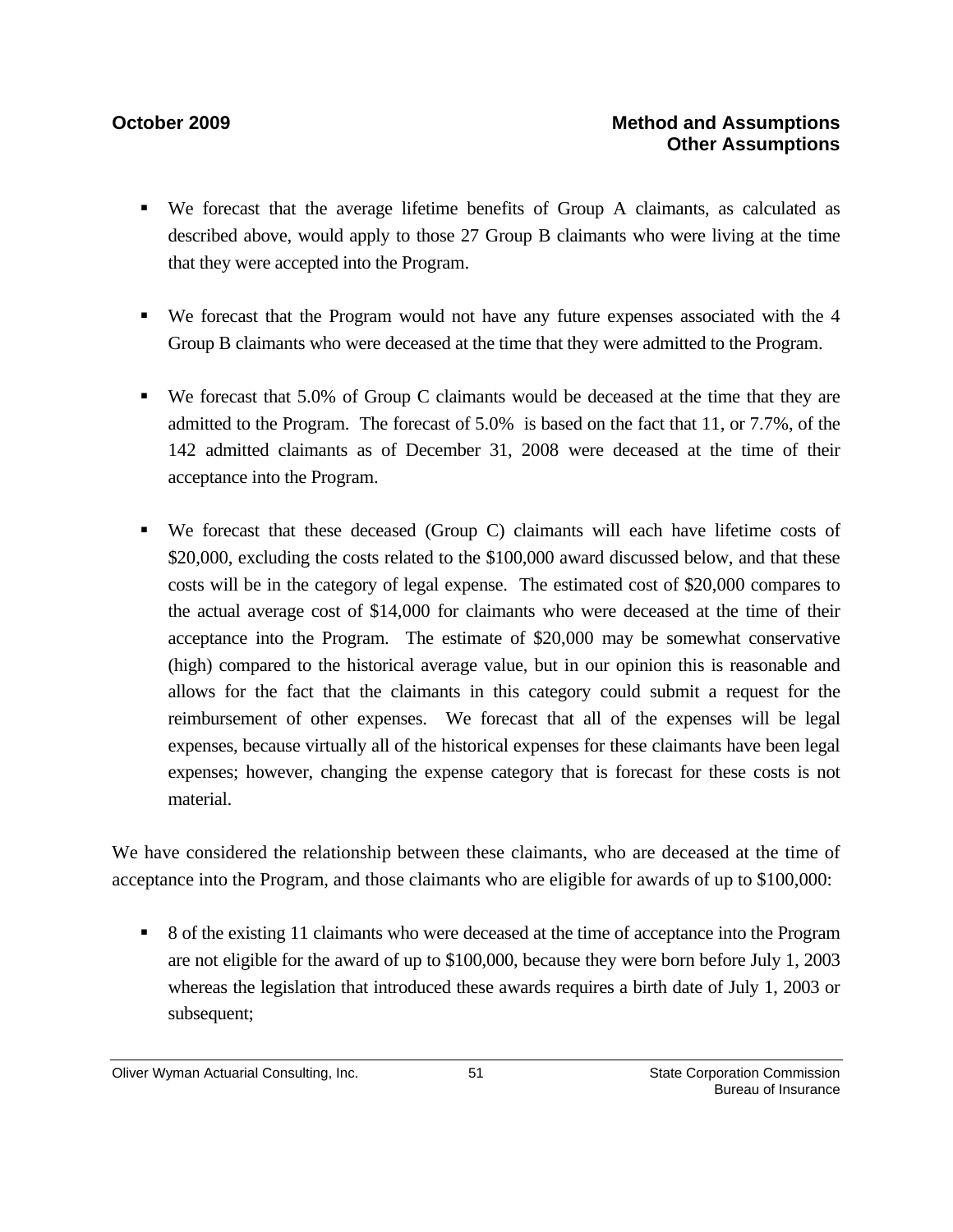- We forecast that the average lifetime benefits of Group A claimants, as calculated as described above, would apply to those 27 Group B claimants who were living at the time that they were accepted into the Program.

- We forecast that the Program would not have any future expenses associated with the 4 Group B claimants who were deceased at the time that they were admitted to the Program.

- We forecast that 5.0% of Group C claimants would be deceased at the time that they are admitted to the Program. The forecast of 5.0% is based on the fact that 11, or 7.7%, of the 142 admitted claimants as of December 31, 2008 were deceased at the time of their acceptance into the Program.

- We forecast that these deceased (Group C) claimants will each have lifetime costs of \$20,000, excluding the costs related to the \$100,000 award discussed below, and that these costs will be in the category of legal expense. The estimated cost of \$20,000 compares to the actual average cost of \$14,000 for claimants who were deceased at the time of their acceptance into the Program. The estimate of \$20,000 may be somewhat conservative (high) compared to the historical average value, but in our opinion this is reasonable and allows for the fact that the claimants in this category could submit a request for the reimbursement of other expenses. We forecast that all of the expenses will be legal expenses, because virtually all of the historical expenses for these claimants have been legal expenses; however, changing the expense category that is forecast for these costs is not material.

We have considered the relationship between these claimants, who are deceased at the time of acceptance into the Program, and those claimants who are eligible for awards of up to \$100,000:

- 8 of the existing 11 claimants who were deceased at the time of acceptance into the Program are not eligible for the award of up to \$100,000, because they were born before July 1, 2003 whereas the legislation that introduced these awards requires a birth date of July 1, 2003 or subsequent;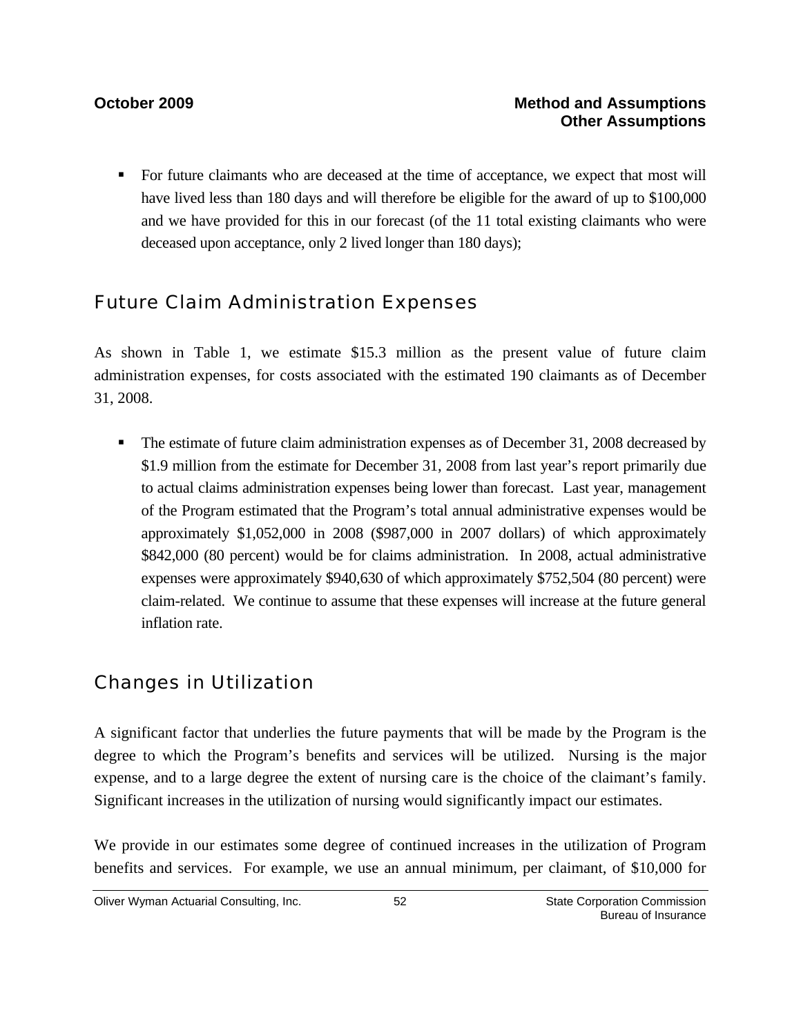- For future claimants who are deceased at the time of acceptance, we expect that most will have lived less than 180 days and will therefore be eligible for the award of up to $100,000 and we have provided for this in our forecast (of the 11 total existing claimants who were deceased upon acceptance, only 2 lived longer than 180 days);

## Future Claim Administration Expenses

As shown in Table 1, we estimate $15.3 million as the present value of future claim administration expenses, for costs associated with the estimated 190 claimants as of December 31, 2008.

- The estimate of future claim administration expenses as of December 31, 2008 decreased by $1.9 million from the estimate for December 31, 2008 from last year's report primarily due to actual claims administration expenses being lower than forecast. Last year, management of the Program estimated that the Program's total annual administrative expenses would be approximately $1,052,000 in 2008 ($987,000 in 2007 dollars) of which approximately $842,000 (80 percent) would be for claims administration. In 2008, actual administrative expenses were approximately $940,630 of which approximately $752,504 (80 percent) were claim-related. We continue to assume that these expenses will increase at the future general inflation rate.

## Changes in Utilization

A significant factor that underlies the future payments that will be made by the Program is the degree to which the Program's benefits and services will be utilized. Nursing is the major expense, and to a large degree the extent of nursing care is the choice of the claimant's family. Significant increases in the utilization of nursing would significantly impact our estimates.

We provide in our estimates some degree of continued increases in the utilization of Program benefits and services. For example, we use an annual minimum, per claimant, of $10,000 for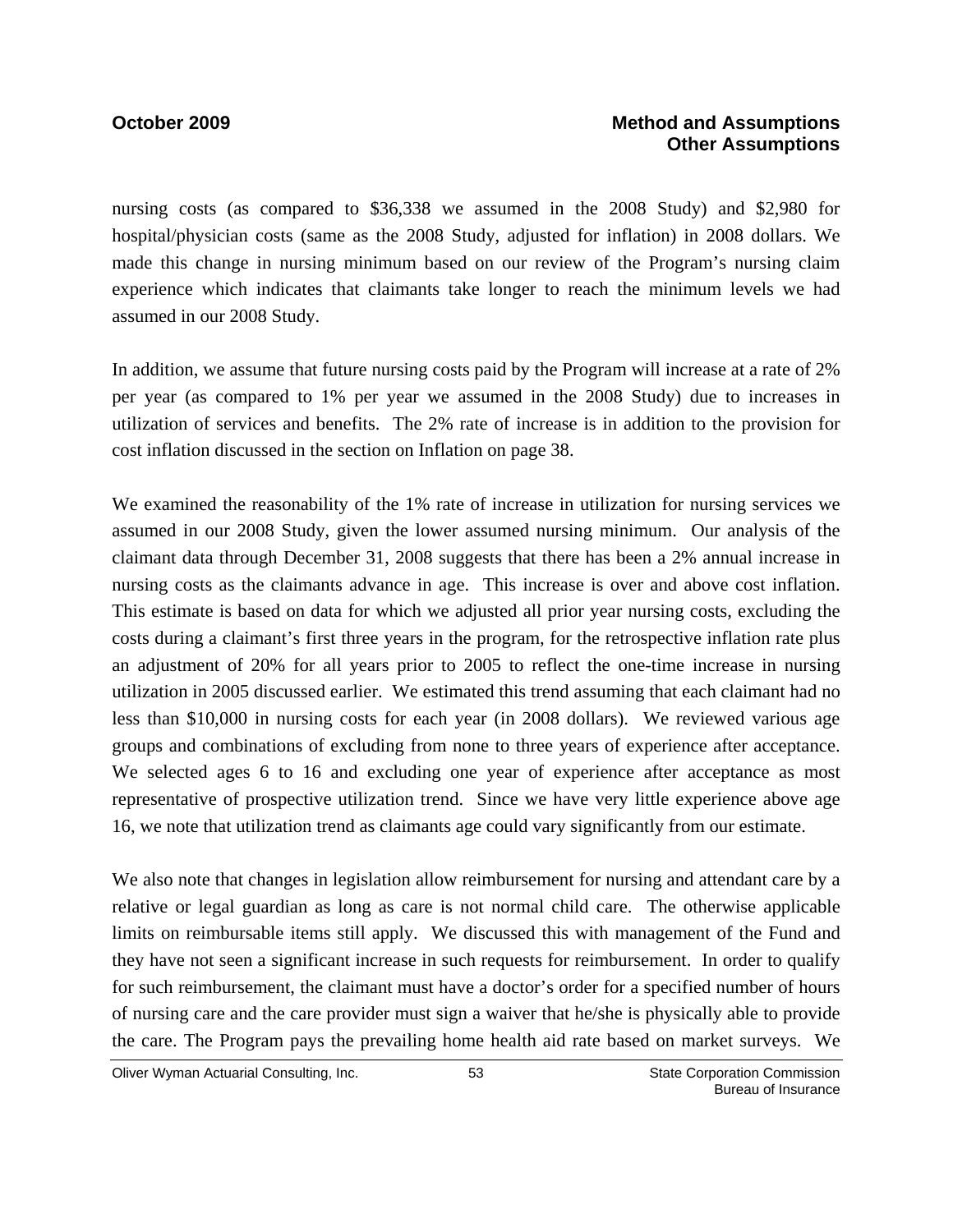nursing costs (as compared to $36,338 we assumed in the 2008 Study) and $2,980 for hospital/physician costs (same as the 2008 Study, adjusted for inflation) in 2008 dollars. We made this change in nursing minimum based on our review of the Program's nursing claim experience which indicates that claimants take longer to reach the minimum levels we had assumed in our 2008 Study.

In addition, we assume that future nursing costs paid by the Program will increase at a rate of 2% per year (as compared to 1% per year we assumed in the 2008 Study) due to increases in utilization of services and benefits. The 2% rate of increase is in addition to the provision for cost inflation discussed in the section on Inflation on page 38.

We examined the reasonability of the 1% rate of increase in utilization for nursing services we assumed in our 2008 Study, given the lower assumed nursing minimum. Our analysis of the claimant data through December 31, 2008 suggests that there has been a 2% annual increase in nursing costs as the claimants advance in age. This increase is over and above cost inflation. This estimate is based on data for which we adjusted all prior year nursing costs, excluding the costs during a claimant's first three years in the program, for the retrospective inflation rate plus an adjustment of 20% for all years prior to 2005 to reflect the one-time increase in nursing utilization in 2005 discussed earlier. We estimated this trend assuming that each claimant had no less than $10,000 in nursing costs for each year (in 2008 dollars). We reviewed various age groups and combinations of excluding from none to three years of experience after acceptance. We selected ages 6 to 16 and excluding one year of experience after acceptance as most representative of prospective utilization trend. Since we have very little experience above age 16, we note that utilization trend as claimants age could vary significantly from our estimate.

We also note that changes in legislation allow reimbursement for nursing and attendant care by a relative or legal guardian as long as care is not normal child care. The otherwise applicable limits on reimbursable items still apply. We discussed this with management of the Fund and they have not seen a significant increase in such requests for reimbursement. In order to qualify for such reimbursement, the claimant must have a doctor's order for a specified number of hours of nursing care and the care provider must sign a waiver that he/she is physically able to provide the care. The Program pays the prevailing home health aid rate based on market surveys. We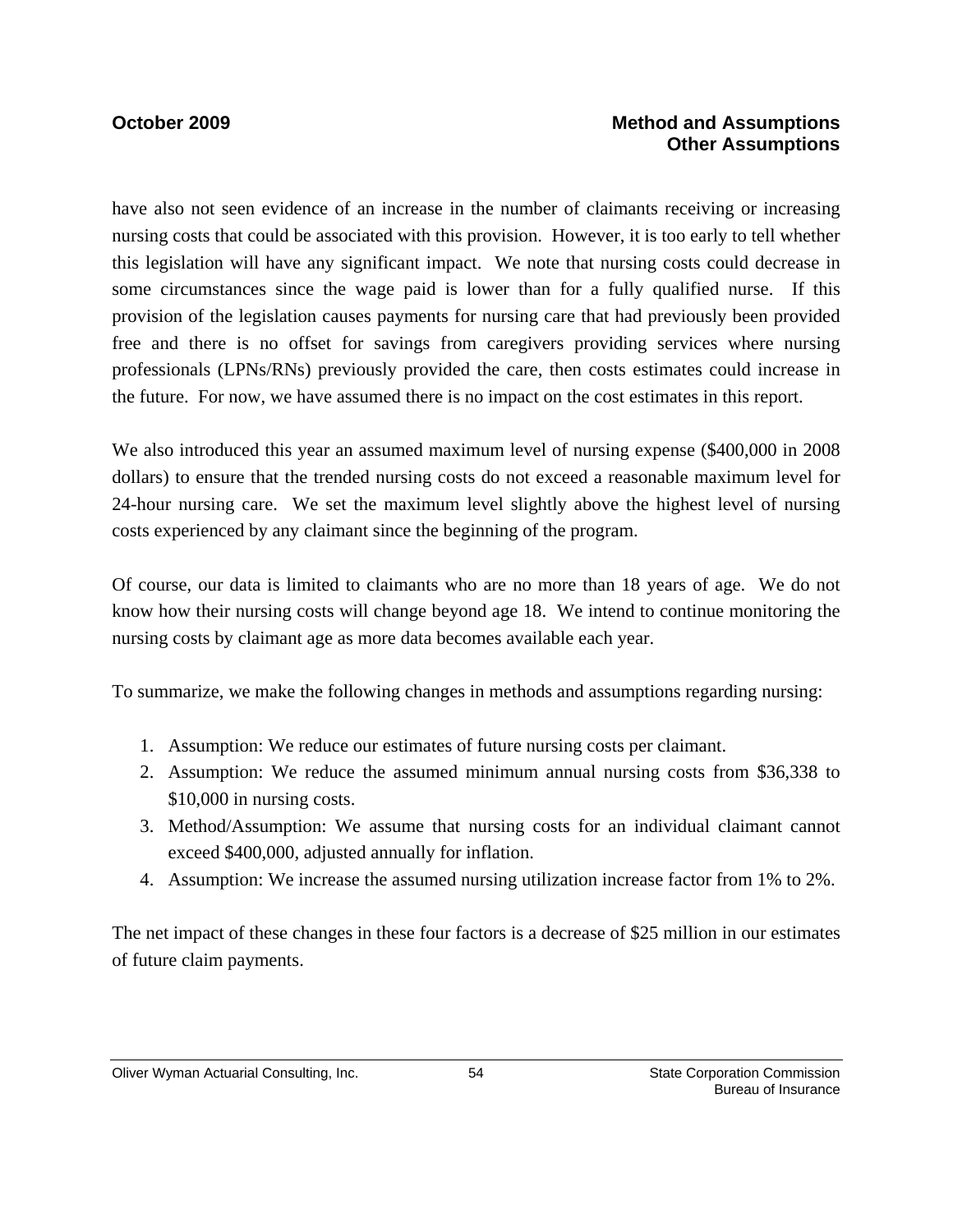have also not seen evidence of an increase in the number of claimants receiving or increasing nursing costs that could be associated with this provision. However, it is too early to tell whether this legislation will have any significant impact. We note that nursing costs could decrease in some circumstances since the wage paid is lower than for a fully qualified nurse. If this provision of the legislation causes payments for nursing care that had previously been provided free and there is no offset for savings from caregivers providing services where nursing professionals (LPNs/RNs) previously provided the care, then costs estimates could increase in the future. For now, we have assumed there is no impact on the cost estimates in this report.

We also introduced this year an assumed maximum level of nursing expense ($400,000 in 2008 dollars) to ensure that the trended nursing costs do not exceed a reasonable maximum level for 24-hour nursing care. We set the maximum level slightly above the highest level of nursing costs experienced by any claimant since the beginning of the program.

Of course, our data is limited to claimants who are no more than 18 years of age. We do not know how their nursing costs will change beyond age 18. We intend to continue monitoring the nursing costs by claimant age as more data becomes available each year.

To summarize, we make the following changes in methods and assumptions regarding nursing:

1. Assumption: We reduce our estimates of future nursing costs per claimant.
2. Assumption: We reduce the assumed minimum annual nursing costs from $36,338 to $10,000 in nursing costs.
3. Method/Assumption: We assume that nursing costs for an individual claimant cannot exceed $400,000, adjusted annually for inflation.
4. Assumption: We increase the assumed nursing utilization increase factor from 1% to 2%.

The net impact of these changes in these four factors is a decrease of $25 million in our estimates of future claim payments.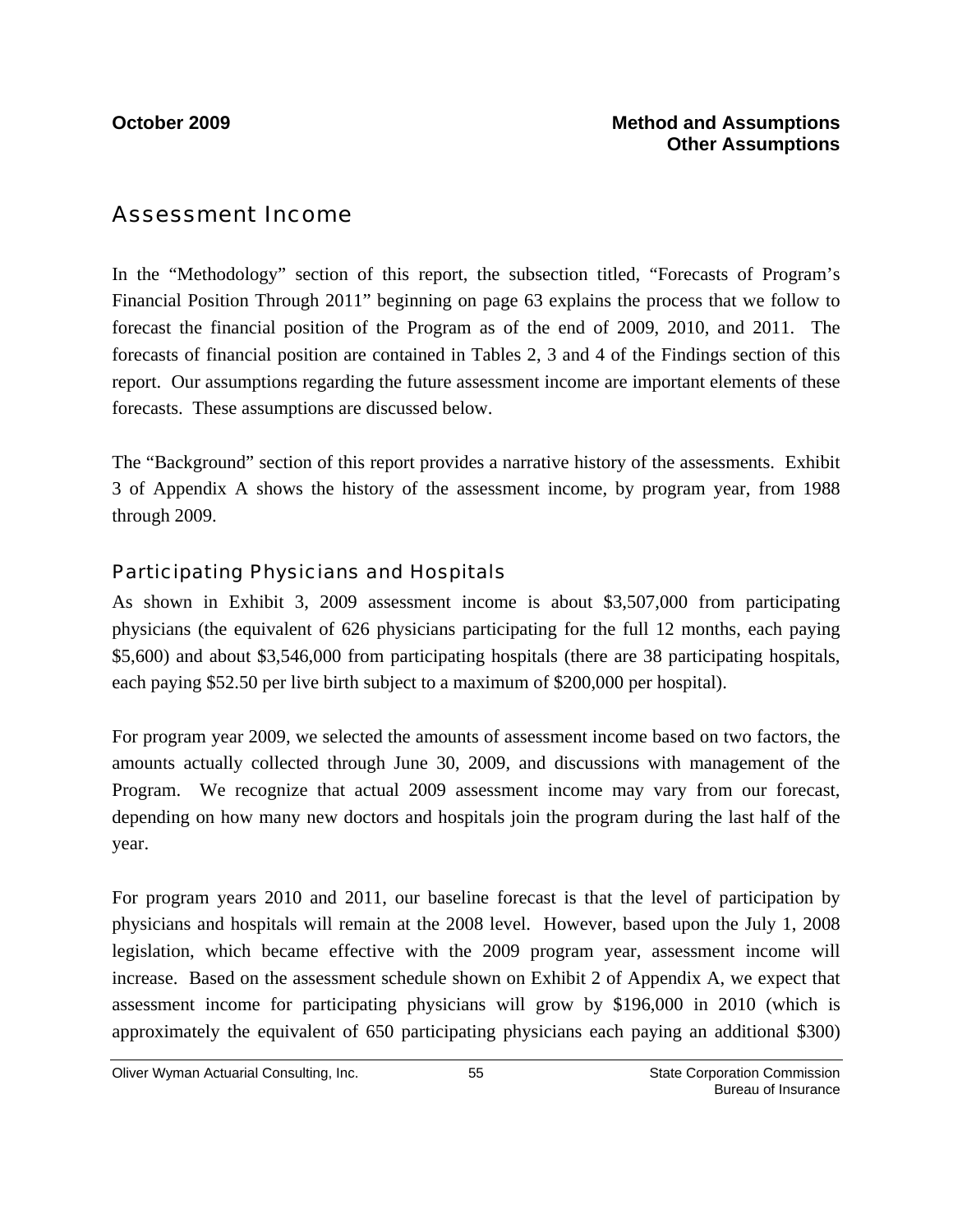## Assessment Income

In the "Methodology" section of this report, the subsection titled, "Forecasts of Program's Financial Position Through 2011" beginning on page 63 explains the process that we follow to forecast the financial position of the Program as of the end of 2009, 2010, and 2011. The forecasts of financial position are contained in Tables 2, 3 and 4 of the Findings section of this report. Our assumptions regarding the future assessment income are important elements of these forecasts. These assumptions are discussed below.

The "Background" section of this report provides a narrative history of the assessments. Exhibit 3 of Appendix A shows the history of the assessment income, by program year, from 1988 through 2009.

### Participating Physicians and Hospitals

As shown in Exhibit 3, 2009 assessment income is about $3,507,000 from participating physicians (the equivalent of 626 physicians participating for the full 12 months, each paying $5,600) and about $3,546,000 from participating hospitals (there are 38 participating hospitals, each paying $52.50 per live birth subject to a maximum of $200,000 per hospital).

For program year 2009, we selected the amounts of assessment income based on two factors, the amounts actually collected through June 30, 2009, and discussions with management of the Program. We recognize that actual 2009 assessment income may vary from our forecast, depending on how many new doctors and hospitals join the program during the last half of the year.

For program years 2010 and 2011, our baseline forecast is that the level of participation by physicians and hospitals will remain at the 2008 level. However, based upon the July 1, 2008 legislation, which became effective with the 2009 program year, assessment income will increase. Based on the assessment schedule shown on Exhibit 2 of Appendix A, we expect that assessment income for participating physicians will grow by $196,000 in 2010 (which is approximately the equivalent of 650 participating physicians each paying an additional $300)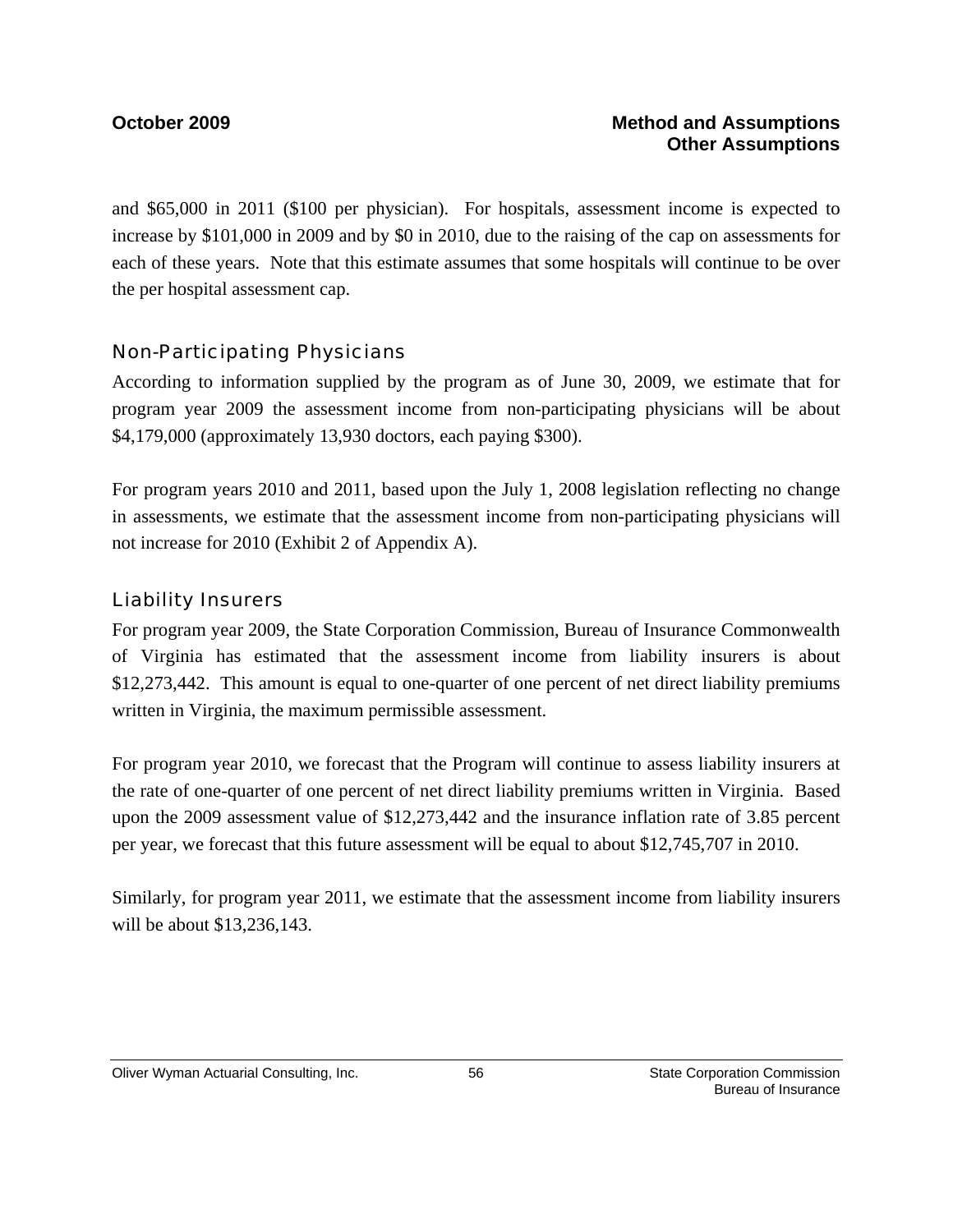and $65,000 in 2011 ($100 per physician). For hospitals, assessment income is expected to increase by $101,000 in 2009 and by $0 in 2010, due to the raising of the cap on assessments for each of these years. Note that this estimate assumes that some hospitals will continue to be over the per hospital assessment cap.

### Non-Participating Physicians

According to information supplied by the program as of June 30, 2009, we estimate that for program year 2009 the assessment income from non-participating physicians will be about $4,179,000 (approximately 13,930 doctors, each paying $300).

For program years 2010 and 2011, based upon the July 1, 2008 legislation reflecting no change in assessments, we estimate that the assessment income from non-participating physicians will not increase for 2010 (Exhibit 2 of Appendix A).

### Liability Insurers

For program year 2009, the State Corporation Commission, Bureau of Insurance Commonwealth of Virginia has estimated that the assessment income from liability insurers is about $12,273,442. This amount is equal to one-quarter of one percent of net direct liability premiums written in Virginia, the maximum permissible assessment.

For program year 2010, we forecast that the Program will continue to assess liability insurers at the rate of one-quarter of one percent of net direct liability premiums written in Virginia. Based upon the 2009 assessment value of $12,273,442 and the insurance inflation rate of 3.85 percent per year, we forecast that this future assessment will be equal to about $12,745,707 in 2010.

Similarly, for program year 2011, we estimate that the assessment income from liability insurers will be about $13,236,143.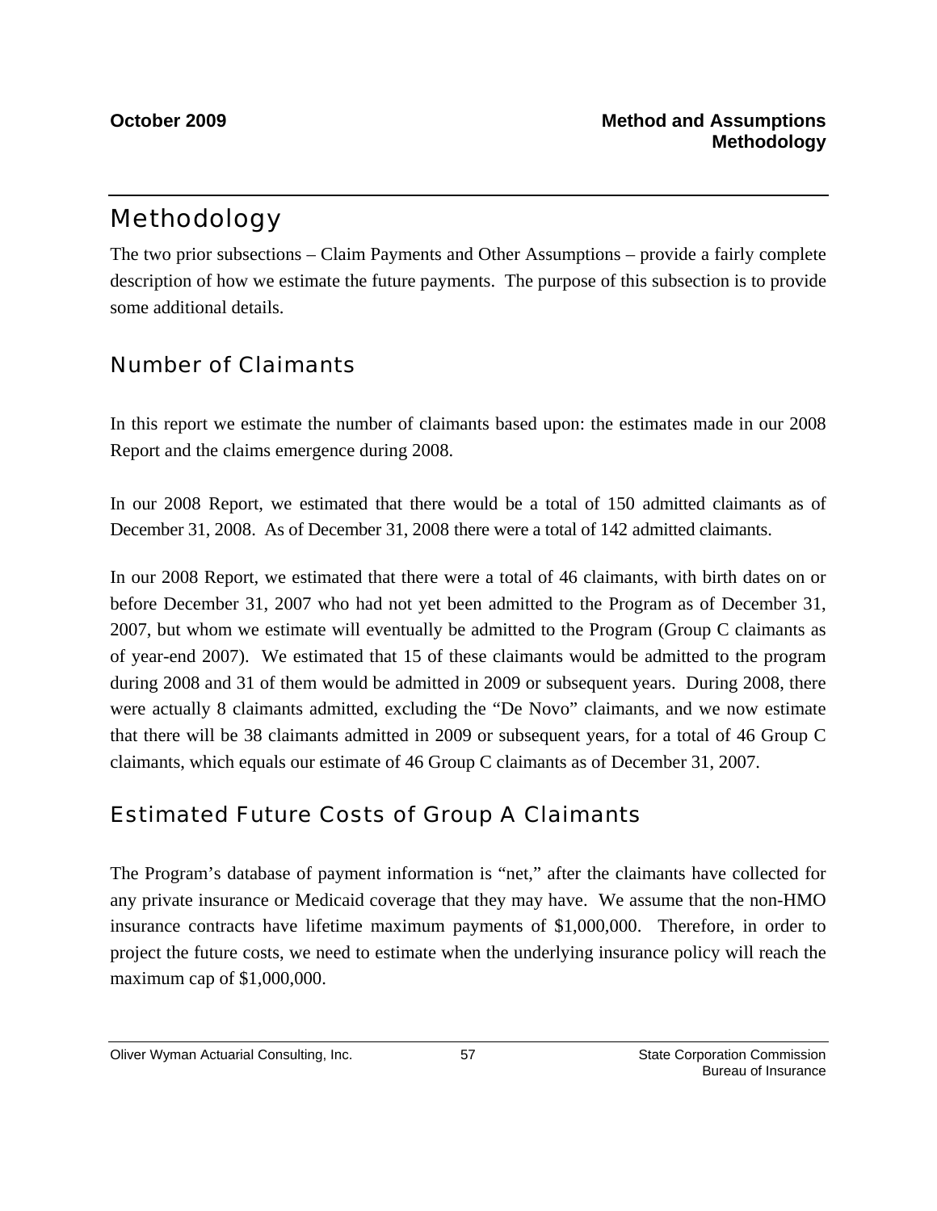# Methodology

The two prior subsections – Claim Payments and Other Assumptions – provide a fairly complete description of how we estimate the future payments. The purpose of this subsection is to provide some additional details.

## Number of Claimants

In this report we estimate the number of claimants based upon: the estimates made in our 2008 Report and the claims emergence during 2008.

In our 2008 Report, we estimated that there would be a total of 150 admitted claimants as of December 31, 2008. As of December 31, 2008 there were a total of 142 admitted claimants.

In our 2008 Report, we estimated that there were a total of 46 claimants, with birth dates on or before December 31, 2007 who had not yet been admitted to the Program as of December 31, 2007, but whom we estimate will eventually be admitted to the Program (Group C claimants as of year-end 2007). We estimated that 15 of these claimants would be admitted to the program during 2008 and 31 of them would be admitted in 2009 or subsequent years. During 2008, there were actually 8 claimants admitted, excluding the "De Novo" claimants, and we now estimate that there will be 38 claimants admitted in 2009 or subsequent years, for a total of 46 Group C claimants, which equals our estimate of 46 Group C claimants as of December 31, 2007.

## Estimated Future Costs of Group A Claimants

The Program's database of payment information is "net," after the claimants have collected for any private insurance or Medicaid coverage that they may have. We assume that the non-HMO insurance contracts have lifetime maximum payments of $1,000,000. Therefore, in order to project the future costs, we need to estimate when the underlying insurance policy will reach the maximum cap of $1,000,000.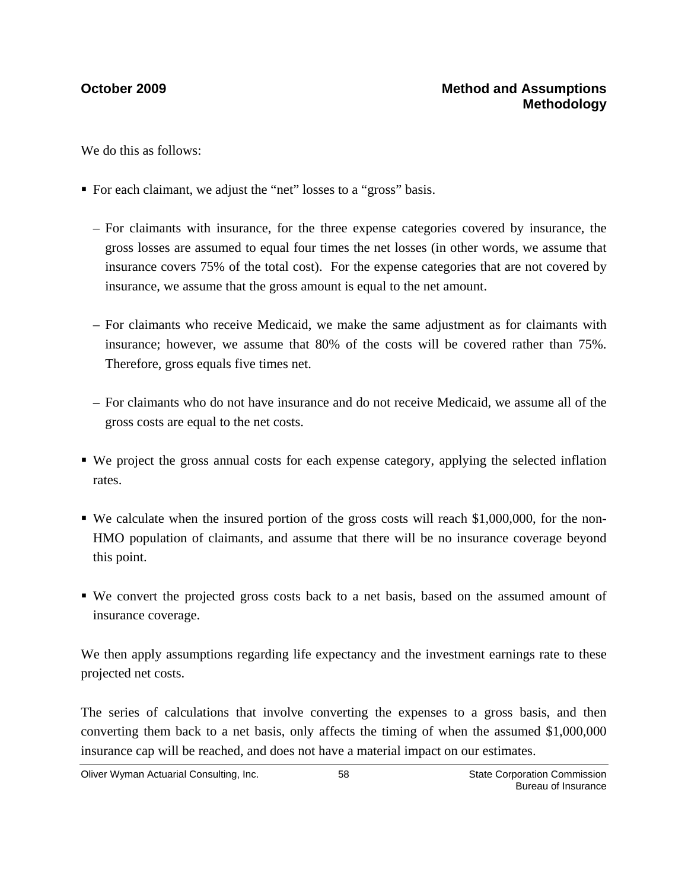We do this as follows:

- For each claimant, we adjust the "net" losses to a "gross" basis.
  - For claimants with insurance, for the three expense categories covered by insurance, the gross losses are assumed to equal four times the net losses (in other words, we assume that insurance covers 75% of the total cost). For the expense categories that are not covered by insurance, we assume that the gross amount is equal to the net amount.
  - For claimants who receive Medicaid, we make the same adjustment as for claimants with insurance; however, we assume that 80% of the costs will be covered rather than 75%. Therefore, gross equals five times net.
  - For claimants who do not have insurance and do not receive Medicaid, we assume all of the gross costs are equal to the net costs.
- We project the gross annual costs for each expense category, applying the selected inflation rates.
- We calculate when the insured portion of the gross costs will reach $1,000,000, for the non-HMO population of claimants, and assume that there will be no insurance coverage beyond this point.
- We convert the projected gross costs back to a net basis, based on the assumed amount of insurance coverage.

We then apply assumptions regarding life expectancy and the investment earnings rate to these projected net costs.

The series of calculations that involve converting the expenses to a gross basis, and then converting them back to a net basis, only affects the timing of when the assumed $1,000,000 insurance cap will be reached, and does not have a material impact on our estimates.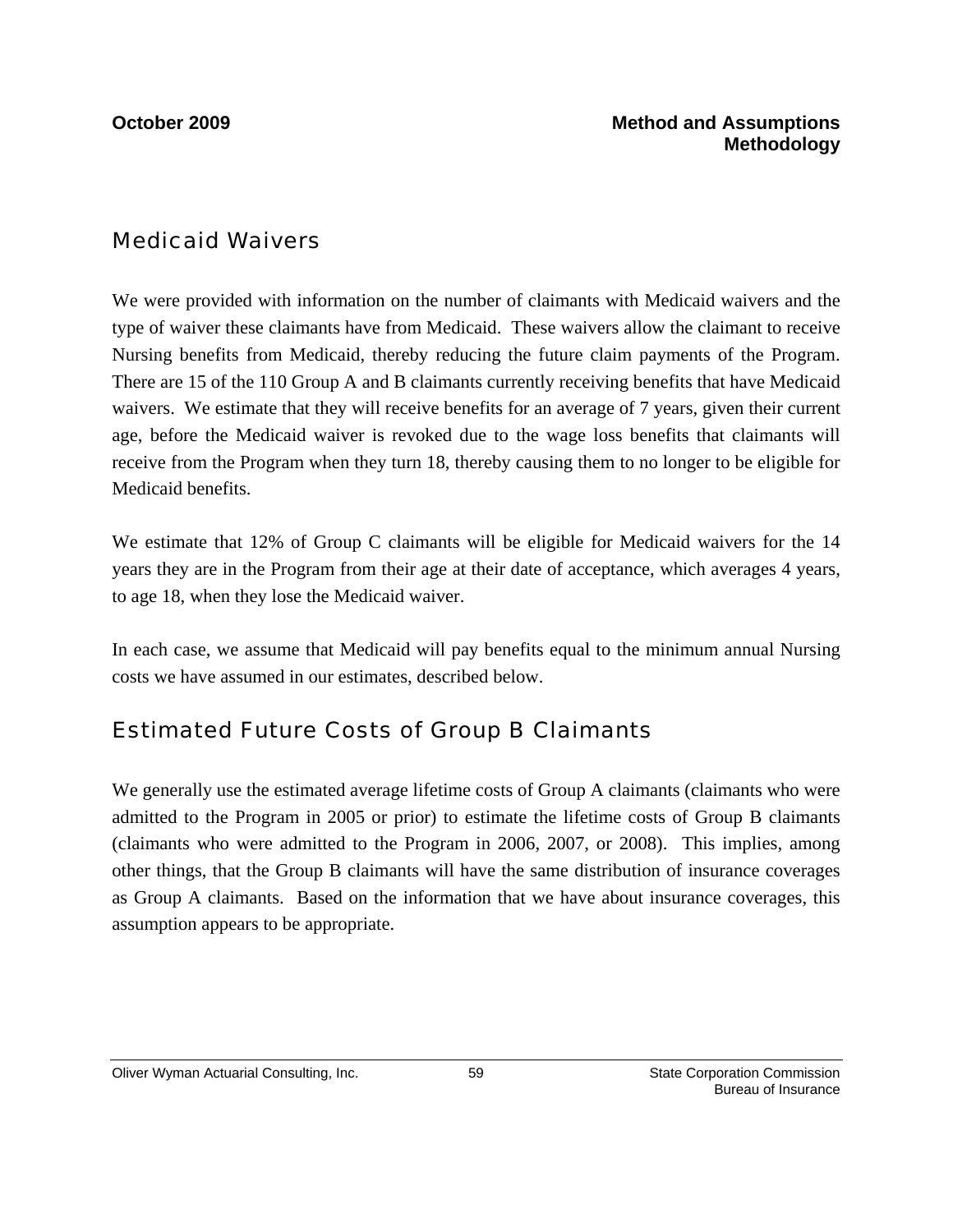## Medicaid Waivers

We were provided with information on the number of claimants with Medicaid waivers and the type of waiver these claimants have from Medicaid. These waivers allow the claimant to receive Nursing benefits from Medicaid, thereby reducing the future claim payments of the Program. There are 15 of the 110 Group A and B claimants currently receiving benefits that have Medicaid waivers. We estimate that they will receive benefits for an average of 7 years, given their current age, before the Medicaid waiver is revoked due to the wage loss benefits that claimants will receive from the Program when they turn 18, thereby causing them to no longer to be eligible for Medicaid benefits.

We estimate that 12% of Group C claimants will be eligible for Medicaid waivers for the 14 years they are in the Program from their age at their date of acceptance, which averages 4 years, to age 18, when they lose the Medicaid waiver.

In each case, we assume that Medicaid will pay benefits equal to the minimum annual Nursing costs we have assumed in our estimates, described below.

## Estimated Future Costs of Group B Claimants

We generally use the estimated average lifetime costs of Group A claimants (claimants who were admitted to the Program in 2005 or prior) to estimate the lifetime costs of Group B claimants (claimants who were admitted to the Program in 2006, 2007, or 2008). This implies, among other things, that the Group B claimants will have the same distribution of insurance coverages as Group A claimants. Based on the information that we have about insurance coverages, this assumption appears to be appropriate.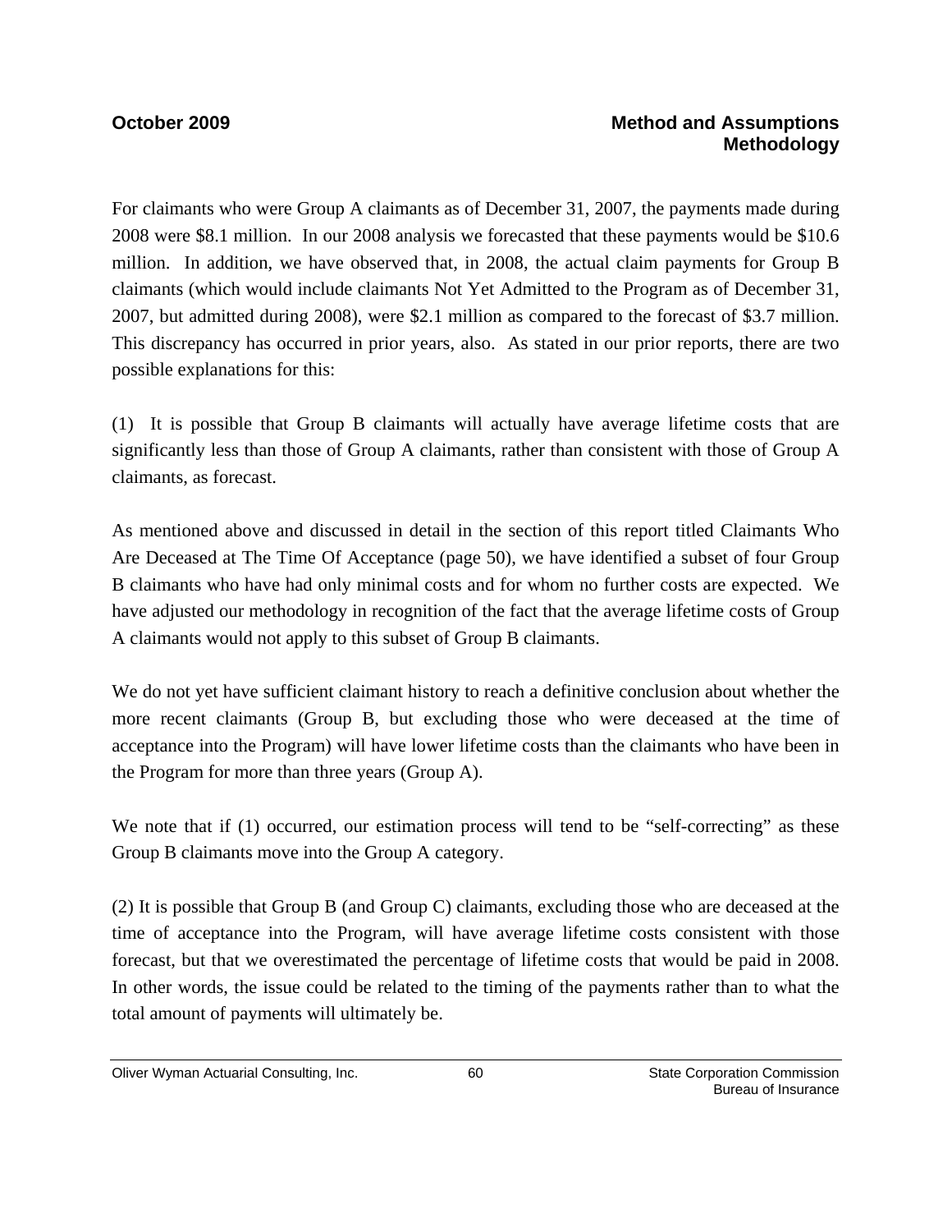For claimants who were Group A claimants as of December 31, 2007, the payments made during 2008 were $8.1 million. In our 2008 analysis we forecasted that these payments would be $10.6 million. In addition, we have observed that, in 2008, the actual claim payments for Group B claimants (which would include claimants Not Yet Admitted to the Program as of December 31, 2007, but admitted during 2008), were $2.1 million as compared to the forecast of $3.7 million. This discrepancy has occurred in prior years, also. As stated in our prior reports, there are two possible explanations for this:

(1) It is possible that Group B claimants will actually have average lifetime costs that are significantly less than those of Group A claimants, rather than consistent with those of Group A claimants, as forecast.

As mentioned above and discussed in detail in the section of this report titled Claimants Who Are Deceased at The Time Of Acceptance (page 50), we have identified a subset of four Group B claimants who have had only minimal costs and for whom no further costs are expected. We have adjusted our methodology in recognition of the fact that the average lifetime costs of Group A claimants would not apply to this subset of Group B claimants.

We do not yet have sufficient claimant history to reach a definitive conclusion about whether the more recent claimants (Group B, but excluding those who were deceased at the time of acceptance into the Program) will have lower lifetime costs than the claimants who have been in the Program for more than three years (Group A).

We note that if (1) occurred, our estimation process will tend to be "self-correcting" as these Group B claimants move into the Group A category.

(2) It is possible that Group B (and Group C) claimants, excluding those who are deceased at the time of acceptance into the Program, will have average lifetime costs consistent with those forecast, but that we overestimated the percentage of lifetime costs that would be paid in 2008. In other words, the issue could be related to the timing of the payments rather than to what the total amount of payments will ultimately be.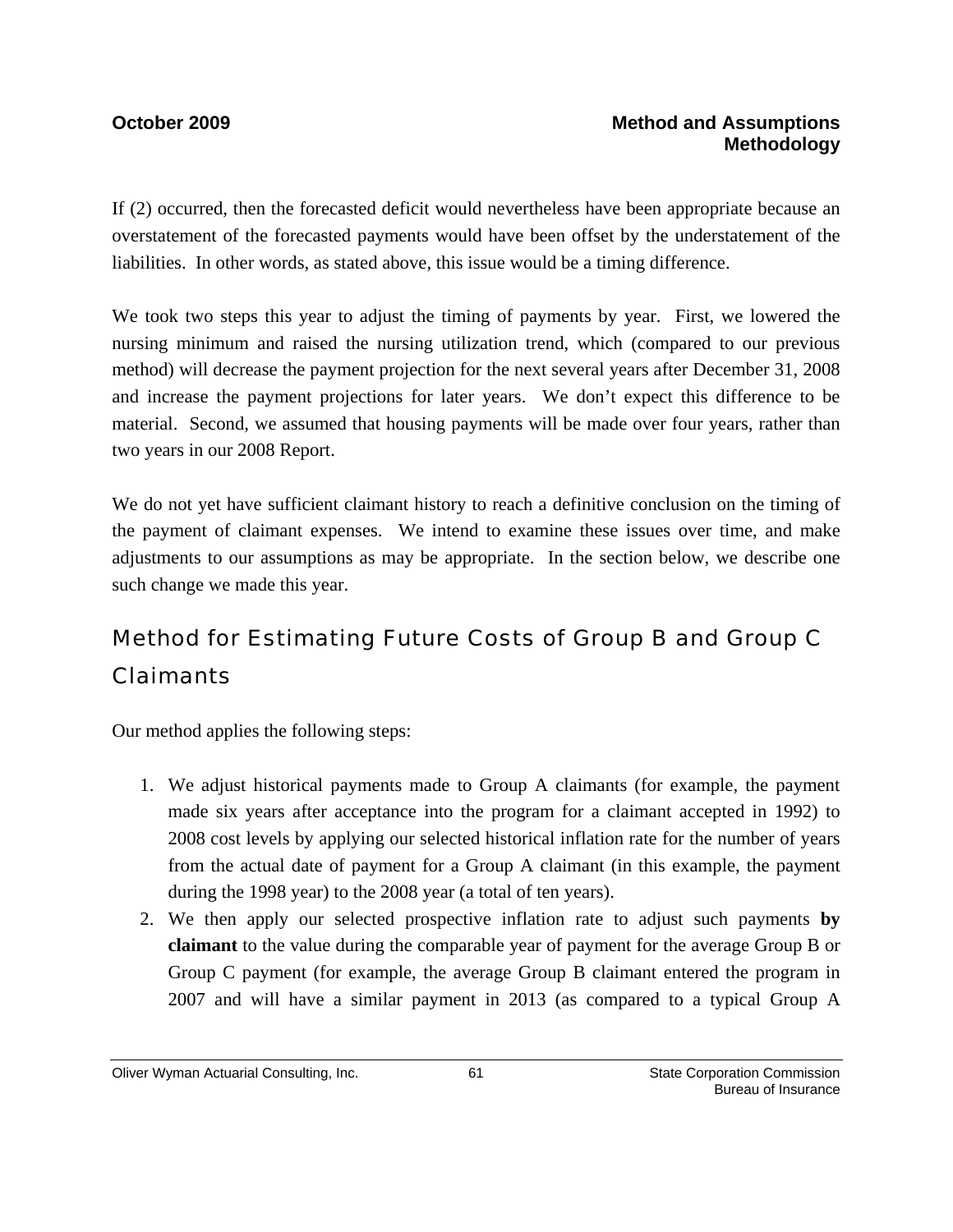If (2) occurred, then the forecasted deficit would nevertheless have been appropriate because an overstatement of the forecasted payments would have been offset by the understatement of the liabilities. In other words, as stated above, this issue would be a timing difference.

We took two steps this year to adjust the timing of payments by year. First, we lowered the nursing minimum and raised the nursing utilization trend, which (compared to our previous method) will decrease the payment projection for the next several years after December 31, 2008 and increase the payment projections for later years. We don't expect this difference to be material. Second, we assumed that housing payments will be made over four years, rather than two years in our 2008 Report.

We do not yet have sufficient claimant history to reach a definitive conclusion on the timing of the payment of claimant expenses. We intend to examine these issues over time, and make adjustments to our assumptions as may be appropriate. In the section below, we describe one such change we made this year.

## Method for Estimating Future Costs of Group B and Group C Claimants

Our method applies the following steps:

1. We adjust historical payments made to Group A claimants (for example, the payment made six years after acceptance into the program for a claimant accepted in 1992) to 2008 cost levels by applying our selected historical inflation rate for the number of years from the actual date of payment for a Group A claimant (in this example, the payment during the 1998 year) to the 2008 year (a total of ten years).
2. We then apply our selected prospective inflation rate to adjust such payments **by claimant** to the value during the comparable year of payment for the average Group B or Group C payment (for example, the average Group B claimant entered the program in 2007 and will have a similar payment in 2013 (as compared to a typical Group A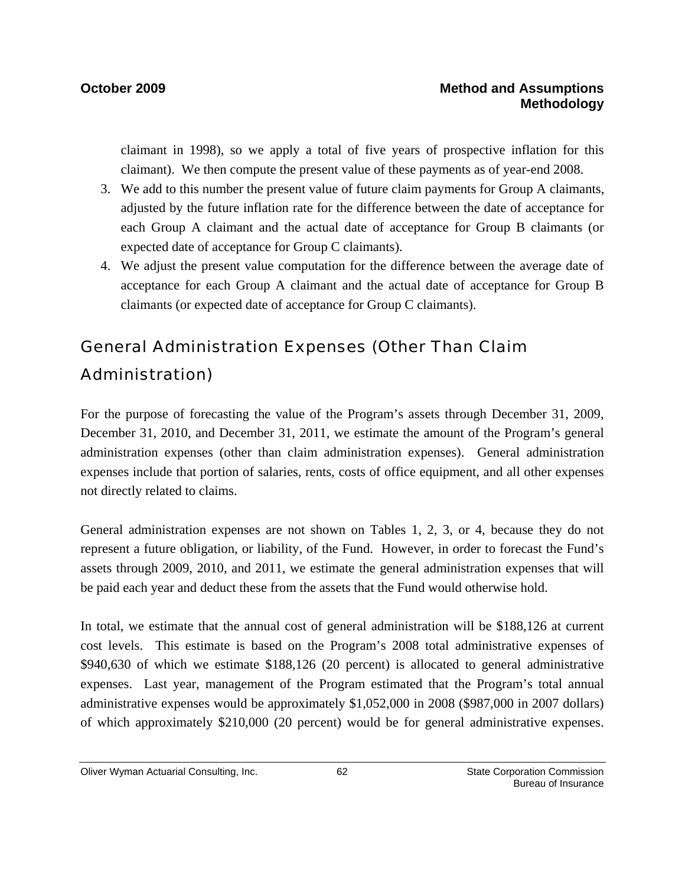claimant in 1998), so we apply a total of five years of prospective inflation for this claimant). We then compute the present value of these payments as of year-end 2008.

3. We add to this number the present value of future claim payments for Group A claimants, adjusted by the future inflation rate for the difference between the date of acceptance for each Group A claimant and the actual date of acceptance for Group B claimants (or expected date of acceptance for Group C claimants).
4. We adjust the present value computation for the difference between the average date of acceptance for each Group A claimant and the actual date of acceptance for Group B claimants (or expected date of acceptance for Group C claimants).

## General Administration Expenses (Other Than Claim Administration)

For the purpose of forecasting the value of the Program's assets through December 31, 2009, December 31, 2010, and December 31, 2011, we estimate the amount of the Program's general administration expenses (other than claim administration expenses). General administration expenses include that portion of salaries, rents, costs of office equipment, and all other expenses not directly related to claims.

General administration expenses are not shown on Tables 1, 2, 3, or 4, because they do not represent a future obligation, or liability, of the Fund. However, in order to forecast the Fund's assets through 2009, 2010, and 2011, we estimate the general administration expenses that will be paid each year and deduct these from the assets that the Fund would otherwise hold.

In total, we estimate that the annual cost of general administration will be $188,126 at current cost levels. This estimate is based on the Program's 2008 total administrative expenses of $940,630 of which we estimate $188,126 (20 percent) is allocated to general administrative expenses. Last year, management of the Program estimated that the Program's total annual administrative expenses would be approximately $1,052,000 in 2008 ($987,000 in 2007 dollars) of which approximately $210,000 (20 percent) would be for general administrative expenses.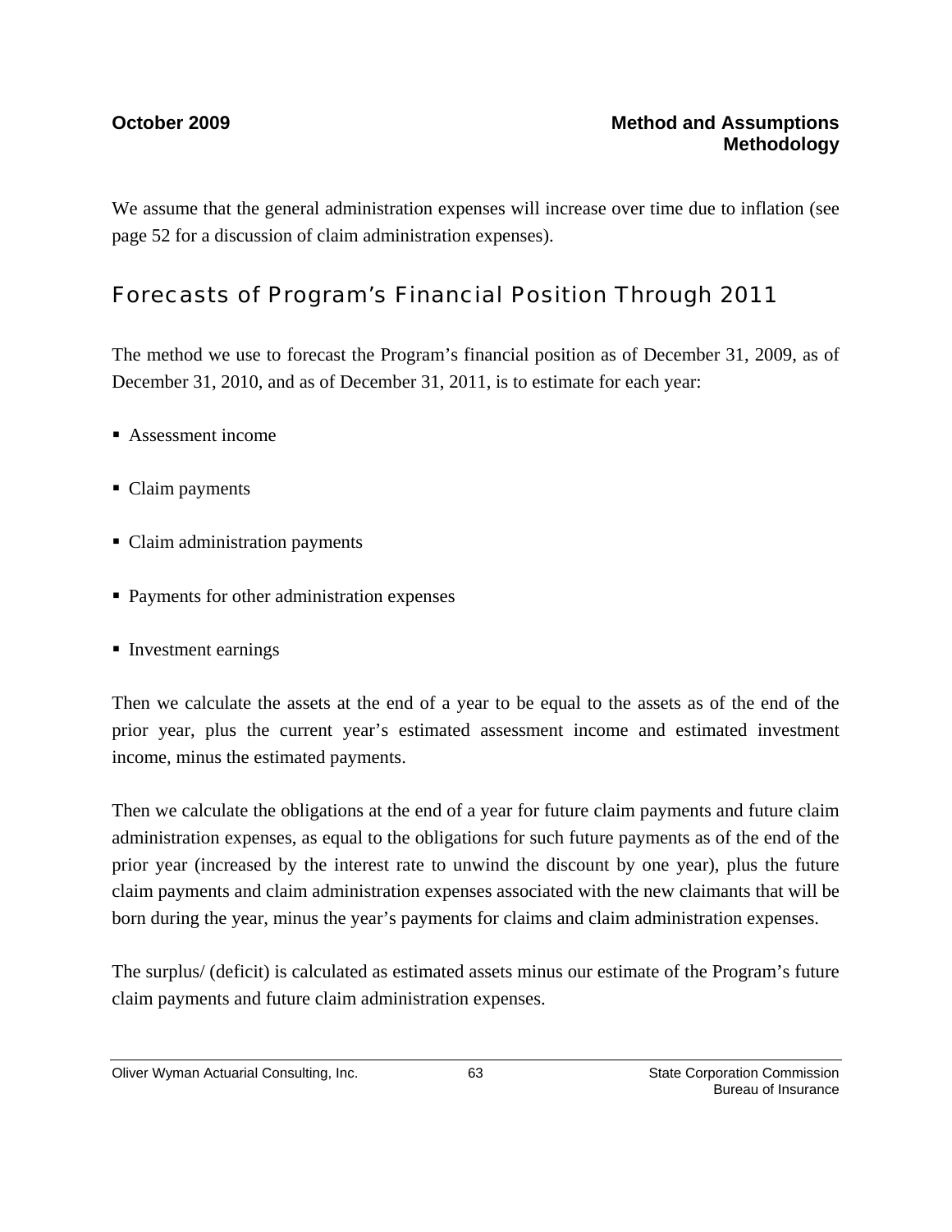We assume that the general administration expenses will increase over time due to inflation (see page 52 for a discussion of claim administration expenses).

## Forecasts of Program's Financial Position Through 2011

The method we use to forecast the Program's financial position as of December 31, 2009, as of December 31, 2010, and as of December 31, 2011, is to estimate for each year:

- Assessment income
- Claim payments
- Claim administration payments
- Payments for other administration expenses
- Investment earnings

Then we calculate the assets at the end of a year to be equal to the assets as of the end of the prior year, plus the current year's estimated assessment income and estimated investment income, minus the estimated payments.

Then we calculate the obligations at the end of a year for future claim payments and future claim administration expenses, as equal to the obligations for such future payments as of the end of the prior year (increased by the interest rate to unwind the discount by one year), plus the future claim payments and claim administration expenses associated with the new claimants that will be born during the year, minus the year's payments for claims and claim administration expenses.

The surplus/ (deficit) is calculated as estimated assets minus our estimate of the Program's future claim payments and future claim administration expenses.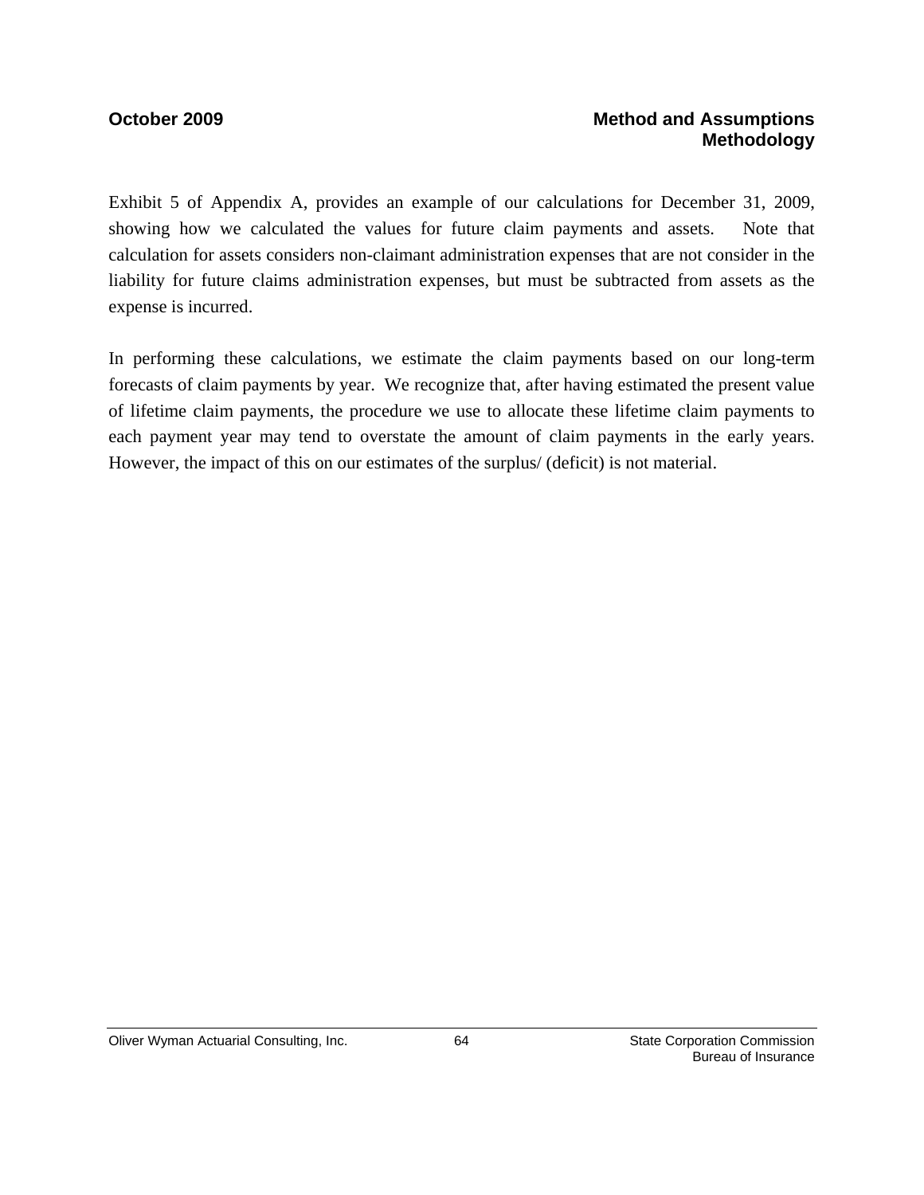Exhibit 5 of Appendix A, provides an example of our calculations for December 31, 2009, showing how we calculated the values for future claim payments and assets. Note that calculation for assets considers non-claimant administration expenses that are not consider in the liability for future claims administration expenses, but must be subtracted from assets as the expense is incurred.

In performing these calculations, we estimate the claim payments based on our long-term forecasts of claim payments by year. We recognize that, after having estimated the present value of lifetime claim payments, the procedure we use to allocate these lifetime claim payments to each payment year may tend to overstate the amount of claim payments in the early years. However, the impact of this on our estimates of the surplus/ (deficit) is not material.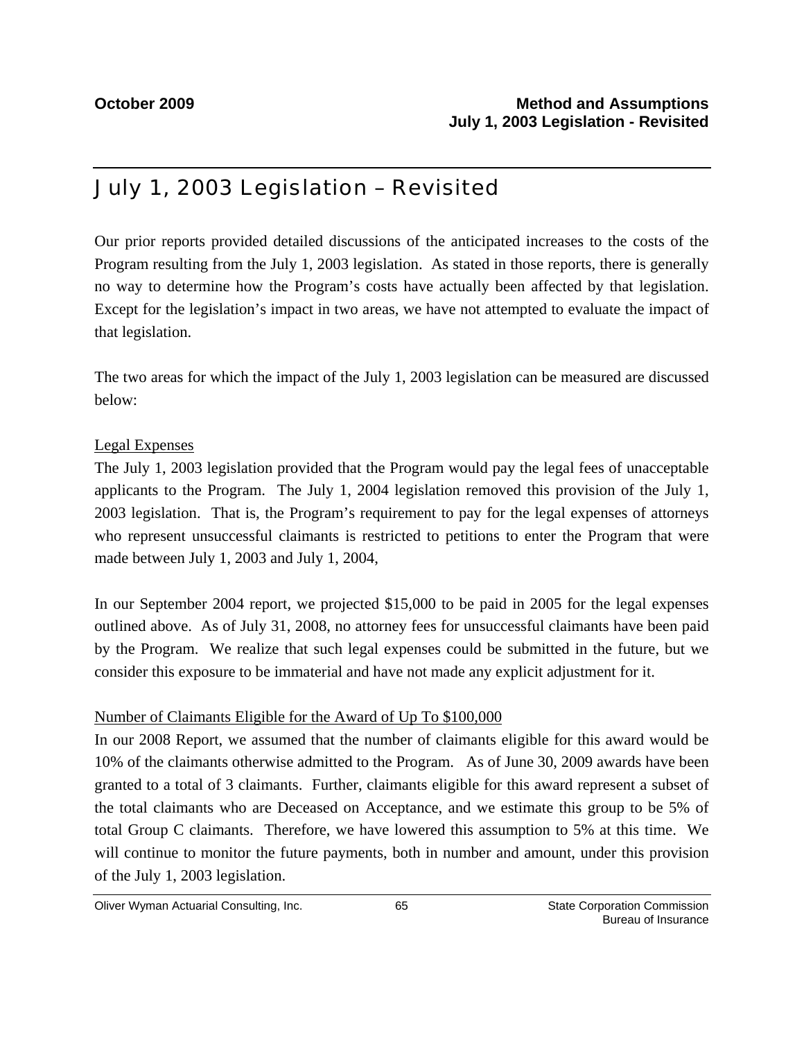# July 1, 2003 Legislation – Revisited

Our prior reports provided detailed discussions of the anticipated increases to the costs of the Program resulting from the July 1, 2003 legislation. As stated in those reports, there is generally no way to determine how the Program's costs have actually been affected by that legislation. Except for the legislation's impact in two areas, we have not attempted to evaluate the impact of that legislation.

The two areas for which the impact of the July 1, 2003 legislation can be measured are discussed below:

<u>Legal Expenses</u>

The July 1, 2003 legislation provided that the Program would pay the legal fees of unacceptable applicants to the Program. The July 1, 2004 legislation removed this provision of the July 1, 2003 legislation. That is, the Program's requirement to pay for the legal expenses of attorneys who represent unsuccessful claimants is restricted to petitions to enter the Program that were made between July 1, 2003 and July 1, 2004,

In our September 2004 report, we projected $15,000 to be paid in 2005 for the legal expenses outlined above. As of July 31, 2008, no attorney fees for unsuccessful claimants have been paid by the Program. We realize that such legal expenses could be submitted in the future, but we consider this exposure to be immaterial and have not made any explicit adjustment for it.

<u>Number of Claimants Eligible for the Award of Up To $100,000</u>

In our 2008 Report, we assumed that the number of claimants eligible for this award would be 10% of the claimants otherwise admitted to the Program. As of June 30, 2009 awards have been granted to a total of 3 claimants. Further, claimants eligible for this award represent a subset of the total claimants who are Deceased on Acceptance, and we estimate this group to be 5% of total Group C claimants. Therefore, we have lowered this assumption to 5% at this time. We will continue to monitor the future payments, both in number and amount, under this provision of the July 1, 2003 legislation.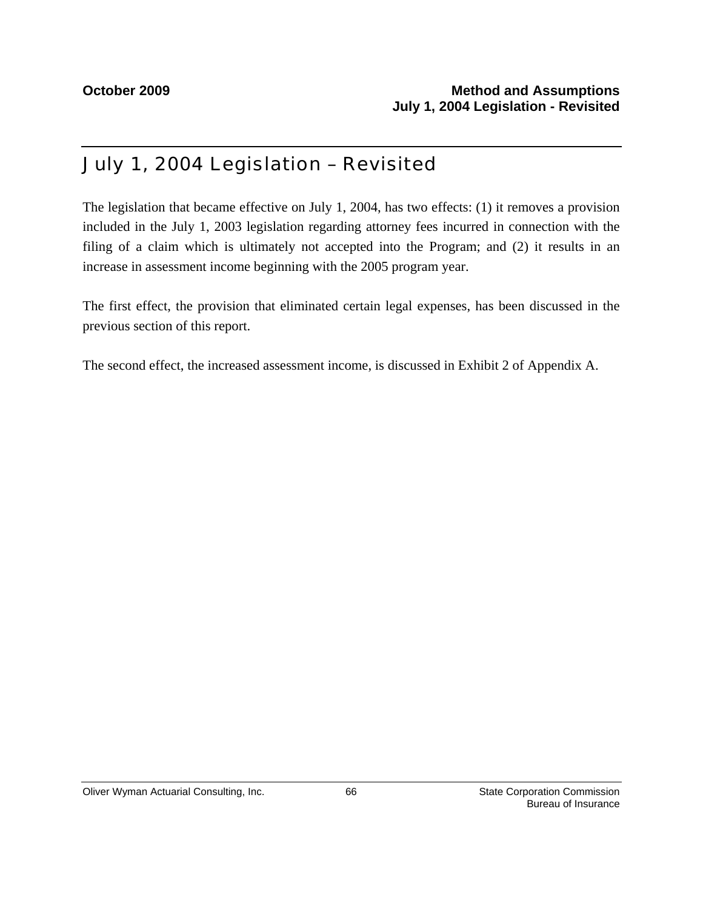# July 1, 2004 Legislation – Revisited

The legislation that became effective on July 1, 2004, has two effects: (1) it removes a provision included in the July 1, 2003 legislation regarding attorney fees incurred in connection with the filing of a claim which is ultimately not accepted into the Program; and (2) it results in an increase in assessment income beginning with the 2005 program year.

The first effect, the provision that eliminated certain legal expenses, has been discussed in the previous section of this report.

The second effect, the increased assessment income, is discussed in Exhibit 2 of Appendix A.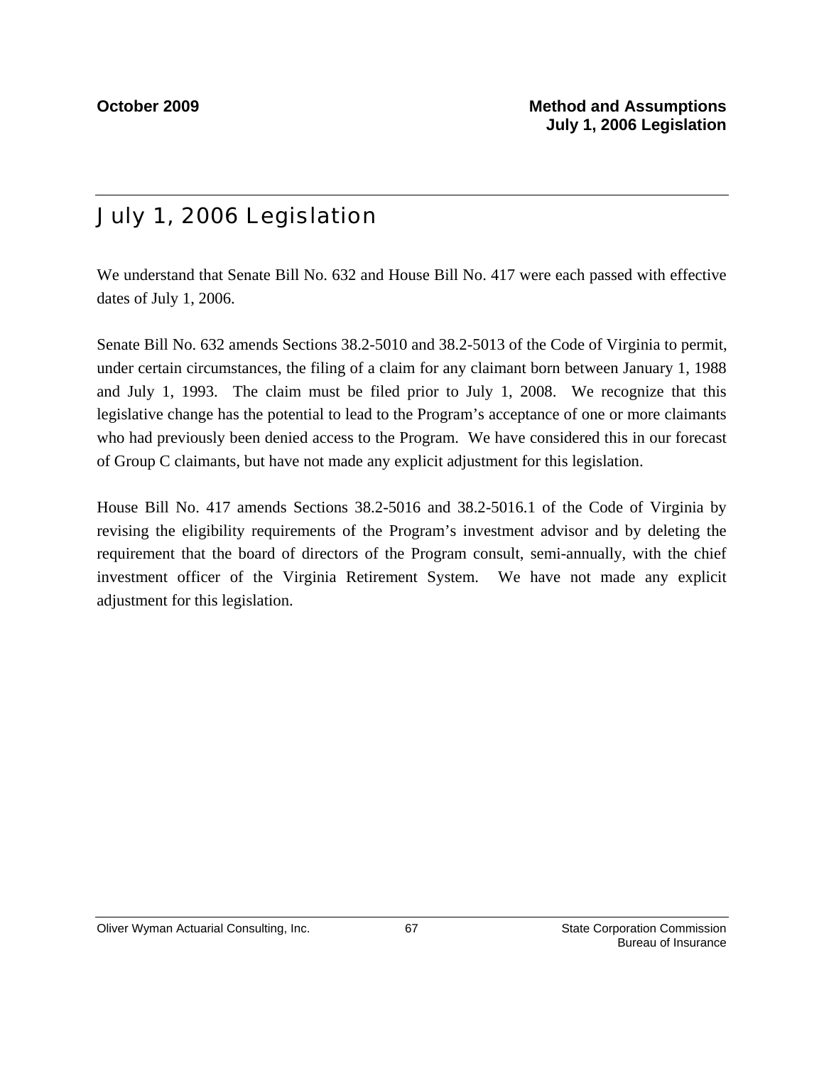# July 1, 2006 Legislation

We understand that Senate Bill No. 632 and House Bill No. 417 were each passed with effective dates of July 1, 2006.

Senate Bill No. 632 amends Sections 38.2-5010 and 38.2-5013 of the Code of Virginia to permit, under certain circumstances, the filing of a claim for any claimant born between January 1, 1988 and July 1, 1993. The claim must be filed prior to July 1, 2008. We recognize that this legislative change has the potential to lead to the Program's acceptance of one or more claimants who had previously been denied access to the Program. We have considered this in our forecast of Group C claimants, but have not made any explicit adjustment for this legislation.

House Bill No. 417 amends Sections 38.2-5016 and 38.2-5016.1 of the Code of Virginia by revising the eligibility requirements of the Program's investment advisor and by deleting the requirement that the board of directors of the Program consult, semi-annually, with the chief investment officer of the Virginia Retirement System. We have not made any explicit adjustment for this legislation.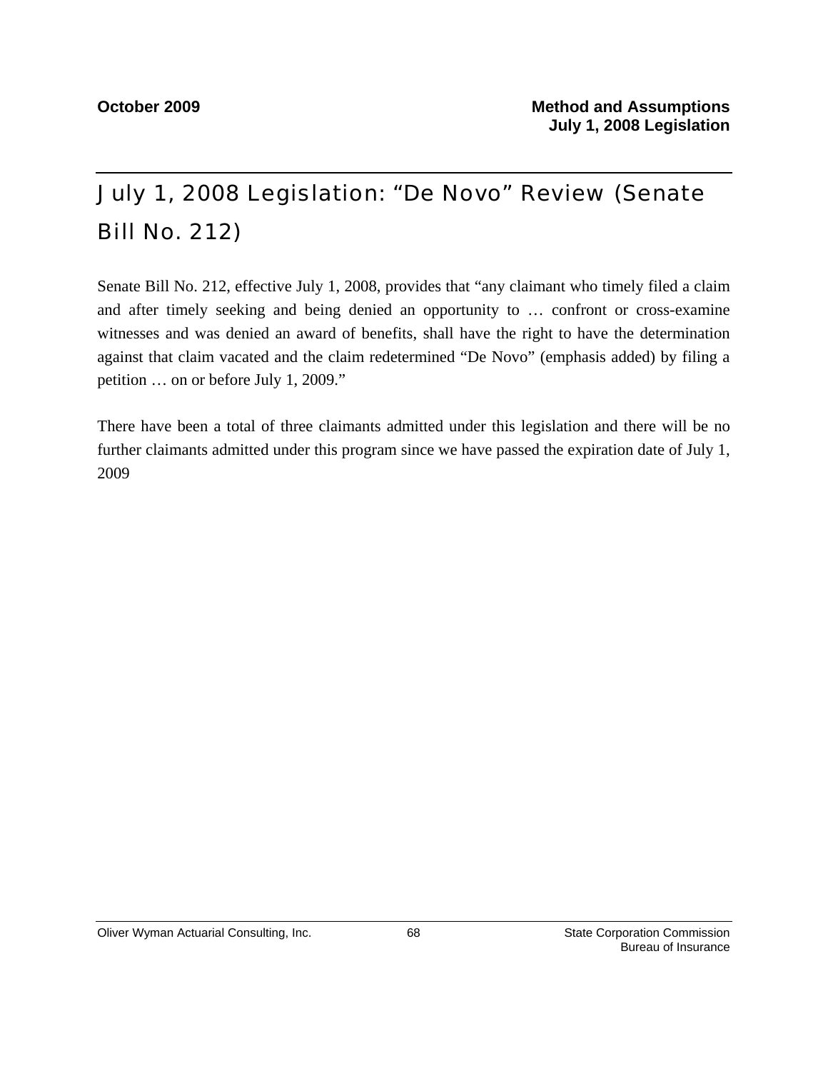# July 1, 2008 Legislation: "De Novo" Review (Senate Bill No. 212)

Senate Bill No. 212, effective July 1, 2008, provides that "any claimant who timely filed a claim and after timely seeking and being denied an opportunity to … confront or cross-examine witnesses and was denied an award of benefits, shall have the right to have the determination against that claim vacated and the claim redetermined "De Novo" (emphasis added) by filing a petition … on or before July 1, 2009."

There have been a total of three claimants admitted under this legislation and there will be no further claimants admitted under this program since we have passed the expiration date of July 1, 2009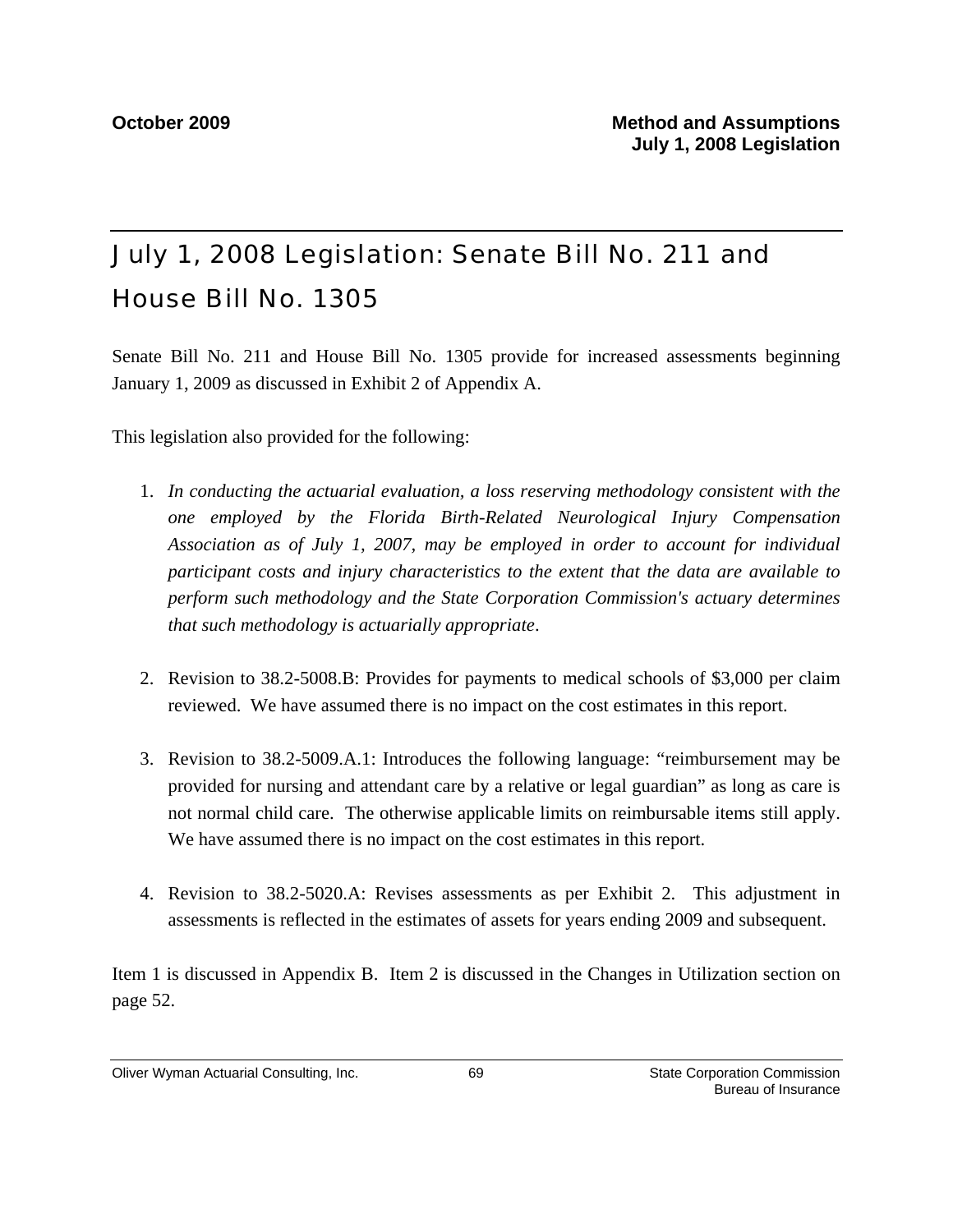# July 1, 2008 Legislation: Senate Bill No. 211 and House Bill No. 1305

Senate Bill No. 211 and House Bill No. 1305 provide for increased assessments beginning January 1, 2009 as discussed in Exhibit 2 of Appendix A.

This legislation also provided for the following:

1. *In conducting the actuarial evaluation, a loss reserving methodology consistent with the one employed by the Florida Birth-Related Neurological Injury Compensation Association as of July 1, 2007, may be employed in order to account for individual participant costs and injury characteristics to the extent that the data are available to perform such methodology and the State Corporation Commission's actuary determines that such methodology is actuarially appropriate*.

2. Revision to 38.2-5008.B: Provides for payments to medical schools of $3,000 per claim reviewed. We have assumed there is no impact on the cost estimates in this report.

3. Revision to 38.2-5009.A.1: Introduces the following language: "reimbursement may be provided for nursing and attendant care by a relative or legal guardian" as long as care is not normal child care. The otherwise applicable limits on reimbursable items still apply. We have assumed there is no impact on the cost estimates in this report.

4. Revision to 38.2-5020.A: Revises assessments as per Exhibit 2. This adjustment in assessments is reflected in the estimates of assets for years ending 2009 and subsequent.

Item 1 is discussed in Appendix B. Item 2 is discussed in the Changes in Utilization section on page 52.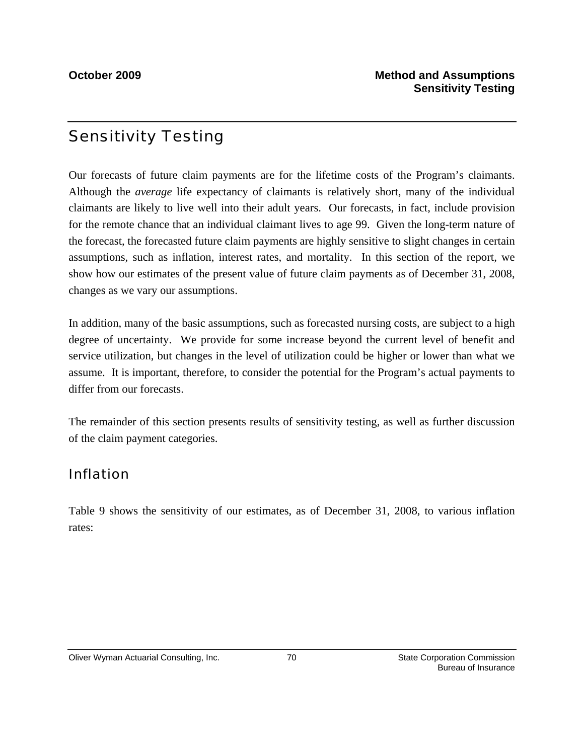## Sensitivity Testing

Our forecasts of future claim payments are for the lifetime costs of the Program's claimants. Although the *average* life expectancy of claimants is relatively short, many of the individual claimants are likely to live well into their adult years. Our forecasts, in fact, include provision for the remote chance that an individual claimant lives to age 99. Given the long-term nature of the forecast, the forecasted future claim payments are highly sensitive to slight changes in certain assumptions, such as inflation, interest rates, and mortality. In this section of the report, we show how our estimates of the present value of future claim payments as of December 31, 2008, changes as we vary our assumptions.

In addition, many of the basic assumptions, such as forecasted nursing costs, are subject to a high degree of uncertainty. We provide for some increase beyond the current level of benefit and service utilization, but changes in the level of utilization could be higher or lower than what we assume. It is important, therefore, to consider the potential for the Program's actual payments to differ from our forecasts.

The remainder of this section presents results of sensitivity testing, as well as further discussion of the claim payment categories.

### Inflation

Table 9 shows the sensitivity of our estimates, as of December 31, 2008, to various inflation rates: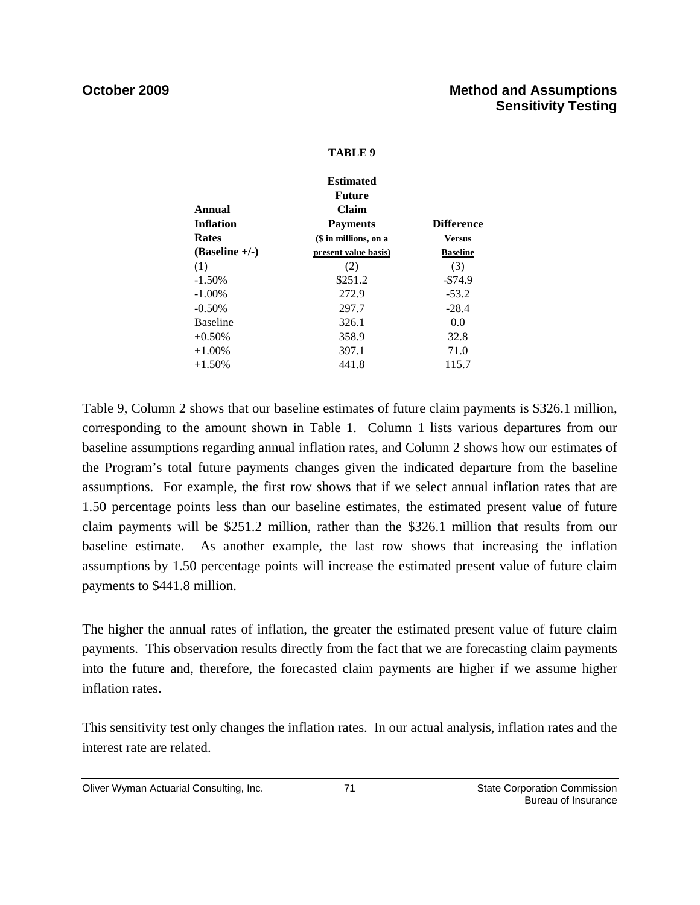**TABLE 9**

| Annual Inflation Rates (Baseline +/-) | Estimated Future Claim Payments ($ in millions, on a present value basis) | Difference Versus Baseline |
|---|---|---|
| (1) | (2) | (3) |
| -1.50% | $251.2 | -$74.9 |
| -1.00% | 272.9 | -53.2 |
| -0.50% | 297.7 | -28.4 |
| Baseline | 326.1 | 0.0 |
| +0.50% | 358.9 | 32.8 |
| +1.00% | 397.1 | 71.0 |
| +1.50% | 441.8 | 115.7 |

Table 9, Column 2 shows that our baseline estimates of future claim payments is $326.1 million, corresponding to the amount shown in Table 1. Column 1 lists various departures from our baseline assumptions regarding annual inflation rates, and Column 2 shows how our estimates of the Program's total future payments changes given the indicated departure from the baseline assumptions. For example, the first row shows that if we select annual inflation rates that are 1.50 percentage points less than our baseline estimates, the estimated present value of future claim payments will be $251.2 million, rather than the $326.1 million that results from our baseline estimate. As another example, the last row shows that increasing the inflation assumptions by 1.50 percentage points will increase the estimated present value of future claim payments to $441.8 million.

The higher the annual rates of inflation, the greater the estimated present value of future claim payments. This observation results directly from the fact that we are forecasting claim payments into the future and, therefore, the forecasted claim payments are higher if we assume higher inflation rates.

This sensitivity test only changes the inflation rates. In our actual analysis, inflation rates and the interest rate are related.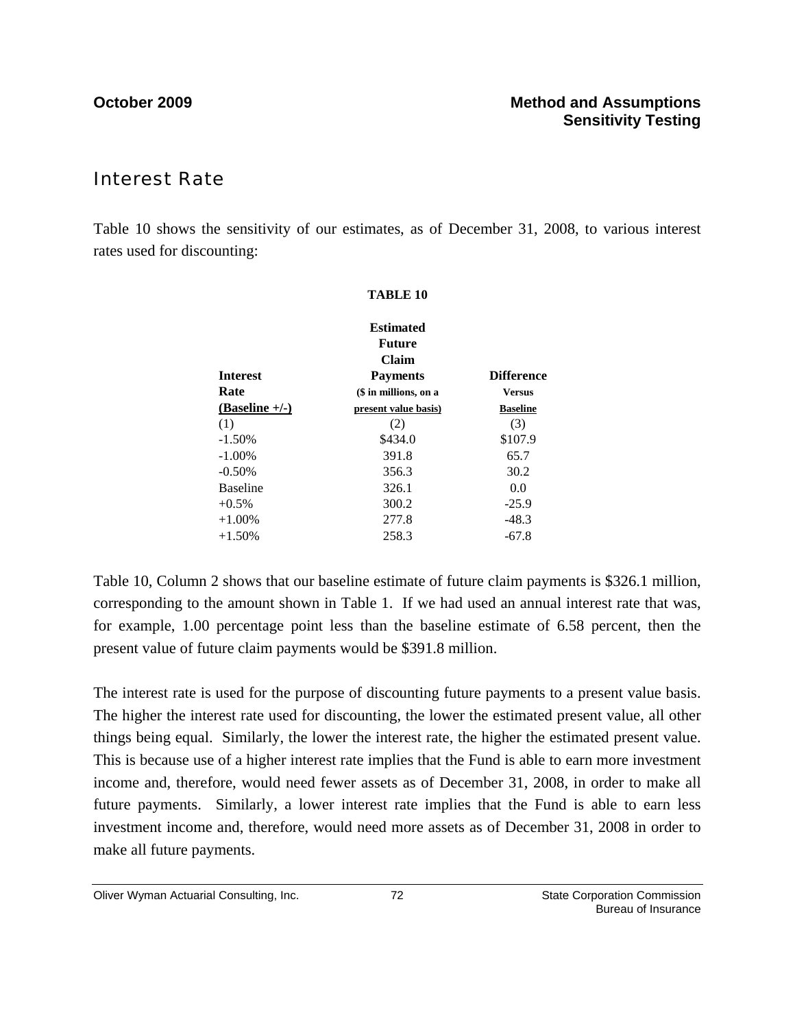## Interest Rate

Table 10 shows the sensitivity of our estimates, as of December 31, 2008, to various interest rates used for discounting:

**TABLE 10**

| Interest Rate (Baseline +/-) | Estimated Future Claim Payments ($ in millions, on a present value basis) | Difference Versus Baseline |
|---|---|---|
| (1) | (2) | (3) |
| -1.50% | $434.0 | $107.9 |
| -1.00% | 391.8 | 65.7 |
| -0.50% | 356.3 | 30.2 |
| Baseline | 326.1 | 0.0 |
| +0.5% | 300.2 | -25.9 |
| +1.00% | 277.8 | -48.3 |
| +1.50% | 258.3 | -67.8 |

Table 10, Column 2 shows that our baseline estimate of future claim payments is $326.1 million, corresponding to the amount shown in Table 1. If we had used an annual interest rate that was, for example, 1.00 percentage point less than the baseline estimate of 6.58 percent, then the present value of future claim payments would be $391.8 million.

The interest rate is used for the purpose of discounting future payments to a present value basis. The higher the interest rate used for discounting, the lower the estimated present value, all other things being equal. Similarly, the lower the interest rate, the higher the estimated present value. This is because use of a higher interest rate implies that the Fund is able to earn more investment income and, therefore, would need fewer assets as of December 31, 2008, in order to make all future payments. Similarly, a lower interest rate implies that the Fund is able to earn less investment income and, therefore, would need more assets as of December 31, 2008 in order to make all future payments.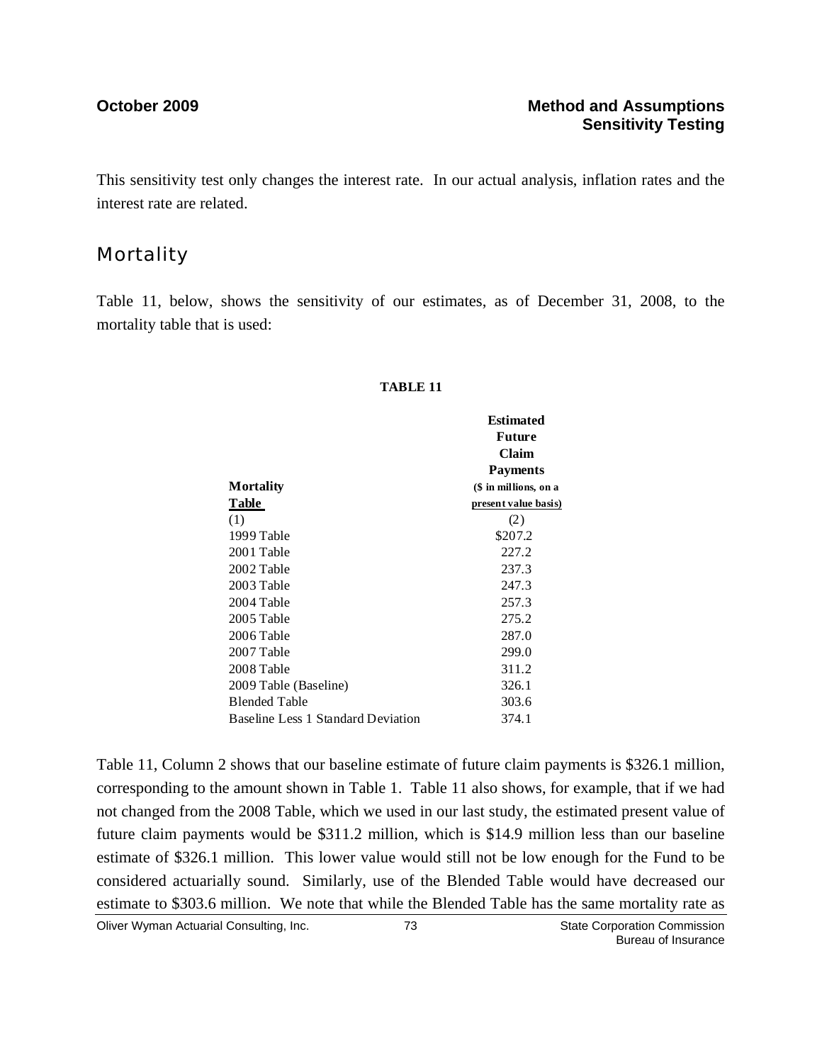This sensitivity test only changes the interest rate. In our actual analysis, inflation rates and the interest rate are related.

## Mortality

Table 11, below, shows the sensitivity of our estimates, as of December 31, 2008, to the mortality table that is used:

**TABLE 11**

| **Mortality Table** | **Estimated Future Claim Payments (\$ in millions, on a present value basis)** |
|---|---|
| (1) | (2) |
| 1999 Table | \$207.2 |
| 2001 Table | 227.2 |
| 2002 Table | 237.3 |
| 2003 Table | 247.3 |
| 2004 Table | 257.3 |
| 2005 Table | 275.2 |
| 2006 Table | 287.0 |
| 2007 Table | 299.0 |
| 2008 Table | 311.2 |
| 2009 Table (Baseline) | 326.1 |
| Blended Table | 303.6 |
| Baseline Less 1 Standard Deviation | 374.1 |

Table 11, Column 2 shows that our baseline estimate of future claim payments is \$326.1 million, corresponding to the amount shown in Table 1. Table 11 also shows, for example, that if we had not changed from the 2008 Table, which we used in our last study, the estimated present value of future claim payments would be \$311.2 million, which is \$14.9 million less than our baseline estimate of \$326.1 million. This lower value would still not be low enough for the Fund to be considered actuarially sound. Similarly, use of the Blended Table would have decreased our estimate to \$303.6 million. We note that while the Blended Table has the same mortality rate as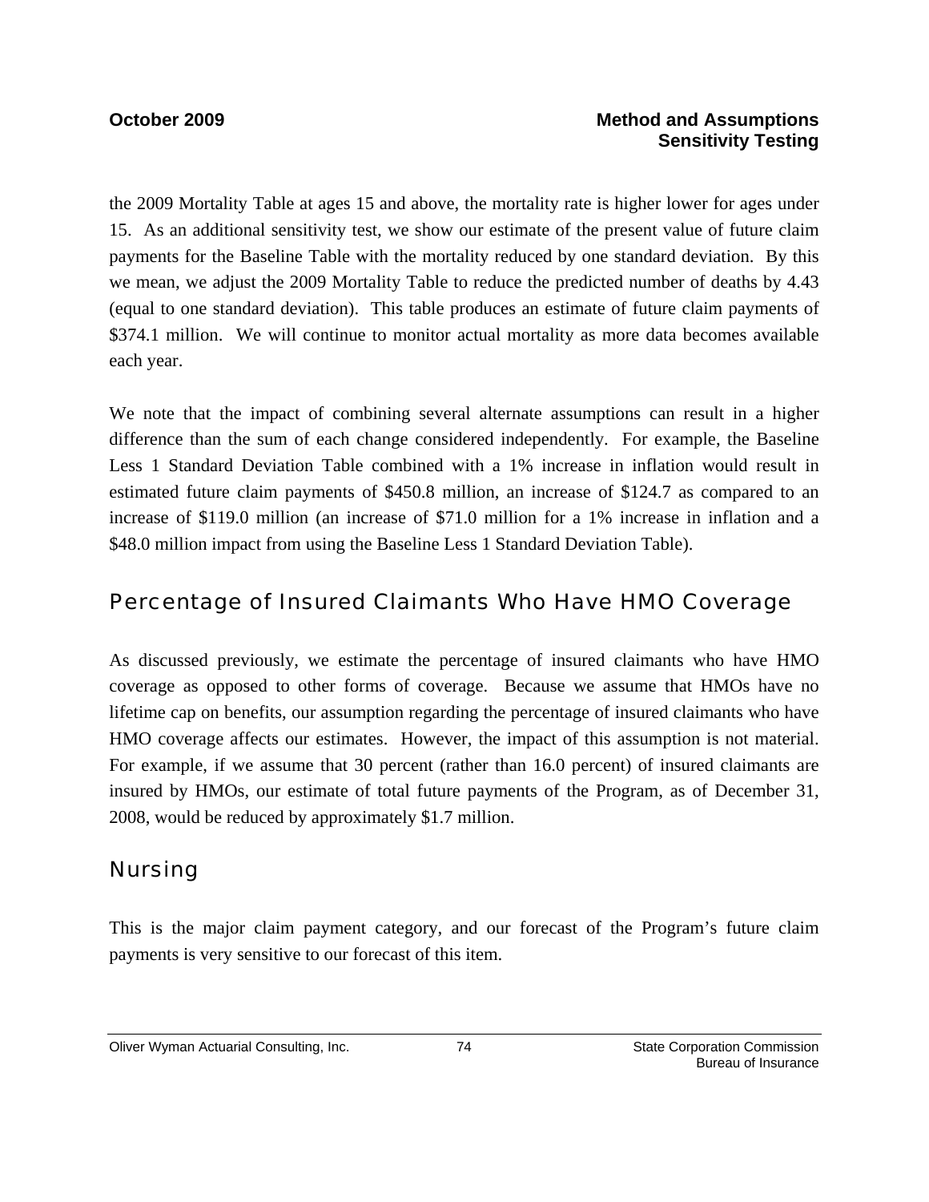the 2009 Mortality Table at ages 15 and above, the mortality rate is higher lower for ages under 15. As an additional sensitivity test, we show our estimate of the present value of future claim payments for the Baseline Table with the mortality reduced by one standard deviation. By this we mean, we adjust the 2009 Mortality Table to reduce the predicted number of deaths by 4.43 (equal to one standard deviation). This table produces an estimate of future claim payments of \$374.1 million. We will continue to monitor actual mortality as more data becomes available each year.

We note that the impact of combining several alternate assumptions can result in a higher difference than the sum of each change considered independently. For example, the Baseline Less 1 Standard Deviation Table combined with a 1% increase in inflation would result in estimated future claim payments of \$450.8 million, an increase of \$124.7 as compared to an increase of \$119.0 million (an increase of \$71.0 million for a 1% increase in inflation and a \$48.0 million impact from using the Baseline Less 1 Standard Deviation Table).

## Percentage of Insured Claimants Who Have HMO Coverage

As discussed previously, we estimate the percentage of insured claimants who have HMO coverage as opposed to other forms of coverage. Because we assume that HMOs have no lifetime cap on benefits, our assumption regarding the percentage of insured claimants who have HMO coverage affects our estimates. However, the impact of this assumption is not material. For example, if we assume that 30 percent (rather than 16.0 percent) of insured claimants are insured by HMOs, our estimate of total future payments of the Program, as of December 31, 2008, would be reduced by approximately \$1.7 million.

## Nursing

This is the major claim payment category, and our forecast of the Program's future claim payments is very sensitive to our forecast of this item.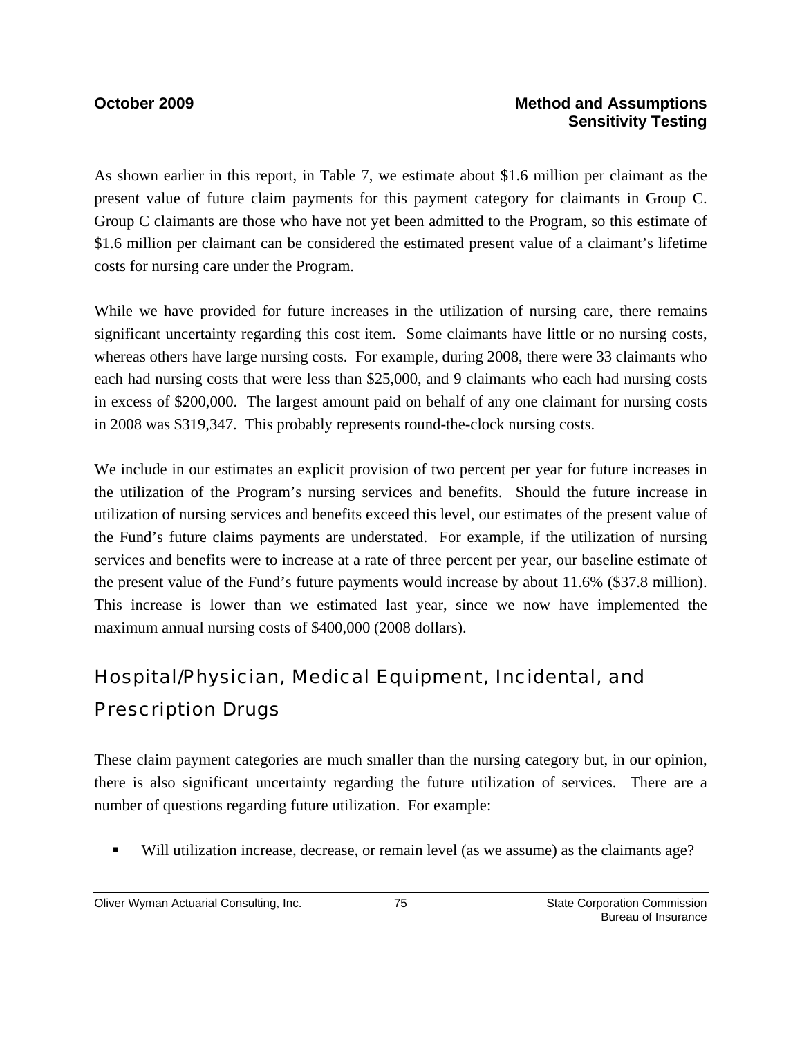As shown earlier in this report, in Table 7, we estimate about $1.6 million per claimant as the present value of future claim payments for this payment category for claimants in Group C. Group C claimants are those who have not yet been admitted to the Program, so this estimate of $1.6 million per claimant can be considered the estimated present value of a claimant's lifetime costs for nursing care under the Program.

While we have provided for future increases in the utilization of nursing care, there remains significant uncertainty regarding this cost item. Some claimants have little or no nursing costs, whereas others have large nursing costs. For example, during 2008, there were 33 claimants who each had nursing costs that were less than $25,000, and 9 claimants who each had nursing costs in excess of $200,000. The largest amount paid on behalf of any one claimant for nursing costs in 2008 was $319,347. This probably represents round-the-clock nursing costs.

We include in our estimates an explicit provision of two percent per year for future increases in the utilization of the Program's nursing services and benefits. Should the future increase in utilization of nursing services and benefits exceed this level, our estimates of the present value of the Fund's future claims payments are understated. For example, if the utilization of nursing services and benefits were to increase at a rate of three percent per year, our baseline estimate of the present value of the Fund's future payments would increase by about 11.6% ($37.8 million). This increase is lower than we estimated last year, since we now have implemented the maximum annual nursing costs of $400,000 (2008 dollars).

## Hospital/Physician, Medical Equipment, Incidental, and Prescription Drugs

These claim payment categories are much smaller than the nursing category but, in our opinion, there is also significant uncertainty regarding the future utilization of services. There are a number of questions regarding future utilization. For example:

- Will utilization increase, decrease, or remain level (as we assume) as the claimants age?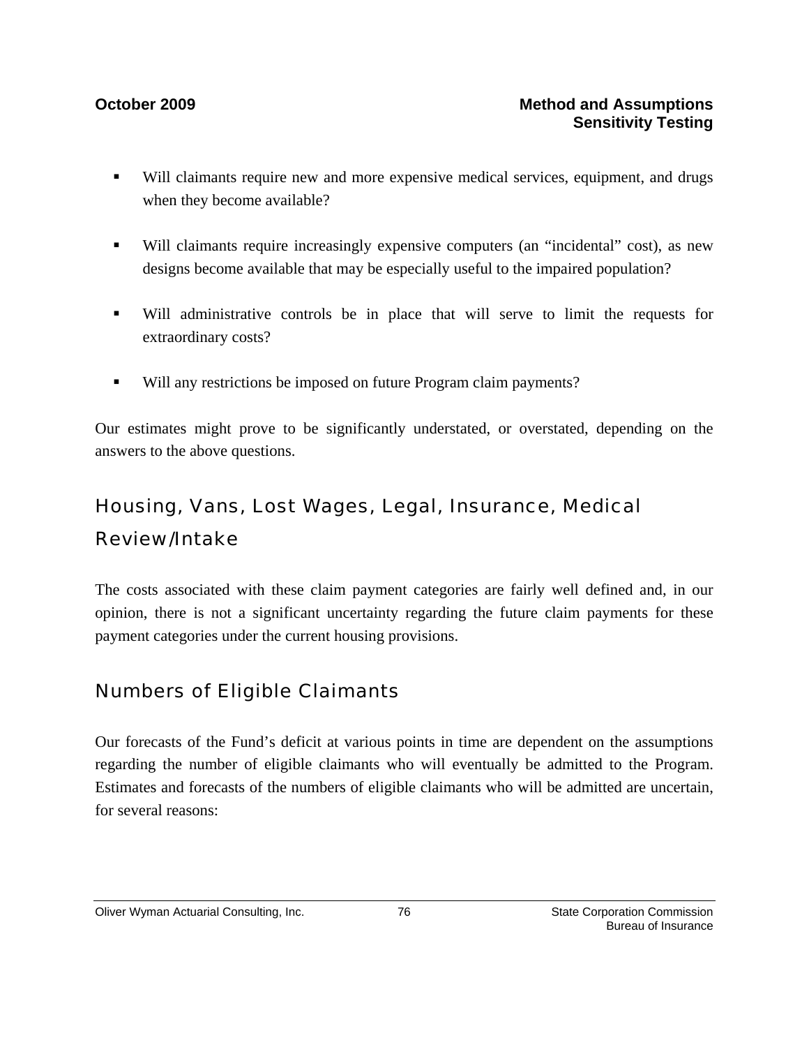- Will claimants require new and more expensive medical services, equipment, and drugs when they become available?

- Will claimants require increasingly expensive computers (an "incidental" cost), as new designs become available that may be especially useful to the impaired population?

- Will administrative controls be in place that will serve to limit the requests for extraordinary costs?

- Will any restrictions be imposed on future Program claim payments?

Our estimates might prove to be significantly understated, or overstated, depending on the answers to the above questions.

## Housing, Vans, Lost Wages, Legal, Insurance, Medical Review/Intake

The costs associated with these claim payment categories are fairly well defined and, in our opinion, there is not a significant uncertainty regarding the future claim payments for these payment categories under the current housing provisions.

## Numbers of Eligible Claimants

Our forecasts of the Fund's deficit at various points in time are dependent on the assumptions regarding the number of eligible claimants who will eventually be admitted to the Program. Estimates and forecasts of the numbers of eligible claimants who will be admitted are uncertain, for several reasons: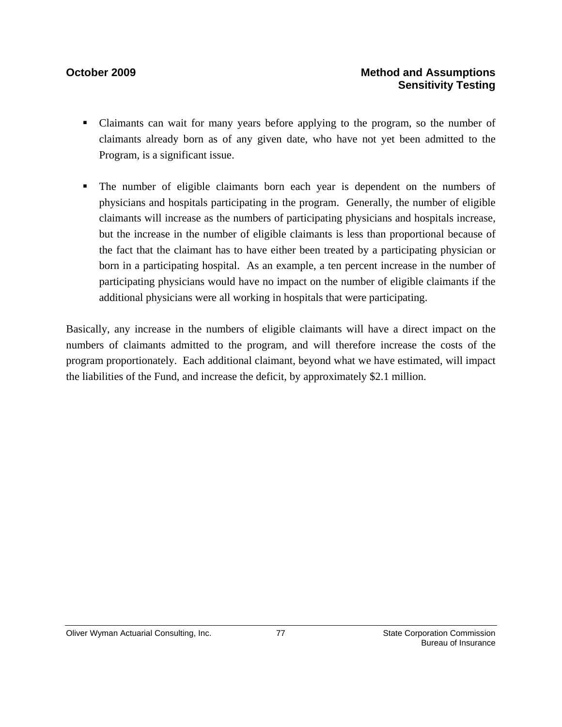- Claimants can wait for many years before applying to the program, so the number of claimants already born as of any given date, who have not yet been admitted to the Program, is a significant issue.

- The number of eligible claimants born each year is dependent on the numbers of physicians and hospitals participating in the program. Generally, the number of eligible claimants will increase as the numbers of participating physicians and hospitals increase, but the increase in the number of eligible claimants is less than proportional because of the fact that the claimant has to have either been treated by a participating physician or born in a participating hospital. As an example, a ten percent increase in the number of participating physicians would have no impact on the number of eligible claimants if the additional physicians were all working in hospitals that were participating.

Basically, any increase in the numbers of eligible claimants will have a direct impact on the numbers of claimants admitted to the program, and will therefore increase the costs of the program proportionately. Each additional claimant, beyond what we have estimated, will impact the liabilities of the Fund, and increase the deficit, by approximately $2.1 million.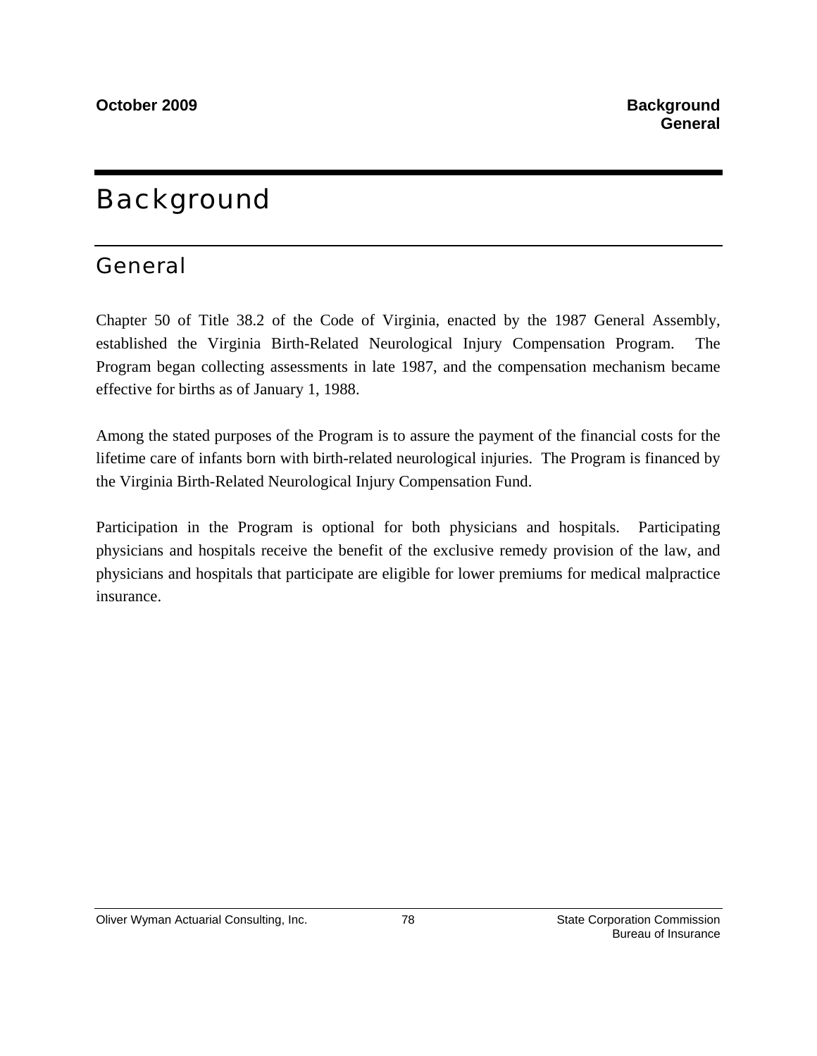# Background

## General

Chapter 50 of Title 38.2 of the Code of Virginia, enacted by the 1987 General Assembly, established the Virginia Birth-Related Neurological Injury Compensation Program. The Program began collecting assessments in late 1987, and the compensation mechanism became effective for births as of January 1, 1988.

Among the stated purposes of the Program is to assure the payment of the financial costs for the lifetime care of infants born with birth-related neurological injuries. The Program is financed by the Virginia Birth-Related Neurological Injury Compensation Fund.

Participation in the Program is optional for both physicians and hospitals. Participating physicians and hospitals receive the benefit of the exclusive remedy provision of the law, and physicians and hospitals that participate are eligible for lower premiums for medical malpractice insurance.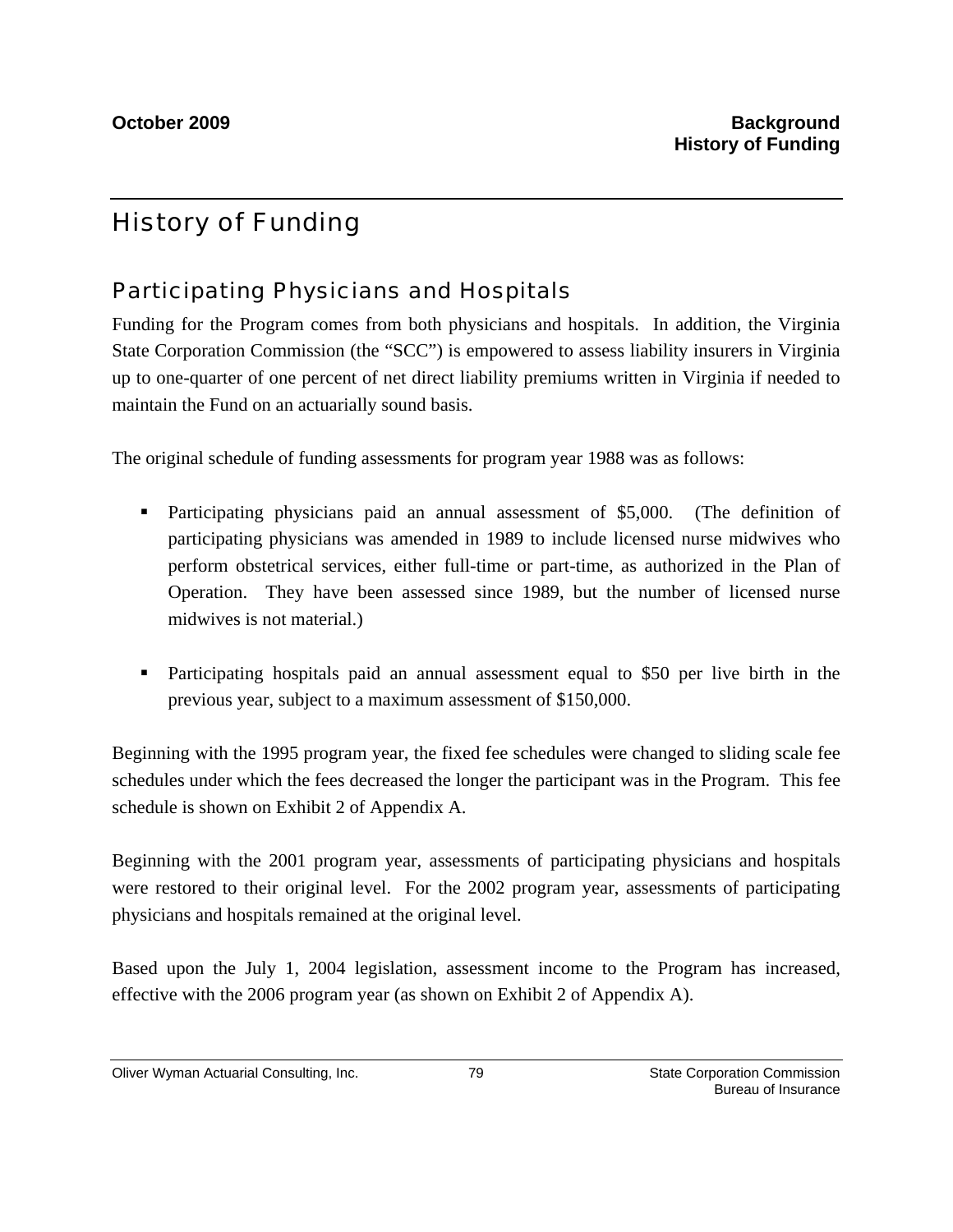# History of Funding

## Participating Physicians and Hospitals

Funding for the Program comes from both physicians and hospitals. In addition, the Virginia State Corporation Commission (the "SCC") is empowered to assess liability insurers in Virginia up to one-quarter of one percent of net direct liability premiums written in Virginia if needed to maintain the Fund on an actuarially sound basis.

The original schedule of funding assessments for program year 1988 was as follows:

- Participating physicians paid an annual assessment of $5,000. (The definition of participating physicians was amended in 1989 to include licensed nurse midwives who perform obstetrical services, either full-time or part-time, as authorized in the Plan of Operation. They have been assessed since 1989, but the number of licensed nurse midwives is not material.)

- Participating hospitals paid an annual assessment equal to $50 per live birth in the previous year, subject to a maximum assessment of $150,000.

Beginning with the 1995 program year, the fixed fee schedules were changed to sliding scale fee schedules under which the fees decreased the longer the participant was in the Program. This fee schedule is shown on Exhibit 2 of Appendix A.

Beginning with the 2001 program year, assessments of participating physicians and hospitals were restored to their original level. For the 2002 program year, assessments of participating physicians and hospitals remained at the original level.

Based upon the July 1, 2004 legislation, assessment income to the Program has increased, effective with the 2006 program year (as shown on Exhibit 2 of Appendix A).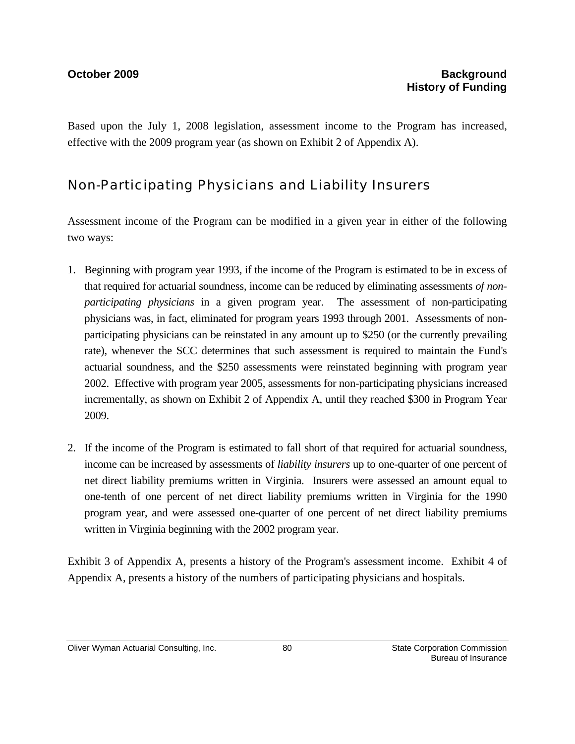Based upon the July 1, 2008 legislation, assessment income to the Program has increased, effective with the 2009 program year (as shown on Exhibit 2 of Appendix A).

## Non-Participating Physicians and Liability Insurers

Assessment income of the Program can be modified in a given year in either of the following two ways:

1. Beginning with program year 1993, if the income of the Program is estimated to be in excess of that required for actuarial soundness, income can be reduced by eliminating assessments *of non-participating physicians* in a given program year. The assessment of non-participating physicians was, in fact, eliminated for program years 1993 through 2001. Assessments of non-participating physicians can be reinstated in any amount up to $250 (or the currently prevailing rate), whenever the SCC determines that such assessment is required to maintain the Fund's actuarial soundness, and the $250 assessments were reinstated beginning with program year 2002. Effective with program year 2005, assessments for non-participating physicians increased incrementally, as shown on Exhibit 2 of Appendix A, until they reached $300 in Program Year 2009.

2. If the income of the Program is estimated to fall short of that required for actuarial soundness, income can be increased by assessments of *liability insurers* up to one-quarter of one percent of net direct liability premiums written in Virginia. Insurers were assessed an amount equal to one-tenth of one percent of net direct liability premiums written in Virginia for the 1990 program year, and were assessed one-quarter of one percent of net direct liability premiums written in Virginia beginning with the 2002 program year.

Exhibit 3 of Appendix A, presents a history of the Program's assessment income. Exhibit 4 of Appendix A, presents a history of the numbers of participating physicians and hospitals.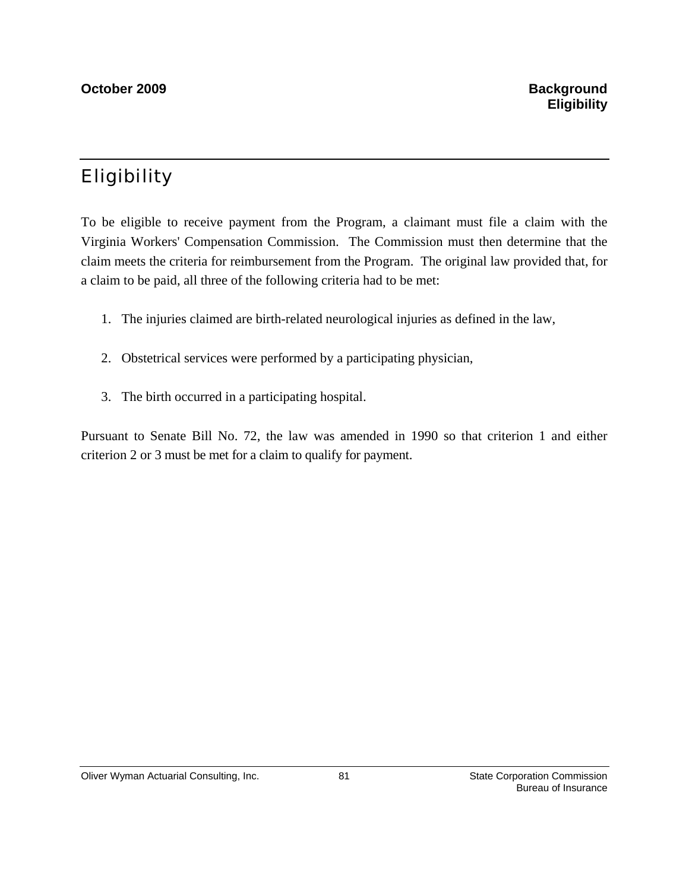# Eligibility

To be eligible to receive payment from the Program, a claimant must file a claim with the Virginia Workers' Compensation Commission. The Commission must then determine that the claim meets the criteria for reimbursement from the Program. The original law provided that, for a claim to be paid, all three of the following criteria had to be met:

1. The injuries claimed are birth-related neurological injuries as defined in the law,
2. Obstetrical services were performed by a participating physician,
3. The birth occurred in a participating hospital.

Pursuant to Senate Bill No. 72, the law was amended in 1990 so that criterion 1 and either criterion 2 or 3 must be met for a claim to qualify for payment.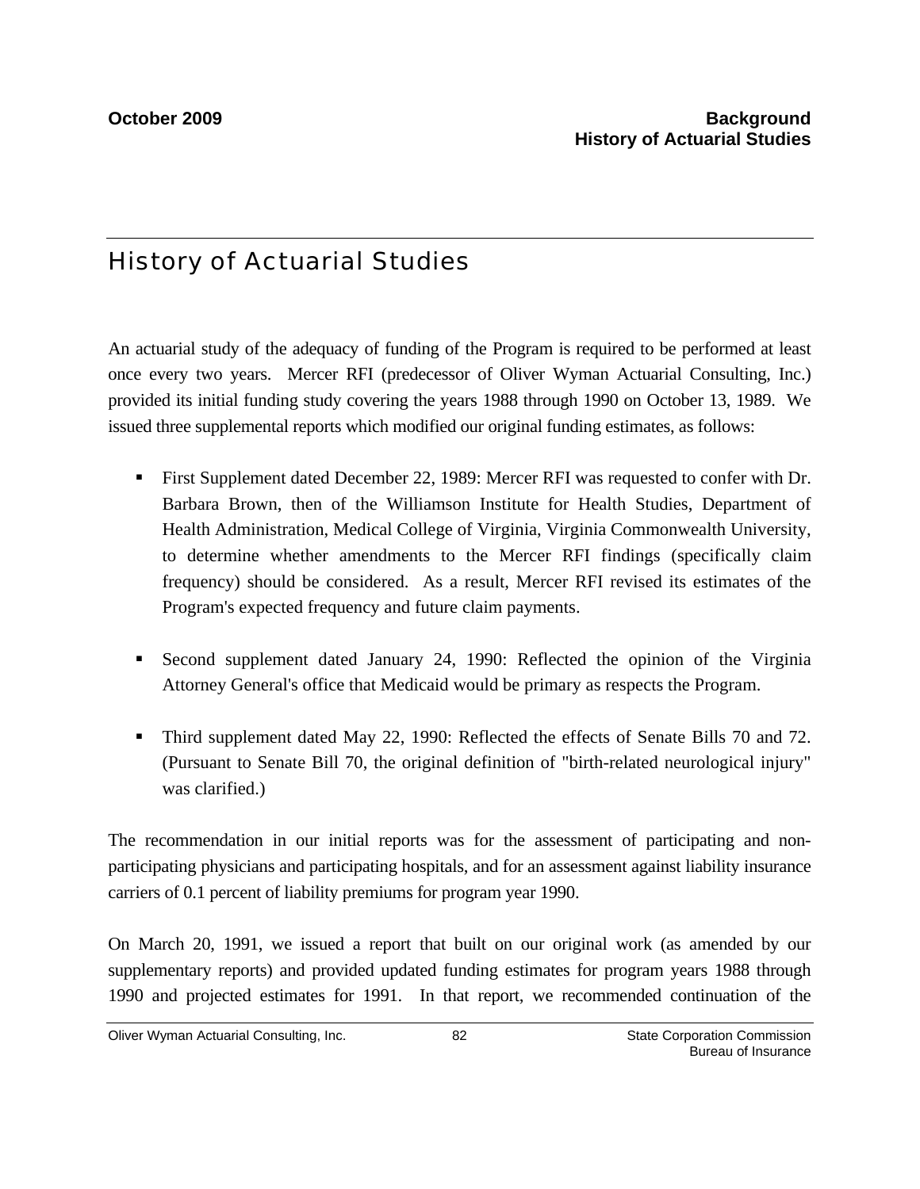## History of Actuarial Studies

An actuarial study of the adequacy of funding of the Program is required to be performed at least once every two years. Mercer RFI (predecessor of Oliver Wyman Actuarial Consulting, Inc.) provided its initial funding study covering the years 1988 through 1990 on October 13, 1989. We issued three supplemental reports which modified our original funding estimates, as follows:

- First Supplement dated December 22, 1989: Mercer RFI was requested to confer with Dr. Barbara Brown, then of the Williamson Institute for Health Studies, Department of Health Administration, Medical College of Virginia, Virginia Commonwealth University, to determine whether amendments to the Mercer RFI findings (specifically claim frequency) should be considered. As a result, Mercer RFI revised its estimates of the Program's expected frequency and future claim payments.
- Second supplement dated January 24, 1990: Reflected the opinion of the Virginia Attorney General's office that Medicaid would be primary as respects the Program.
- Third supplement dated May 22, 1990: Reflected the effects of Senate Bills 70 and 72. (Pursuant to Senate Bill 70, the original definition of "birth-related neurological injury" was clarified.)

The recommendation in our initial reports was for the assessment of participating and non-participating physicians and participating hospitals, and for an assessment against liability insurance carriers of 0.1 percent of liability premiums for program year 1990.

On March 20, 1991, we issued a report that built on our original work (as amended by our supplementary reports) and provided updated funding estimates for program years 1988 through 1990 and projected estimates for 1991. In that report, we recommended continuation of the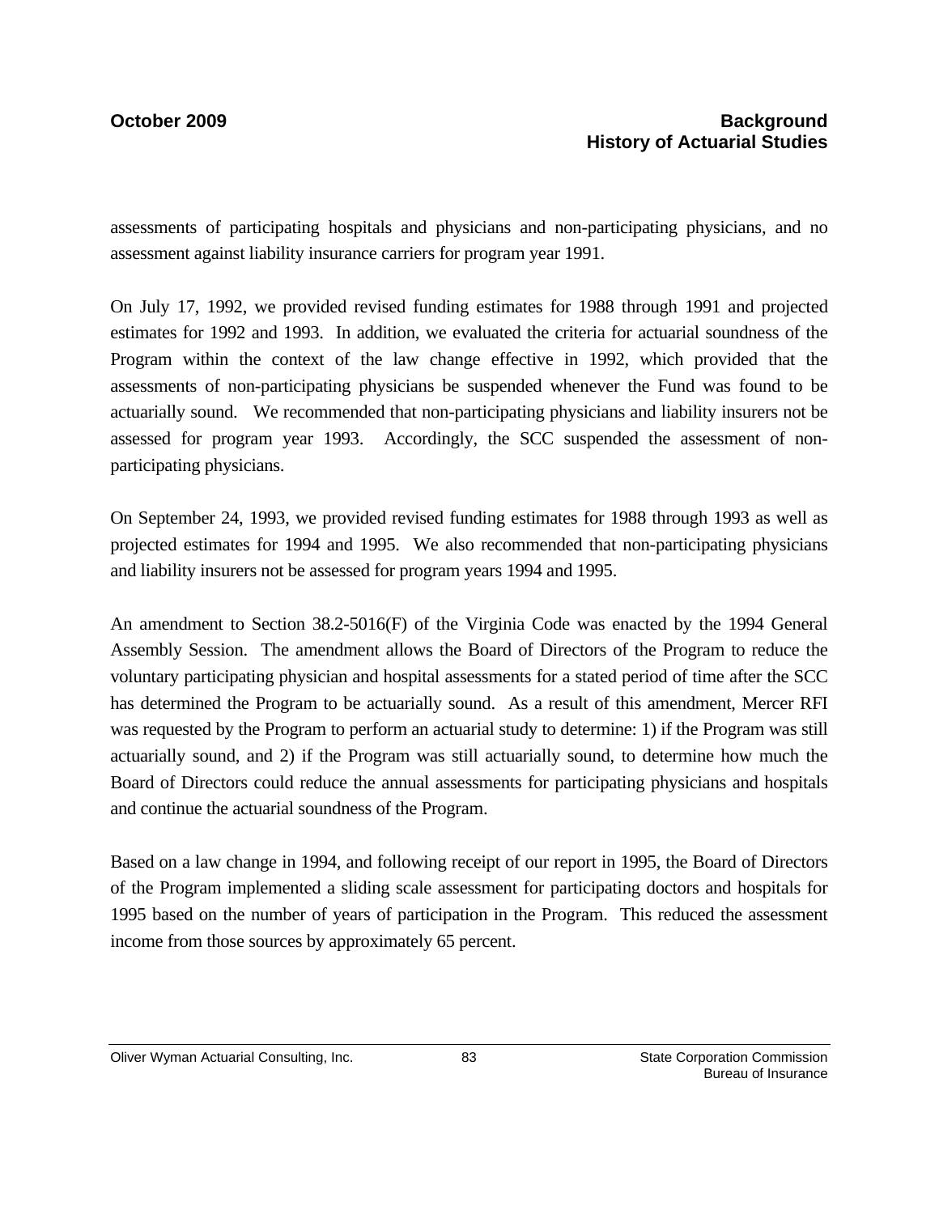assessments of participating hospitals and physicians and non-participating physicians, and no assessment against liability insurance carriers for program year 1991.

On July 17, 1992, we provided revised funding estimates for 1988 through 1991 and projected estimates for 1992 and 1993. In addition, we evaluated the criteria for actuarial soundness of the Program within the context of the law change effective in 1992, which provided that the assessments of non-participating physicians be suspended whenever the Fund was found to be actuarially sound. We recommended that non-participating physicians and liability insurers not be assessed for program year 1993. Accordingly, the SCC suspended the assessment of non-participating physicians.

On September 24, 1993, we provided revised funding estimates for 1988 through 1993 as well as projected estimates for 1994 and 1995. We also recommended that non-participating physicians and liability insurers not be assessed for program years 1994 and 1995.

An amendment to Section 38.2-5016(F) of the Virginia Code was enacted by the 1994 General Assembly Session. The amendment allows the Board of Directors of the Program to reduce the voluntary participating physician and hospital assessments for a stated period of time after the SCC has determined the Program to be actuarially sound. As a result of this amendment, Mercer RFI was requested by the Program to perform an actuarial study to determine: 1) if the Program was still actuarially sound, and 2) if the Program was still actuarially sound, to determine how much the Board of Directors could reduce the annual assessments for participating physicians and hospitals and continue the actuarial soundness of the Program.

Based on a law change in 1994, and following receipt of our report in 1995, the Board of Directors of the Program implemented a sliding scale assessment for participating doctors and hospitals for 1995 based on the number of years of participation in the Program. This reduced the assessment income from those sources by approximately 65 percent.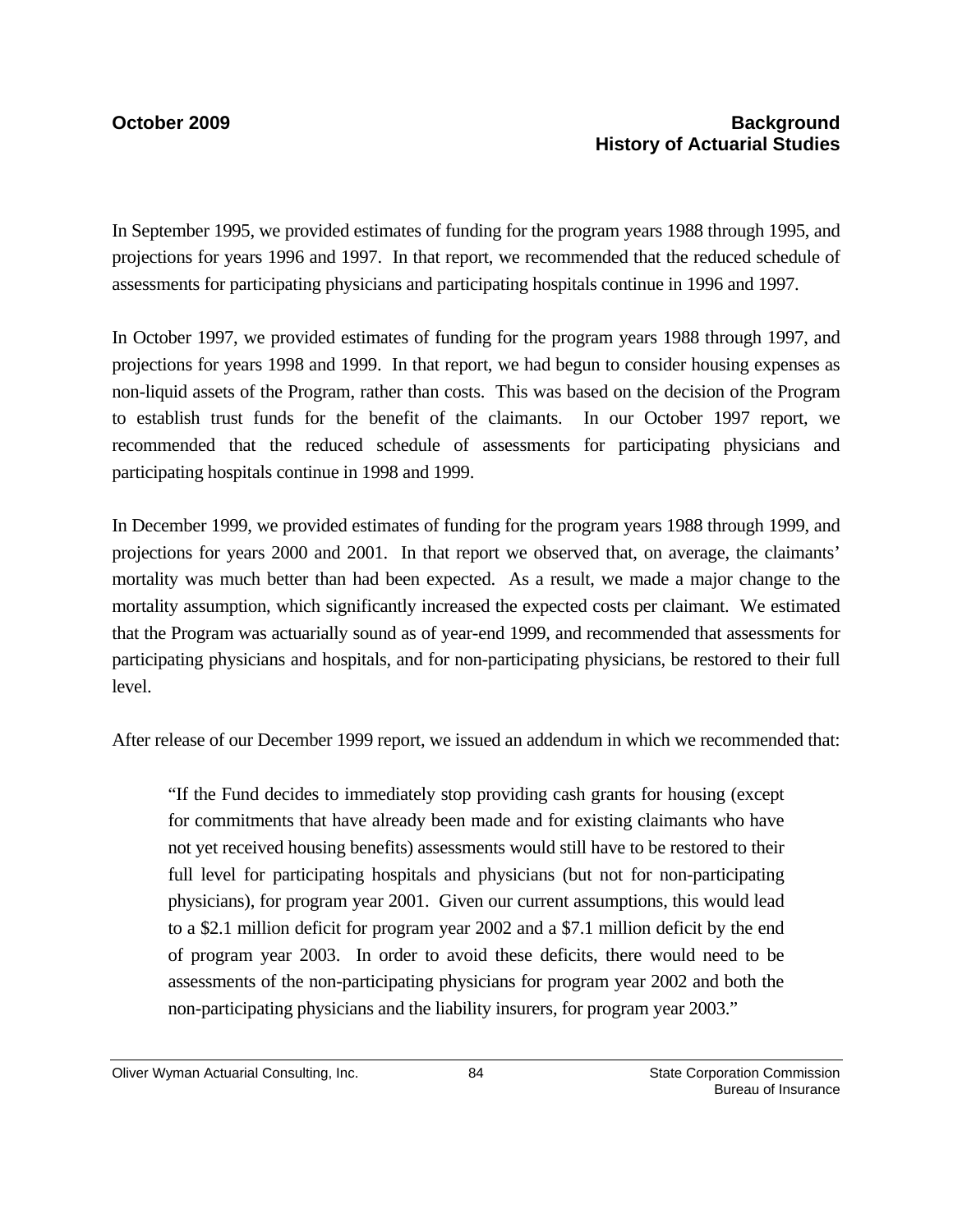In September 1995, we provided estimates of funding for the program years 1988 through 1995, and projections for years 1996 and 1997. In that report, we recommended that the reduced schedule of assessments for participating physicians and participating hospitals continue in 1996 and 1997.

In October 1997, we provided estimates of funding for the program years 1988 through 1997, and projections for years 1998 and 1999. In that report, we had begun to consider housing expenses as non-liquid assets of the Program, rather than costs. This was based on the decision of the Program to establish trust funds for the benefit of the claimants. In our October 1997 report, we recommended that the reduced schedule of assessments for participating physicians and participating hospitals continue in 1998 and 1999.

In December 1999, we provided estimates of funding for the program years 1988 through 1999, and projections for years 2000 and 2001. In that report we observed that, on average, the claimants' mortality was much better than had been expected. As a result, we made a major change to the mortality assumption, which significantly increased the expected costs per claimant. We estimated that the Program was actuarially sound as of year-end 1999, and recommended that assessments for participating physicians and hospitals, and for non-participating physicians, be restored to their full level.

After release of our December 1999 report, we issued an addendum in which we recommended that:

> "If the Fund decides to immediately stop providing cash grants for housing (except for commitments that have already been made and for existing claimants who have not yet received housing benefits) assessments would still have to be restored to their full level for participating hospitals and physicians (but not for non-participating physicians), for program year 2001. Given our current assumptions, this would lead to a \$2.1 million deficit for program year 2002 and a \$7.1 million deficit by the end of program year 2003. In order to avoid these deficits, there would need to be assessments of the non-participating physicians for program year 2002 and both the non-participating physicians and the liability insurers, for program year 2003."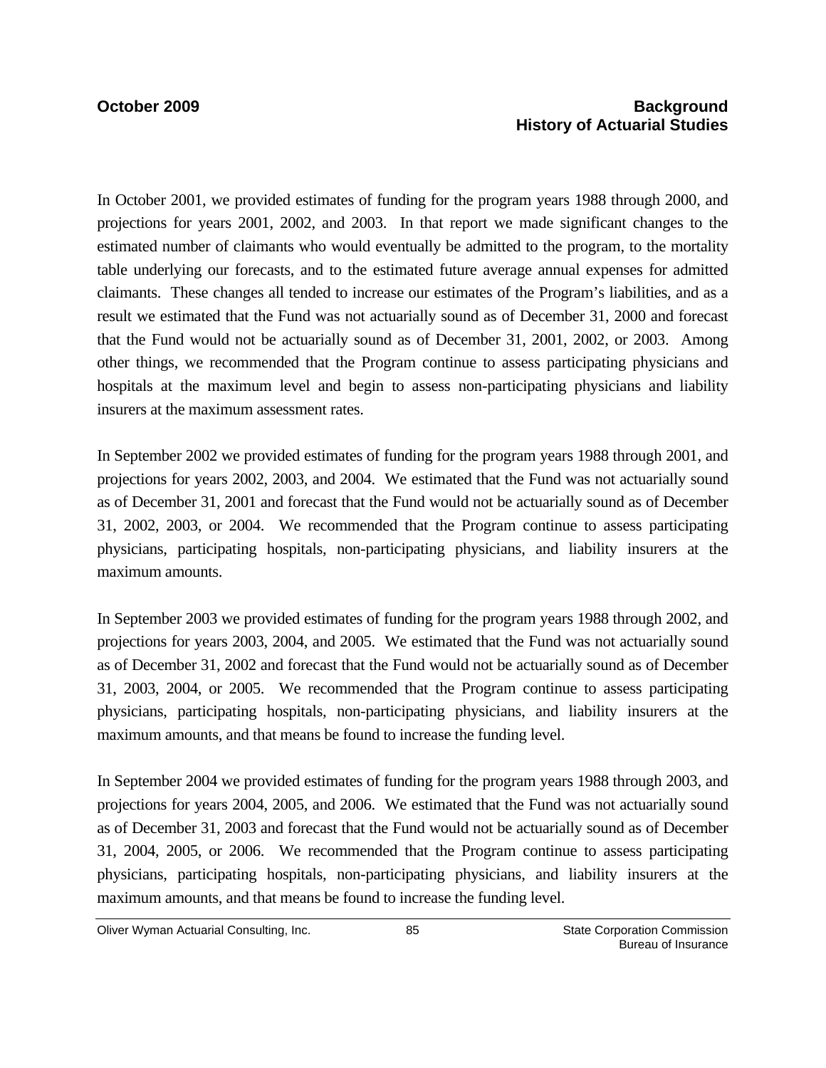In October 2001, we provided estimates of funding for the program years 1988 through 2000, and projections for years 2001, 2002, and 2003. In that report we made significant changes to the estimated number of claimants who would eventually be admitted to the program, to the mortality table underlying our forecasts, and to the estimated future average annual expenses for admitted claimants. These changes all tended to increase our estimates of the Program's liabilities, and as a result we estimated that the Fund was not actuarially sound as of December 31, 2000 and forecast that the Fund would not be actuarially sound as of December 31, 2001, 2002, or 2003. Among other things, we recommended that the Program continue to assess participating physicians and hospitals at the maximum level and begin to assess non-participating physicians and liability insurers at the maximum assessment rates.

In September 2002 we provided estimates of funding for the program years 1988 through 2001, and projections for years 2002, 2003, and 2004. We estimated that the Fund was not actuarially sound as of December 31, 2001 and forecast that the Fund would not be actuarially sound as of December 31, 2002, 2003, or 2004. We recommended that the Program continue to assess participating physicians, participating hospitals, non-participating physicians, and liability insurers at the maximum amounts.

In September 2003 we provided estimates of funding for the program years 1988 through 2002, and projections for years 2003, 2004, and 2005. We estimated that the Fund was not actuarially sound as of December 31, 2002 and forecast that the Fund would not be actuarially sound as of December 31, 2003, 2004, or 2005. We recommended that the Program continue to assess participating physicians, participating hospitals, non-participating physicians, and liability insurers at the maximum amounts, and that means be found to increase the funding level.

In September 2004 we provided estimates of funding for the program years 1988 through 2003, and projections for years 2004, 2005, and 2006. We estimated that the Fund was not actuarially sound as of December 31, 2003 and forecast that the Fund would not be actuarially sound as of December 31, 2004, 2005, or 2006. We recommended that the Program continue to assess participating physicians, participating hospitals, non-participating physicians, and liability insurers at the maximum amounts, and that means be found to increase the funding level.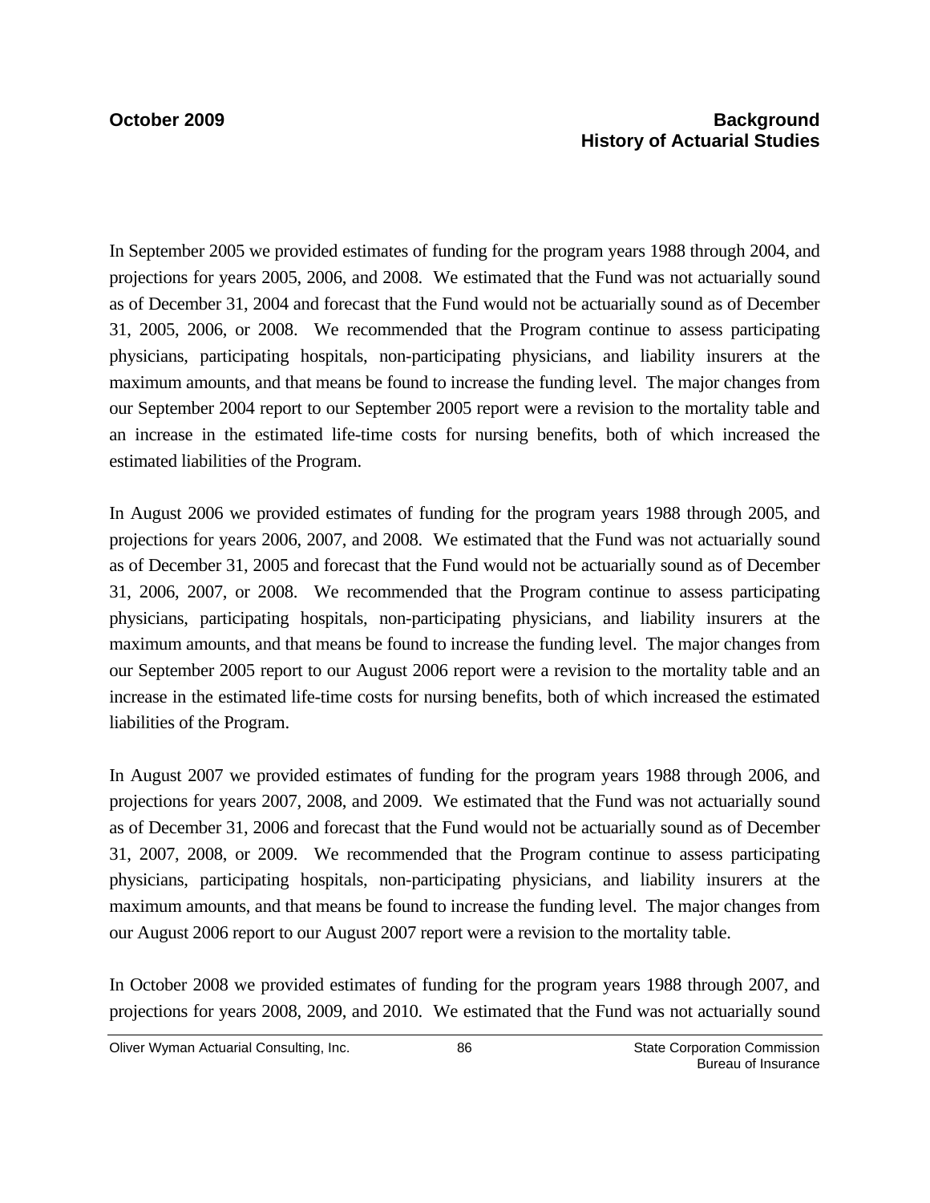In September 2005 we provided estimates of funding for the program years 1988 through 2004, and projections for years 2005, 2006, and 2008. We estimated that the Fund was not actuarially sound as of December 31, 2004 and forecast that the Fund would not be actuarially sound as of December 31, 2005, 2006, or 2008. We recommended that the Program continue to assess participating physicians, participating hospitals, non-participating physicians, and liability insurers at the maximum amounts, and that means be found to increase the funding level. The major changes from our September 2004 report to our September 2005 report were a revision to the mortality table and an increase in the estimated life-time costs for nursing benefits, both of which increased the estimated liabilities of the Program.

In August 2006 we provided estimates of funding for the program years 1988 through 2005, and projections for years 2006, 2007, and 2008. We estimated that the Fund was not actuarially sound as of December 31, 2005 and forecast that the Fund would not be actuarially sound as of December 31, 2006, 2007, or 2008. We recommended that the Program continue to assess participating physicians, participating hospitals, non-participating physicians, and liability insurers at the maximum amounts, and that means be found to increase the funding level. The major changes from our September 2005 report to our August 2006 report were a revision to the mortality table and an increase in the estimated life-time costs for nursing benefits, both of which increased the estimated liabilities of the Program.

In August 2007 we provided estimates of funding for the program years 1988 through 2006, and projections for years 2007, 2008, and 2009. We estimated that the Fund was not actuarially sound as of December 31, 2006 and forecast that the Fund would not be actuarially sound as of December 31, 2007, 2008, or 2009. We recommended that the Program continue to assess participating physicians, participating hospitals, non-participating physicians, and liability insurers at the maximum amounts, and that means be found to increase the funding level. The major changes from our August 2006 report to our August 2007 report were a revision to the mortality table.

In October 2008 we provided estimates of funding for the program years 1988 through 2007, and projections for years 2008, 2009, and 2010. We estimated that the Fund was not actuarially sound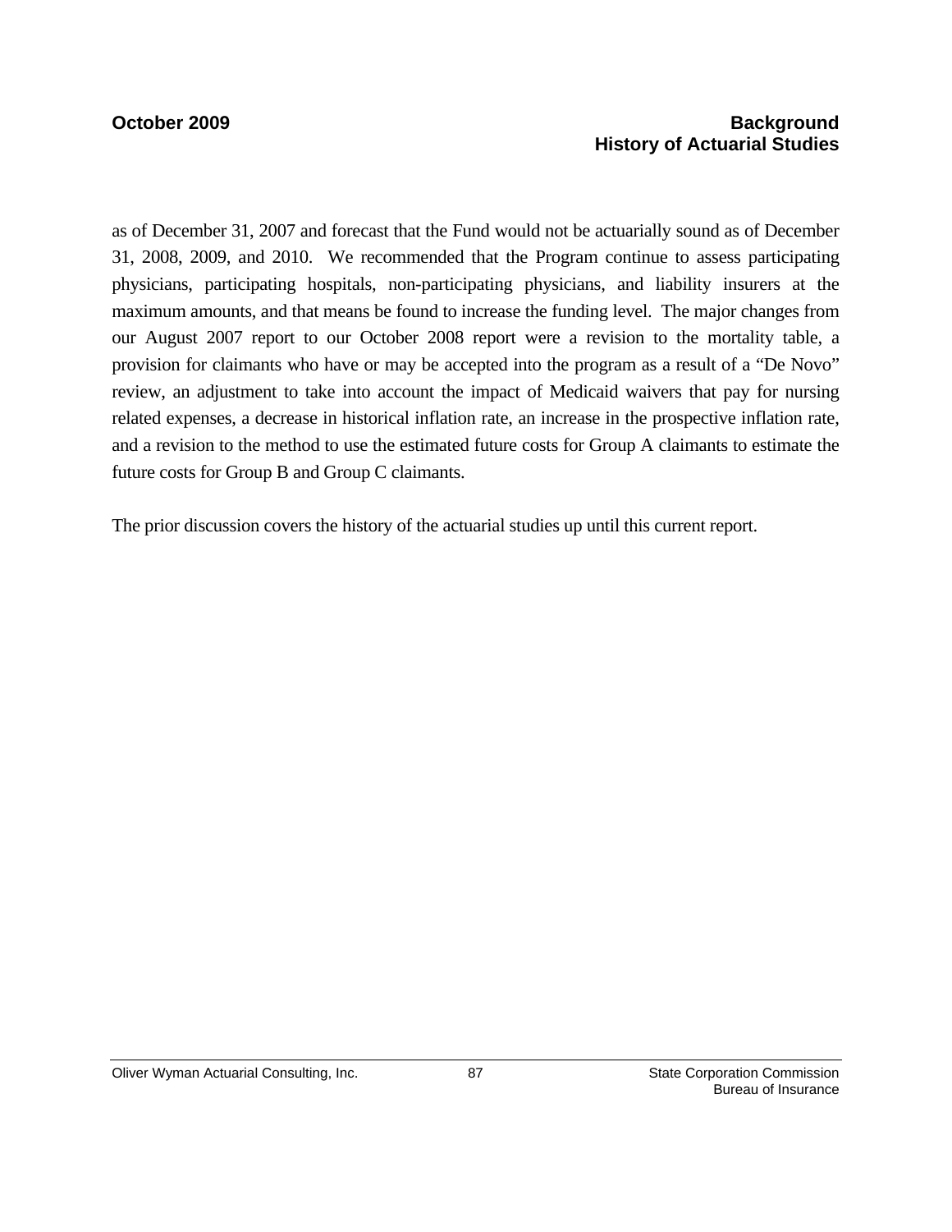as of December 31, 2007 and forecast that the Fund would not be actuarially sound as of December 31, 2008, 2009, and 2010. We recommended that the Program continue to assess participating physicians, participating hospitals, non-participating physicians, and liability insurers at the maximum amounts, and that means be found to increase the funding level. The major changes from our August 2007 report to our October 2008 report were a revision to the mortality table, a provision for claimants who have or may be accepted into the program as a result of a "De Novo" review, an adjustment to take into account the impact of Medicaid waivers that pay for nursing related expenses, a decrease in historical inflation rate, an increase in the prospective inflation rate, and a revision to the method to use the estimated future costs for Group A claimants to estimate the future costs for Group B and Group C claimants.

The prior discussion covers the history of the actuarial studies up until this current report.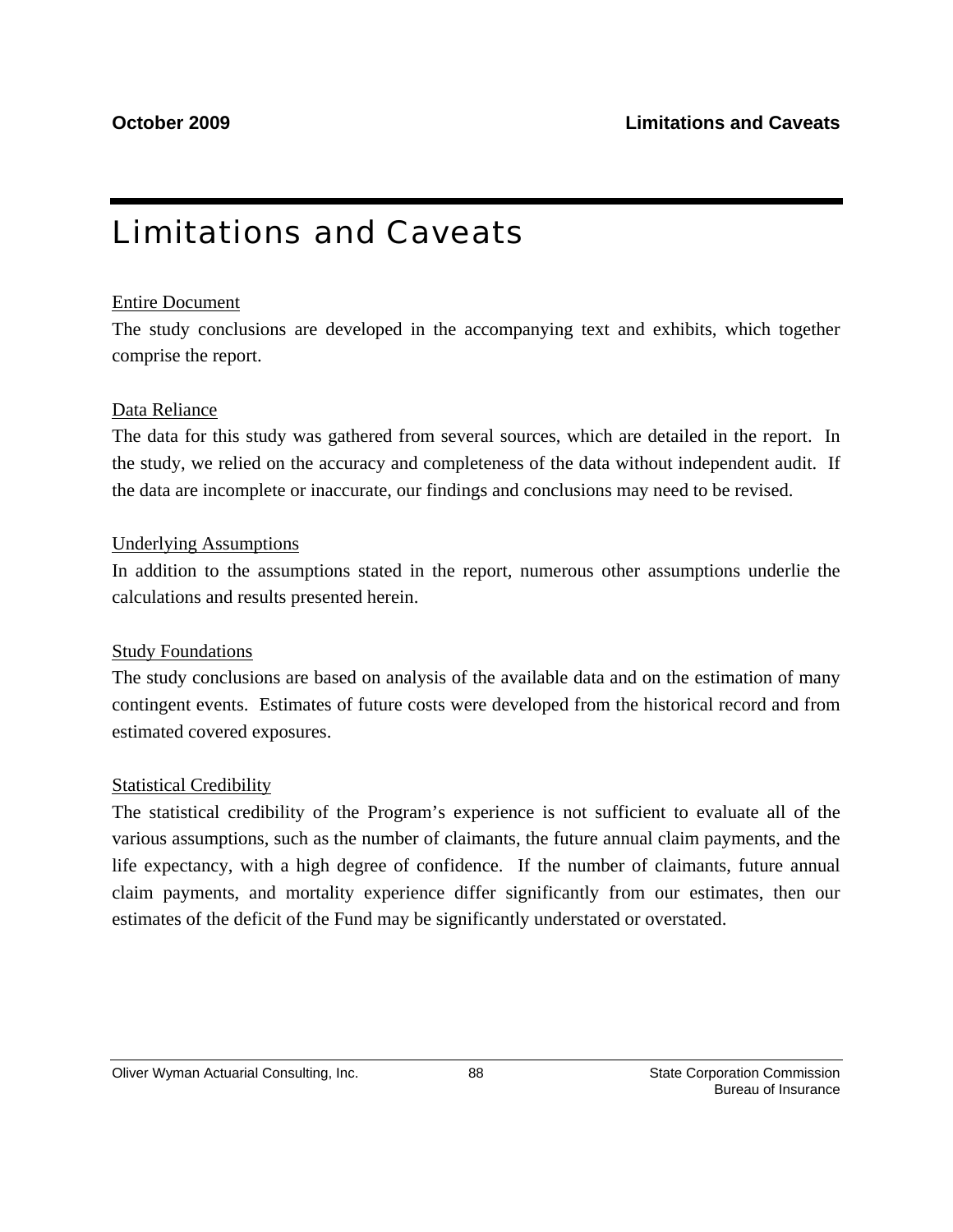# Limitations and Caveats

Entire Document

The study conclusions are developed in the accompanying text and exhibits, which together comprise the report.

Data Reliance

The data for this study was gathered from several sources, which are detailed in the report. In the study, we relied on the accuracy and completeness of the data without independent audit. If the data are incomplete or inaccurate, our findings and conclusions may need to be revised.

Underlying Assumptions

In addition to the assumptions stated in the report, numerous other assumptions underlie the calculations and results presented herein.

Study Foundations

The study conclusions are based on analysis of the available data and on the estimation of many contingent events. Estimates of future costs were developed from the historical record and from estimated covered exposures.

Statistical Credibility

The statistical credibility of the Program's experience is not sufficient to evaluate all of the various assumptions, such as the number of claimants, the future annual claim payments, and the life expectancy, with a high degree of confidence. If the number of claimants, future annual claim payments, and mortality experience differ significantly from our estimates, then our estimates of the deficit of the Fund may be significantly understated or overstated.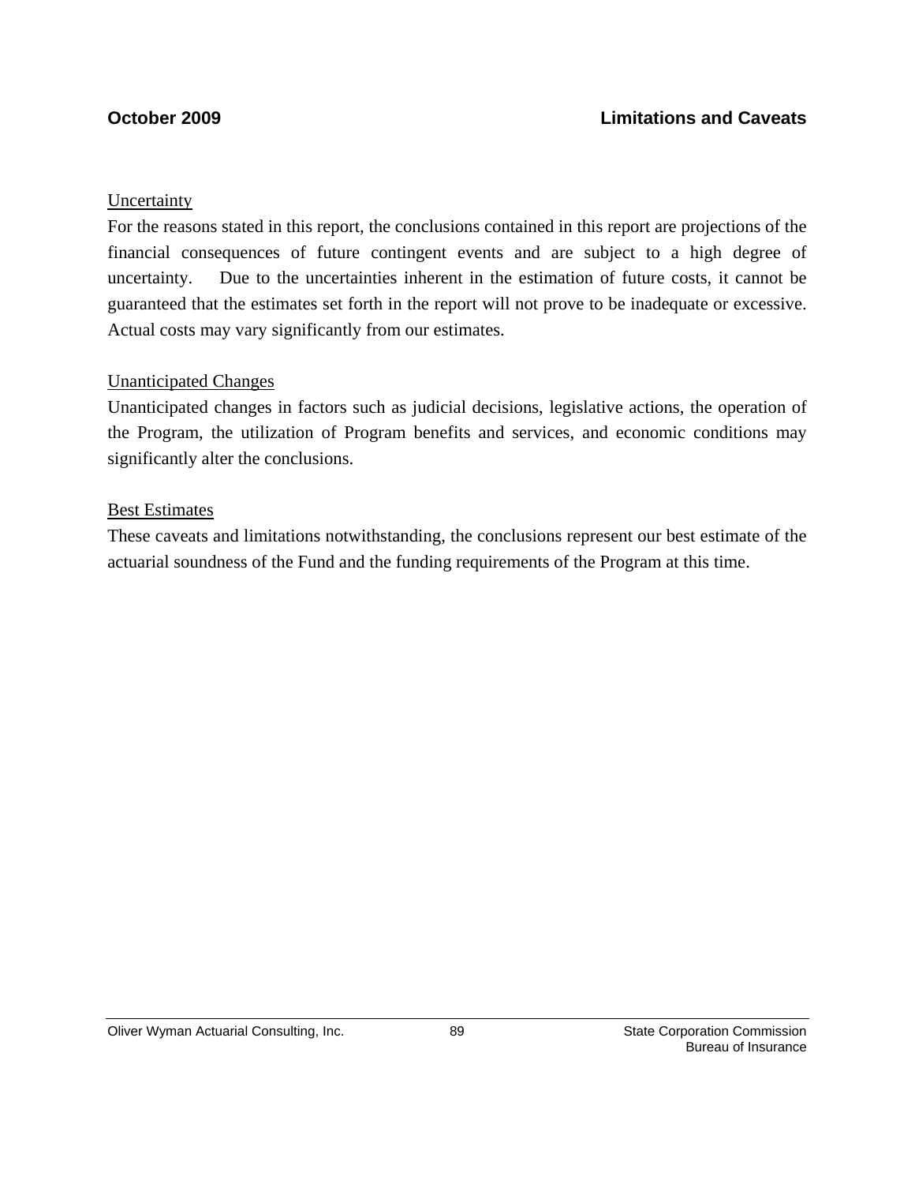Uncertainty

For the reasons stated in this report, the conclusions contained in this report are projections of the financial consequences of future contingent events and are subject to a high degree of uncertainty. Due to the uncertainties inherent in the estimation of future costs, it cannot be guaranteed that the estimates set forth in the report will not prove to be inadequate or excessive. Actual costs may vary significantly from our estimates.

Unanticipated Changes

Unanticipated changes in factors such as judicial decisions, legislative actions, the operation of the Program, the utilization of Program benefits and services, and economic conditions may significantly alter the conclusions.

Best Estimates

These caveats and limitations notwithstanding, the conclusions represent our best estimate of the actuarial soundness of the Fund and the funding requirements of the Program at this time.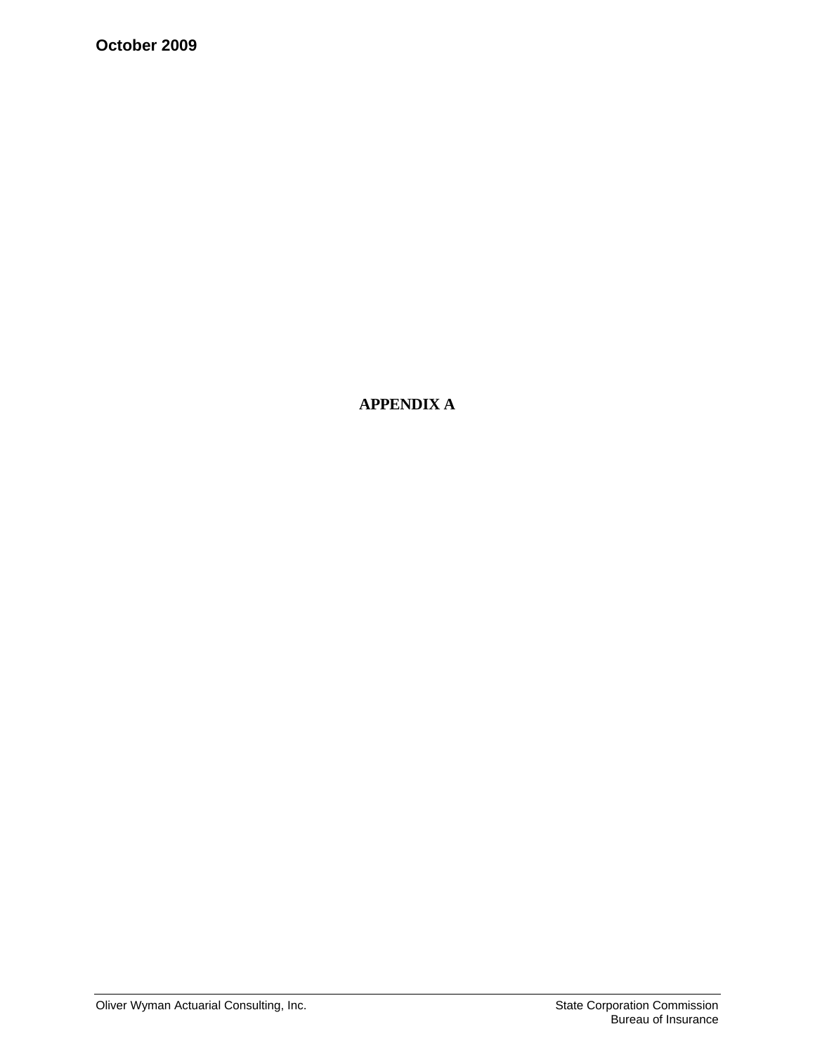# APPENDIX A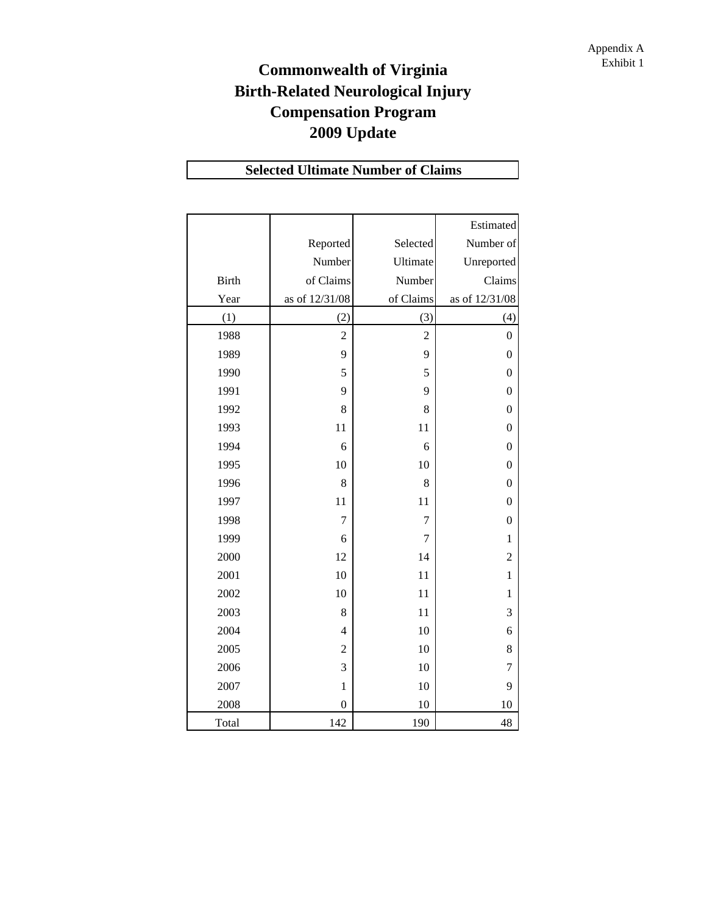Appendix A
Exhibit 1

# Commonwealth of Virginia
# Birth-Related Neurological Injury Compensation Program
# 2009 Update

## Selected Ultimate Number of Claims

| Birth Year | Reported Number of Claims as of 12/31/08 | Selected Ultimate Number of Claims | Estimated Number of Unreported Claims as of 12/31/08 |
|---|---|---|---|
| (1) | (2) | (3) | (4) |
| 1988 | 2 | 2 | 0 |
| 1989 | 9 | 9 | 0 |
| 1990 | 5 | 5 | 0 |
| 1991 | 9 | 9 | 0 |
| 1992 | 8 | 8 | 0 |
| 1993 | 11 | 11 | 0 |
| 1994 | 6 | 6 | 0 |
| 1995 | 10 | 10 | 0 |
| 1996 | 8 | 8 | 0 |
| 1997 | 11 | 11 | 0 |
| 1998 | 7 | 7 | 0 |
| 1999 | 6 | 7 | 1 |
| 2000 | 12 | 14 | 2 |
| 2001 | 10 | 11 | 1 |
| 2002 | 10 | 11 | 1 |
| 2003 | 8 | 11 | 3 |
| 2004 | 4 | 10 | 6 |
| 2005 | 2 | 10 | 8 |
| 2006 | 3 | 10 | 7 |
| 2007 | 1 | 10 | 9 |
| 2008 | 0 | 10 | 10 |
| Total | 142 | 190 | 48 |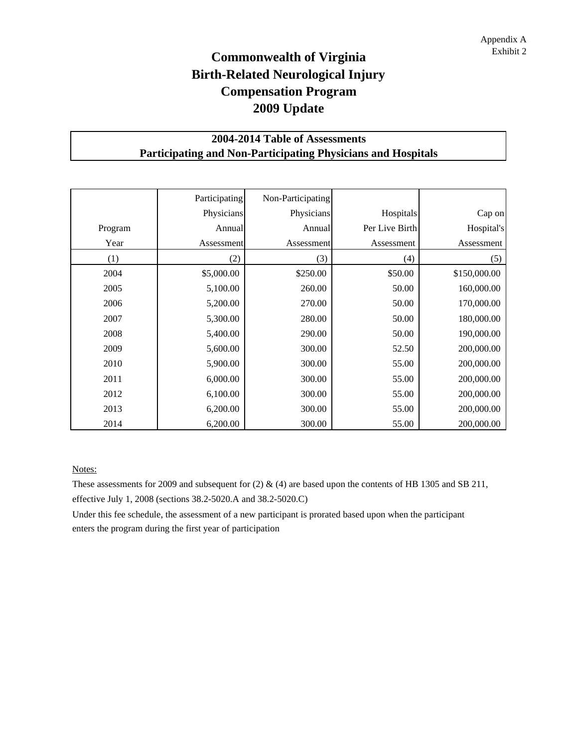Appendix A
Exhibit 2

# Commonwealth of Virginia
# Birth-Related Neurological Injury
# Compensation Program
# 2009 Update

## 2004-2014 Table of Assessments
## Participating and Non-Participating Physicians and Hospitals

| Program Year | Participating Physicians Annual Assessment | Non-Participating Physicians Annual Assessment | Hospitals Per Live Birth Assessment | Cap on Hospital's Assessment |
|---|---|---|---|---|
| (1) | (2) | (3) | (4) | (5) |
| 2004 | $5,000.00 | $250.00 | $50.00 | $150,000.00 |
| 2005 | 5,100.00 | 260.00 | 50.00 | 160,000.00 |
| 2006 | 5,200.00 | 270.00 | 50.00 | 170,000.00 |
| 2007 | 5,300.00 | 280.00 | 50.00 | 180,000.00 |
| 2008 | 5,400.00 | 290.00 | 50.00 | 190,000.00 |
| 2009 | 5,600.00 | 300.00 | 52.50 | 200,000.00 |
| 2010 | 5,900.00 | 300.00 | 55.00 | 200,000.00 |
| 2011 | 6,000.00 | 300.00 | 55.00 | 200,000.00 |
| 2012 | 6,100.00 | 300.00 | 55.00 | 200,000.00 |
| 2013 | 6,200.00 | 300.00 | 55.00 | 200,000.00 |
| 2014 | 6,200.00 | 300.00 | 55.00 | 200,000.00 |

Notes:

These assessments for 2009 and subsequent for (2) & (4) are based upon the contents of HB 1305 and SB 211, effective July 1, 2008 (sections 38.2-5020.A and 38.2-5020.C)

Under this fee schedule, the assessment of a new participant is prorated based upon when the participant enters the program during the first year of participation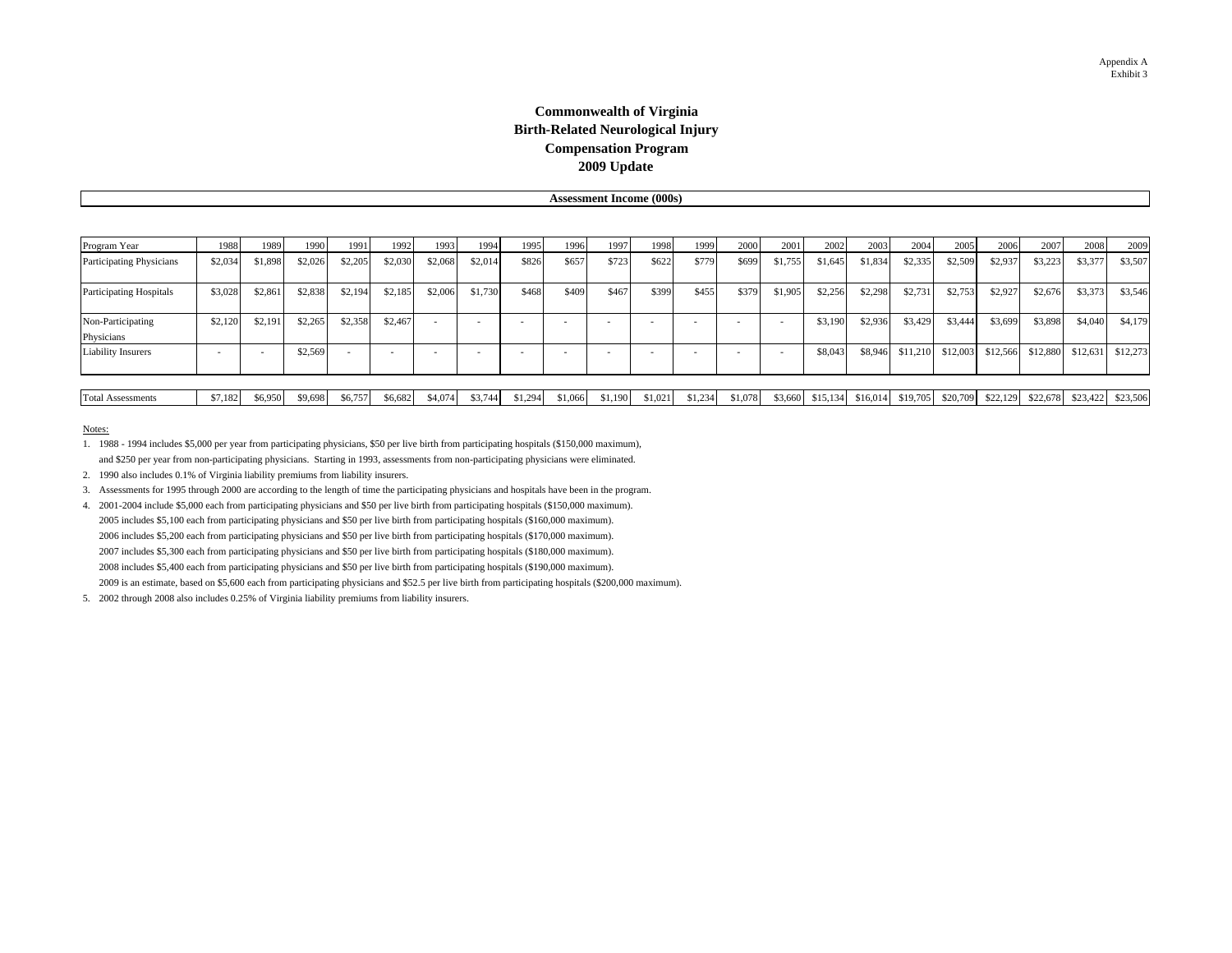Appendix A
Exhibit 3

# Commonwealth of Virginia
# Birth-Related Neurological Injury
# Compensation Program
# 2009 Update

**Assessment Income (000s)**

| Program Year | 1988 | 1989 | 1990 | 1991 | 1992 | 1993 | 1994 | 1995 | 1996 | 1997 | 1998 | 1999 | 2000 | 2001 | 2002 | 2003 | 2004 | 2005 | 2006 | 2007 | 2008 | 2009 |
|---|---|---|---|---|---|---|---|---|---|---|---|---|---|---|---|---|---|---|---|---|---|---|
| Participating Physicians | $2,034 | $1,898 | $2,026 | $2,205 | $2,030 | $2,068 | $2,014 | $826 | $657 | $723 | $622 | $779 | $699 | $1,755 | $1,645 | $1,834 | $2,335 | $2,509 | $2,937 | $3,223 | $3,377 | $3,507 |
| Participating Hospitals | $3,028 | $2,861 | $2,838 | $2,194 | $2,185 | $2,006 | $1,730 | $468 | $409 | $467 | $399 | $455 | $379 | $1,905 | $2,256 | $2,298 | $2,731 | $2,753 | $2,927 | $2,676 | $3,373 | $3,546 |
| Non-Participating Physicians | $2,120 | $2,191 | $2,265 | $2,358 | $2,467 | - | - | - | - | - | - | - | - | - | $3,190 | $2,936 | $3,429 | $3,444 | $3,699 | $3,898 | $4,040 | $4,179 |
| Liability Insurers | - | - | $2,569 | - | - | - | - | - | - | - | - | - | - | - | $8,043 | $8,946 | $11,210 | $12,003 | $12,566 | $12,880 | $12,631 | $12,273 |
| Total Assessments | $7,182 | $6,950 | $9,698 | $6,757 | $6,682 | $4,074 | $3,744 | $1,294 | $1,066 | $1,190 | $1,021 | $1,234 | $1,078 | $3,660 | $15,134 | $16,014 | $19,705 | $20,709 | $22,129 | $22,678 | $23,422 | $23,506 |

Notes:

1. 1988 - 1994 includes $5,000 per year from participating physicians, $50 per live birth from participating hospitals ($150,000 maximum), and $250 per year from non-participating physicians. Starting in 1993, assessments from non-participating physicians were eliminated.
2. 1990 also includes 0.1% of Virginia liability premiums from liability insurers.
3. Assessments for 1995 through 2000 are according to the length of time the participating physicians and hospitals have been in the program.
4. 2001-2004 include $5,000 each from participating physicians and $50 per live birth from participating hospitals ($150,000 maximum).
   2005 includes $5,100 each from participating physicians and $50 per live birth from participating hospitals ($160,000 maximum).
   2006 includes $5,200 each from participating physicians and $50 per live birth from participating hospitals ($170,000 maximum).
   2007 includes $5,300 each from participating physicians and $50 per live birth from participating hospitals ($180,000 maximum).
   2008 includes $5,400 each from participating physicians and $50 per live birth from participating hospitals ($190,000 maximum).
   2009 is an estimate, based on $5,600 each from participating physicians and $52.5 per live birth from participating hospitals ($200,000 maximum).
5. 2002 through 2008 also includes 0.25% of Virginia liability premiums from liability insurers.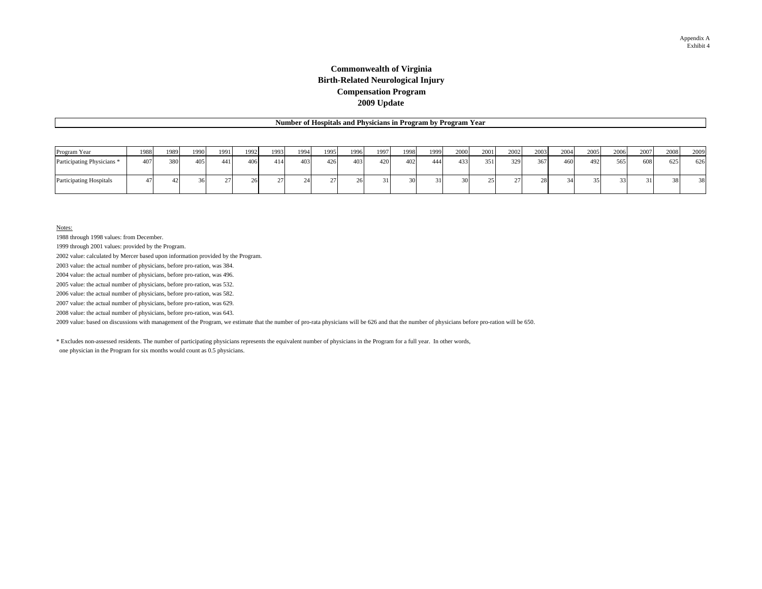Appendix A
Exhibit 4

# Commonwealth of Virginia
# Birth-Related Neurological Injury
# Compensation Program
# 2009 Update

## Number of Hospitals and Physicians in Program by Program Year

| Program Year | 1988 | 1989 | 1990 | 1991 | 1992 | 1993 | 1994 | 1995 | 1996 | 1997 | 1998 | 1999 | 2000 | 2001 | 2002 | 2003 | 2004 | 2005 | 2006 | 2007 | 2008 | 2009 |
|---|---|---|---|---|---|---|---|---|---|---|---|---|---|---|---|---|---|---|---|---|---|---|
| Participating Physicians * | 407 | 380 | 405 | 441 | 406 | 414 | 403 | 426 | 403 | 420 | 402 | 444 | 433 | 351 | 329 | 367 | 460 | 492 | 565 | 608 | 625 | 626 |
| Participating Hospitals | 47 | 42 | 36 | 27 | 26 | 27 | 24 | 27 | 26 | 31 | 30 | 31 | 30 | 25 | 27 | 28 | 34 | 35 | 33 | 31 | 38 | 38 |

Notes:

1988 through 1998 values: from December.

1999 through 2001 values: provided by the Program.

2002 value: calculated by Mercer based upon information provided by the Program.

2003 value: the actual number of physicians, before pro-ration, was 384.

2004 value: the actual number of physicians, before pro-ration, was 496.

2005 value: the actual number of physicians, before pro-ration, was 532.

2006 value: the actual number of physicians, before pro-ration, was 582.

2007 value: the actual number of physicians, before pro-ration, was 629.

2008 value: the actual number of physicians, before pro-ration, was 643.

2009 value: based on discussions with management of the Program, we estimate that the number of pro-rata physicians will be 626 and that the number of physicians before pro-ration will be 650.

* Excludes non-assessed residents. The number of participating physicians represents the equivalent number of physicians in the Program for a full year. In other words, one physician in the Program for six months would count as 0.5 physicians.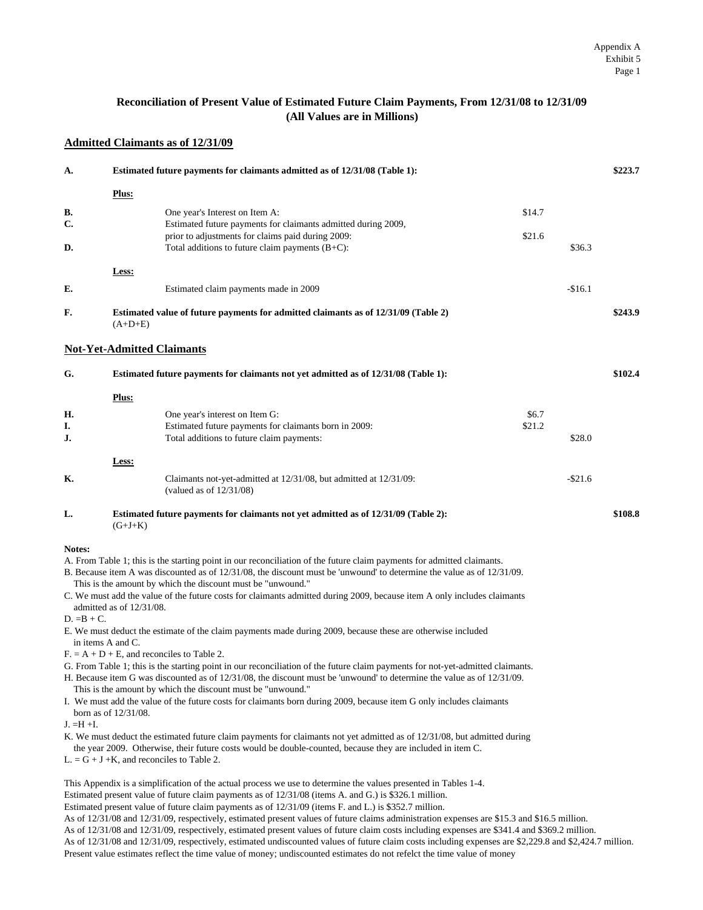## Reconciliation of Present Value of Estimated Future Claim Payments, From 12/31/08 to 12/31/09
### (All Values are in Millions)

### Admitted Claimants as of 12/31/09

| | | | | |
|---|---|---|---|---|
| **A.** | **Estimated future payments for claimants admitted as of 12/31/08 (Table 1):** | | | **$223.7** |
| | **Plus:** | | | |
| **B.** | One year's Interest on Item A: | $14.7 | | |
| **C.** | Estimated future payments for claimants admitted during 2009, prior to adjustments for claims paid during 2009: | $21.6 | | |
| **D.** | Total additions to future claim payments (B+C): | | $36.3 | |
| | **Less:** | | | |
| **E.** | Estimated claim payments made in 2009 | | -$16.1 | |
| **F.** | **Estimated value of future payments for admitted claimants as of 12/31/09 (Table 2)** (A+D+E) | | | **$243.9** |

### Not-Yet-Admitted Claimants

| | | | | |
|---|---|---|---|---|
| **G.** | **Estimated future payments for claimants not yet admitted as of 12/31/08 (Table 1):** | | | **$102.4** |
| | **Plus:** | | | |
| **H.** | One year's interest on Item G: | $6.7 | | |
| **I.** | Estimated future payments for claimants born in 2009: | $21.2 | | |
| **J.** | Total additions to future claim payments: | | $28.0 | |
| | **Less:** | | | |
| **K.** | Claimants not-yet-admitted at 12/31/08, but admitted at 12/31/09: (valued as of 12/31/08) | | -$21.6 | |
| **L.** | **Estimated future payments for claimants not yet admitted as of 12/31/09 (Table 2):** (G+J+K) | | | **$108.8** |

**Notes:**

A. From Table 1; this is the starting point in our reconciliation of the future claim payments for admitted claimants.
B. Because item A was discounted as of 12/31/08, the discount must be 'unwound' to determine the value as of 12/31/09. This is the amount by which the discount must be "unwound."
C. We must add the value of the future costs for claimants admitted during 2009, because item A only includes claimants admitted as of 12/31/08.
D. =B + C.
E. We must deduct the estimate of the claim payments made during 2009, because these are otherwise included in items A and C.
F. = A + D + E, and reconciles to Table 2.
G. From Table 1; this is the starting point in our reconciliation of the future claim payments for not-yet-admitted claimants.
H. Because item G was discounted as of 12/31/08, the discount must be 'unwound' to determine the value as of 12/31/09. This is the amount by which the discount must be "unwound."
I. We must add the value of the future costs for claimants born during 2009, because item G only includes claimants born as of 12/31/08.
J. =H +I.
K. We must deduct the estimated future claim payments for claimants not yet admitted as of 12/31/08, but admitted during the year 2009. Otherwise, their future costs would be double-counted, because they are included in item C.
L. = G + J +K, and reconciles to Table 2.

This Appendix is a simplification of the actual process we use to determine the values presented in Tables 1-4.
Estimated present value of future claim payments as of 12/31/08 (items A. and G.) is $326.1 million.
Estimated present value of future claim payments as of 12/31/09 (items F. and L.) is $352.7 million.
As of 12/31/08 and 12/31/09, respectively, estimated present values of future claims administration expenses are $15.3 and $16.5 million.
As of 12/31/08 and 12/31/09, respectively, estimated present values of future claim costs including expenses are $341.4 and $369.2 million.
As of 12/31/08 and 12/31/09, respectively, estimated undiscounted values of future claim costs including expenses are $2,229.8 and $2,424.7 million.
Present value estimates reflect the time value of money; undiscounted estimates do not refelct the time value of money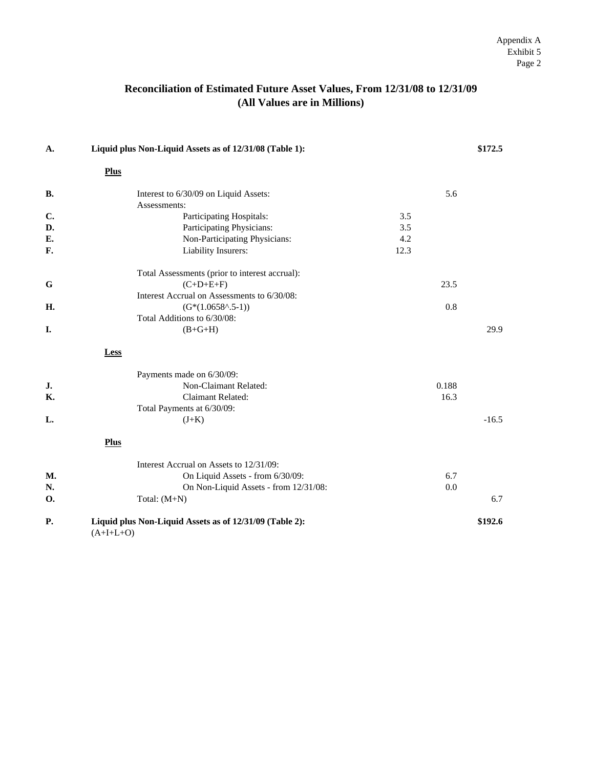Appendix A
Exhibit 5
Page 2

## Reconciliation of Estimated Future Asset Values, From 12/31/08 to 12/31/09
## (All Values are in Millions)

| | | | | |
|---|---|---|---|---|
| **A.** | **Liquid plus Non-Liquid Assets as of 12/31/08 (Table 1):** | | | **\$172.5** |
| | **Plus** | | | |
| **B.** | Interest to 6/30/09 on Liquid Assets: | | 5.6 | |
| | Assessments: | | | |
| **C.** | Participating Hospitals: | 3.5 | | |
| **D.** | Participating Physicians: | 3.5 | | |
| **E.** | Non-Participating Physicians: | 4.2 | | |
| **F.** | Liability Insurers: | 12.3 | | |
| | Total Assessments (prior to interest accrual): | | | |
| **G** | (C+D+E+F) | | 23.5 | |
| | Interest Accrual on Assessments to 6/30/08: | | | |
| **H.** | (G*(1.0658^.5-1)) | | 0.8 | |
| | Total Additions to 6/30/08: | | | |
| **I.** | (B+G+H) | | | 29.9 |
| | **Less** | | | |
| | Payments made on 6/30/09: | | | |
| **J.** | Non-Claimant Related: | | 0.188 | |
| **K.** | Claimant Related: | | 16.3 | |
| | Total Payments at 6/30/09: | | | |
| **L.** | (J+K) | | | -16.5 |
| | **Plus** | | | |
| | Interest Accrual on Assets to 12/31/09: | | | |
| **M.** | On Liquid Assets - from 6/30/09: | | 6.7 | |
| **N.** | On Non-Liquid Assets - from 12/31/08: | | 0.0 | |
| **O.** | Total: (M+N) | | | 6.7 |
| **P.** | **Liquid plus Non-Liquid Assets as of 12/31/09 (Table 2):** (A+I+L+O) | | | **\$192.6** |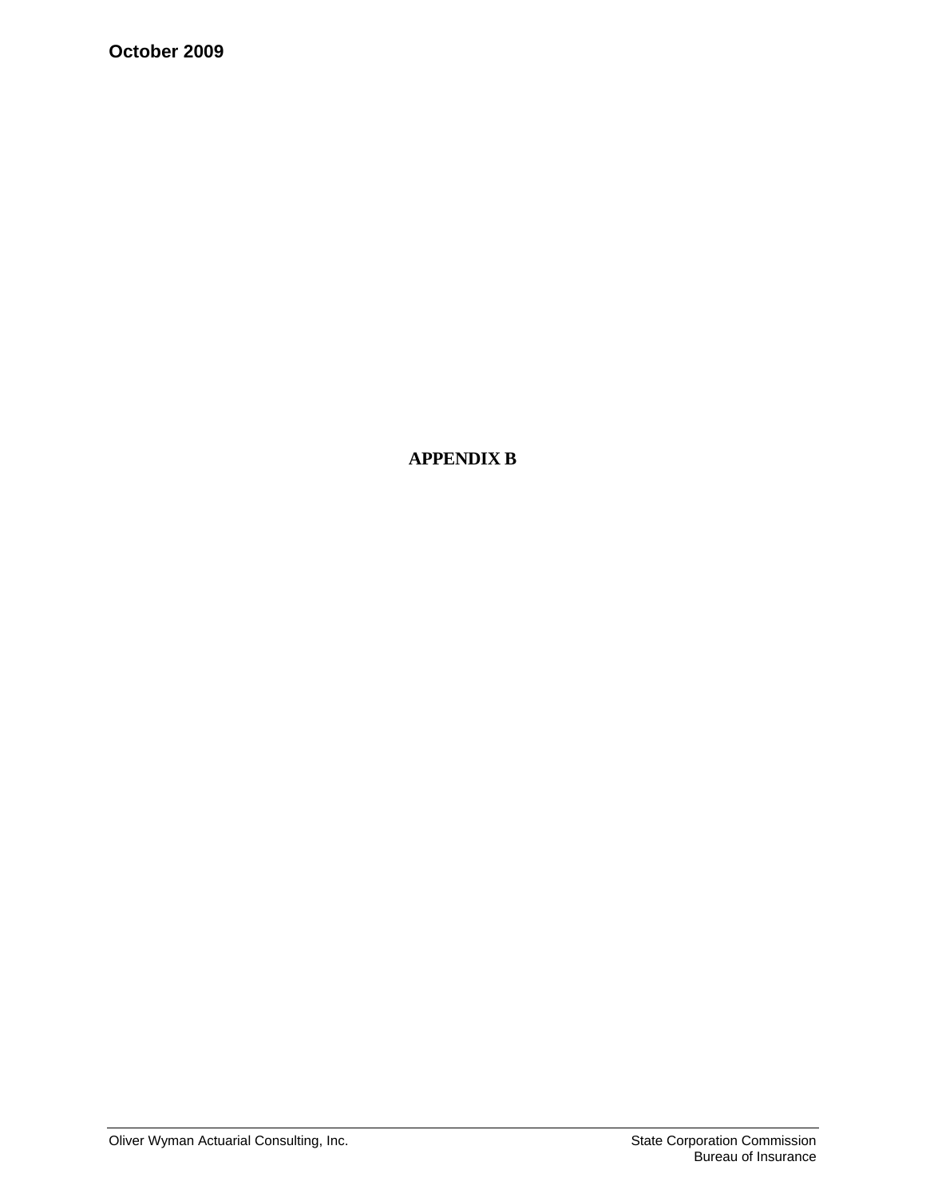# APPENDIX B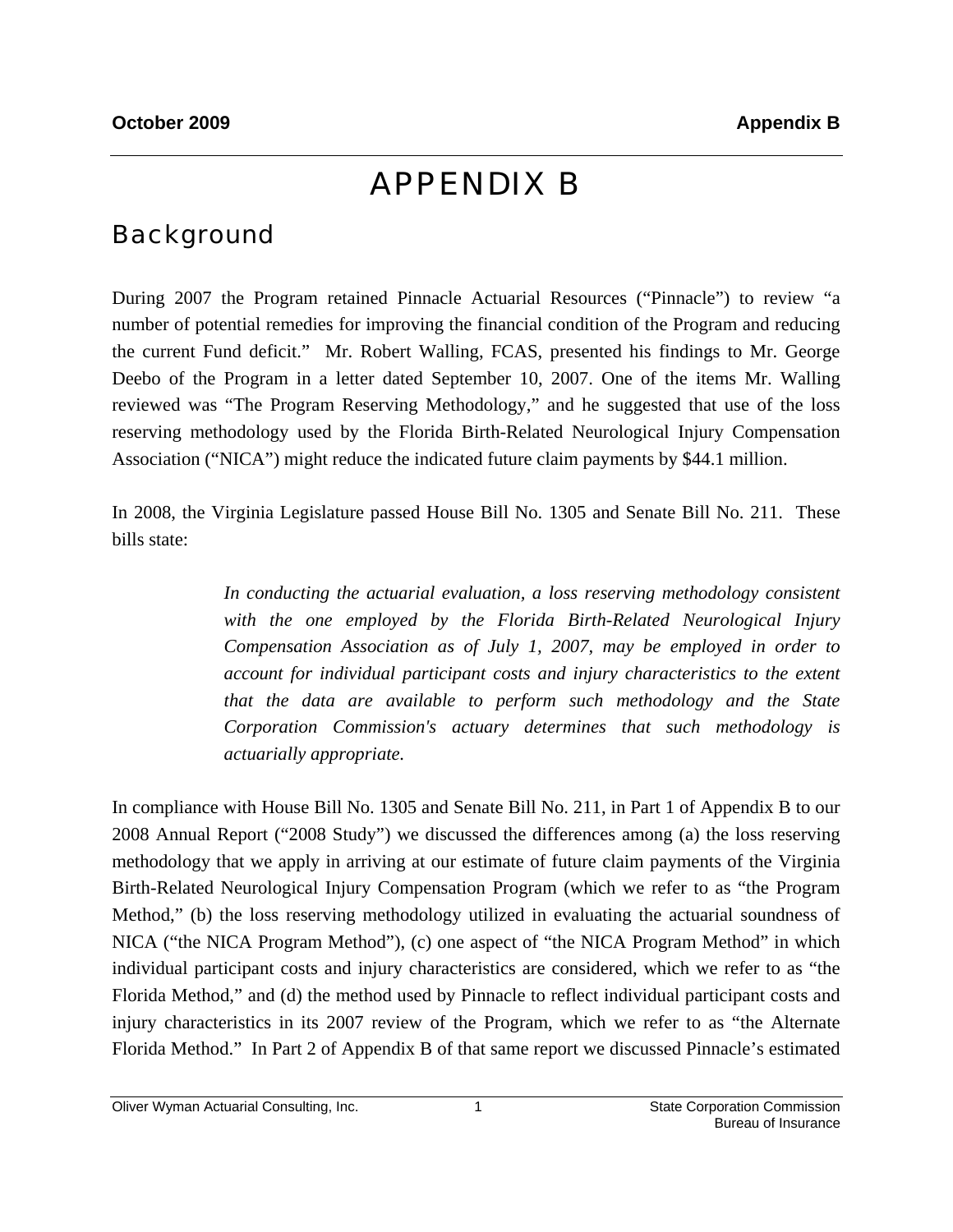# APPENDIX B

## Background

During 2007 the Program retained Pinnacle Actuarial Resources ("Pinnacle") to review "a number of potential remedies for improving the financial condition of the Program and reducing the current Fund deficit." Mr. Robert Walling, FCAS, presented his findings to Mr. George Deebo of the Program in a letter dated September 10, 2007. One of the items Mr. Walling reviewed was "The Program Reserving Methodology," and he suggested that use of the loss reserving methodology used by the Florida Birth-Related Neurological Injury Compensation Association ("NICA") might reduce the indicated future claim payments by $44.1 million.

In 2008, the Virginia Legislature passed House Bill No. 1305 and Senate Bill No. 211. These bills state:

> *In conducting the actuarial evaluation, a loss reserving methodology consistent with the one employed by the Florida Birth-Related Neurological Injury Compensation Association as of July 1, 2007, may be employed in order to account for individual participant costs and injury characteristics to the extent that the data are available to perform such methodology and the State Corporation Commission's actuary determines that such methodology is actuarially appropriate.*

In compliance with House Bill No. 1305 and Senate Bill No. 211, in Part 1 of Appendix B to our 2008 Annual Report ("2008 Study") we discussed the differences among (a) the loss reserving methodology that we apply in arriving at our estimate of future claim payments of the Virginia Birth-Related Neurological Injury Compensation Program (which we refer to as "the Program Method," (b) the loss reserving methodology utilized in evaluating the actuarial soundness of NICA ("the NICA Program Method"), (c) one aspect of "the NICA Program Method" in which individual participant costs and injury characteristics are considered, which we refer to as "the Florida Method," and (d) the method used by Pinnacle to reflect individual participant costs and injury characteristics in its 2007 review of the Program, which we refer to as "the Alternate Florida Method." In Part 2 of Appendix B of that same report we discussed Pinnacle's estimated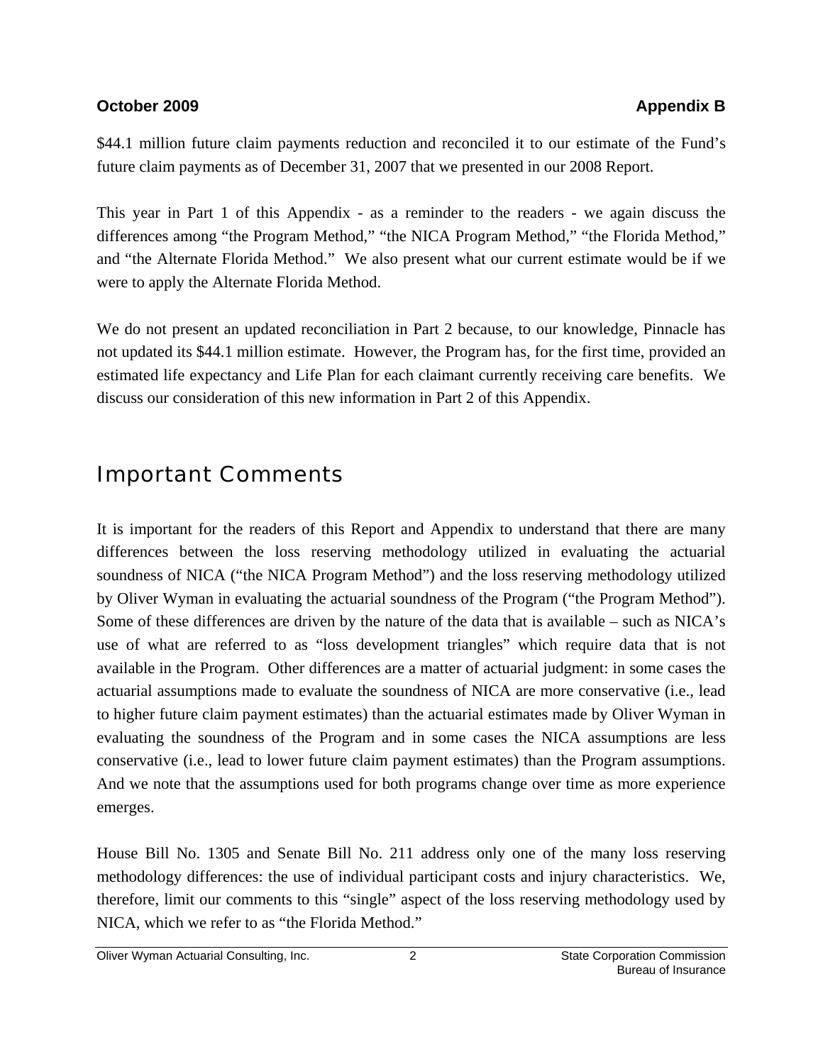$44.1 million future claim payments reduction and reconciled it to our estimate of the Fund's future claim payments as of December 31, 2007 that we presented in our 2008 Report.

This year in Part 1 of this Appendix - as a reminder to the readers - we again discuss the differences among "the Program Method," "the NICA Program Method," "the Florida Method," and "the Alternate Florida Method." We also present what our current estimate would be if we were to apply the Alternate Florida Method.

We do not present an updated reconciliation in Part 2 because, to our knowledge, Pinnacle has not updated its $44.1 million estimate. However, the Program has, for the first time, provided an estimated life expectancy and Life Plan for each claimant currently receiving care benefits. We discuss our consideration of this new information in Part 2 of this Appendix.

## Important Comments

It is important for the readers of this Report and Appendix to understand that there are many differences between the loss reserving methodology utilized in evaluating the actuarial soundness of NICA ("the NICA Program Method") and the loss reserving methodology utilized by Oliver Wyman in evaluating the actuarial soundness of the Program ("the Program Method"). Some of these differences are driven by the nature of the data that is available – such as NICA's use of what are referred to as "loss development triangles" which require data that is not available in the Program. Other differences are a matter of actuarial judgment: in some cases the actuarial assumptions made to evaluate the soundness of NICA are more conservative (i.e., lead to higher future claim payment estimates) than the actuarial estimates made by Oliver Wyman in evaluating the soundness of the Program and in some cases the NICA assumptions are less conservative (i.e., lead to lower future claim payment estimates) than the Program assumptions. And we note that the assumptions used for both programs change over time as more experience emerges.

House Bill No. 1305 and Senate Bill No. 211 address only one of the many loss reserving methodology differences: the use of individual participant costs and injury characteristics. We, therefore, limit our comments to this "single" aspect of the loss reserving methodology used by NICA, which we refer to as "the Florida Method."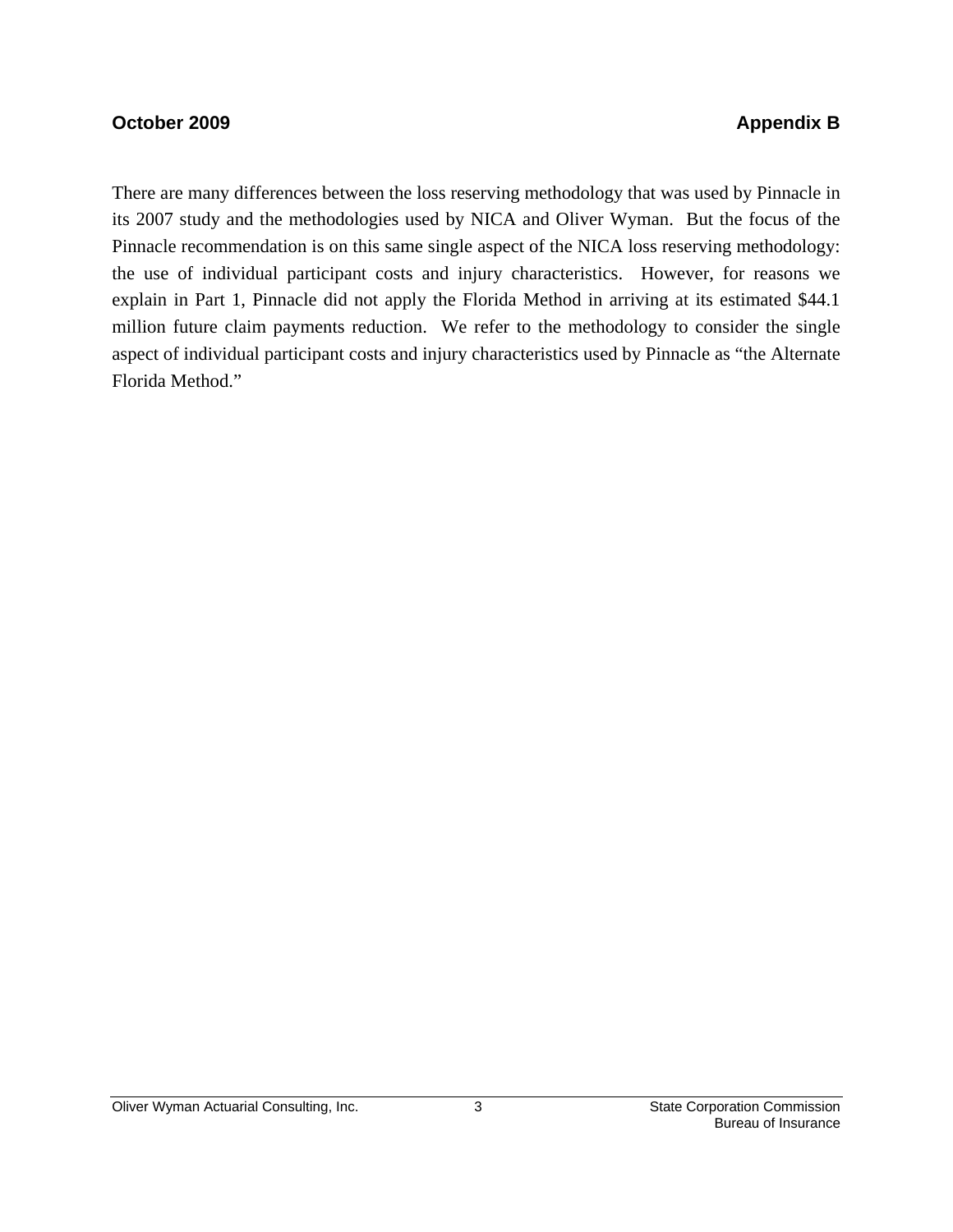There are many differences between the loss reserving methodology that was used by Pinnacle in its 2007 study and the methodologies used by NICA and Oliver Wyman. But the focus of the Pinnacle recommendation is on this same single aspect of the NICA loss reserving methodology: the use of individual participant costs and injury characteristics. However, for reasons we explain in Part 1, Pinnacle did not apply the Florida Method in arriving at its estimated $44.1 million future claim payments reduction. We refer to the methodology to consider the single aspect of individual participant costs and injury characteristics used by Pinnacle as "the Alternate Florida Method."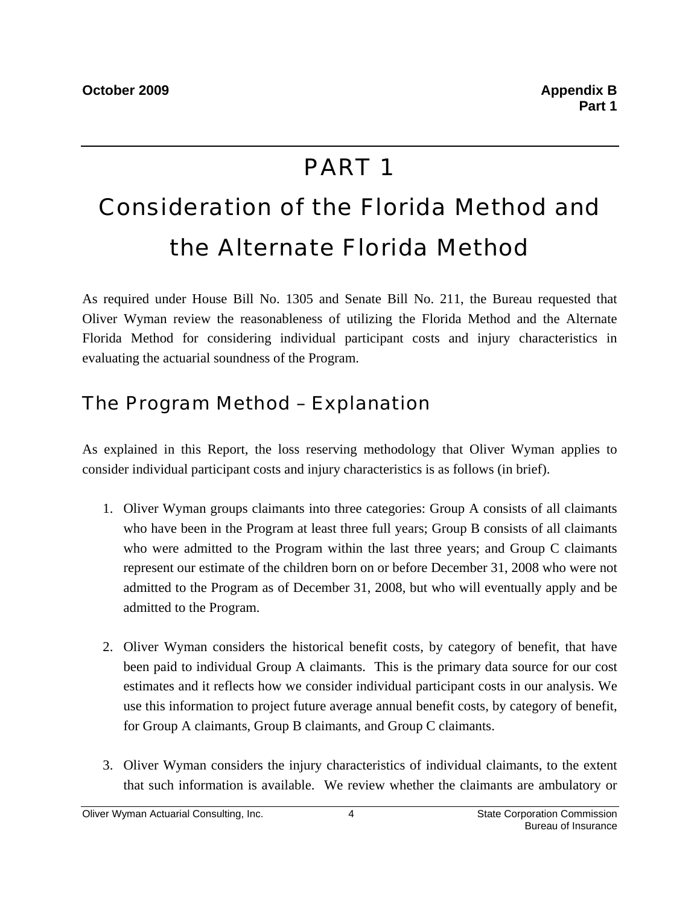# PART 1

# Consideration of the Florida Method and the Alternate Florida Method

As required under House Bill No. 1305 and Senate Bill No. 211, the Bureau requested that Oliver Wyman review the reasonableness of utilizing the Florida Method and the Alternate Florida Method for considering individual participant costs and injury characteristics in evaluating the actuarial soundness of the Program.

## The Program Method – Explanation

As explained in this Report, the loss reserving methodology that Oliver Wyman applies to consider individual participant costs and injury characteristics is as follows (in brief).

1. Oliver Wyman groups claimants into three categories: Group A consists of all claimants who have been in the Program at least three full years; Group B consists of all claimants who were admitted to the Program within the last three years; and Group C claimants represent our estimate of the children born on or before December 31, 2008 who were not admitted to the Program as of December 31, 2008, but who will eventually apply and be admitted to the Program.

2. Oliver Wyman considers the historical benefit costs, by category of benefit, that have been paid to individual Group A claimants. This is the primary data source for our cost estimates and it reflects how we consider individual participant costs in our analysis. We use this information to project future average annual benefit costs, by category of benefit, for Group A claimants, Group B claimants, and Group C claimants.

3. Oliver Wyman considers the injury characteristics of individual claimants, to the extent that such information is available. We review whether the claimants are ambulatory or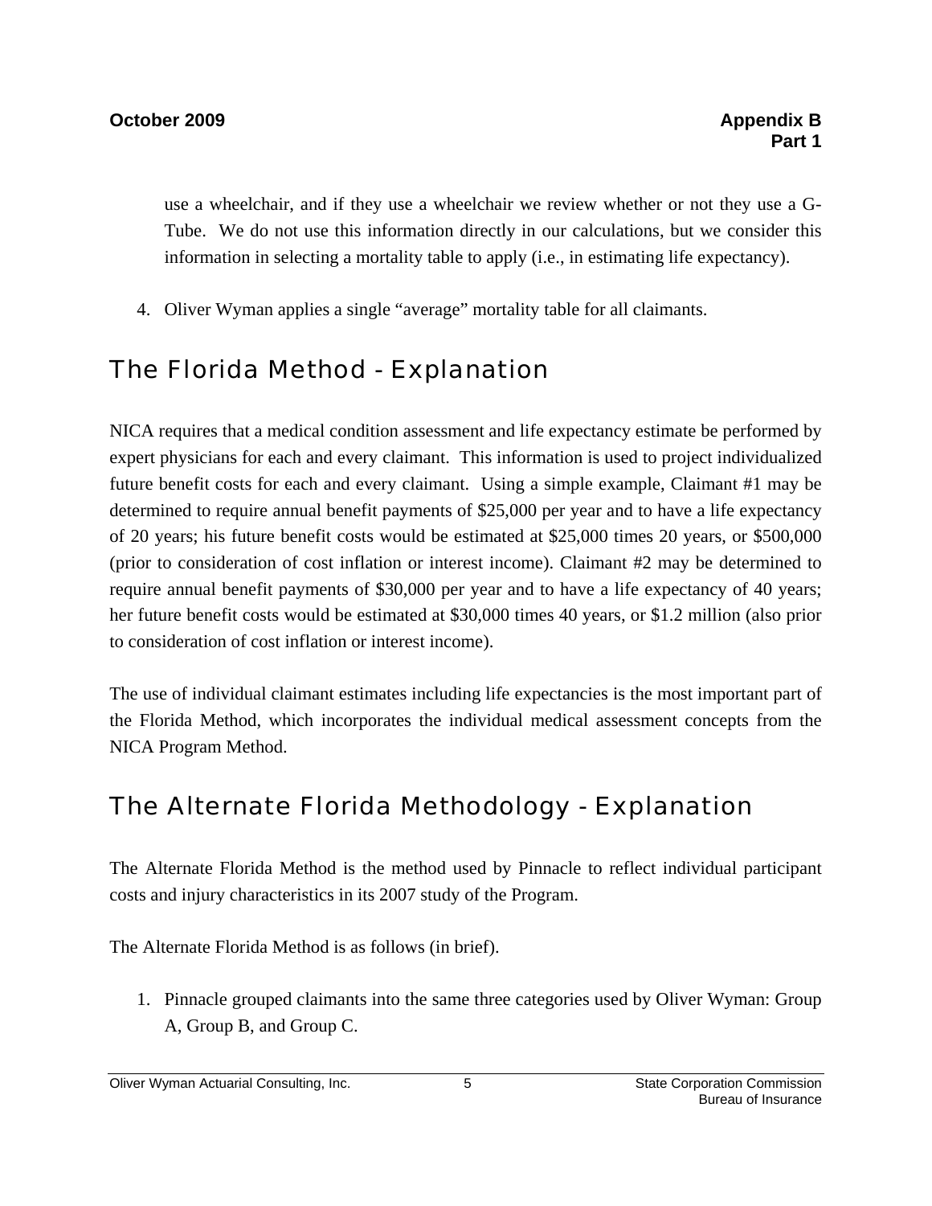use a wheelchair, and if they use a wheelchair we review whether or not they use a G-Tube. We do not use this information directly in our calculations, but we consider this information in selecting a mortality table to apply (i.e., in estimating life expectancy).

4. Oliver Wyman applies a single "average" mortality table for all claimants.

## The Florida Method - Explanation

NICA requires that a medical condition assessment and life expectancy estimate be performed by expert physicians for each and every claimant. This information is used to project individualized future benefit costs for each and every claimant. Using a simple example, Claimant #1 may be determined to require annual benefit payments of $25,000 per year and to have a life expectancy of 20 years; his future benefit costs would be estimated at $25,000 times 20 years, or $500,000 (prior to consideration of cost inflation or interest income). Claimant #2 may be determined to require annual benefit payments of $30,000 per year and to have a life expectancy of 40 years; her future benefit costs would be estimated at $30,000 times 40 years, or $1.2 million (also prior to consideration of cost inflation or interest income).

The use of individual claimant estimates including life expectancies is the most important part of the Florida Method, which incorporates the individual medical assessment concepts from the NICA Program Method.

## The Alternate Florida Methodology - Explanation

The Alternate Florida Method is the method used by Pinnacle to reflect individual participant costs and injury characteristics in its 2007 study of the Program.

The Alternate Florida Method is as follows (in brief).

1. Pinnacle grouped claimants into the same three categories used by Oliver Wyman: Group A, Group B, and Group C.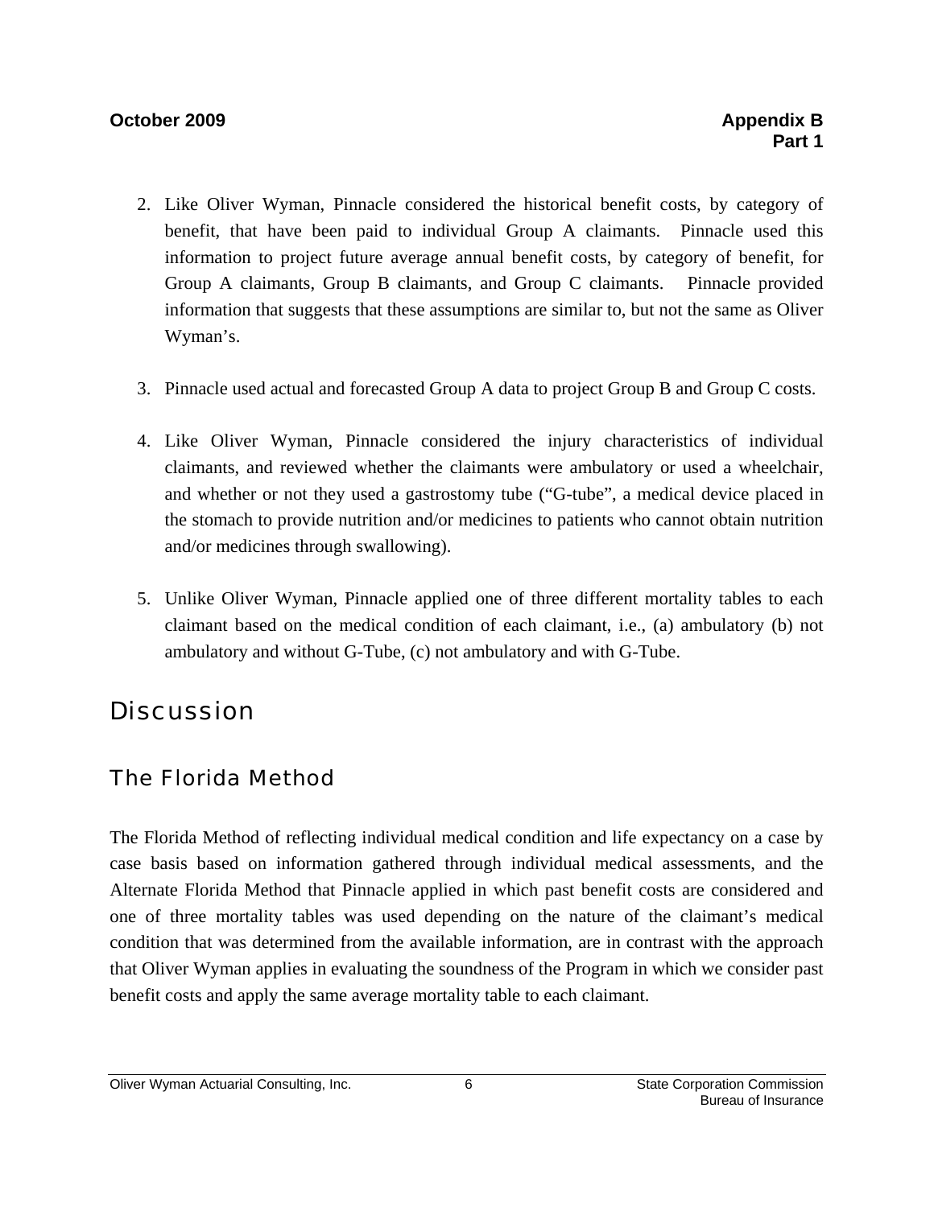2. Like Oliver Wyman, Pinnacle considered the historical benefit costs, by category of benefit, that have been paid to individual Group A claimants. Pinnacle used this information to project future average annual benefit costs, by category of benefit, for Group A claimants, Group B claimants, and Group C claimants. Pinnacle provided information that suggests that these assumptions are similar to, but not the same as Oliver Wyman's.

3. Pinnacle used actual and forecasted Group A data to project Group B and Group C costs.

4. Like Oliver Wyman, Pinnacle considered the injury characteristics of individual claimants, and reviewed whether the claimants were ambulatory or used a wheelchair, and whether or not they used a gastrostomy tube ("G-tube", a medical device placed in the stomach to provide nutrition and/or medicines to patients who cannot obtain nutrition and/or medicines through swallowing).

5. Unlike Oliver Wyman, Pinnacle applied one of three different mortality tables to each claimant based on the medical condition of each claimant, i.e., (a) ambulatory (b) not ambulatory and without G-Tube, (c) not ambulatory and with G-Tube.

# Discussion

## The Florida Method

The Florida Method of reflecting individual medical condition and life expectancy on a case by case basis based on information gathered through individual medical assessments, and the Alternate Florida Method that Pinnacle applied in which past benefit costs are considered and one of three mortality tables was used depending on the nature of the claimant's medical condition that was determined from the available information, are in contrast with the approach that Oliver Wyman applies in evaluating the soundness of the Program in which we consider past benefit costs and apply the same average mortality table to each claimant.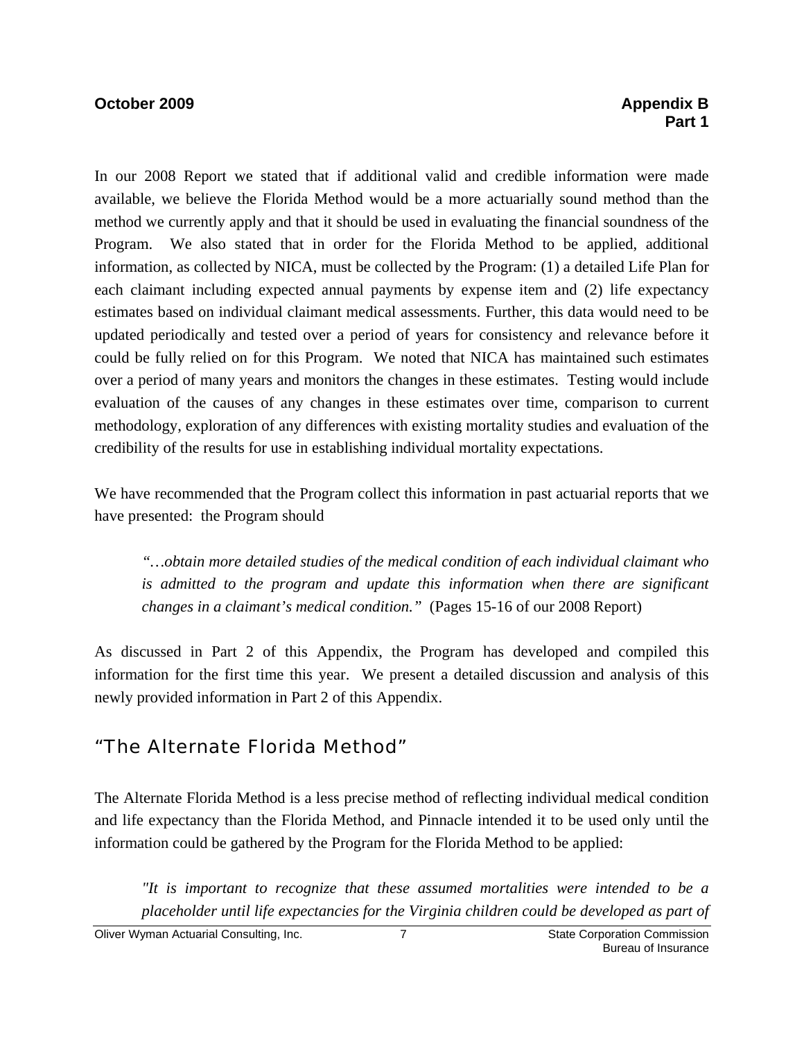In our 2008 Report we stated that if additional valid and credible information were made available, we believe the Florida Method would be a more actuarially sound method than the method we currently apply and that it should be used in evaluating the financial soundness of the Program. We also stated that in order for the Florida Method to be applied, additional information, as collected by NICA, must be collected by the Program: (1) a detailed Life Plan for each claimant including expected annual payments by expense item and (2) life expectancy estimates based on individual claimant medical assessments. Further, this data would need to be updated periodically and tested over a period of years for consistency and relevance before it could be fully relied on for this Program. We noted that NICA has maintained such estimates over a period of many years and monitors the changes in these estimates. Testing would include evaluation of the causes of any changes in these estimates over time, comparison to current methodology, exploration of any differences with existing mortality studies and evaluation of the credibility of the results for use in establishing individual mortality expectations.

We have recommended that the Program collect this information in past actuarial reports that we have presented: the Program should

> *"…obtain more detailed studies of the medical condition of each individual claimant who is admitted to the program and update this information when there are significant changes in a claimant's medical condition."* (Pages 15-16 of our 2008 Report)

As discussed in Part 2 of this Appendix, the Program has developed and compiled this information for the first time this year. We present a detailed discussion and analysis of this newly provided information in Part 2 of this Appendix.

## "The Alternate Florida Method"

The Alternate Florida Method is a less precise method of reflecting individual medical condition and life expectancy than the Florida Method, and Pinnacle intended it to be used only until the information could be gathered by the Program for the Florida Method to be applied:

> *"It is important to recognize that these assumed mortalities were intended to be a placeholder until life expectancies for the Virginia children could be developed as part of*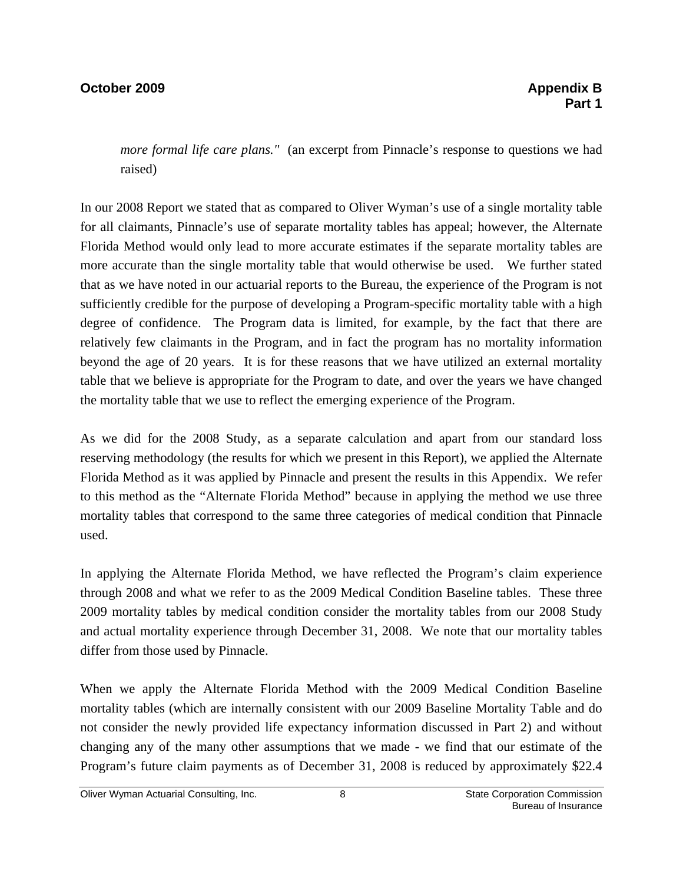*more formal life care plans."* (an excerpt from Pinnacle's response to questions we had raised)

In our 2008 Report we stated that as compared to Oliver Wyman's use of a single mortality table for all claimants, Pinnacle's use of separate mortality tables has appeal; however, the Alternate Florida Method would only lead to more accurate estimates if the separate mortality tables are more accurate than the single mortality table that would otherwise be used. We further stated that as we have noted in our actuarial reports to the Bureau, the experience of the Program is not sufficiently credible for the purpose of developing a Program-specific mortality table with a high degree of confidence. The Program data is limited, for example, by the fact that there are relatively few claimants in the Program, and in fact the program has no mortality information beyond the age of 20 years. It is for these reasons that we have utilized an external mortality table that we believe is appropriate for the Program to date, and over the years we have changed the mortality table that we use to reflect the emerging experience of the Program.

As we did for the 2008 Study, as a separate calculation and apart from our standard loss reserving methodology (the results for which we present in this Report), we applied the Alternate Florida Method as it was applied by Pinnacle and present the results in this Appendix. We refer to this method as the "Alternate Florida Method" because in applying the method we use three mortality tables that correspond to the same three categories of medical condition that Pinnacle used.

In applying the Alternate Florida Method, we have reflected the Program's claim experience through 2008 and what we refer to as the 2009 Medical Condition Baseline tables. These three 2009 mortality tables by medical condition consider the mortality tables from our 2008 Study and actual mortality experience through December 31, 2008. We note that our mortality tables differ from those used by Pinnacle.

When we apply the Alternate Florida Method with the 2009 Medical Condition Baseline mortality tables (which are internally consistent with our 2009 Baseline Mortality Table and do not consider the newly provided life expectancy information discussed in Part 2) and without changing any of the many other assumptions that we made - we find that our estimate of the Program's future claim payments as of December 31, 2008 is reduced by approximately $22.4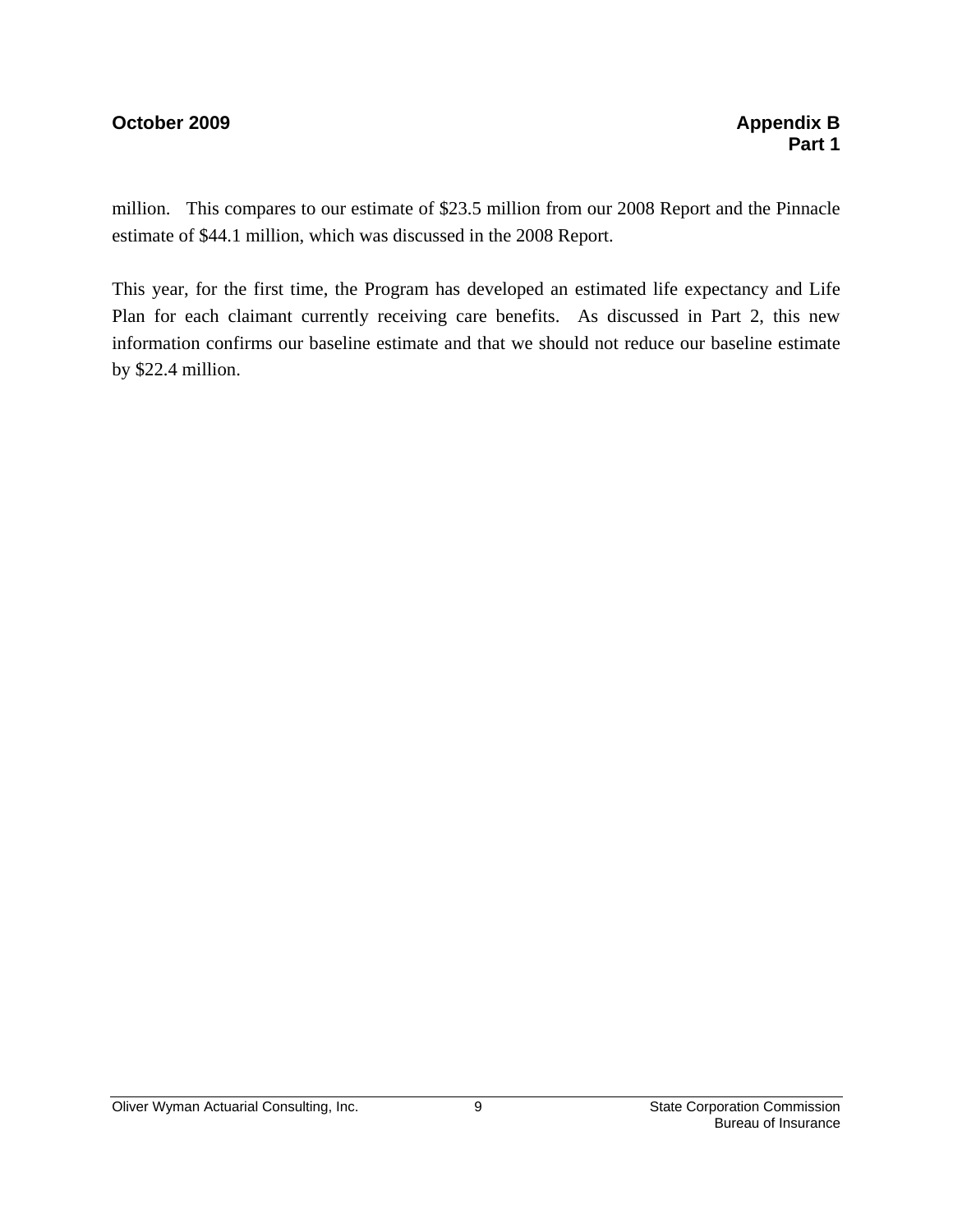million. This compares to our estimate of $23.5 million from our 2008 Report and the Pinnacle estimate of $44.1 million, which was discussed in the 2008 Report.

This year, for the first time, the Program has developed an estimated life expectancy and Life Plan for each claimant currently receiving care benefits. As discussed in Part 2, this new information confirms our baseline estimate and that we should not reduce our baseline estimate by $22.4 million.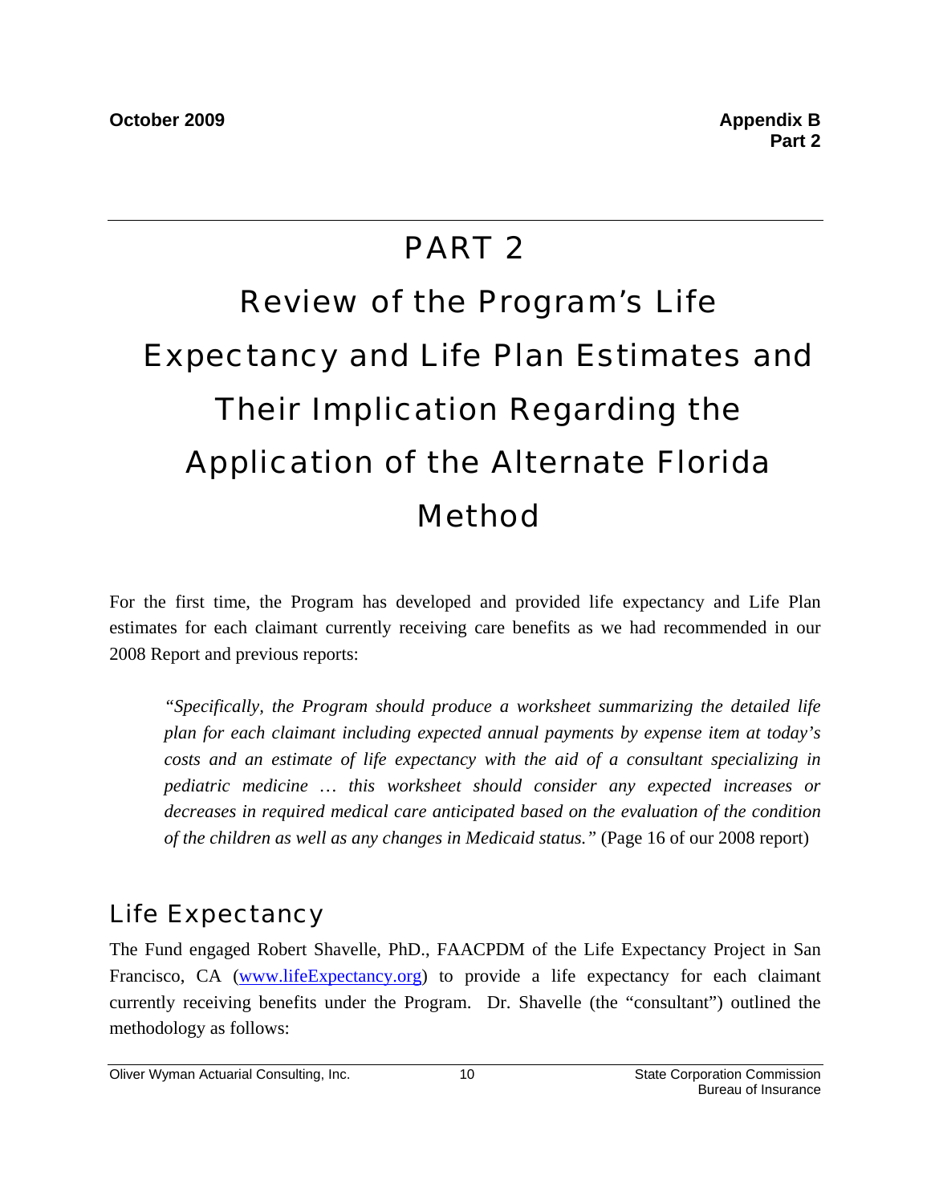# PART 2

# Review of the Program's Life Expectancy and Life Plan Estimates and Their Implication Regarding the Application of the Alternate Florida Method

For the first time, the Program has developed and provided life expectancy and Life Plan estimates for each claimant currently receiving care benefits as we had recommended in our 2008 Report and previous reports:

> *"Specifically, the Program should produce a worksheet summarizing the detailed life plan for each claimant including expected annual payments by expense item at today's costs and an estimate of life expectancy with the aid of a consultant specializing in pediatric medicine … this worksheet should consider any expected increases or decreases in required medical care anticipated based on the evaluation of the condition of the children as well as any changes in Medicaid status."* (Page 16 of our 2008 report)

## Life Expectancy

The Fund engaged Robert Shavelle, PhD., FAACPDM of the Life Expectancy Project in San Francisco, CA (www.lifeExpectancy.org) to provide a life expectancy for each claimant currently receiving benefits under the Program. Dr. Shavelle (the "consultant") outlined the methodology as follows: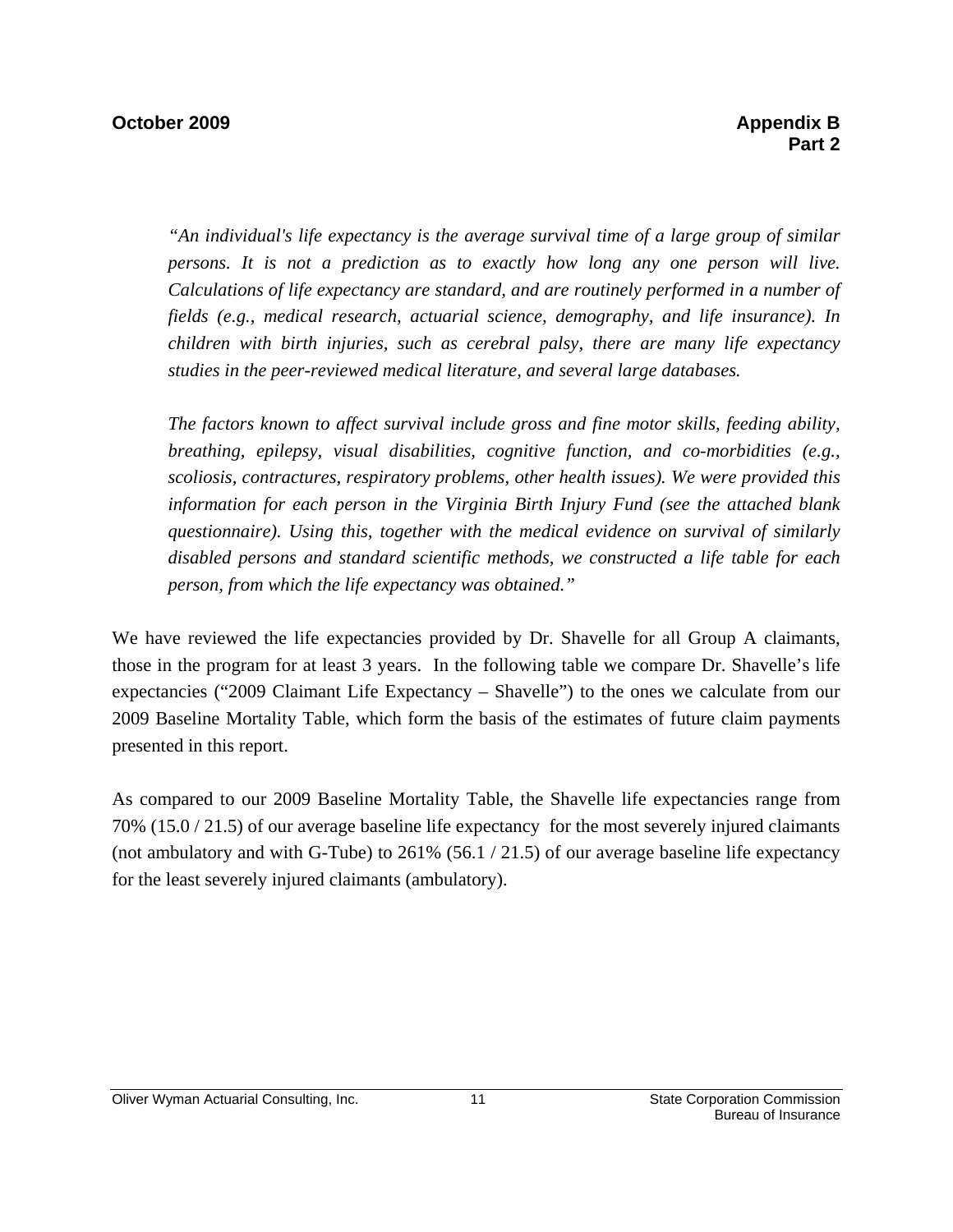*"An individual's life expectancy is the average survival time of a large group of similar persons. It is not a prediction as to exactly how long any one person will live. Calculations of life expectancy are standard, and are routinely performed in a number of fields (e.g., medical research, actuarial science, demography, and life insurance). In children with birth injuries, such as cerebral palsy, there are many life expectancy studies in the peer-reviewed medical literature, and several large databases.*

*The factors known to affect survival include gross and fine motor skills, feeding ability, breathing, epilepsy, visual disabilities, cognitive function, and co-morbidities (e.g., scoliosis, contractures, respiratory problems, other health issues). We were provided this information for each person in the Virginia Birth Injury Fund (see the attached blank questionnaire). Using this, together with the medical evidence on survival of similarly disabled persons and standard scientific methods, we constructed a life table for each person, from which the life expectancy was obtained."*

We have reviewed the life expectancies provided by Dr. Shavelle for all Group A claimants, those in the program for at least 3 years. In the following table we compare Dr. Shavelle's life expectancies ("2009 Claimant Life Expectancy – Shavelle") to the ones we calculate from our 2009 Baseline Mortality Table, which form the basis of the estimates of future claim payments presented in this report.

As compared to our 2009 Baseline Mortality Table, the Shavelle life expectancies range from 70% (15.0 / 21.5) of our average baseline life expectancy for the most severely injured claimants (not ambulatory and with G-Tube) to 261% (56.1 / 21.5) of our average baseline life expectancy for the least severely injured claimants (ambulatory).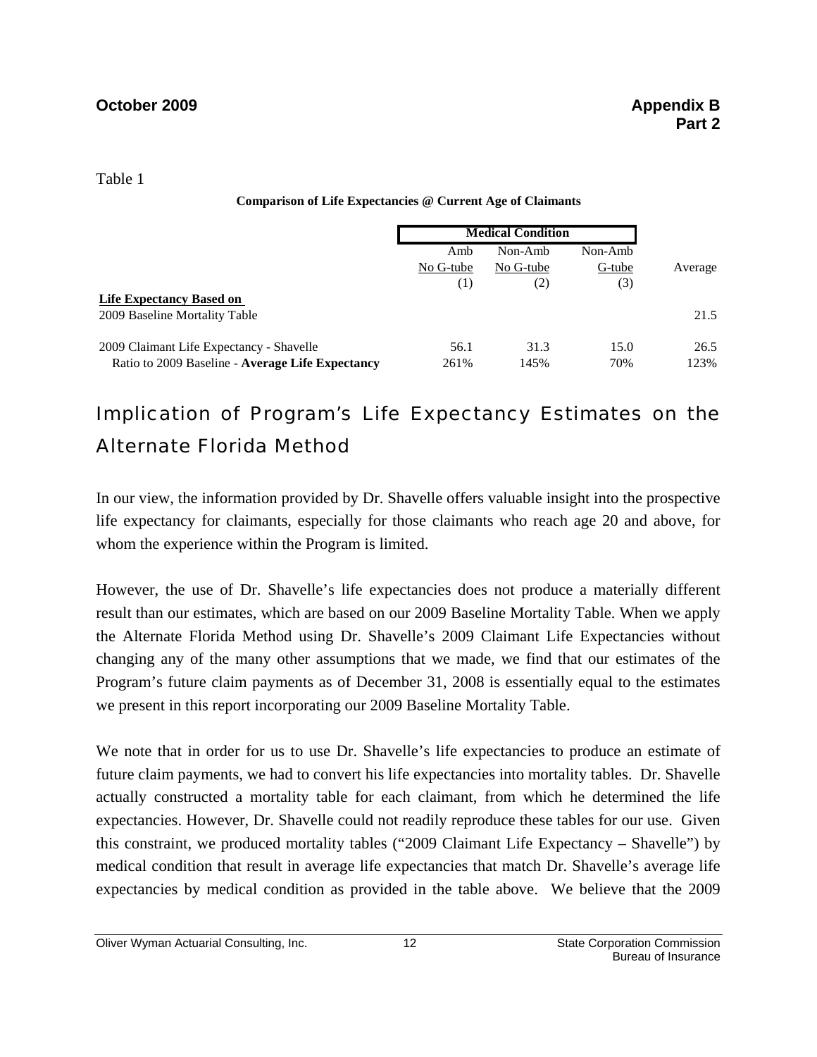Table 1

**Comparison of Life Expectancies @ Current Age of Claimants**

| | Medical Condition | | | |
|---|---|---|---|---|
| | Amb No G-tube (1) | Non-Amb No G-tube (2) | Non-Amb G-tube (3) | Average |
| **Life Expectancy Based on** | | | | |
| 2009 Baseline Mortality Table | | | | 21.5 |
| 2009 Claimant Life Expectancy - Shavelle | 56.1 | 31.3 | 15.0 | 26.5 |
| Ratio to 2009 Baseline - **Average Life Expectancy** | 261% | 145% | 70% | 123% |

## Implication of Program's Life Expectancy Estimates on the Alternate Florida Method

In our view, the information provided by Dr. Shavelle offers valuable insight into the prospective life expectancy for claimants, especially for those claimants who reach age 20 and above, for whom the experience within the Program is limited.

However, the use of Dr. Shavelle's life expectancies does not produce a materially different result than our estimates, which are based on our 2009 Baseline Mortality Table. When we apply the Alternate Florida Method using Dr. Shavelle's 2009 Claimant Life Expectancies without changing any of the many other assumptions that we made, we find that our estimates of the Program's future claim payments as of December 31, 2008 is essentially equal to the estimates we present in this report incorporating our 2009 Baseline Mortality Table.

We note that in order for us to use Dr. Shavelle's life expectancies to produce an estimate of future claim payments, we had to convert his life expectancies into mortality tables. Dr. Shavelle actually constructed a mortality table for each claimant, from which he determined the life expectancies. However, Dr. Shavelle could not readily reproduce these tables for our use. Given this constraint, we produced mortality tables ("2009 Claimant Life Expectancy – Shavelle") by medical condition that result in average life expectancies that match Dr. Shavelle's average life expectancies by medical condition as provided in the table above. We believe that the 2009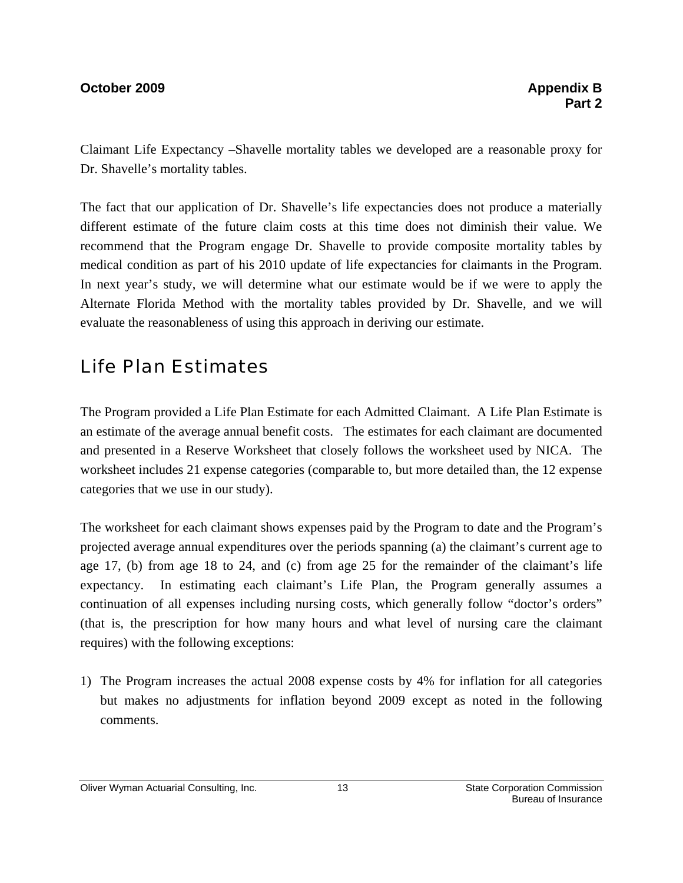Claimant Life Expectancy –Shavelle mortality tables we developed are a reasonable proxy for Dr. Shavelle's mortality tables.

The fact that our application of Dr. Shavelle's life expectancies does not produce a materially different estimate of the future claim costs at this time does not diminish their value. We recommend that the Program engage Dr. Shavelle to provide composite mortality tables by medical condition as part of his 2010 update of life expectancies for claimants in the Program. In next year's study, we will determine what our estimate would be if we were to apply the Alternate Florida Method with the mortality tables provided by Dr. Shavelle, and we will evaluate the reasonableness of using this approach in deriving our estimate.

## Life Plan Estimates

The Program provided a Life Plan Estimate for each Admitted Claimant. A Life Plan Estimate is an estimate of the average annual benefit costs. The estimates for each claimant are documented and presented in a Reserve Worksheet that closely follows the worksheet used by NICA. The worksheet includes 21 expense categories (comparable to, but more detailed than, the 12 expense categories that we use in our study).

The worksheet for each claimant shows expenses paid by the Program to date and the Program's projected average annual expenditures over the periods spanning (a) the claimant's current age to age 17, (b) from age 18 to 24, and (c) from age 25 for the remainder of the claimant's life expectancy. In estimating each claimant's Life Plan, the Program generally assumes a continuation of all expenses including nursing costs, which generally follow "doctor's orders" (that is, the prescription for how many hours and what level of nursing care the claimant requires) with the following exceptions:

1) The Program increases the actual 2008 expense costs by 4% for inflation for all categories but makes no adjustments for inflation beyond 2009 except as noted in the following comments.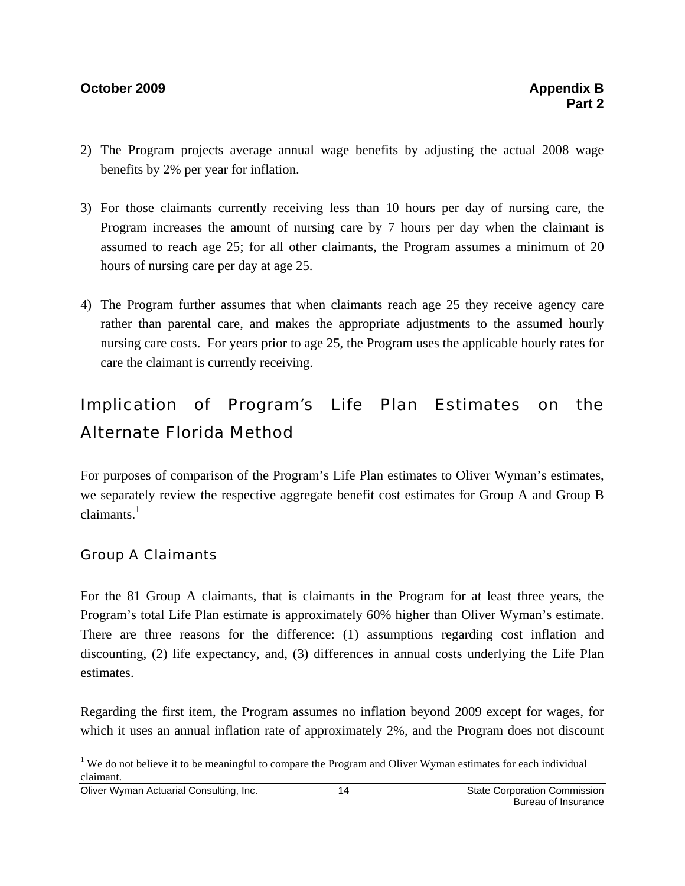2) The Program projects average annual wage benefits by adjusting the actual 2008 wage benefits by 2% per year for inflation.

3) For those claimants currently receiving less than 10 hours per day of nursing care, the Program increases the amount of nursing care by 7 hours per day when the claimant is assumed to reach age 25; for all other claimants, the Program assumes a minimum of 20 hours of nursing care per day at age 25.

4) The Program further assumes that when claimants reach age 25 they receive agency care rather than parental care, and makes the appropriate adjustments to the assumed hourly nursing care costs. For years prior to age 25, the Program uses the applicable hourly rates for care the claimant is currently receiving.

## Implication of Program's Life Plan Estimates on the Alternate Florida Method

For purposes of comparison of the Program's Life Plan estimates to Oliver Wyman's estimates, we separately review the respective aggregate benefit cost estimates for Group A and Group B claimants.[1]

### Group A Claimants

For the 81 Group A claimants, that is claimants in the Program for at least three years, the Program's total Life Plan estimate is approximately 60% higher than Oliver Wyman's estimate. There are three reasons for the difference: (1) assumptions regarding cost inflation and discounting, (2) life expectancy, and, (3) differences in annual costs underlying the Life Plan estimates.

Regarding the first item, the Program assumes no inflation beyond 2009 except for wages, for which it uses an annual inflation rate of approximately 2%, and the Program does not discount

[1] We do not believe it to be meaningful to compare the Program and Oliver Wyman estimates for each individual claimant.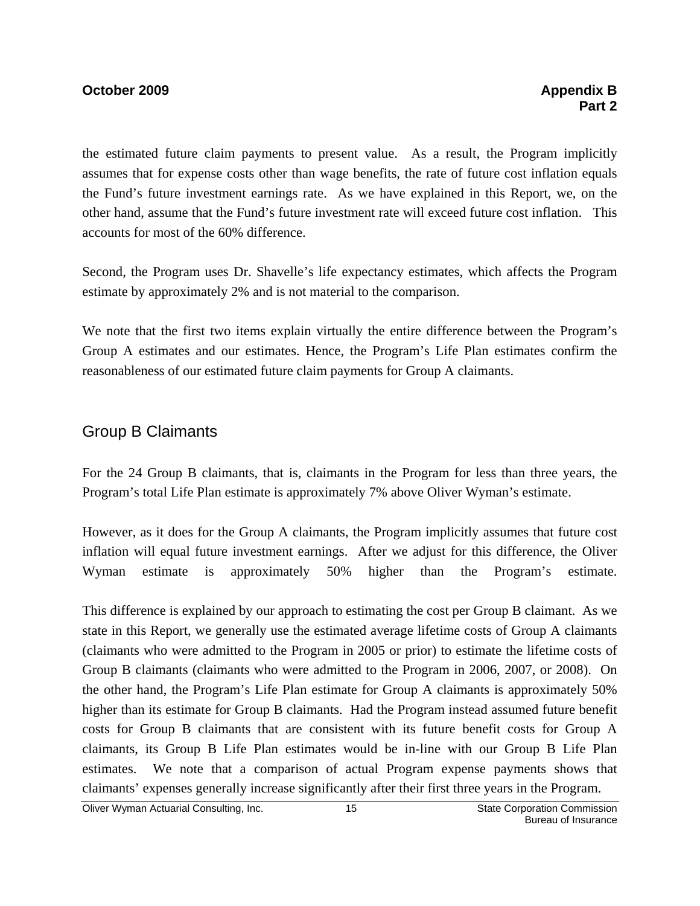the estimated future claim payments to present value. As a result, the Program implicitly assumes that for expense costs other than wage benefits, the rate of future cost inflation equals the Fund's future investment earnings rate. As we have explained in this Report, we, on the other hand, assume that the Fund's future investment rate will exceed future cost inflation. This accounts for most of the 60% difference.

Second, the Program uses Dr. Shavelle's life expectancy estimates, which affects the Program estimate by approximately 2% and is not material to the comparison.

We note that the first two items explain virtually the entire difference between the Program's Group A estimates and our estimates. Hence, the Program's Life Plan estimates confirm the reasonableness of our estimated future claim payments for Group A claimants.

## Group B Claimants

For the 24 Group B claimants, that is, claimants in the Program for less than three years, the Program's total Life Plan estimate is approximately 7% above Oliver Wyman's estimate.

However, as it does for the Group A claimants, the Program implicitly assumes that future cost inflation will equal future investment earnings. After we adjust for this difference, the Oliver Wyman estimate is approximately 50% higher than the Program's estimate.

This difference is explained by our approach to estimating the cost per Group B claimant. As we state in this Report, we generally use the estimated average lifetime costs of Group A claimants (claimants who were admitted to the Program in 2005 or prior) to estimate the lifetime costs of Group B claimants (claimants who were admitted to the Program in 2006, 2007, or 2008). On the other hand, the Program's Life Plan estimate for Group A claimants is approximately 50% higher than its estimate for Group B claimants. Had the Program instead assumed future benefit costs for Group B claimants that are consistent with its future benefit costs for Group A claimants, its Group B Life Plan estimates would be in-line with our Group B Life Plan estimates. We note that a comparison of actual Program expense payments shows that claimants' expenses generally increase significantly after their first three years in the Program.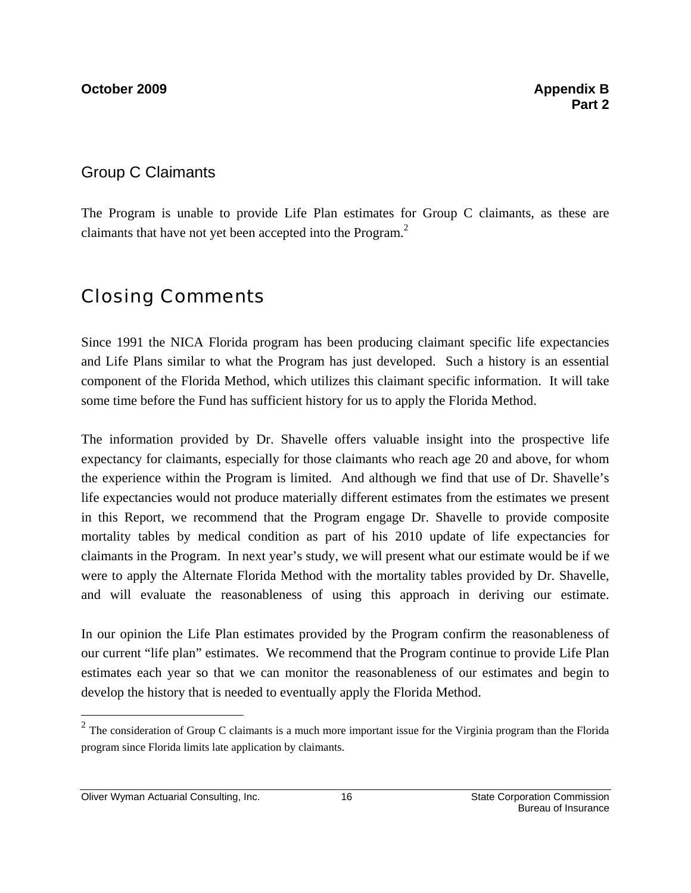## Group C Claimants

The Program is unable to provide Life Plan estimates for Group C claimants, as these are claimants that have not yet been accepted into the Program.[2]

# Closing Comments

Since 1991 the NICA Florida program has been producing claimant specific life expectancies and Life Plans similar to what the Program has just developed. Such a history is an essential component of the Florida Method, which utilizes this claimant specific information. It will take some time before the Fund has sufficient history for us to apply the Florida Method.

The information provided by Dr. Shavelle offers valuable insight into the prospective life expectancy for claimants, especially for those claimants who reach age 20 and above, for whom the experience within the Program is limited. And although we find that use of Dr. Shavelle's life expectancies would not produce materially different estimates from the estimates we present in this Report, we recommend that the Program engage Dr. Shavelle to provide composite mortality tables by medical condition as part of his 2010 update of life expectancies for claimants in the Program. In next year's study, we will present what our estimate would be if we were to apply the Alternate Florida Method with the mortality tables provided by Dr. Shavelle, and will evaluate the reasonableness of using this approach in deriving our estimate.

In our opinion the Life Plan estimates provided by the Program confirm the reasonableness of our current "life plan" estimates. We recommend that the Program continue to provide Life Plan estimates each year so that we can monitor the reasonableness of our estimates and begin to develop the history that is needed to eventually apply the Florida Method.

---

[2] The consideration of Group C claimants is a much more important issue for the Virginia program than the Florida program since Florida limits late application by claimants.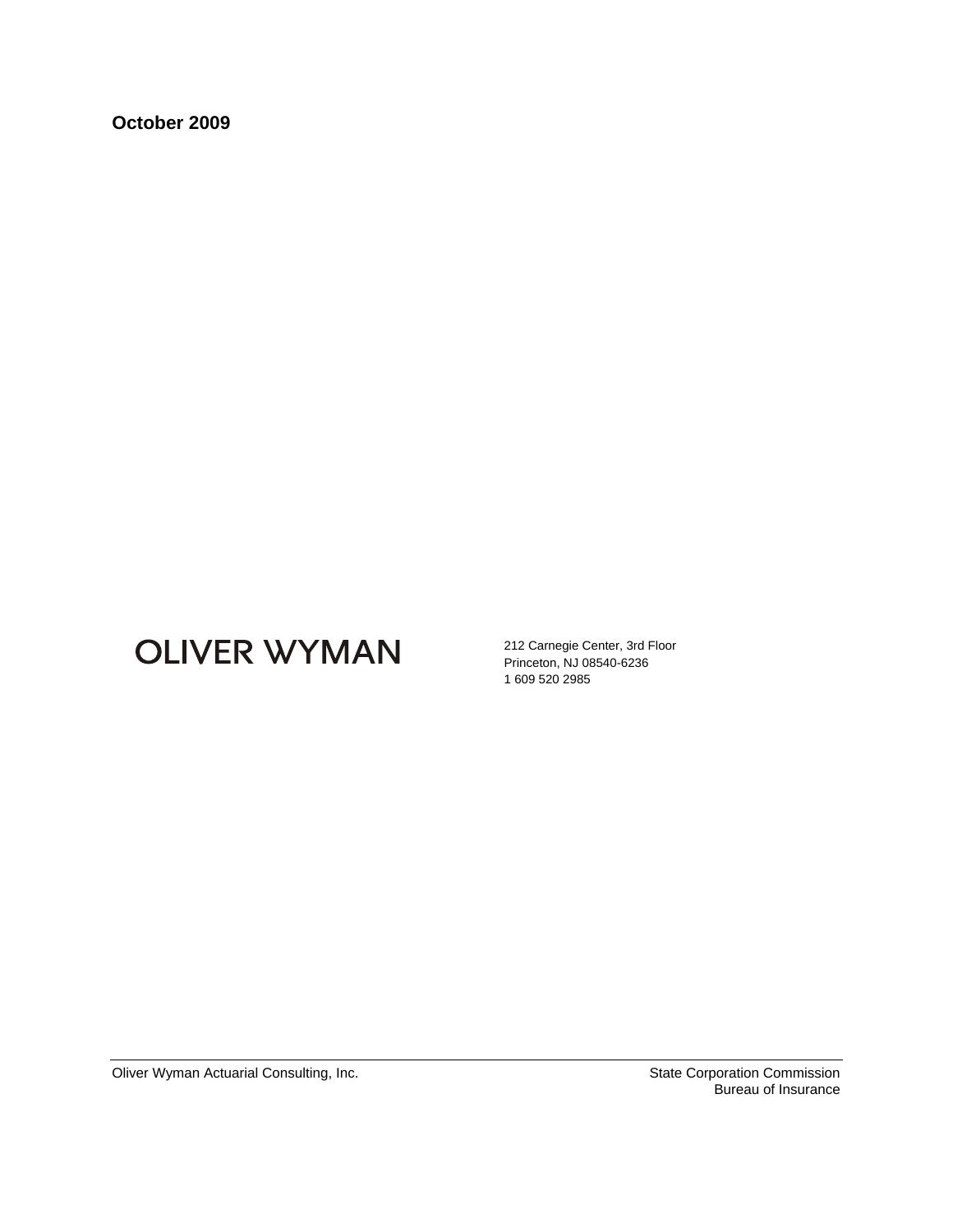**October 2009**

OLIVER WYMAN

212 Carnegie Center, 3rd Floor
Princeton, NJ 08540-6236
1 609 520 2985